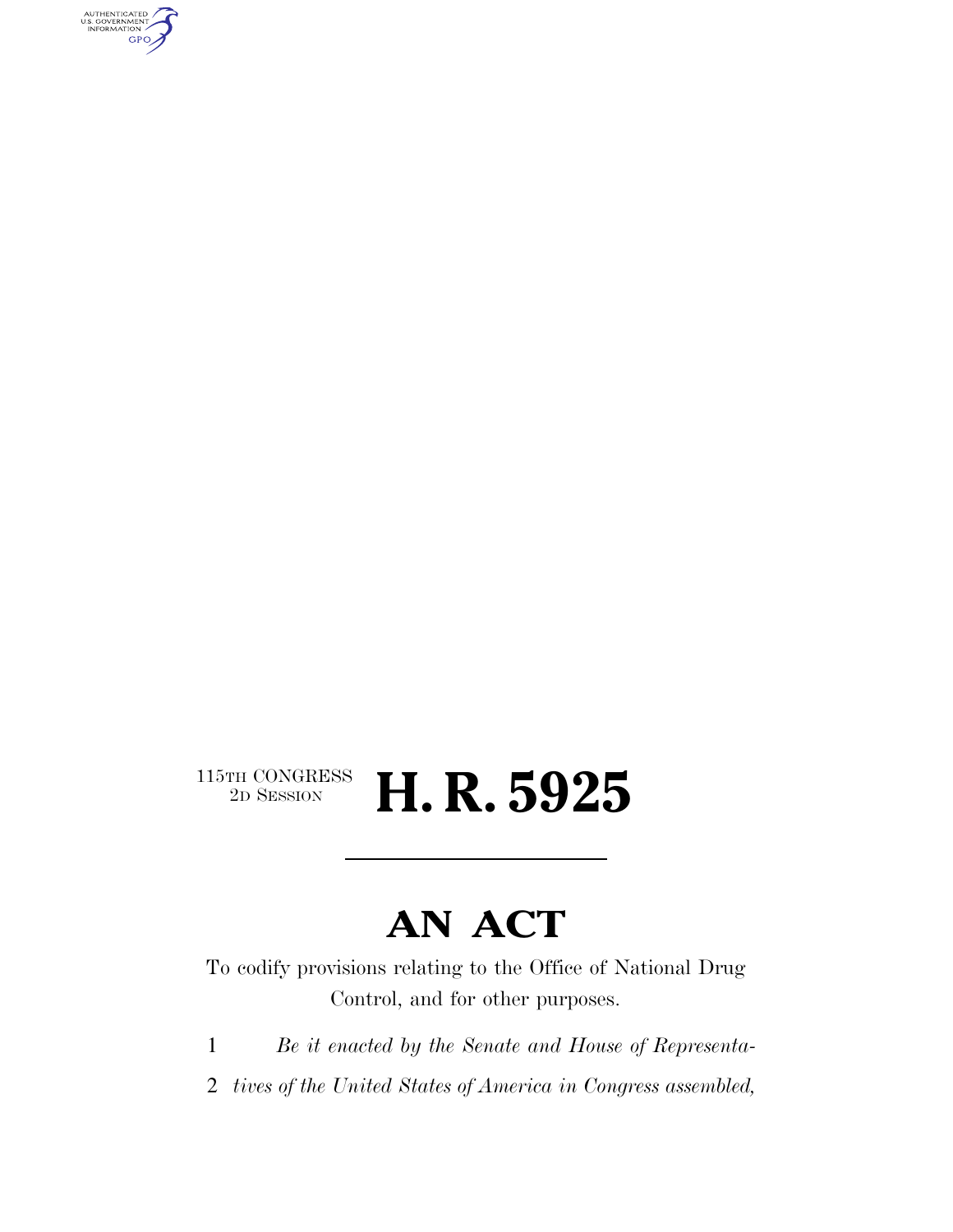115TH CONGRESS
2D SESSION

# H. R. 5925

# AN ACT

To codify provisions relating to the Office of National Drug Control, and for other purposes.

1 *Be it enacted by the Senate and House of Representa-*

2 *tives of the United States of America in Congress assembled,*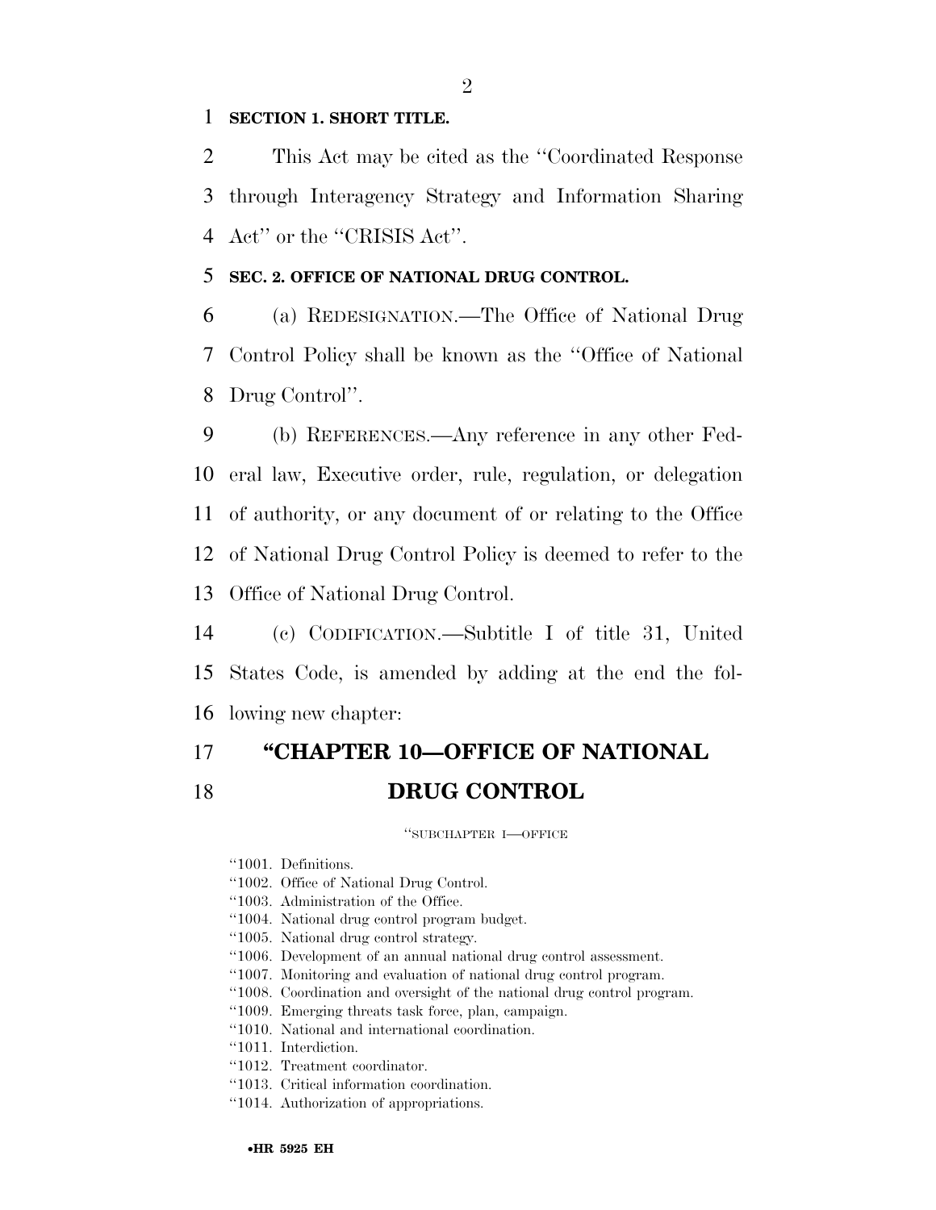**SECTION 1. SHORT TITLE.**

This Act may be cited as the "Coordinated Response through Interagency Strategy and Information Sharing Act" or the "CRISIS Act".

**SEC. 2. OFFICE OF NATIONAL DRUG CONTROL.**

(a) REDESIGNATION.—The Office of National Drug Control Policy shall be known as the "Office of National Drug Control".

(b) REFERENCES.—Any reference in any other Federal law, Executive order, rule, regulation, or delegation of authority, or any document of or relating to the Office of National Drug Control Policy is deemed to refer to the Office of National Drug Control.

(c) CODIFICATION.—Subtitle I of title 31, United States Code, is amended by adding at the end the following new chapter:

## "CHAPTER 10—OFFICE OF NATIONAL DRUG CONTROL

"SUBCHAPTER I—OFFICE

"1001. Definitions.
"1002. Office of National Drug Control.
"1003. Administration of the Office.
"1004. National drug control program budget.
"1005. National drug control strategy.
"1006. Development of an annual national drug control assessment.
"1007. Monitoring and evaluation of national drug control program.
"1008. Coordination and oversight of the national drug control program.
"1009. Emerging threats task force, plan, campaign.
"1010. National and international coordination.
"1011. Interdiction.
"1012. Treatment coordinator.
"1013. Critical information coordination.
"1014. Authorization of appropriations.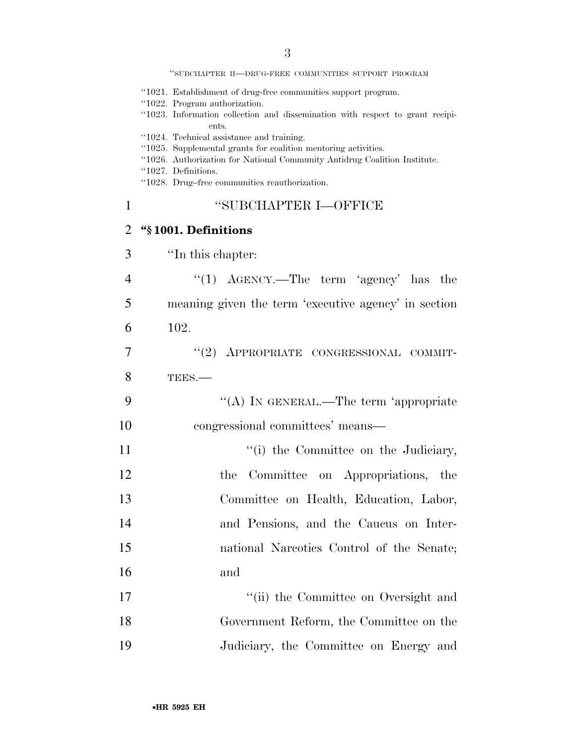"SUBCHAPTER II—DRUG-FREE COMMUNITIES SUPPORT PROGRAM

"1021. Establishment of drug-free communities support program.
"1022. Program authorization.
"1023. Information collection and dissemination with respect to grant recipients.
"1024. Technical assistance and training.
"1025. Supplemental grants for coalition mentoring activities.
"1026. Authorization for National Community Antidrug Coalition Institute.
"1027. Definitions.
"1028. Drug–free communities reauthorization.

"SUBCHAPTER I—OFFICE

**"§ 1001. Definitions**

"In this chapter:

"(1) AGENCY.—The term 'agency' has the meaning given the term 'executive agency' in section 102.

"(2) APPROPRIATE CONGRESSIONAL COMMITTEES.—

"(A) IN GENERAL.—The term 'appropriate congressional committees' means—

"(i) the Committee on the Judiciary, the Committee on Appropriations, the Committee on Health, Education, Labor, and Pensions, and the Caucus on International Narcotics Control of the Senate; and

"(ii) the Committee on Oversight and Government Reform, the Committee on the Judiciary, the Committee on Energy and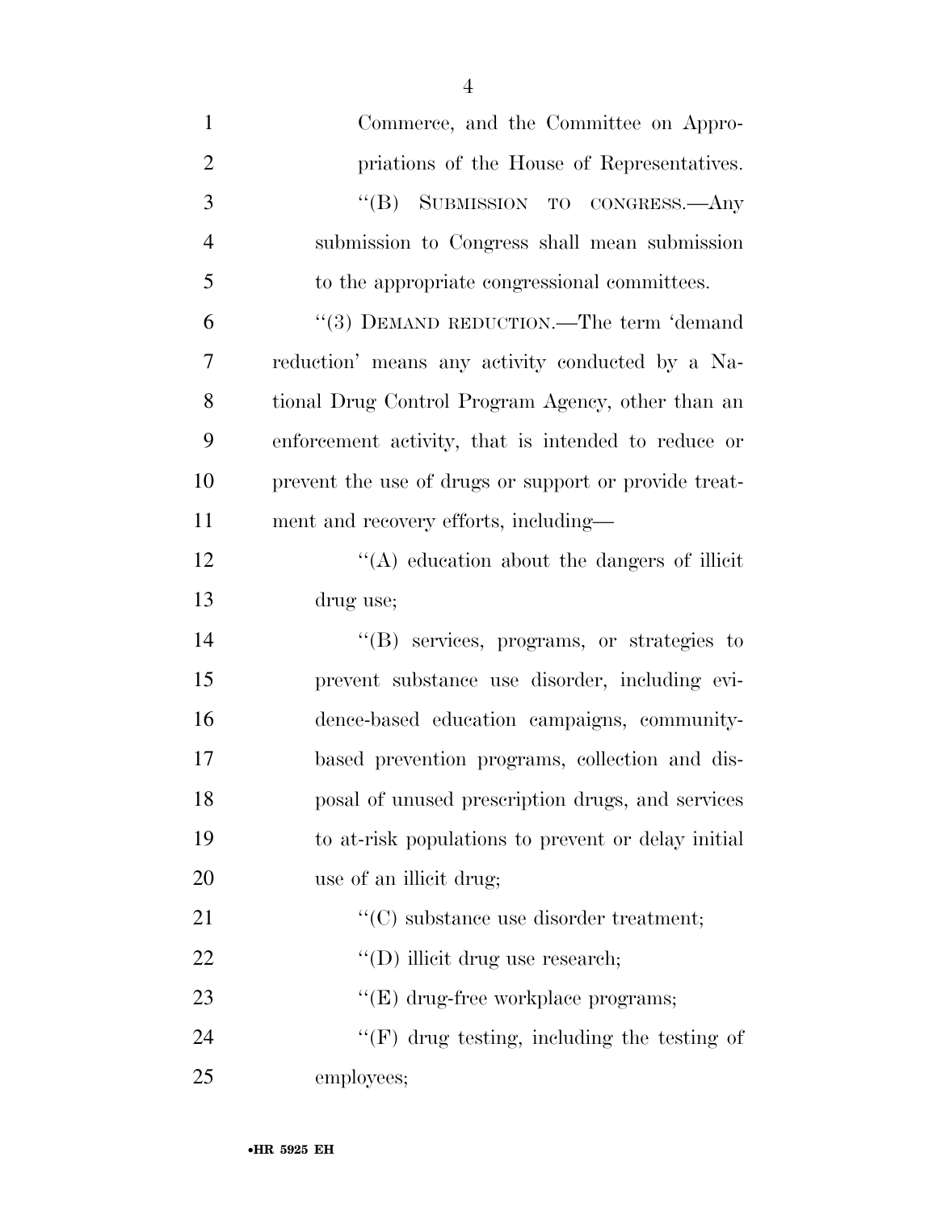Commerce, and the Committee on Appropriations of the House of Representatives.

"(B) SUBMISSION TO CONGRESS.—Any submission to Congress shall mean submission to the appropriate congressional committees.

"(3) DEMAND REDUCTION.—The term 'demand reduction' means any activity conducted by a National Drug Control Program Agency, other than an enforcement activity, that is intended to reduce or prevent the use of drugs or support or provide treatment and recovery efforts, including—

"(A) education about the dangers of illicit drug use;

"(B) services, programs, or strategies to prevent substance use disorder, including evidence-based education campaigns, community-based prevention programs, collection and disposal of unused prescription drugs, and services to at-risk populations to prevent or delay initial use of an illicit drug;

"(C) substance use disorder treatment;

"(D) illicit drug use research;

"(E) drug-free workplace programs;

"(F) drug testing, including the testing of employees;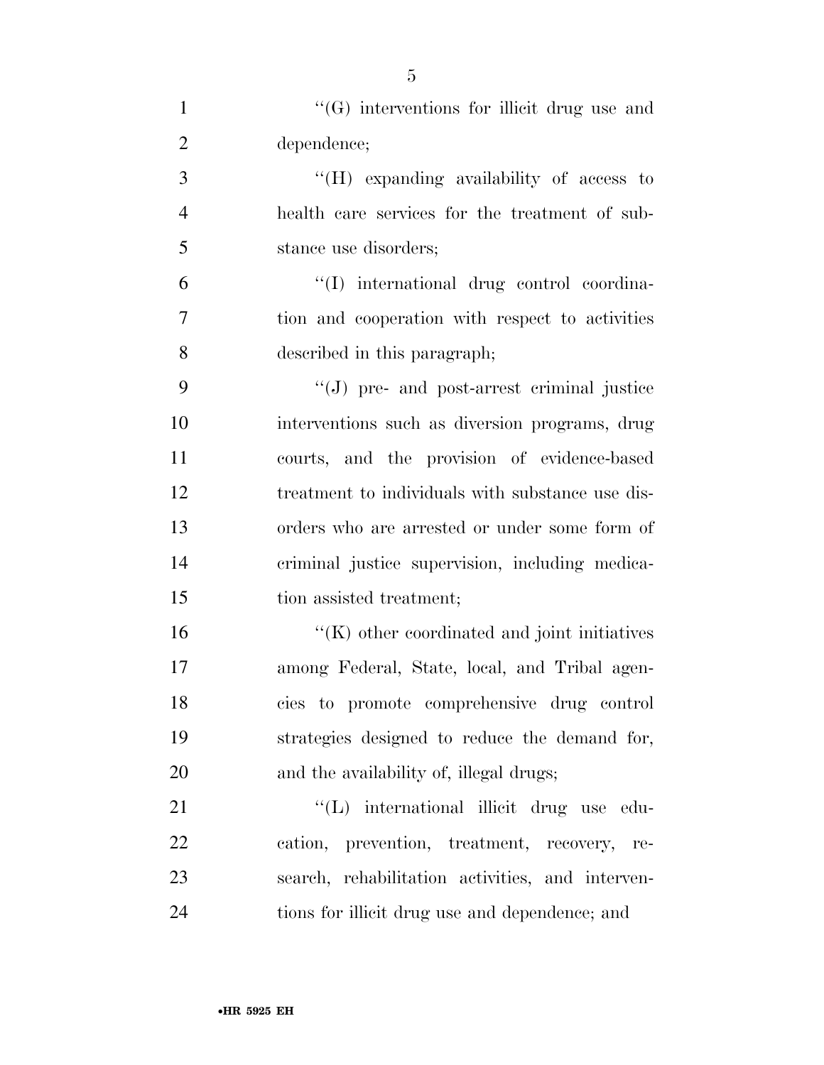''(G) interventions for illicit drug use and dependence;

''(H) expanding availability of access to health care services for the treatment of substance use disorders;

''(I) international drug control coordination and cooperation with respect to activities described in this paragraph;

''(J) pre- and post-arrest criminal justice interventions such as diversion programs, drug courts, and the provision of evidence-based treatment to individuals with substance use disorders who are arrested or under some form of criminal justice supervision, including medication assisted treatment;

''(K) other coordinated and joint initiatives among Federal, State, local, and Tribal agencies to promote comprehensive drug control strategies designed to reduce the demand for, and the availability of, illegal drugs;

''(L) international illicit drug use education, prevention, treatment, recovery, research, rehabilitation activities, and interventions for illicit drug use and dependence; and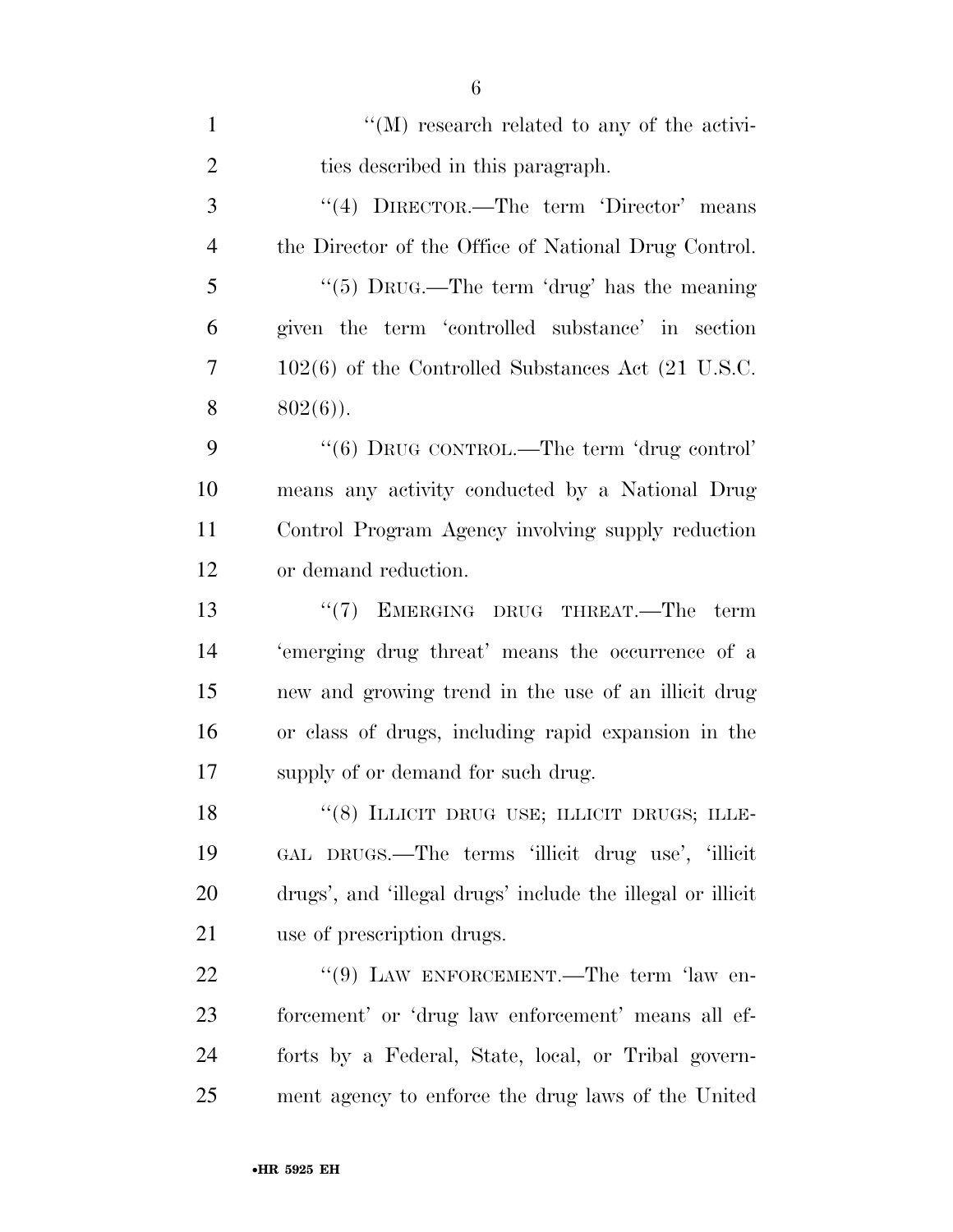''(M) research related to any of the activities described in this paragraph.

''(4) DIRECTOR.—The term 'Director' means the Director of the Office of National Drug Control.

''(5) DRUG.—The term 'drug' has the meaning given the term 'controlled substance' in section 102(6) of the Controlled Substances Act (21 U.S.C. 802(6)).

''(6) DRUG CONTROL.—The term 'drug control' means any activity conducted by a National Drug Control Program Agency involving supply reduction or demand reduction.

''(7) EMERGING DRUG THREAT.—The term 'emerging drug threat' means the occurrence of a new and growing trend in the use of an illicit drug or class of drugs, including rapid expansion in the supply of or demand for such drug.

''(8) ILLICIT DRUG USE; ILLICIT DRUGS; ILLEGAL DRUGS.—The terms 'illicit drug use', 'illicit drugs', and 'illegal drugs' include the illegal or illicit use of prescription drugs.

''(9) LAW ENFORCEMENT.—The term 'law enforcement' or 'drug law enforcement' means all efforts by a Federal, State, local, or Tribal government agency to enforce the drug laws of the United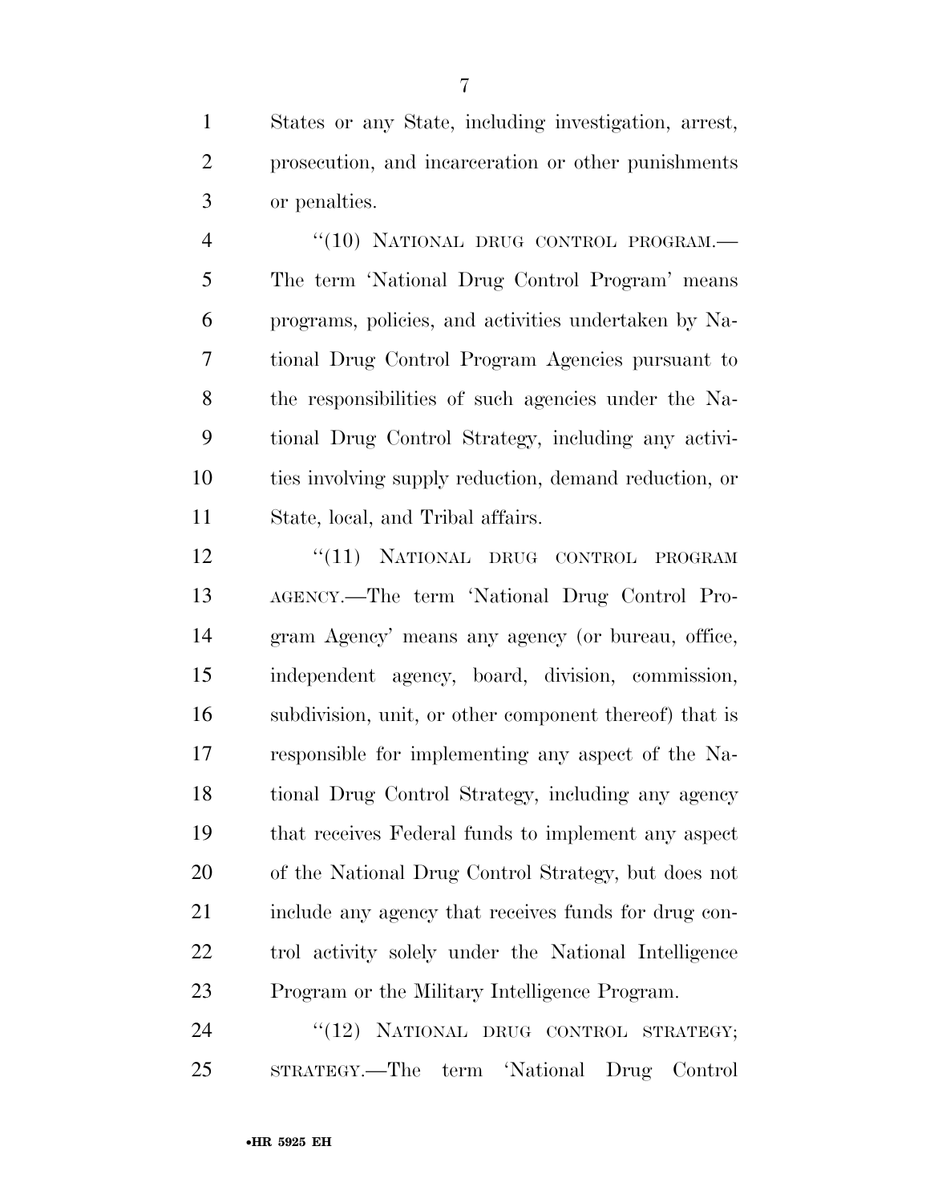States or any State, including investigation, arrest, prosecution, and incarceration or other punishments or penalties.

"(10) NATIONAL DRUG CONTROL PROGRAM.—The term 'National Drug Control Program' means programs, policies, and activities undertaken by National Drug Control Program Agencies pursuant to the responsibilities of such agencies under the National Drug Control Strategy, including any activities involving supply reduction, demand reduction, or State, local, and Tribal affairs.

"(11) NATIONAL DRUG CONTROL PROGRAM AGENCY.—The term 'National Drug Control Program Agency' means any agency (or bureau, office, independent agency, board, division, commission, subdivision, unit, or other component thereof) that is responsible for implementing any aspect of the National Drug Control Strategy, including any agency that receives Federal funds to implement any aspect of the National Drug Control Strategy, but does not include any agency that receives funds for drug control activity solely under the National Intelligence Program or the Military Intelligence Program.

"(12) NATIONAL DRUG CONTROL STRATEGY; STRATEGY.—The term 'National Drug Control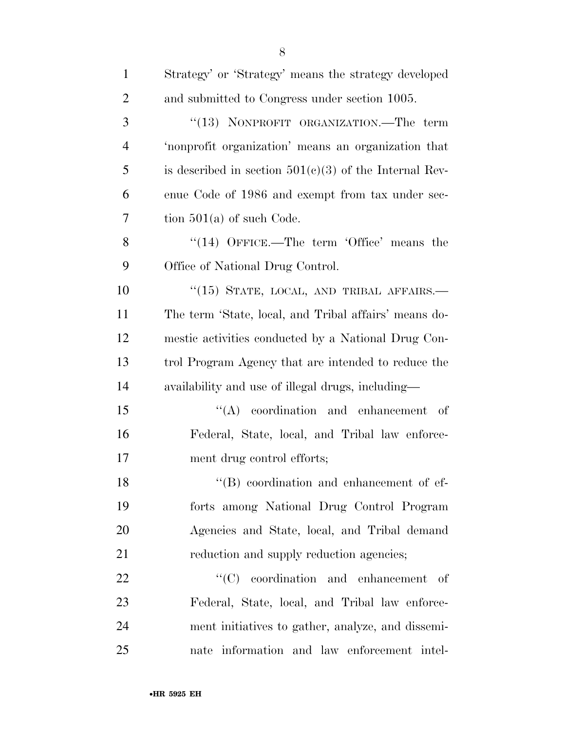Strategy' or 'Strategy' means the strategy developed and submitted to Congress under section 1005.

''(13) NONPROFIT ORGANIZATION.—The term 'nonprofit organization' means an organization that is described in section 501(c)(3) of the Internal Revenue Code of 1986 and exempt from tax under section 501(a) of such Code.

''(14) OFFICE.—The term 'Office' means the Office of National Drug Control.

''(15) STATE, LOCAL, AND TRIBAL AFFAIRS.—The term 'State, local, and Tribal affairs' means domestic activities conducted by a National Drug Control Program Agency that are intended to reduce the availability and use of illegal drugs, including—

''(A) coordination and enhancement of Federal, State, local, and Tribal law enforcement drug control efforts;

''(B) coordination and enhancement of efforts among National Drug Control Program Agencies and State, local, and Tribal demand reduction and supply reduction agencies;

''(C) coordination and enhancement of Federal, State, local, and Tribal law enforcement initiatives to gather, analyze, and disseminate information and law enforcement intel-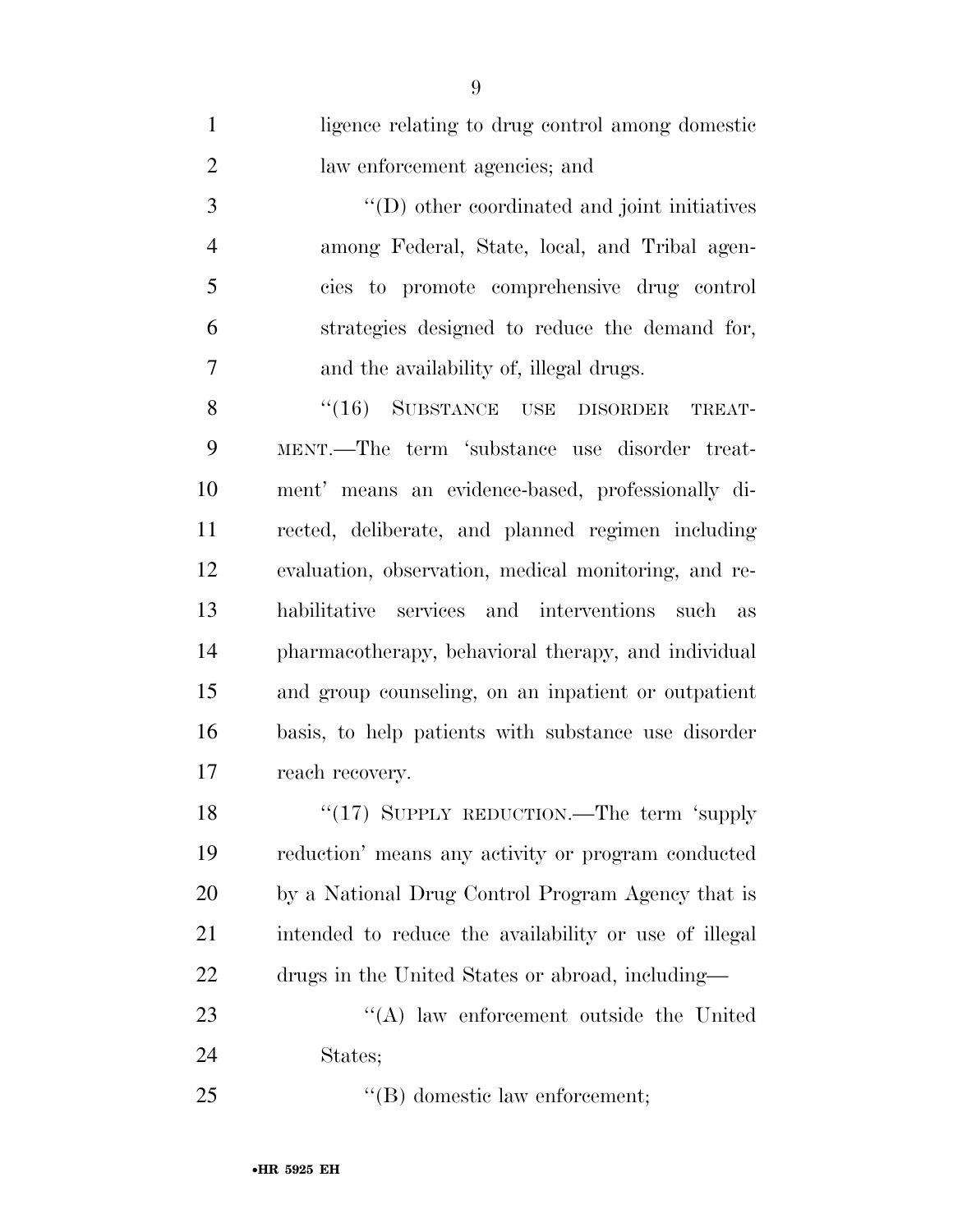ligence relating to drug control among domestic law enforcement agencies; and

''(D) other coordinated and joint initiatives among Federal, State, local, and Tribal agencies to promote comprehensive drug control strategies designed to reduce the demand for, and the availability of, illegal drugs.

''(16) SUBSTANCE USE DISORDER TREATMENT.—The term 'substance use disorder treatment' means an evidence-based, professionally directed, deliberate, and planned regimen including evaluation, observation, medical monitoring, and rehabilitative services and interventions such as pharmacotherapy, behavioral therapy, and individual and group counseling, on an inpatient or outpatient basis, to help patients with substance use disorder reach recovery.

''(17) SUPPLY REDUCTION.—The term 'supply reduction' means any activity or program conducted by a National Drug Control Program Agency that is intended to reduce the availability or use of illegal drugs in the United States or abroad, including—

''(A) law enforcement outside the United States;

''(B) domestic law enforcement;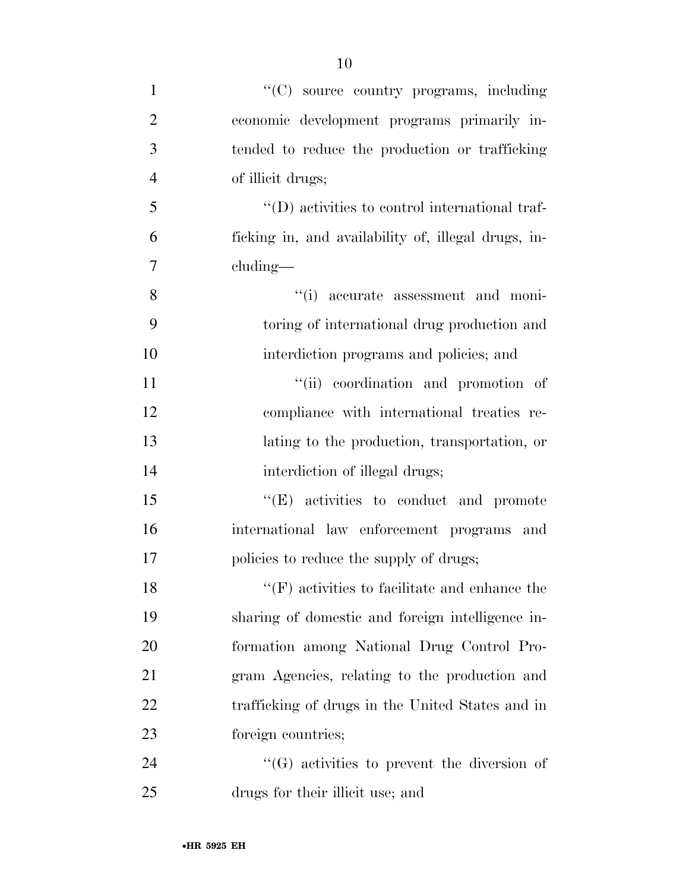''(C) source country programs, including economic development programs primarily intended to reduce the production or trafficking of illicit drugs;

''(D) activities to control international trafficking in, and availability of, illegal drugs, including—

''(i) accurate assessment and monitoring of international drug production and interdiction programs and policies; and

''(ii) coordination and promotion of compliance with international treaties relating to the production, transportation, or interdiction of illegal drugs;

''(E) activities to conduct and promote international law enforcement programs and policies to reduce the supply of drugs;

''(F) activities to facilitate and enhance the sharing of domestic and foreign intelligence information among National Drug Control Program Agencies, relating to the production and trafficking of drugs in the United States and in foreign countries;

''(G) activities to prevent the diversion of drugs for their illicit use; and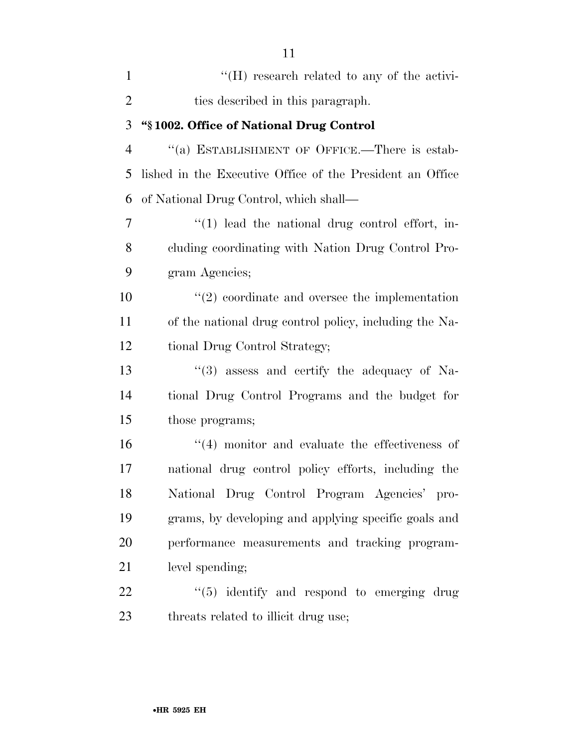''(H) research related to any of the activities described in this paragraph.

**"§ 1002. Office of National Drug Control**

''(a) ESTABLISHMENT OF OFFICE.—There is established in the Executive Office of the President an Office of National Drug Control, which shall—

''(1) lead the national drug control effort, including coordinating with Nation Drug Control Program Agencies;

''(2) coordinate and oversee the implementation of the national drug control policy, including the National Drug Control Strategy;

''(3) assess and certify the adequacy of National Drug Control Programs and the budget for those programs;

''(4) monitor and evaluate the effectiveness of national drug control policy efforts, including the National Drug Control Program Agencies' programs, by developing and applying specific goals and performance measurements and tracking program-level spending;

''(5) identify and respond to emerging drug threats related to illicit drug use;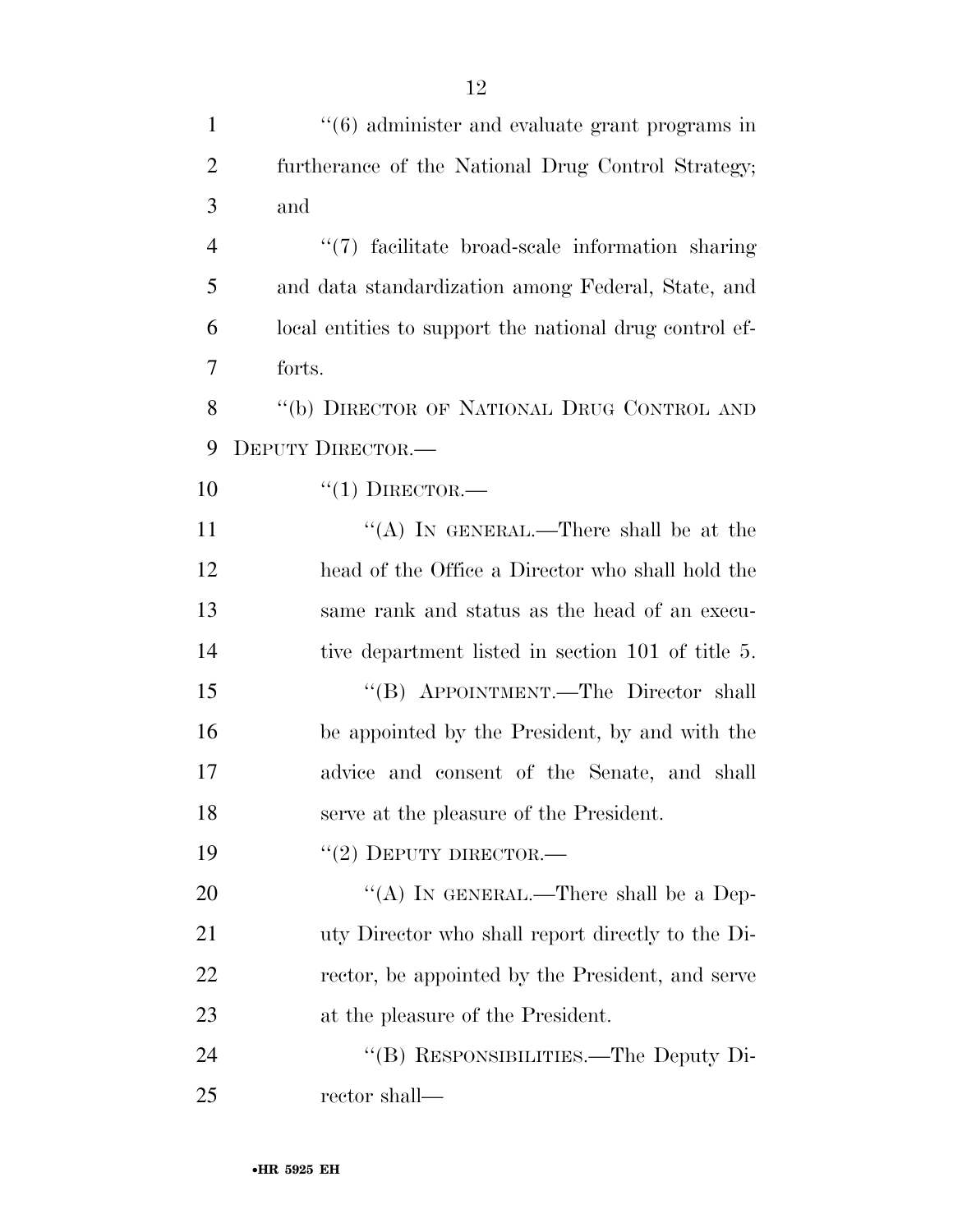''(6) administer and evaluate grant programs in furtherance of the National Drug Control Strategy; and

''(7) facilitate broad-scale information sharing and data standardization among Federal, State, and local entities to support the national drug control efforts.

''(b) DIRECTOR OF NATIONAL DRUG CONTROL AND DEPUTY DIRECTOR.—

''(1) DIRECTOR.—

''(A) IN GENERAL.—There shall be at the head of the Office a Director who shall hold the same rank and status as the head of an executive department listed in section 101 of title 5.

''(B) APPOINTMENT.—The Director shall be appointed by the President, by and with the advice and consent of the Senate, and shall serve at the pleasure of the President.

''(2) DEPUTY DIRECTOR.—

''(A) IN GENERAL.—There shall be a Deputy Director who shall report directly to the Director, be appointed by the President, and serve at the pleasure of the President.

''(B) RESPONSIBILITIES.—The Deputy Director shall—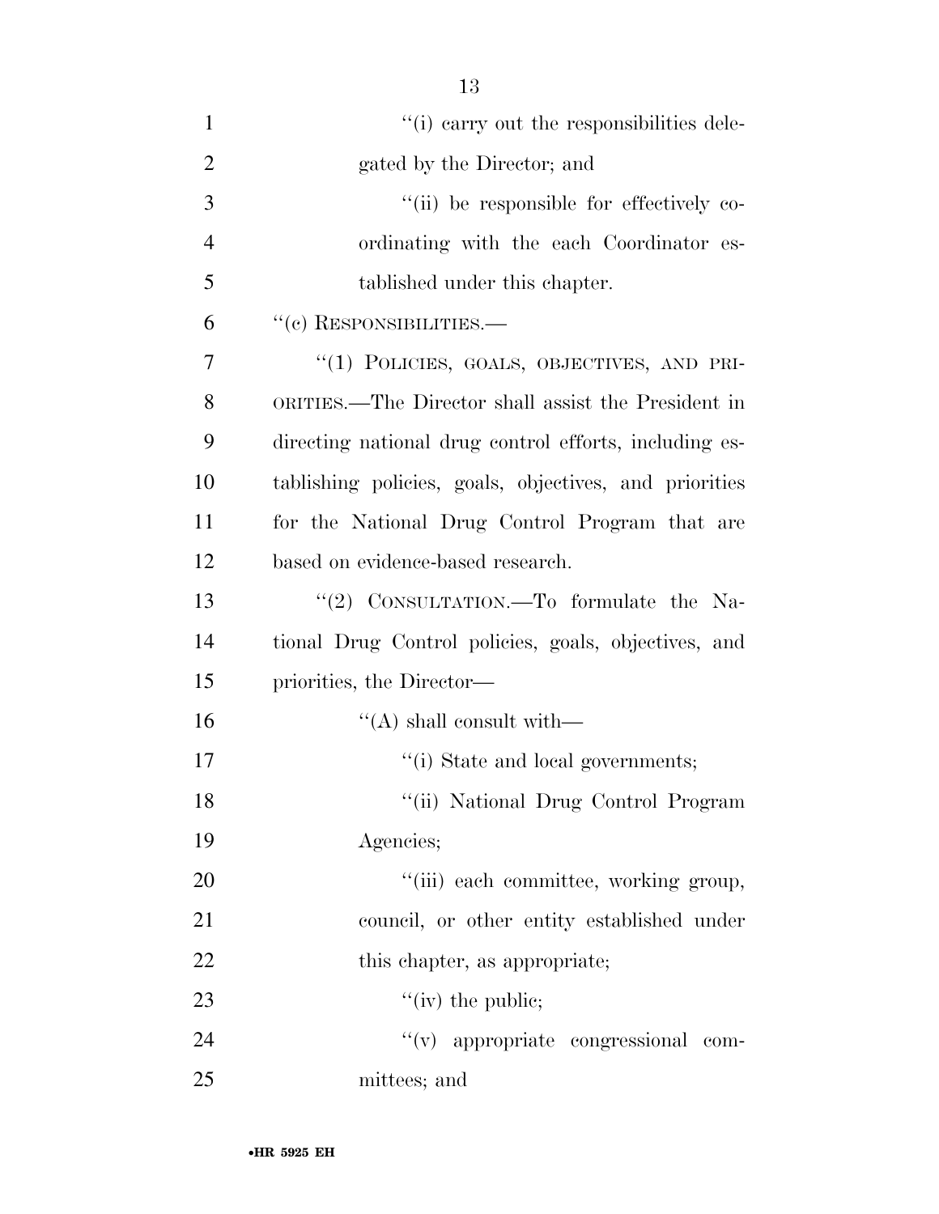''(i) carry out the responsibilities delegated by the Director; and

''(ii) be responsible for effectively coordinating with the each Coordinator established under this chapter.

''(c) RESPONSIBILITIES.—

''(1) POLICIES, GOALS, OBJECTIVES, AND PRIORITIES.—The Director shall assist the President in directing national drug control efforts, including establishing policies, goals, objectives, and priorities for the National Drug Control Program that are based on evidence-based research.

''(2) CONSULTATION.—To formulate the National Drug Control policies, goals, objectives, and priorities, the Director—

''(A) shall consult with—

''(i) State and local governments;

''(ii) National Drug Control Program Agencies;

''(iii) each committee, working group, council, or other entity established under this chapter, as appropriate;

''(iv) the public;

''(v) appropriate congressional committees; and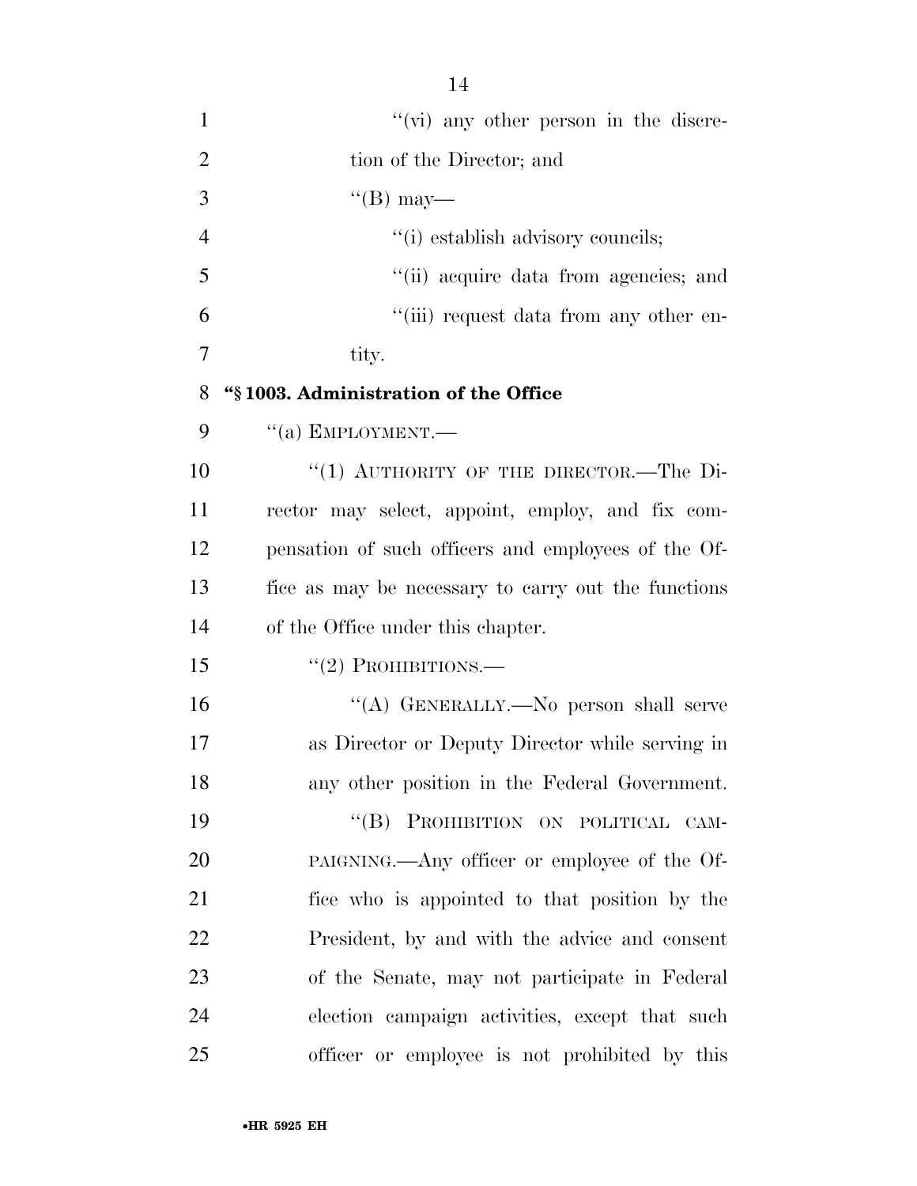''(vi) any other person in the discretion of the Director; and

''(B) may—

''(i) establish advisory councils;

''(ii) acquire data from agencies; and

''(iii) request data from any other entity.

**"§ 1003. Administration of the Office**

''(a) EMPLOYMENT.—

''(1) AUTHORITY OF THE DIRECTOR.—The Director may select, appoint, employ, and fix compensation of such officers and employees of the Office as may be necessary to carry out the functions of the Office under this chapter.

''(2) PROHIBITIONS.—

''(A) GENERALLY.—No person shall serve as Director or Deputy Director while serving in any other position in the Federal Government.

''(B) PROHIBITION ON POLITICAL CAMPAIGNING.—Any officer or employee of the Office who is appointed to that position by the President, by and with the advice and consent of the Senate, may not participate in Federal election campaign activities, except that such officer or employee is not prohibited by this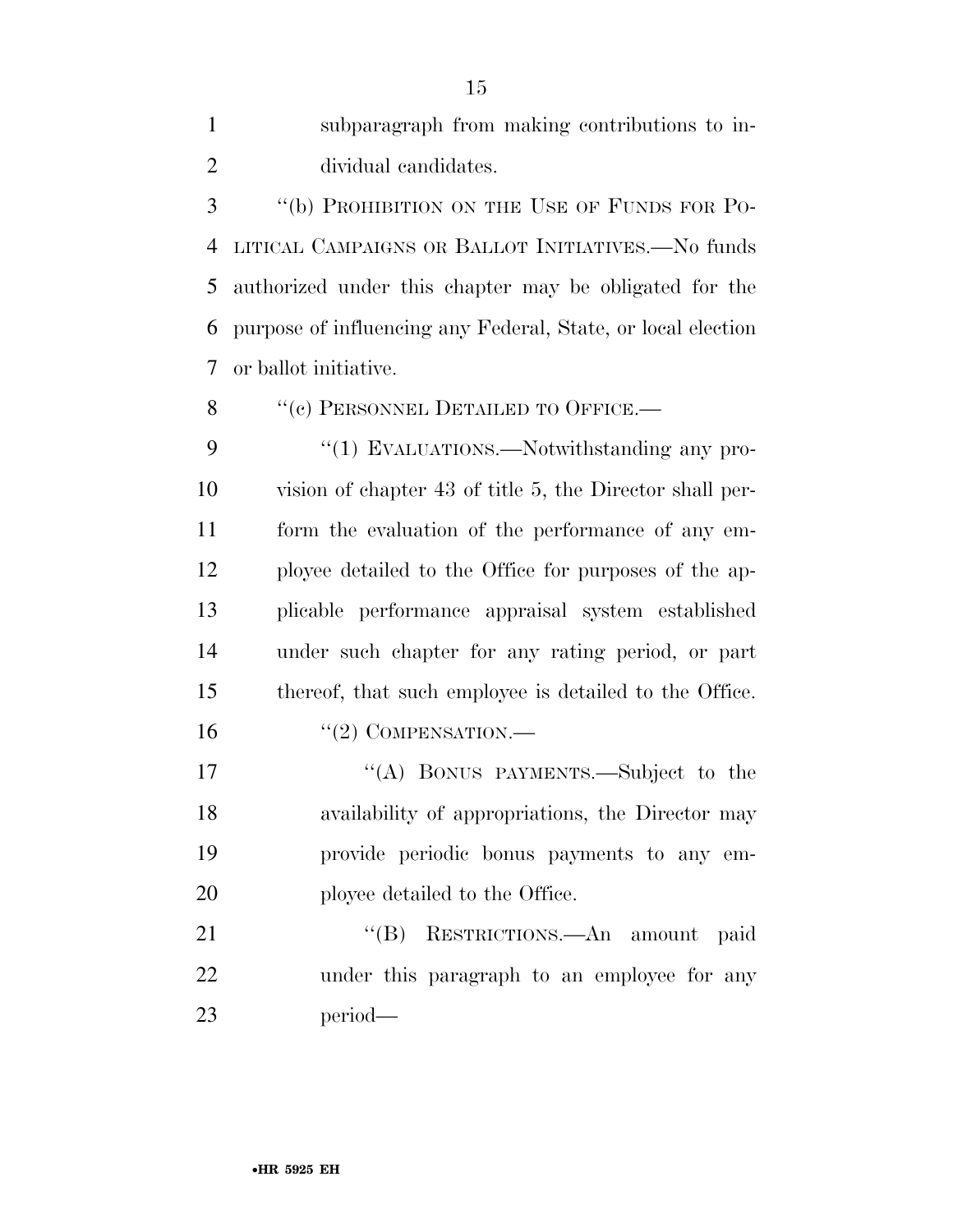subparagraph from making contributions to individual candidates.

''(b) PROHIBITION ON THE USE OF FUNDS FOR POLITICAL CAMPAIGNS OR BALLOT INITIATIVES.—No funds authorized under this chapter may be obligated for the purpose of influencing any Federal, State, or local election or ballot initiative.

''(c) PERSONNEL DETAILED TO OFFICE.—

''(1) EVALUATIONS.—Notwithstanding any provision of chapter 43 of title 5, the Director shall perform the evaluation of the performance of any employee detailed to the Office for purposes of the applicable performance appraisal system established under such chapter for any rating period, or part thereof, that such employee is detailed to the Office.

''(2) COMPENSATION.—

''(A) BONUS PAYMENTS.—Subject to the availability of appropriations, the Director may provide periodic bonus payments to any employee detailed to the Office.

''(B) RESTRICTIONS.—An amount paid under this paragraph to an employee for any period—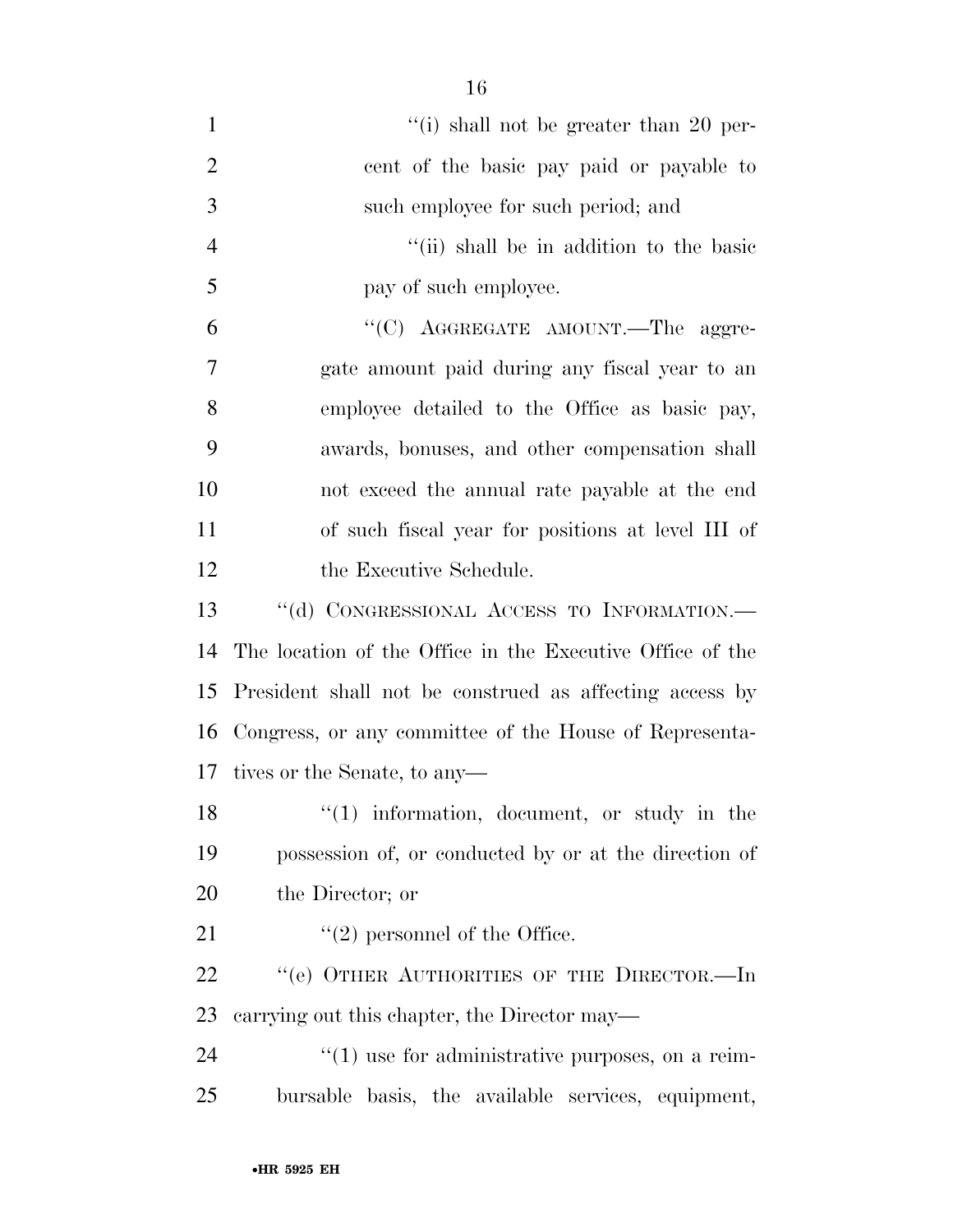"(i) shall not be greater than 20 percent of the basic pay paid or payable to such employee for such period; and

"(ii) shall be in addition to the basic pay of such employee.

"(C) AGGREGATE AMOUNT.—The aggregate amount paid during any fiscal year to an employee detailed to the Office as basic pay, awards, bonuses, and other compensation shall not exceed the annual rate payable at the end of such fiscal year for positions at level III of the Executive Schedule.

"(d) CONGRESSIONAL ACCESS TO INFORMATION.—The location of the Office in the Executive Office of the President shall not be construed as affecting access by Congress, or any committee of the House of Representatives or the Senate, to any—

"(1) information, document, or study in the possession of, or conducted by or at the direction of the Director; or

"(2) personnel of the Office.

"(e) OTHER AUTHORITIES OF THE DIRECTOR.—In carrying out this chapter, the Director may—

"(1) use for administrative purposes, on a reimbursable basis, the available services, equipment,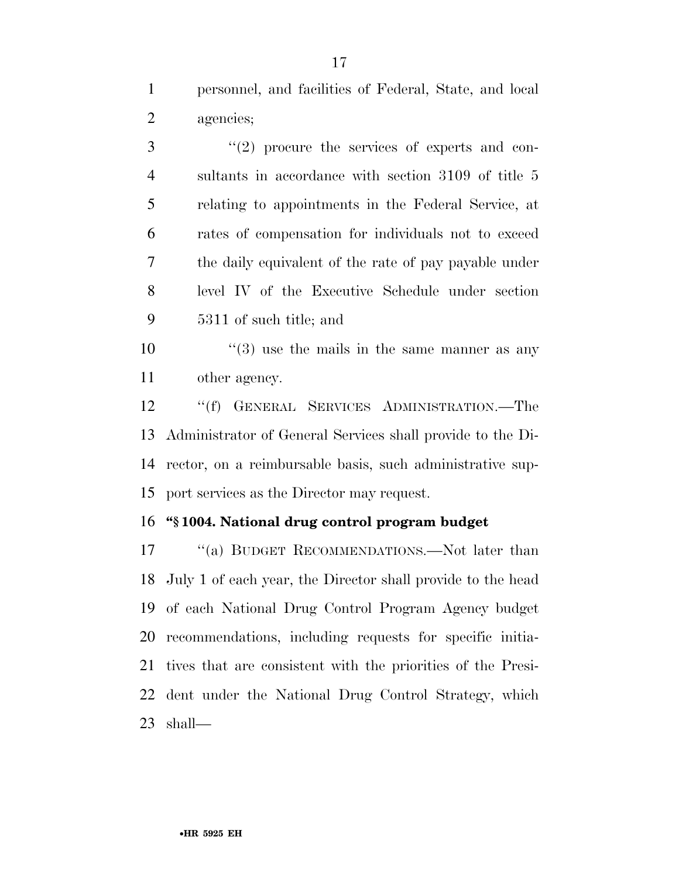personnel, and facilities of Federal, State, and local agencies;

"(2) procure the services of experts and consultants in accordance with section 3109 of title 5 relating to appointments in the Federal Service, at rates of compensation for individuals not to exceed the daily equivalent of the rate of pay payable under level IV of the Executive Schedule under section 5311 of such title; and

"(3) use the mails in the same manner as any other agency.

"(f) GENERAL SERVICES ADMINISTRATION.—The Administrator of General Services shall provide to the Director, on a reimbursable basis, such administrative support services as the Director may request.

**"§ 1004. National drug control program budget**

"(a) BUDGET RECOMMENDATIONS.—Not later than July 1 of each year, the Director shall provide to the head of each National Drug Control Program Agency budget recommendations, including requests for specific initiatives that are consistent with the priorities of the President under the National Drug Control Strategy, which shall—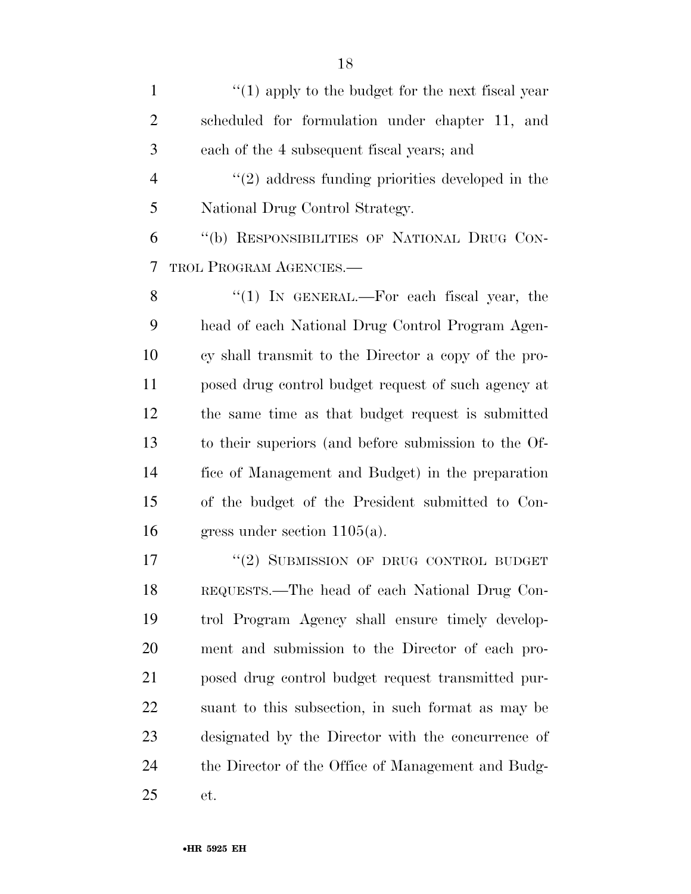"(1) apply to the budget for the next fiscal year scheduled for formulation under chapter 11, and each of the 4 subsequent fiscal years; and

"(2) address funding priorities developed in the National Drug Control Strategy.

"(b) RESPONSIBILITIES OF NATIONAL DRUG CONTROL PROGRAM AGENCIES.—

"(1) IN GENERAL.—For each fiscal year, the head of each National Drug Control Program Agency shall transmit to the Director a copy of the proposed drug control budget request of such agency at the same time as that budget request is submitted to their superiors (and before submission to the Office of Management and Budget) in the preparation of the budget of the President submitted to Congress under section 1105(a).

"(2) SUBMISSION OF DRUG CONTROL BUDGET REQUESTS.—The head of each National Drug Control Program Agency shall ensure timely development and submission to the Director of each proposed drug control budget request transmitted pursuant to this subsection, in such format as may be designated by the Director with the concurrence of the Director of the Office of Management and Budget.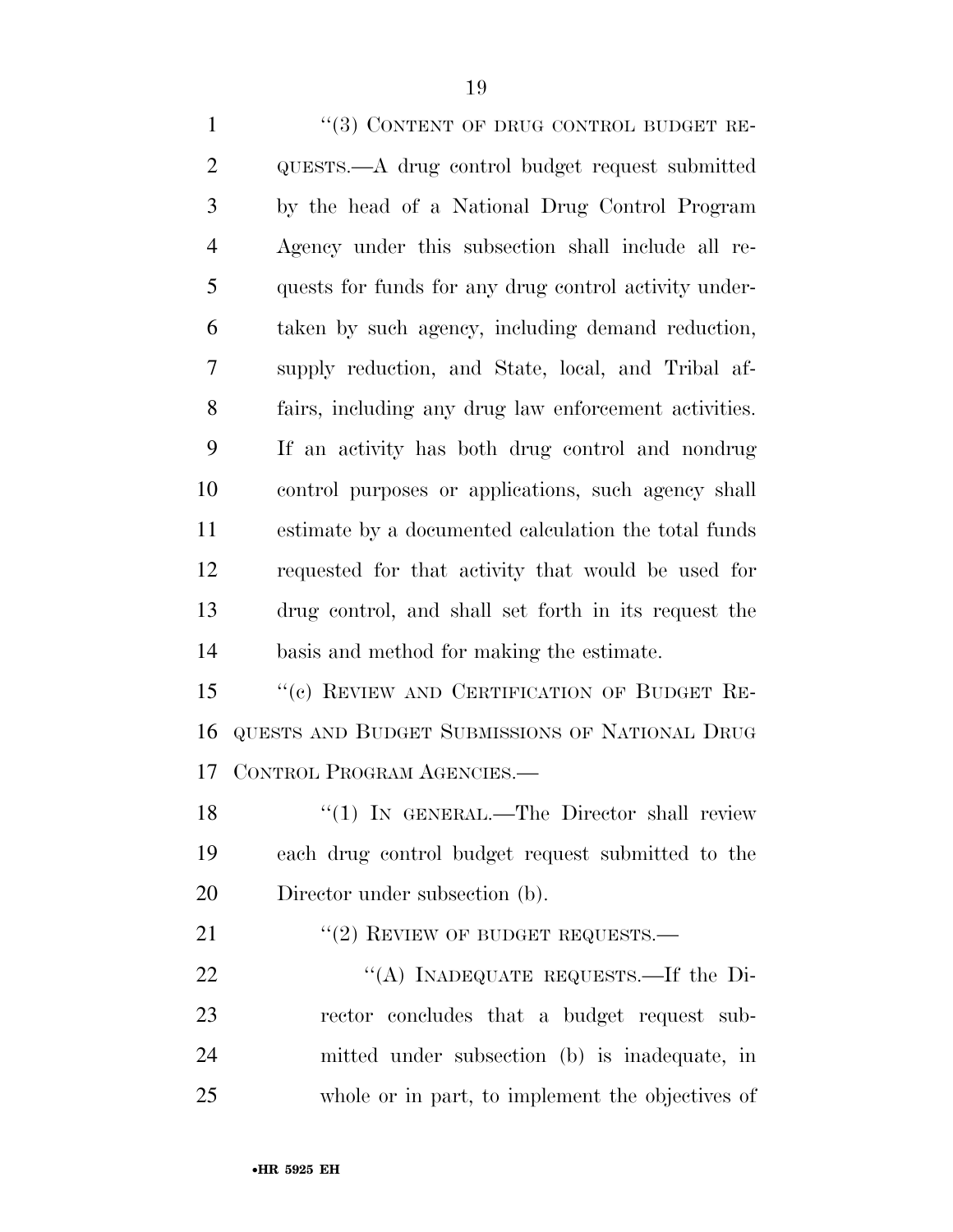"(3) CONTENT OF DRUG CONTROL BUDGET REQUESTS.—A drug control budget request submitted by the head of a National Drug Control Program Agency under this subsection shall include all requests for funds for any drug control activity undertaken by such agency, including demand reduction, supply reduction, and State, local, and Tribal affairs, including any drug law enforcement activities. If an activity has both drug control and nondrug control purposes or applications, such agency shall estimate by a documented calculation the total funds requested for that activity that would be used for drug control, and shall set forth in its request the basis and method for making the estimate.

"(c) REVIEW AND CERTIFICATION OF BUDGET REQUESTS AND BUDGET SUBMISSIONS OF NATIONAL DRUG CONTROL PROGRAM AGENCIES.—

"(1) IN GENERAL.—The Director shall review each drug control budget request submitted to the Director under subsection (b).

"(2) REVIEW OF BUDGET REQUESTS.—

"(A) INADEQUATE REQUESTS.—If the Director concludes that a budget request submitted under subsection (b) is inadequate, in whole or in part, to implement the objectives of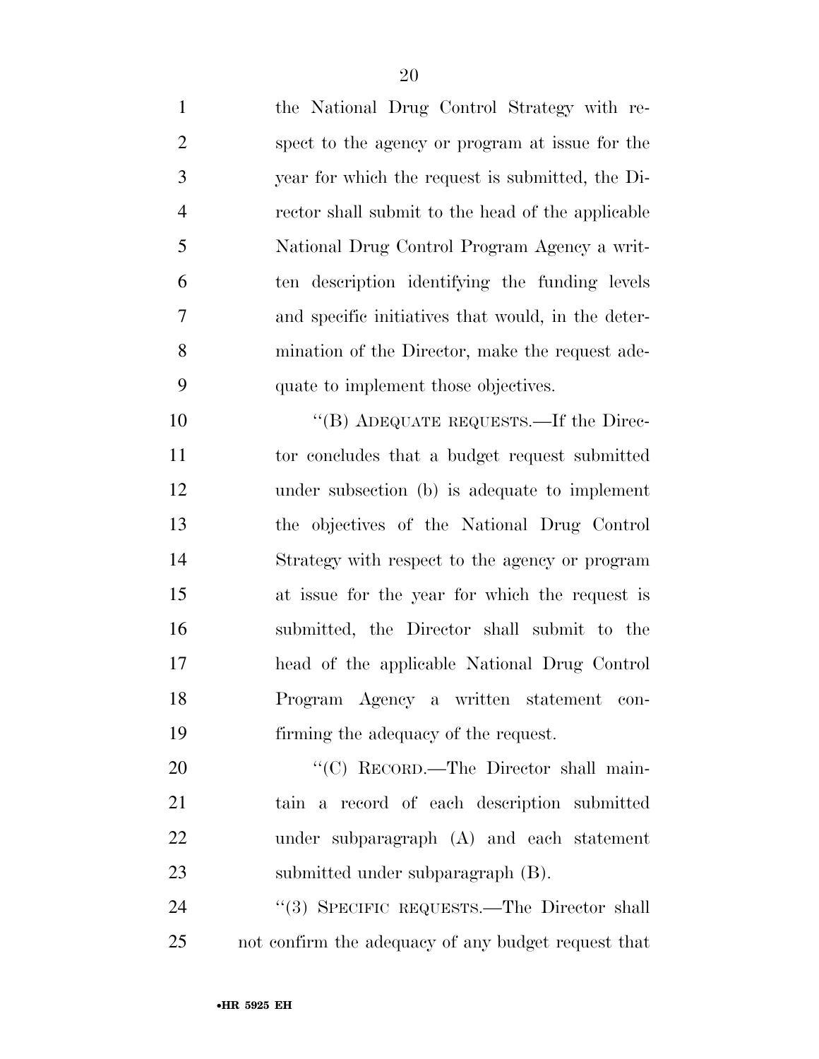the National Drug Control Strategy with respect to the agency or program at issue for the year for which the request is submitted, the Director shall submit to the head of the applicable National Drug Control Program Agency a written description identifying the funding levels and specific initiatives that would, in the determination of the Director, make the request adequate to implement those objectives.

"(B) ADEQUATE REQUESTS.—If the Director concludes that a budget request submitted under subsection (b) is adequate to implement the objectives of the National Drug Control Strategy with respect to the agency or program at issue for the year for which the request is submitted, the Director shall submit to the head of the applicable National Drug Control Program Agency a written statement confirming the adequacy of the request.

"(C) RECORD.—The Director shall maintain a record of each description submitted under subparagraph (A) and each statement submitted under subparagraph (B).

"(3) SPECIFIC REQUESTS.—The Director shall not confirm the adequacy of any budget request that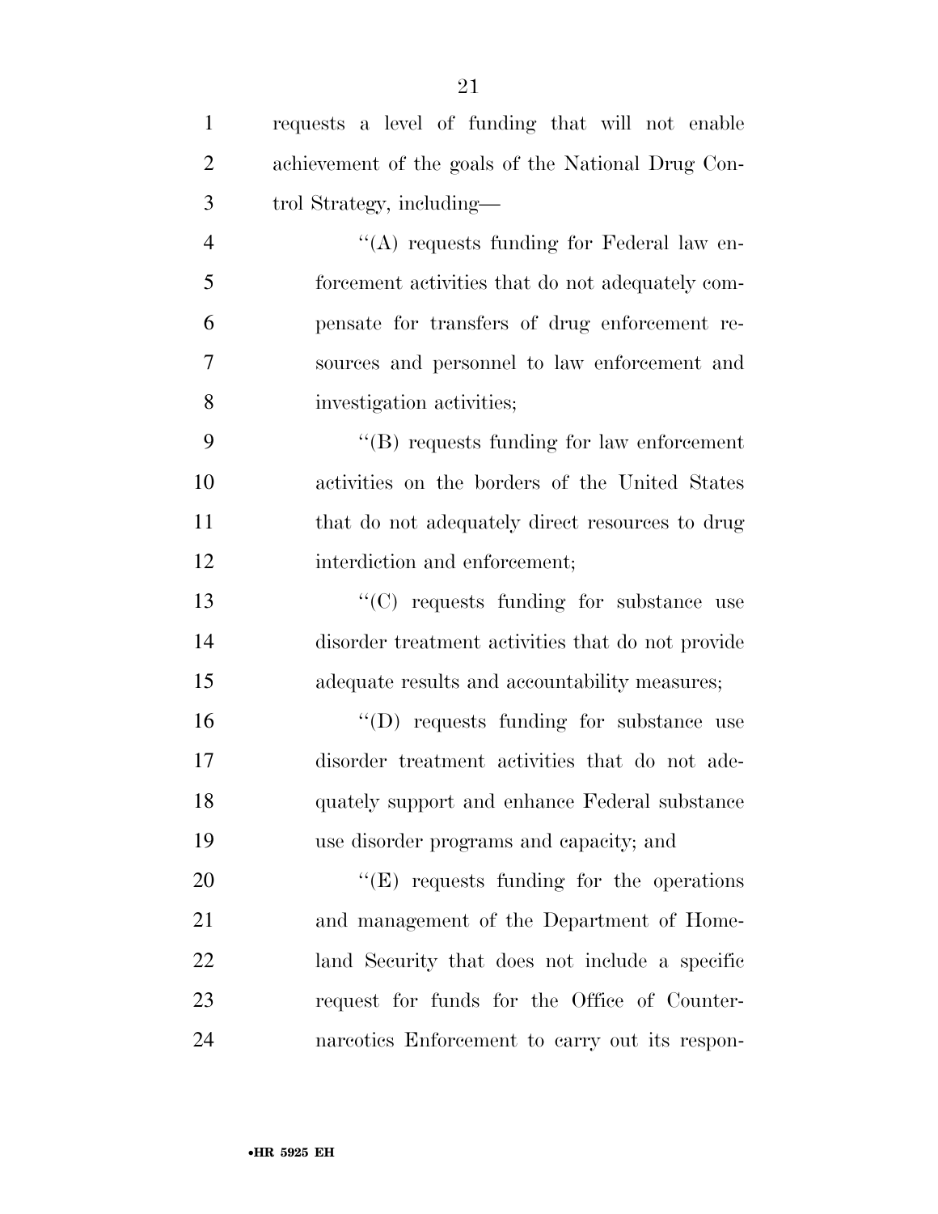requests a level of funding that will not enable achievement of the goals of the National Drug Control Strategy, including—

''(A) requests funding for Federal law enforcement activities that do not adequately compensate for transfers of drug enforcement resources and personnel to law enforcement and investigation activities;

''(B) requests funding for law enforcement activities on the borders of the United States that do not adequately direct resources to drug interdiction and enforcement;

''(C) requests funding for substance use disorder treatment activities that do not provide adequate results and accountability measures;

''(D) requests funding for substance use disorder treatment activities that do not adequately support and enhance Federal substance use disorder programs and capacity; and

''(E) requests funding for the operations and management of the Department of Homeland Security that does not include a specific request for funds for the Office of Counternarcotics Enforcement to carry out its respon-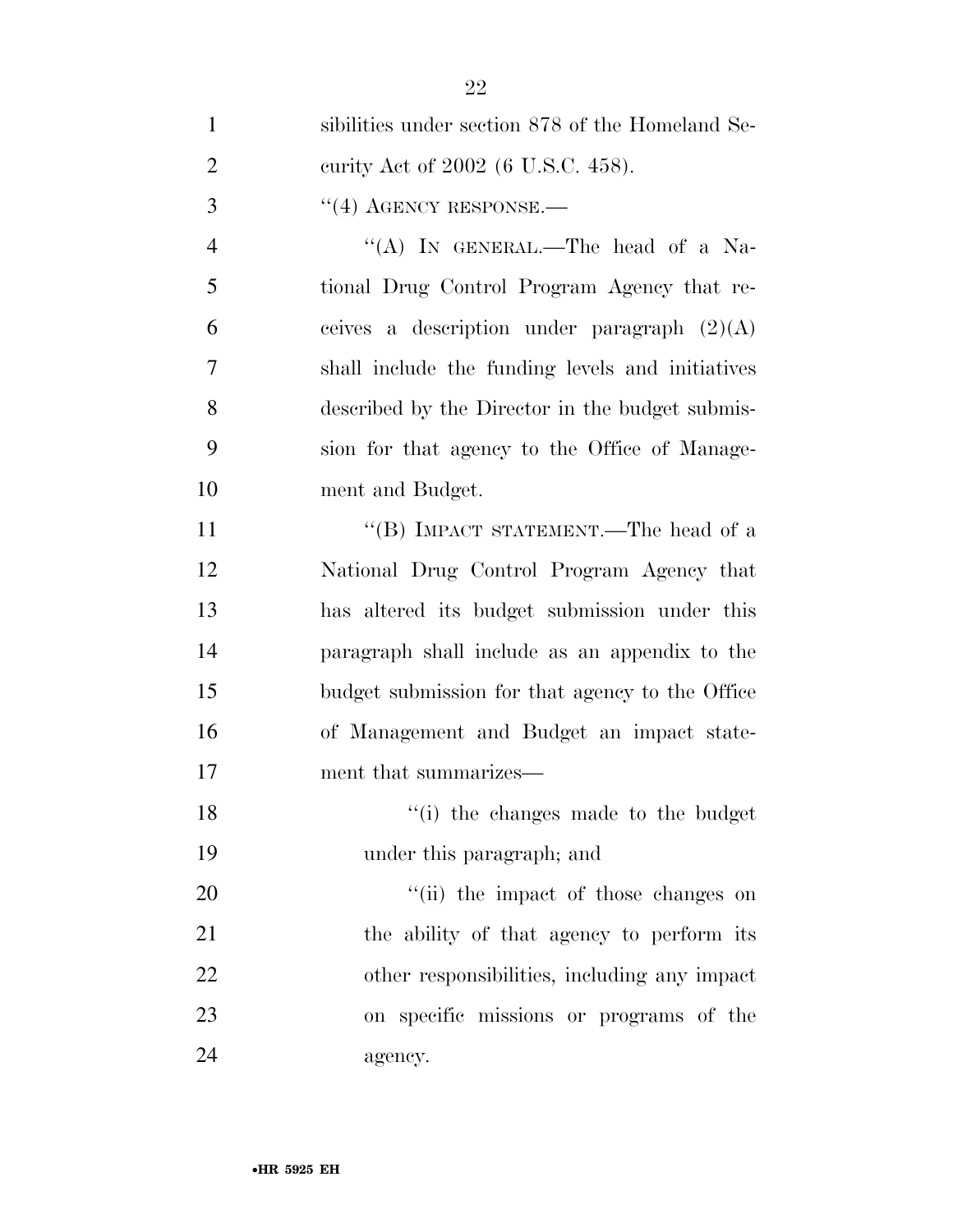sibilities under section 878 of the Homeland Security Act of 2002 (6 U.S.C. 458).

''(4) AGENCY RESPONSE.—

''(A) IN GENERAL.—The head of a National Drug Control Program Agency that receives a description under paragraph (2)(A) shall include the funding levels and initiatives described by the Director in the budget submission for that agency to the Office of Management and Budget.

''(B) IMPACT STATEMENT.—The head of a National Drug Control Program Agency that has altered its budget submission under this paragraph shall include as an appendix to the budget submission for that agency to the Office of Management and Budget an impact statement that summarizes—

''(i) the changes made to the budget under this paragraph; and

''(ii) the impact of those changes on the ability of that agency to perform its other responsibilities, including any impact on specific missions or programs of the agency.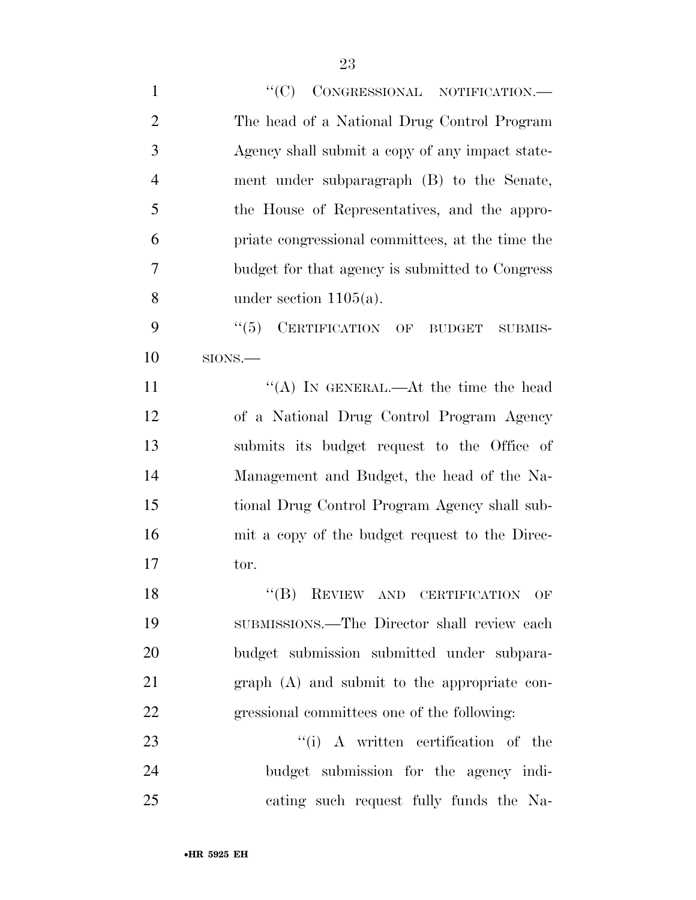"(C) CONGRESSIONAL NOTIFICATION.—The head of a National Drug Control Program Agency shall submit a copy of any impact statement under subparagraph (B) to the Senate, the House of Representatives, and the appropriate congressional committees, at the time the budget for that agency is submitted to Congress under section 1105(a).

"(5) CERTIFICATION OF BUDGET SUBMISSIONS.—

"(A) IN GENERAL.—At the time the head of a National Drug Control Program Agency submits its budget request to the Office of Management and Budget, the head of the National Drug Control Program Agency shall submit a copy of the budget request to the Director.

"(B) REVIEW AND CERTIFICATION OF SUBMISSIONS.—The Director shall review each budget submission submitted under subparagraph (A) and submit to the appropriate congressional committees one of the following:

"(i) A written certification of the budget submission for the agency indicating such request fully funds the Na-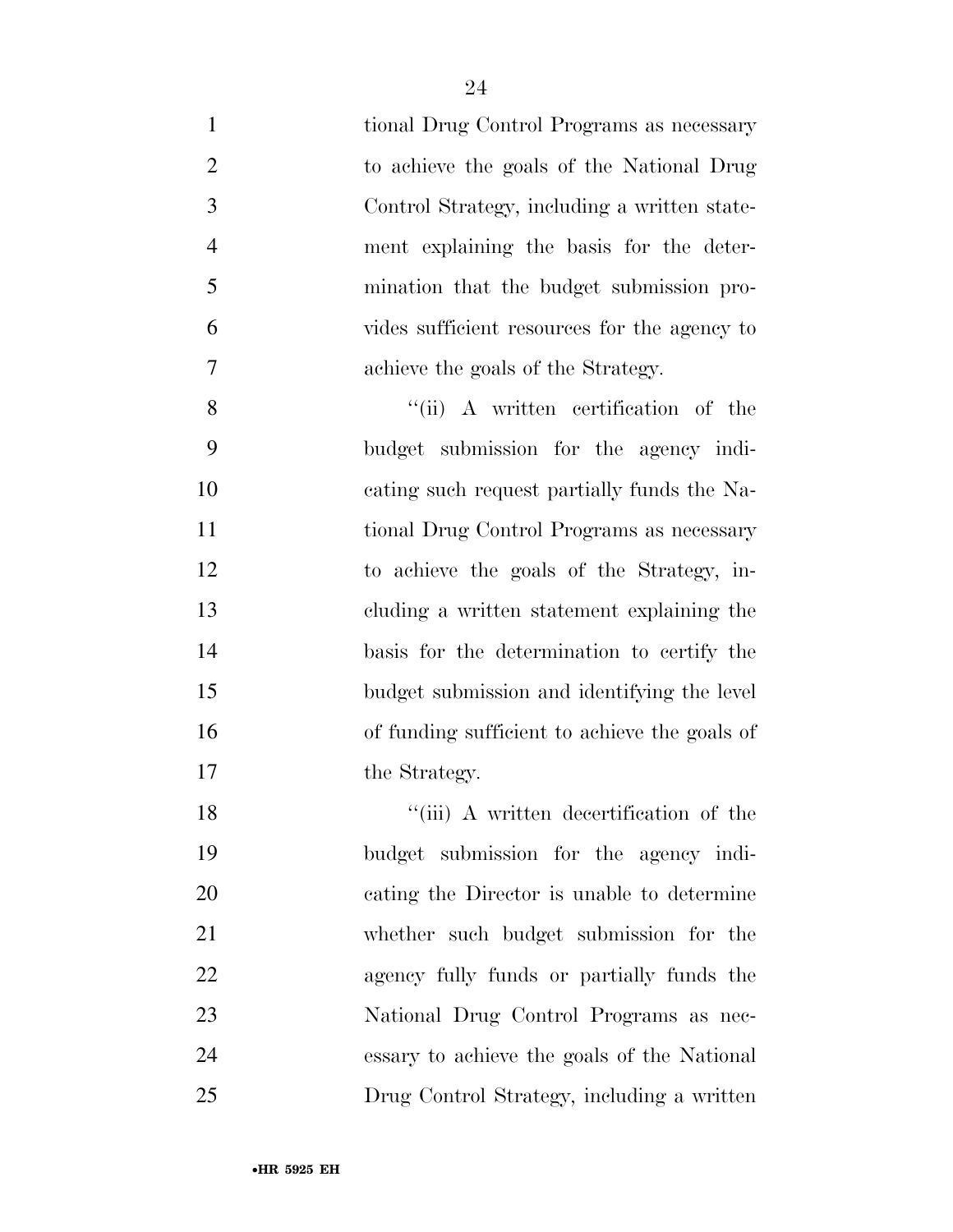tional Drug Control Programs as necessary to achieve the goals of the National Drug Control Strategy, including a written statement explaining the basis for the determination that the budget submission provides sufficient resources for the agency to achieve the goals of the Strategy.

''(ii) A written certification of the budget submission for the agency indicating such request partially funds the National Drug Control Programs as necessary to achieve the goals of the Strategy, including a written statement explaining the basis for the determination to certify the budget submission and identifying the level of funding sufficient to achieve the goals of the Strategy.

''(iii) A written decertification of the budget submission for the agency indicating the Director is unable to determine whether such budget submission for the agency fully funds or partially funds the National Drug Control Programs as necessary to achieve the goals of the National Drug Control Strategy, including a written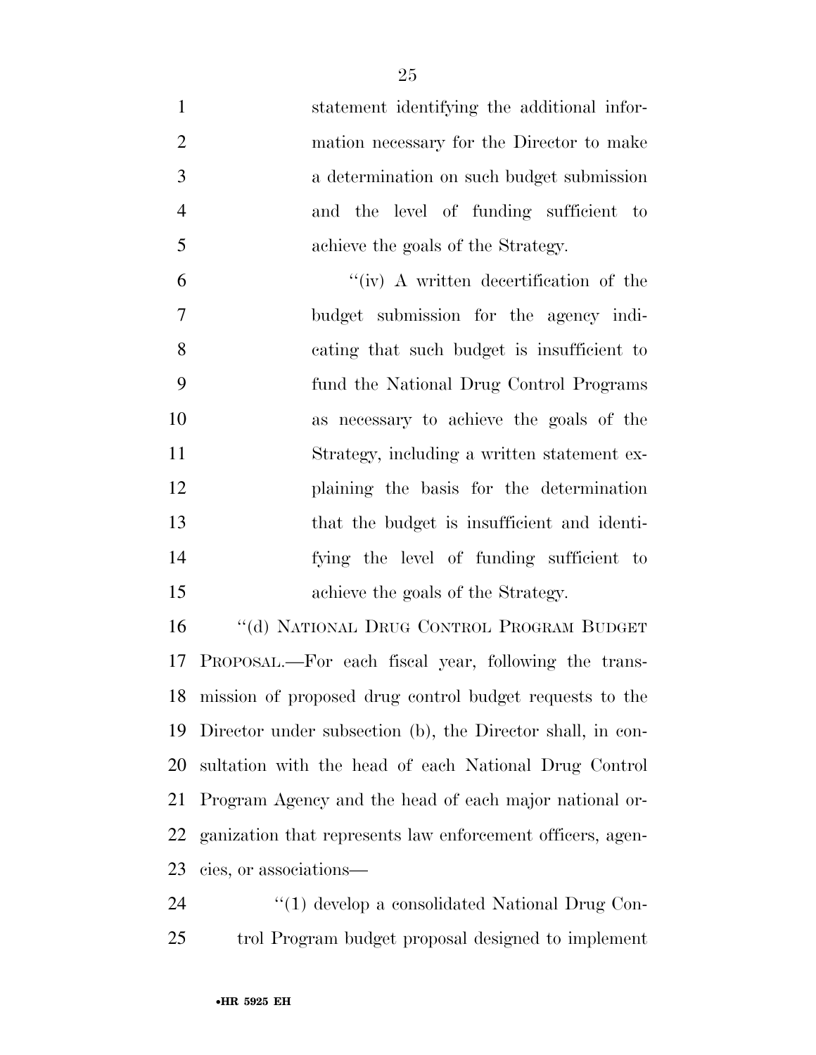statement identifying the additional information necessary for the Director to make a determination on such budget submission and the level of funding sufficient to achieve the goals of the Strategy.

"(iv) A written decertification of the budget submission for the agency indicating that such budget is insufficient to fund the National Drug Control Programs as necessary to achieve the goals of the Strategy, including a written statement explaining the basis for the determination that the budget is insufficient and identifying the level of funding sufficient to achieve the goals of the Strategy.

"(d) NATIONAL DRUG CONTROL PROGRAM BUDGET PROPOSAL.—For each fiscal year, following the transmission of proposed drug control budget requests to the Director under subsection (b), the Director shall, in consultation with the head of each National Drug Control Program Agency and the head of each major national organization that represents law enforcement officers, agencies, or associations—

"(1) develop a consolidated National Drug Control Program budget proposal designed to implement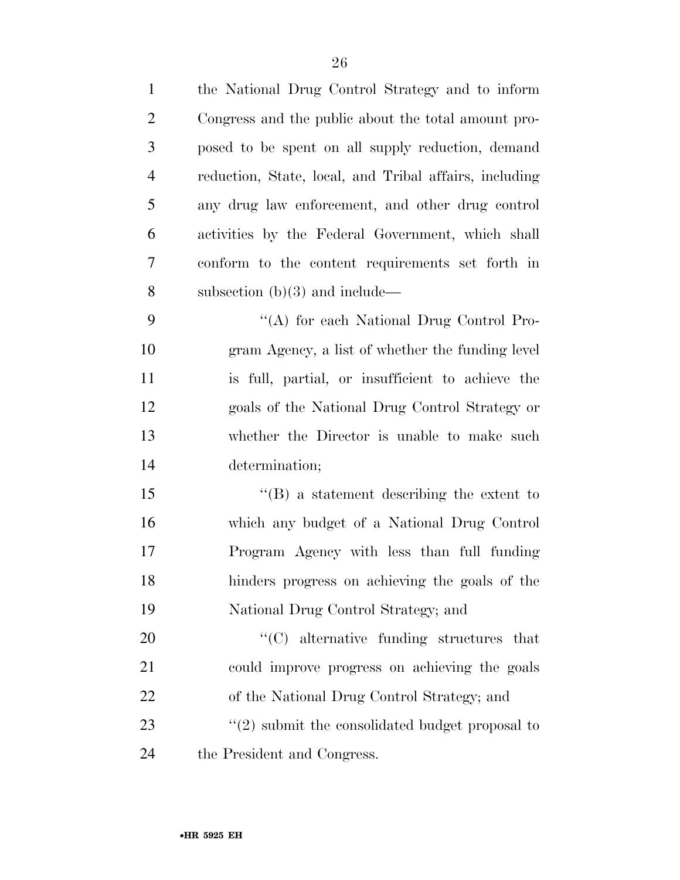the National Drug Control Strategy and to inform Congress and the public about the total amount proposed to be spent on all supply reduction, demand reduction, State, local, and Tribal affairs, including any drug law enforcement, and other drug control activities by the Federal Government, which shall conform to the content requirements set forth in subsection (b)(3) and include—

''(A) for each National Drug Control Program Agency, a list of whether the funding level is full, partial, or insufficient to achieve the goals of the National Drug Control Strategy or whether the Director is unable to make such determination;

''(B) a statement describing the extent to which any budget of a National Drug Control Program Agency with less than full funding hinders progress on achieving the goals of the National Drug Control Strategy; and

''(C) alternative funding structures that could improve progress on achieving the goals of the National Drug Control Strategy; and

''(2) submit the consolidated budget proposal to the President and Congress.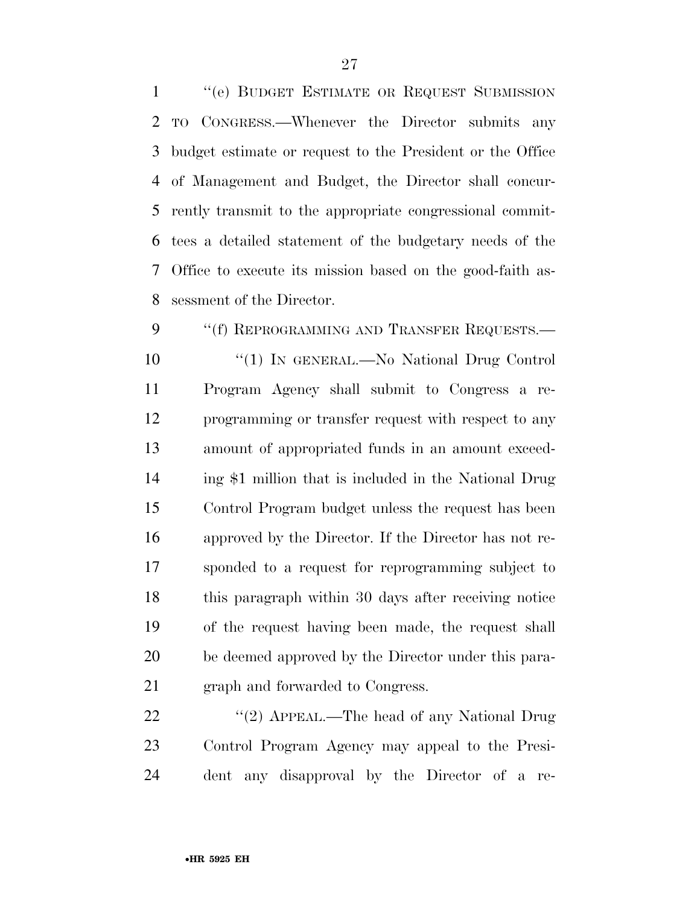"(e) BUDGET ESTIMATE OR REQUEST SUBMISSION TO CONGRESS.—Whenever the Director submits any budget estimate or request to the President or the Office of Management and Budget, the Director shall concurrently transmit to the appropriate congressional committees a detailed statement of the budgetary needs of the Office to execute its mission based on the good-faith assessment of the Director.

"(f) REPROGRAMMING AND TRANSFER REQUESTS.—

"(1) IN GENERAL.—No National Drug Control Program Agency shall submit to Congress a reprogramming or transfer request with respect to any amount of appropriated funds in an amount exceeding $1 million that is included in the National Drug Control Program budget unless the request has been approved by the Director. If the Director has not responded to a request for reprogramming subject to this paragraph within 30 days after receiving notice of the request having been made, the request shall be deemed approved by the Director under this paragraph and forwarded to Congress.

"(2) APPEAL.—The head of any National Drug Control Program Agency may appeal to the President any disapproval by the Director of a re-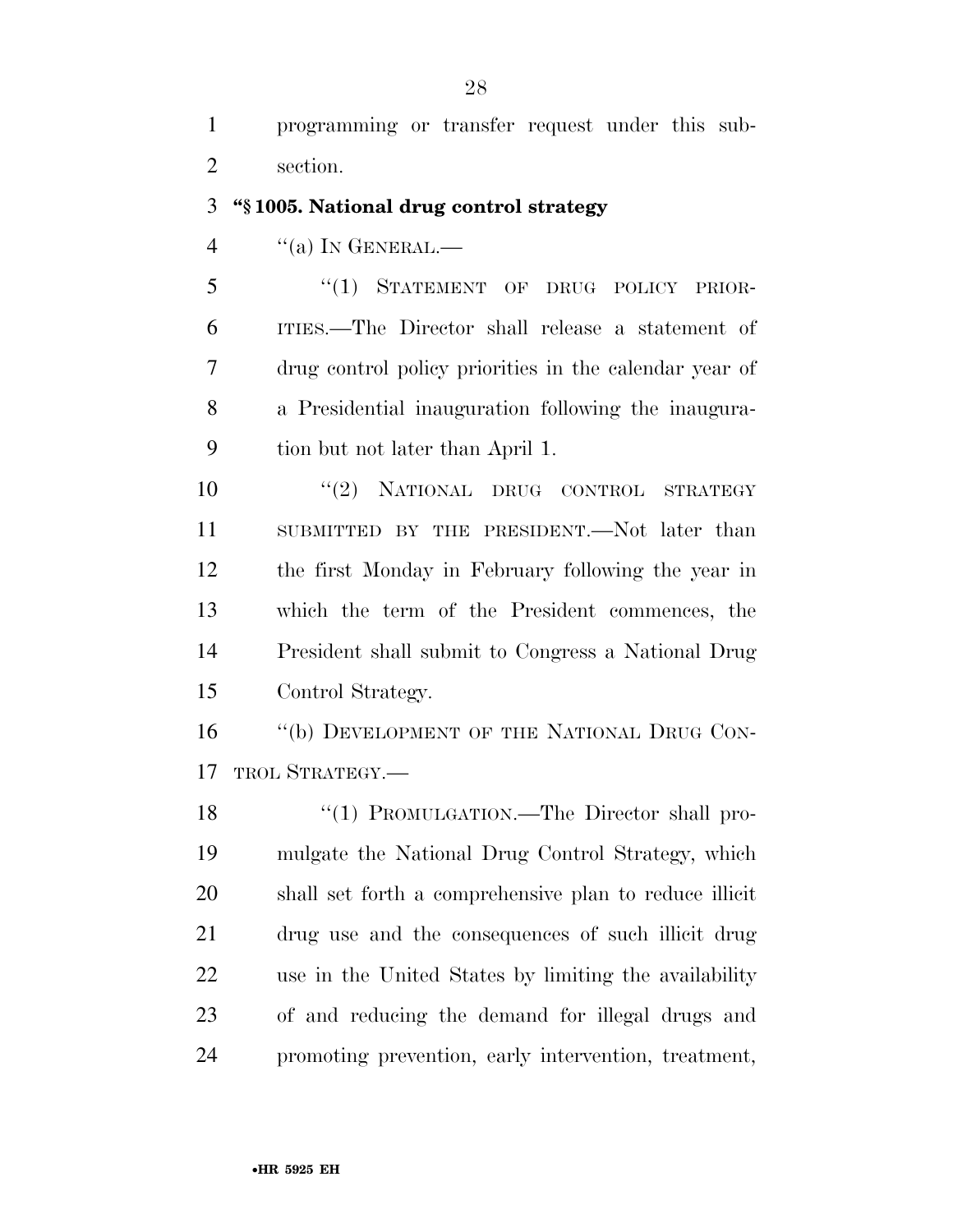programming or transfer request under this subsection.

**"§ 1005. National drug control strategy**

"(a) IN GENERAL.—

"(1) STATEMENT OF DRUG POLICY PRIORITIES.—The Director shall release a statement of drug control policy priorities in the calendar year of a Presidential inauguration following the inauguration but not later than April 1.

"(2) NATIONAL DRUG CONTROL STRATEGY SUBMITTED BY THE PRESIDENT.—Not later than the first Monday in February following the year in which the term of the President commences, the President shall submit to Congress a National Drug Control Strategy.

"(b) DEVELOPMENT OF THE NATIONAL DRUG CONTROL STRATEGY.—

"(1) PROMULGATION.—The Director shall promulgate the National Drug Control Strategy, which shall set forth a comprehensive plan to reduce illicit drug use and the consequences of such illicit drug use in the United States by limiting the availability of and reducing the demand for illegal drugs and promoting prevention, early intervention, treatment,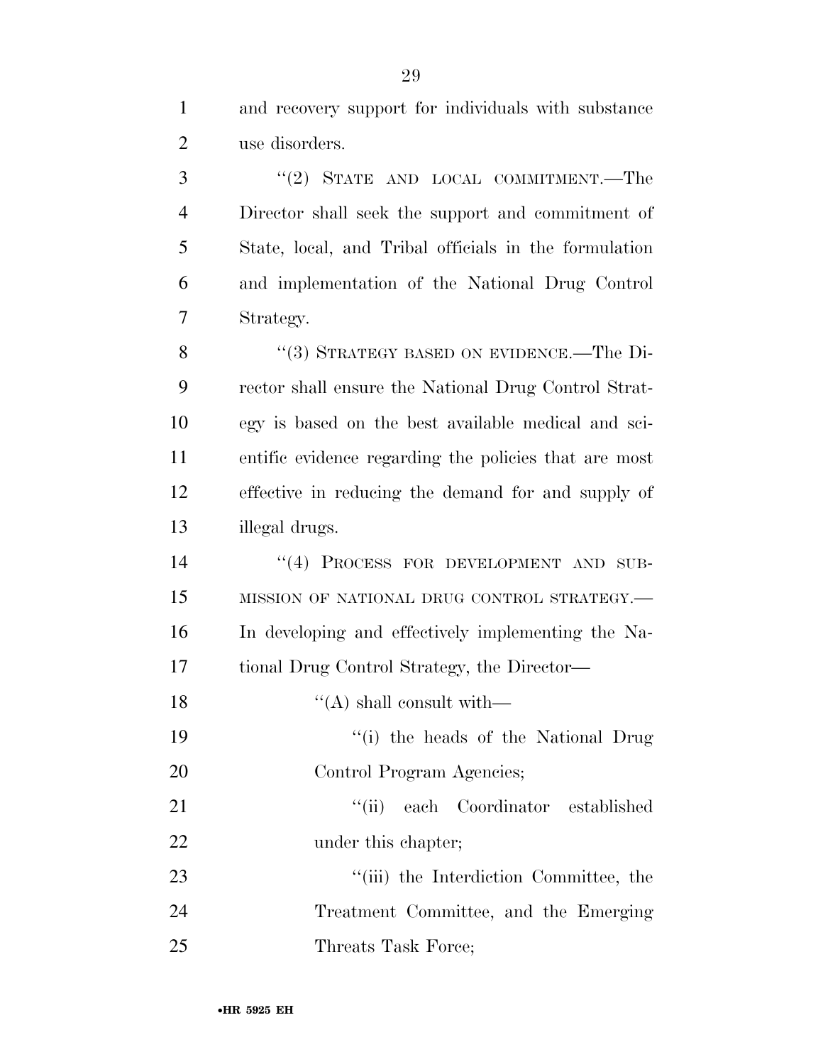and recovery support for individuals with substance use disorders.

"(2) STATE AND LOCAL COMMITMENT.—The Director shall seek the support and commitment of State, local, and Tribal officials in the formulation and implementation of the National Drug Control Strategy.

"(3) STRATEGY BASED ON EVIDENCE.—The Director shall ensure the National Drug Control Strategy is based on the best available medical and scientific evidence regarding the policies that are most effective in reducing the demand for and supply of illegal drugs.

"(4) PROCESS FOR DEVELOPMENT AND SUBMISSION OF NATIONAL DRUG CONTROL STRATEGY.— In developing and effectively implementing the National Drug Control Strategy, the Director—

"(A) shall consult with—

"(i) the heads of the National Drug Control Program Agencies;

"(ii) each Coordinator established under this chapter;

"(iii) the Interdiction Committee, the Treatment Committee, and the Emerging Threats Task Force;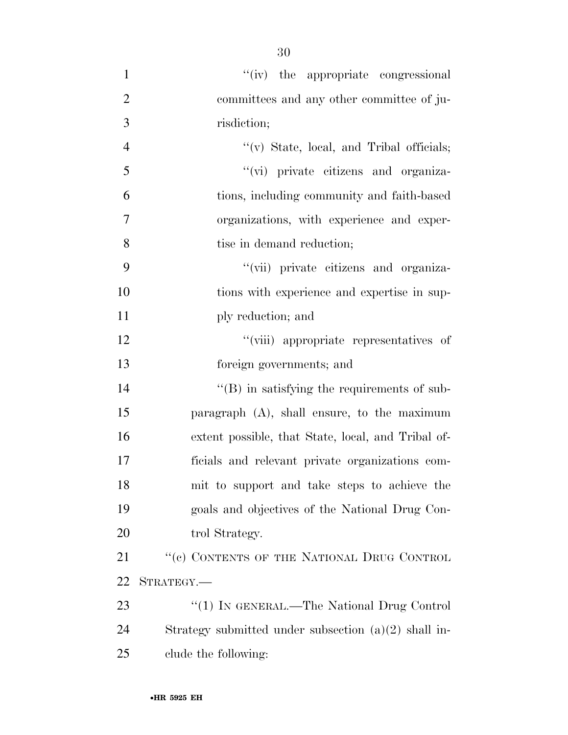''(iv) the appropriate congressional committees and any other committee of jurisdiction;

''(v) State, local, and Tribal officials;

''(vi) private citizens and organizations, including community and faith-based organizations, with experience and expertise in demand reduction;

''(vii) private citizens and organizations with experience and expertise in supply reduction; and

''(viii) appropriate representatives of foreign governments; and

''(B) in satisfying the requirements of subparagraph (A), shall ensure, to the maximum extent possible, that State, local, and Tribal officials and relevant private organizations commit to support and take steps to achieve the goals and objectives of the National Drug Control Strategy.

''(c) CONTENTS OF THE NATIONAL DRUG CONTROL STRATEGY.—

''(1) IN GENERAL.—The National Drug Control Strategy submitted under subsection (a)(2) shall include the following: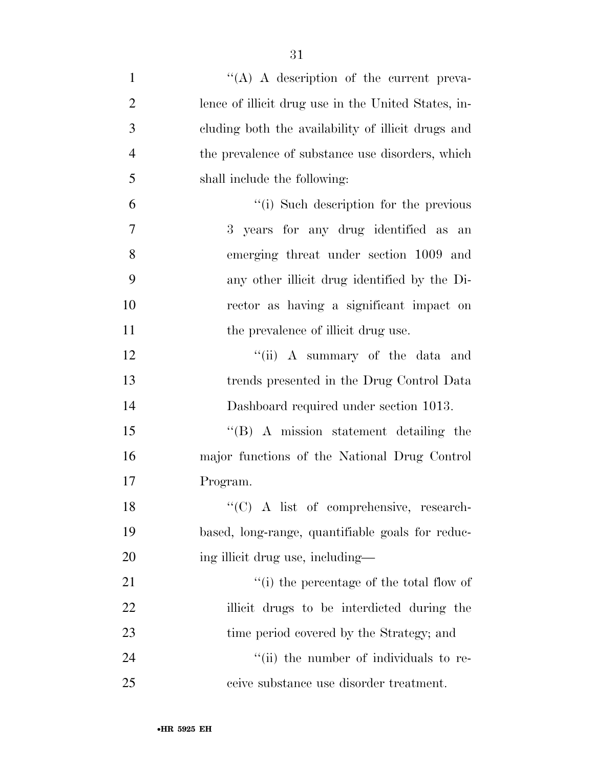''(A) A description of the current prevalence of illicit drug use in the United States, including both the availability of illicit drugs and the prevalence of substance use disorders, which shall include the following:

''(i) Such description for the previous 3 years for any drug identified as an emerging threat under section 1009 and any other illicit drug identified by the Director as having a significant impact on the prevalence of illicit drug use.

''(ii) A summary of the data and trends presented in the Drug Control Data Dashboard required under section 1013.

''(B) A mission statement detailing the major functions of the National Drug Control Program.

''(C) A list of comprehensive, research-based, long-range, quantifiable goals for reducing illicit drug use, including—

''(i) the percentage of the total flow of illicit drugs to be interdicted during the time period covered by the Strategy; and

''(ii) the number of individuals to receive substance use disorder treatment.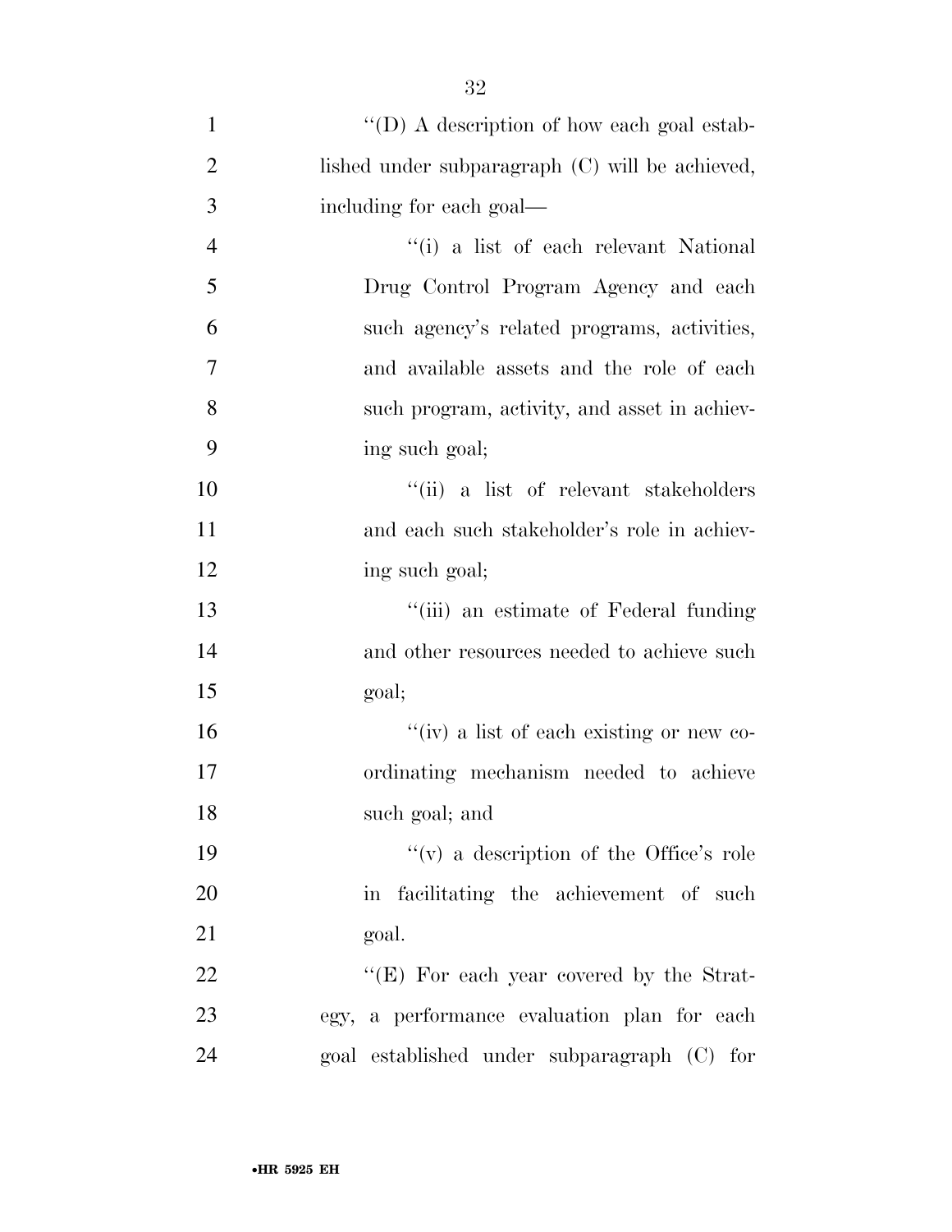''(D) A description of how each goal established under subparagraph (C) will be achieved, including for each goal—

''(i) a list of each relevant National Drug Control Program Agency and each such agency's related programs, activities, and available assets and the role of each such program, activity, and asset in achieving such goal;

''(ii) a list of relevant stakeholders and each such stakeholder's role in achieving such goal;

''(iii) an estimate of Federal funding and other resources needed to achieve such goal;

''(iv) a list of each existing or new coordinating mechanism needed to achieve such goal; and

''(v) a description of the Office's role in facilitating the achievement of such goal.

''(E) For each year covered by the Strategy, a performance evaluation plan for each goal established under subparagraph (C) for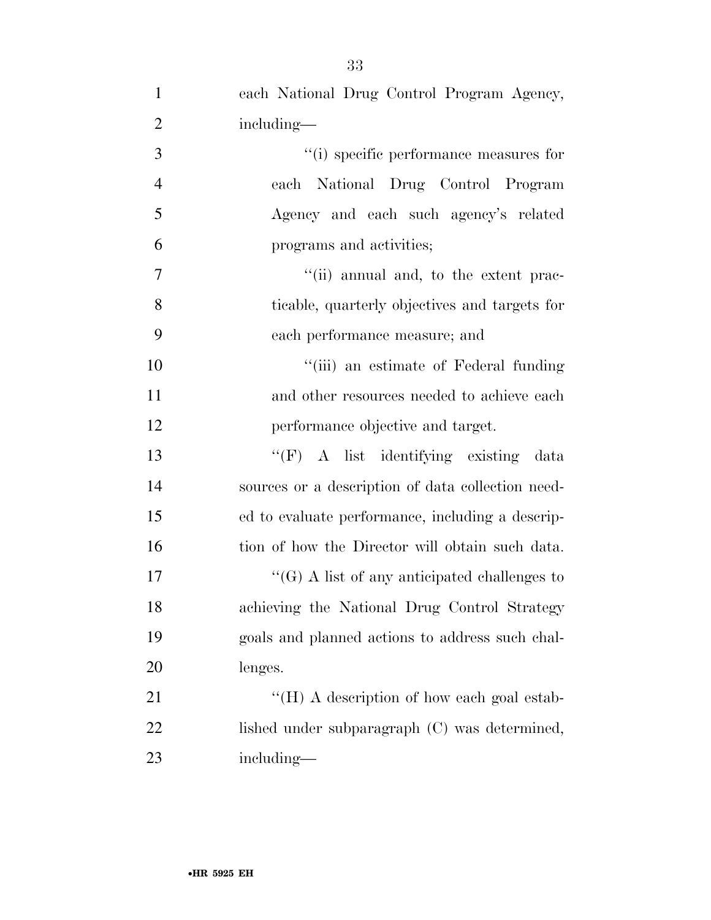each National Drug Control Program Agency, including—

''(i) specific performance measures for each National Drug Control Program Agency and each such agency's related programs and activities;

''(ii) annual and, to the extent practicable, quarterly objectives and targets for each performance measure; and

''(iii) an estimate of Federal funding and other resources needed to achieve each performance objective and target.

''(F) A list identifying existing data sources or a description of data collection needed to evaluate performance, including a description of how the Director will obtain such data.

''(G) A list of any anticipated challenges to achieving the National Drug Control Strategy goals and planned actions to address such challenges.

''(H) A description of how each goal established under subparagraph (C) was determined, including—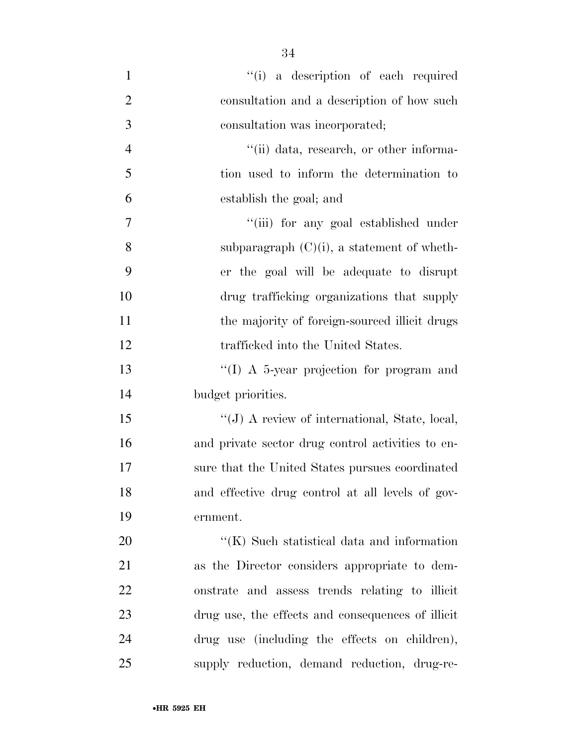"(i) a description of each required consultation and a description of how such consultation was incorporated;

"(ii) data, research, or other information used to inform the determination to establish the goal; and

"(iii) for any goal established under subparagraph (C)(i), a statement of whether the goal will be adequate to disrupt drug trafficking organizations that supply the majority of foreign-sourced illicit drugs trafficked into the United States.

"(I) A 5-year projection for program and budget priorities.

"(J) A review of international, State, local, and private sector drug control activities to ensure that the United States pursues coordinated and effective drug control at all levels of government.

"(K) Such statistical data and information as the Director considers appropriate to demonstrate and assess trends relating to illicit drug use, the effects and consequences of illicit drug use (including the effects on children), supply reduction, demand reduction, drug-re-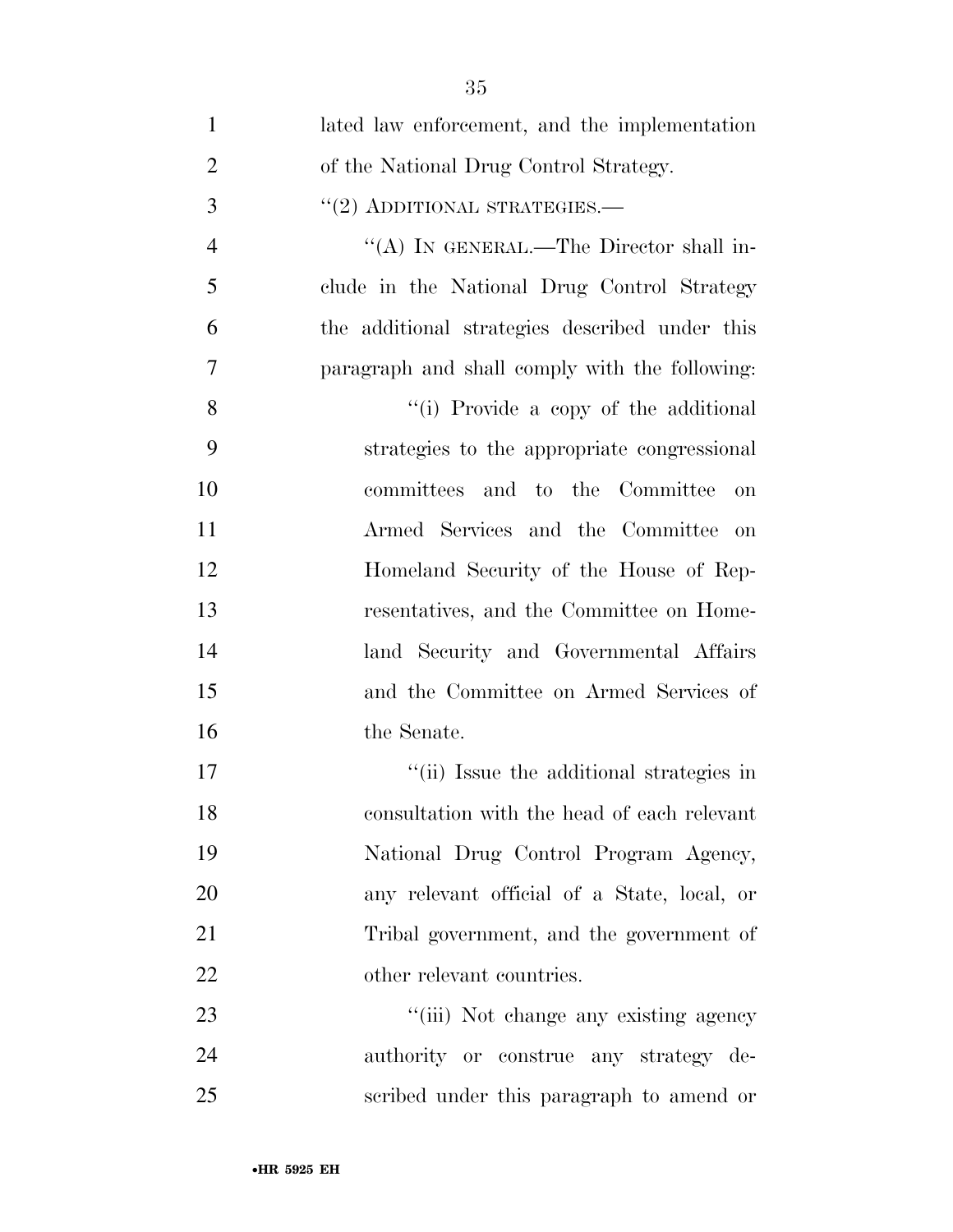lated law enforcement, and the implementation of the National Drug Control Strategy.

"(2) ADDITIONAL STRATEGIES.—

"(A) IN GENERAL.—The Director shall include in the National Drug Control Strategy the additional strategies described under this paragraph and shall comply with the following:

"(i) Provide a copy of the additional strategies to the appropriate congressional committees and to the Committee on Armed Services and the Committee on Homeland Security of the House of Representatives, and the Committee on Homeland Security and Governmental Affairs and the Committee on Armed Services of the Senate.

"(ii) Issue the additional strategies in consultation with the head of each relevant National Drug Control Program Agency, any relevant official of a State, local, or Tribal government, and the government of other relevant countries.

"(iii) Not change any existing agency authority or construe any strategy described under this paragraph to amend or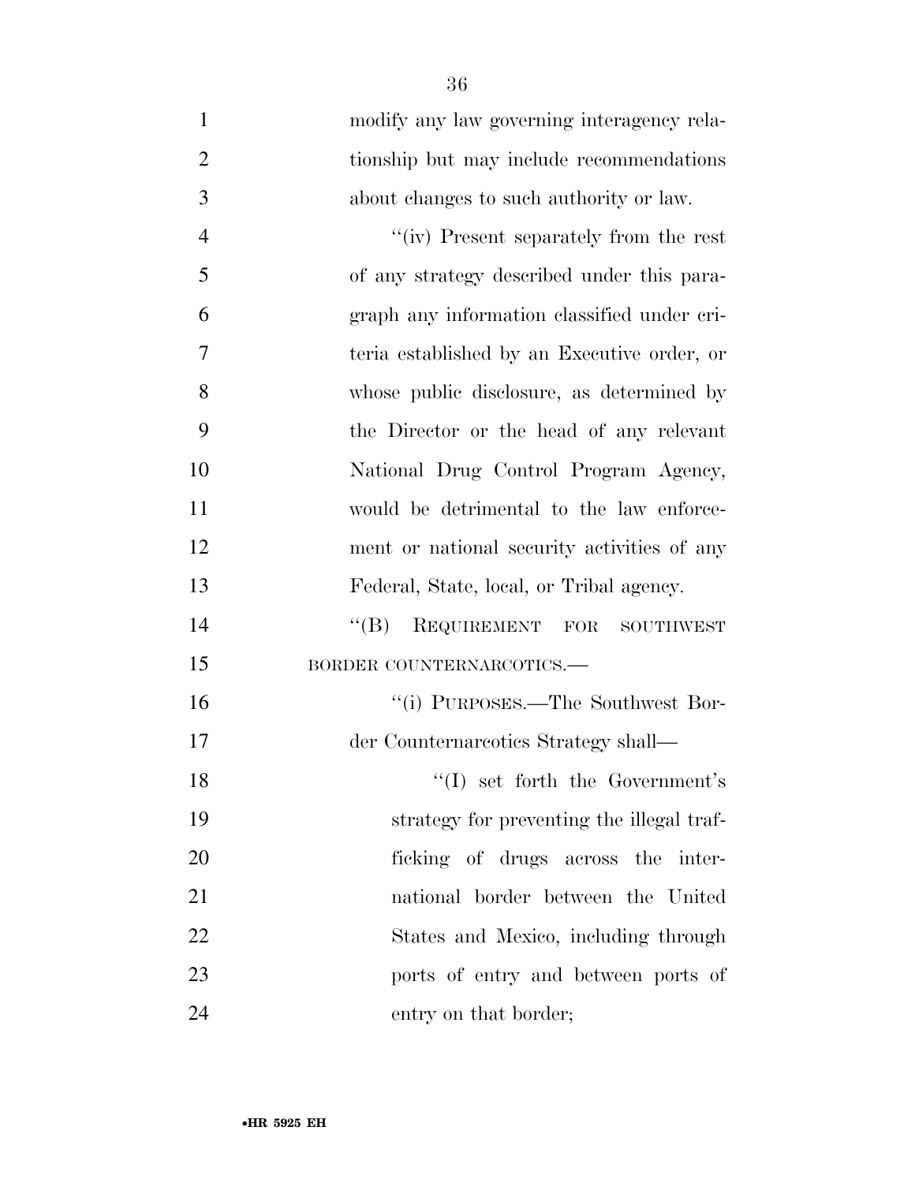modify any law governing interagency relationship but may include recommendations about changes to such authority or law.

''(iv) Present separately from the rest of any strategy described under this paragraph any information classified under criteria established by an Executive order, or whose public disclosure, as determined by the Director or the head of any relevant National Drug Control Program Agency, would be detrimental to the law enforcement or national security activities of any Federal, State, local, or Tribal agency.

''(B) REQUIREMENT FOR SOUTHWEST BORDER COUNTERNARCOTICS.—

''(i) PURPOSES.—The Southwest Border Counternarcotics Strategy shall—

''(I) set forth the Government's strategy for preventing the illegal trafficking of drugs across the international border between the United States and Mexico, including through ports of entry and between ports of entry on that border;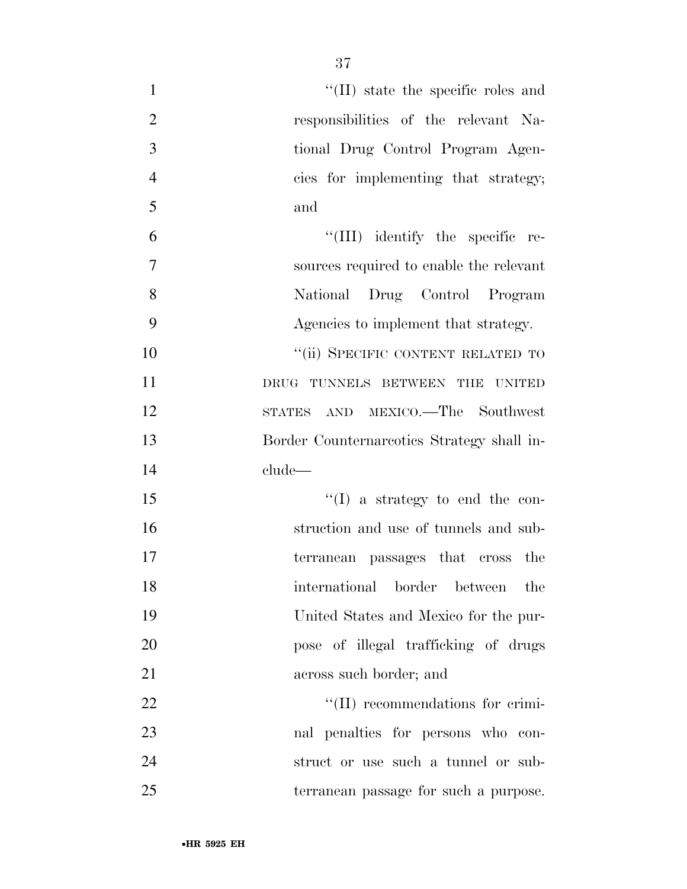"(II) state the specific roles and responsibilities of the relevant National Drug Control Program Agencies for implementing that strategy; and

"(III) identify the specific resources required to enable the relevant National Drug Control Program Agencies to implement that strategy.

"(ii) SPECIFIC CONTENT RELATED TO DRUG TUNNELS BETWEEN THE UNITED STATES AND MEXICO.—The Southwest Border Counternarcotics Strategy shall include—

"(I) a strategy to end the construction and use of tunnels and subterranean passages that cross the international border between the United States and Mexico for the purpose of illegal trafficking of drugs across such border; and

"(II) recommendations for criminal penalties for persons who construct or use such a tunnel or subterranean passage for such a purpose.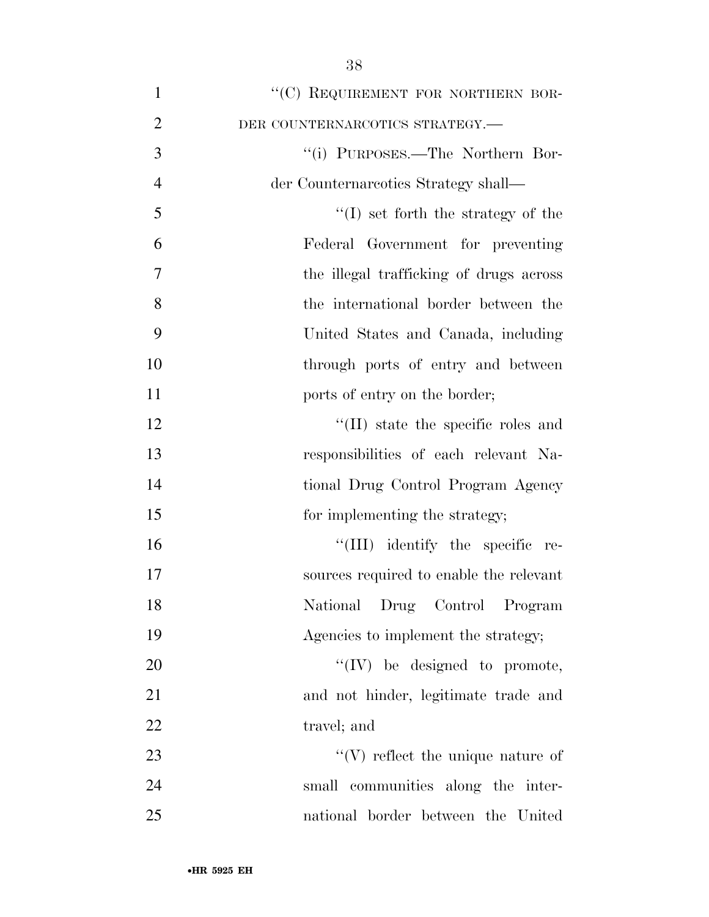"(C) REQUIREMENT FOR NORTHERN BORDER COUNTERNARCOTICS STRATEGY.—

"(i) PURPOSES.—The Northern Border Counternarcotics Strategy shall—

"(I) set forth the strategy of the Federal Government for preventing the illegal trafficking of drugs across the international border between the United States and Canada, including through ports of entry and between ports of entry on the border;

"(II) state the specific roles and responsibilities of each relevant National Drug Control Program Agency for implementing the strategy;

"(III) identify the specific resources required to enable the relevant National Drug Control Program Agencies to implement the strategy;

"(IV) be designed to promote, and not hinder, legitimate trade and travel; and

"(V) reflect the unique nature of small communities along the international border between the United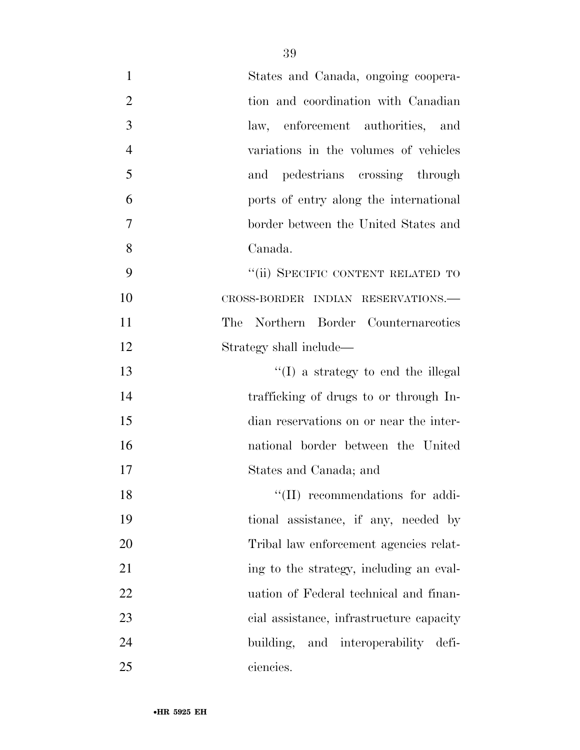States and Canada, ongoing cooperation and coordination with Canadian law, enforcement authorities, and variations in the volumes of vehicles and pedestrians crossing through ports of entry along the international border between the United States and Canada.

"(ii) SPECIFIC CONTENT RELATED TO CROSS-BORDER INDIAN RESERVATIONS.—The Northern Border Counternarcotics Strategy shall include—

"(I) a strategy to end the illegal trafficking of drugs to or through Indian reservations on or near the international border between the United States and Canada; and

"(II) recommendations for additional assistance, if any, needed by Tribal law enforcement agencies relating to the strategy, including an evaluation of Federal technical and financial assistance, infrastructure capacity building, and interoperability deficiencies.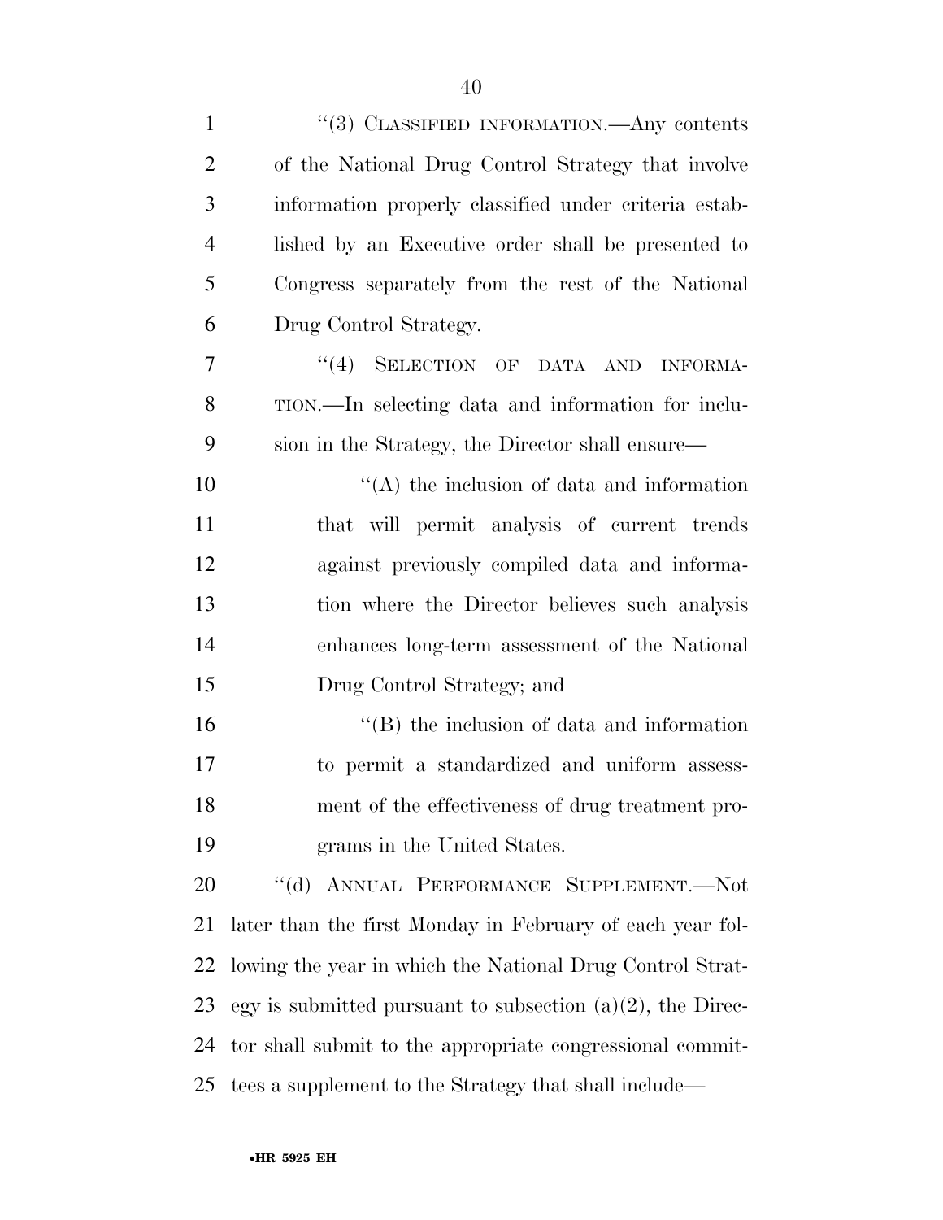"(3) CLASSIFIED INFORMATION.—Any contents of the National Drug Control Strategy that involve information properly classified under criteria established by an Executive order shall be presented to Congress separately from the rest of the National Drug Control Strategy.

"(4) SELECTION OF DATA AND INFORMATION.—In selecting data and information for inclusion in the Strategy, the Director shall ensure—

"(A) the inclusion of data and information that will permit analysis of current trends against previously compiled data and information where the Director believes such analysis enhances long-term assessment of the National Drug Control Strategy; and

"(B) the inclusion of data and information to permit a standardized and uniform assessment of the effectiveness of drug treatment programs in the United States.

"(d) ANNUAL PERFORMANCE SUPPLEMENT.—Not later than the first Monday in February of each year following the year in which the National Drug Control Strategy is submitted pursuant to subsection (a)(2), the Director shall submit to the appropriate congressional committees a supplement to the Strategy that shall include—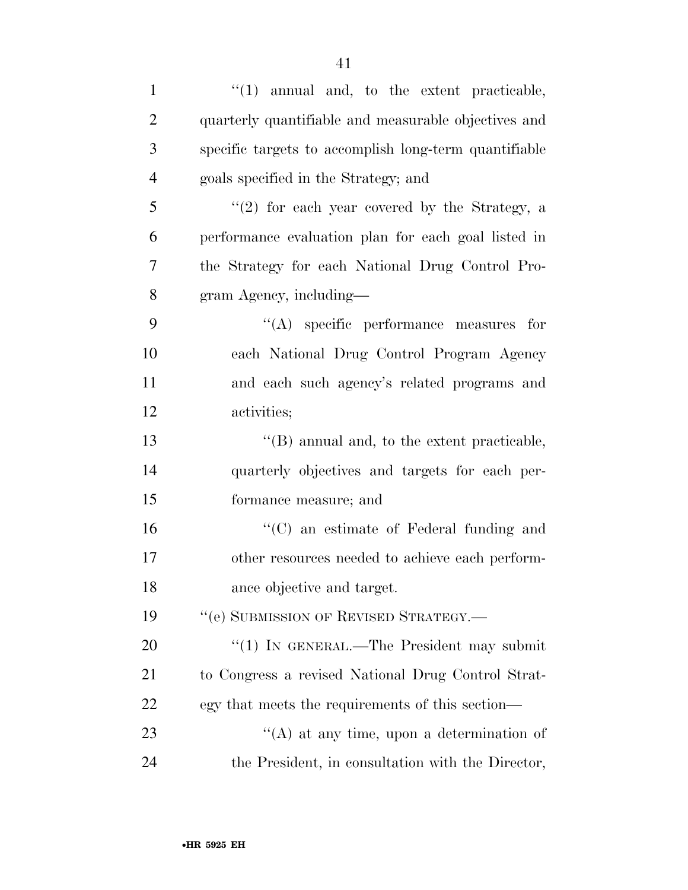"(1) annual and, to the extent practicable, quarterly quantifiable and measurable objectives and specific targets to accomplish long-term quantifiable goals specified in the Strategy; and

"(2) for each year covered by the Strategy, a performance evaluation plan for each goal listed in the Strategy for each National Drug Control Program Agency, including—

"(A) specific performance measures for each National Drug Control Program Agency and each such agency's related programs and activities;

"(B) annual and, to the extent practicable, quarterly objectives and targets for each performance measure; and

"(C) an estimate of Federal funding and other resources needed to achieve each performance objective and target.

"(e) SUBMISSION OF REVISED STRATEGY.—

"(1) IN GENERAL.—The President may submit to Congress a revised National Drug Control Strategy that meets the requirements of this section—

"(A) at any time, upon a determination of the President, in consultation with the Director,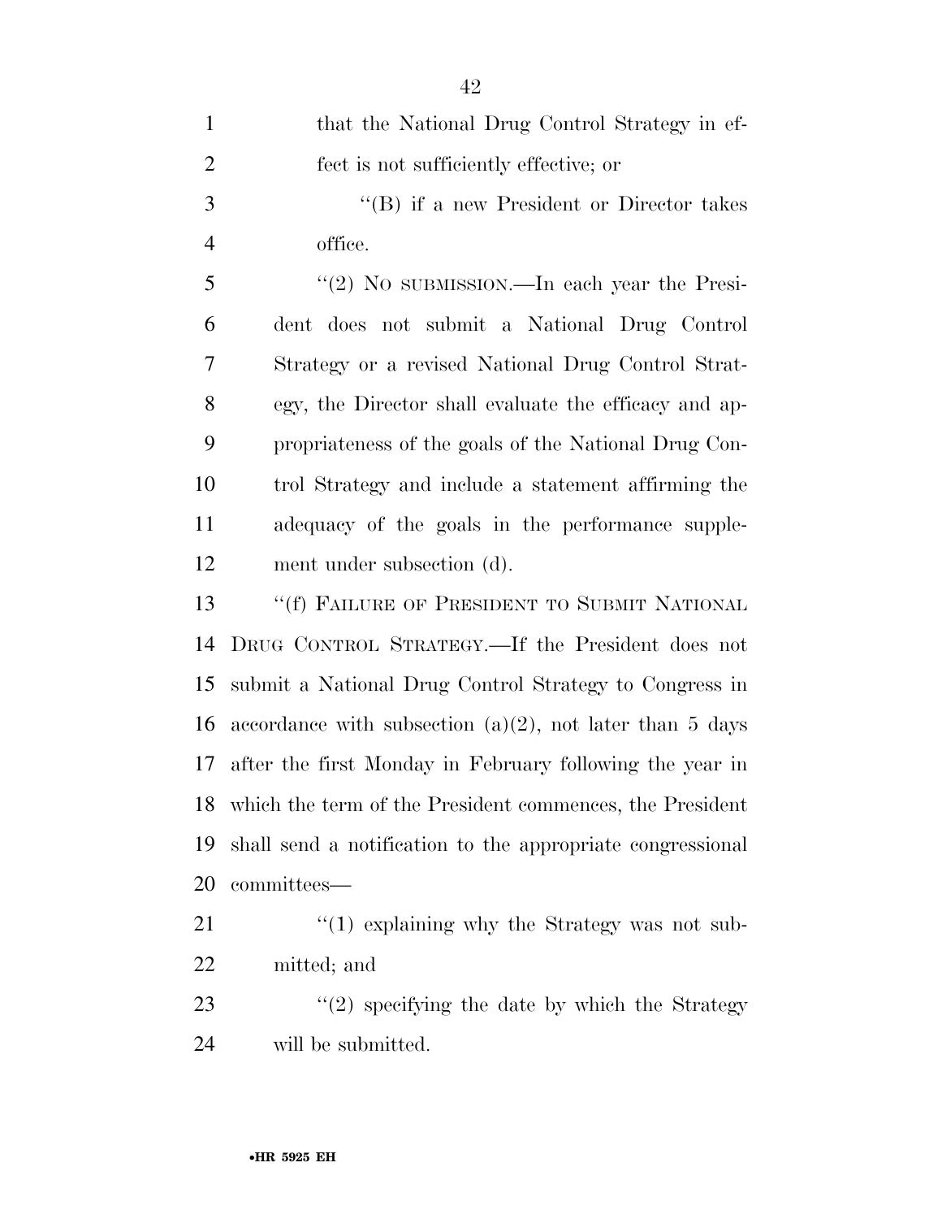that the National Drug Control Strategy in effect is not sufficiently effective; or

"(B) if a new President or Director takes office.

"(2) NO SUBMISSION.—In each year the President does not submit a National Drug Control Strategy or a revised National Drug Control Strategy, the Director shall evaluate the efficacy and appropriateness of the goals of the National Drug Control Strategy and include a statement affirming the adequacy of the goals in the performance supplement under subsection (d).

"(f) FAILURE OF PRESIDENT TO SUBMIT NATIONAL DRUG CONTROL STRATEGY.—If the President does not submit a National Drug Control Strategy to Congress in accordance with subsection (a)(2), not later than 5 days after the first Monday in February following the year in which the term of the President commences, the President shall send a notification to the appropriate congressional committees—

"(1) explaining why the Strategy was not submitted; and

"(2) specifying the date by which the Strategy will be submitted.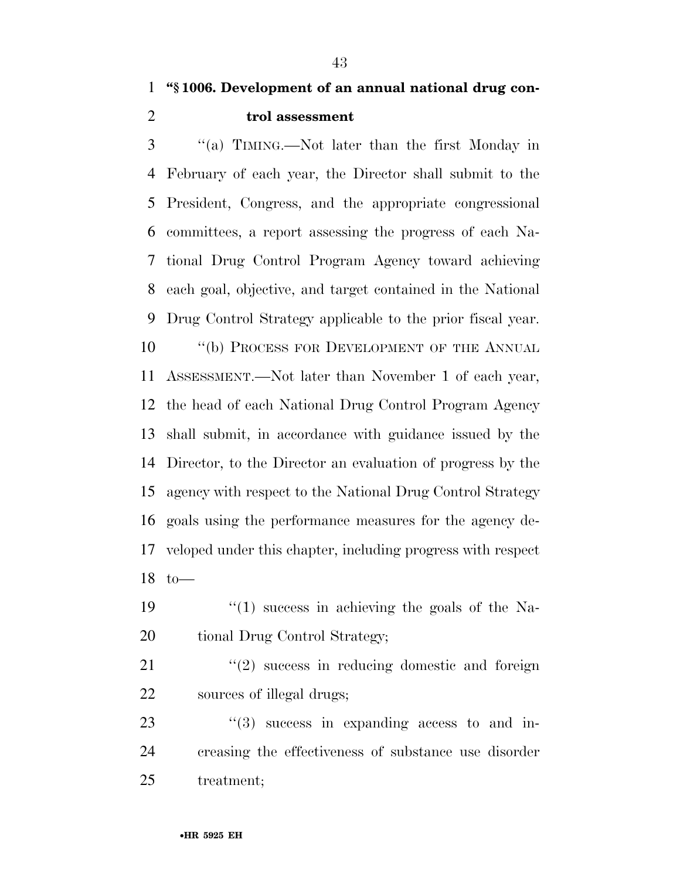**"§ 1006. Development of an annual national drug control assessment**

"(a) TIMING.—Not later than the first Monday in February of each year, the Director shall submit to the President, Congress, and the appropriate congressional committees, a report assessing the progress of each National Drug Control Program Agency toward achieving each goal, objective, and target contained in the National Drug Control Strategy applicable to the prior fiscal year.

"(b) PROCESS FOR DEVELOPMENT OF THE ANNUAL ASSESSMENT.—Not later than November 1 of each year, the head of each National Drug Control Program Agency shall submit, in accordance with guidance issued by the Director, to the Director an evaluation of progress by the agency with respect to the National Drug Control Strategy goals using the performance measures for the agency developed under this chapter, including progress with respect to—

"(1) success in achieving the goals of the National Drug Control Strategy;

"(2) success in reducing domestic and foreign sources of illegal drugs;

"(3) success in expanding access to and increasing the effectiveness of substance use disorder treatment;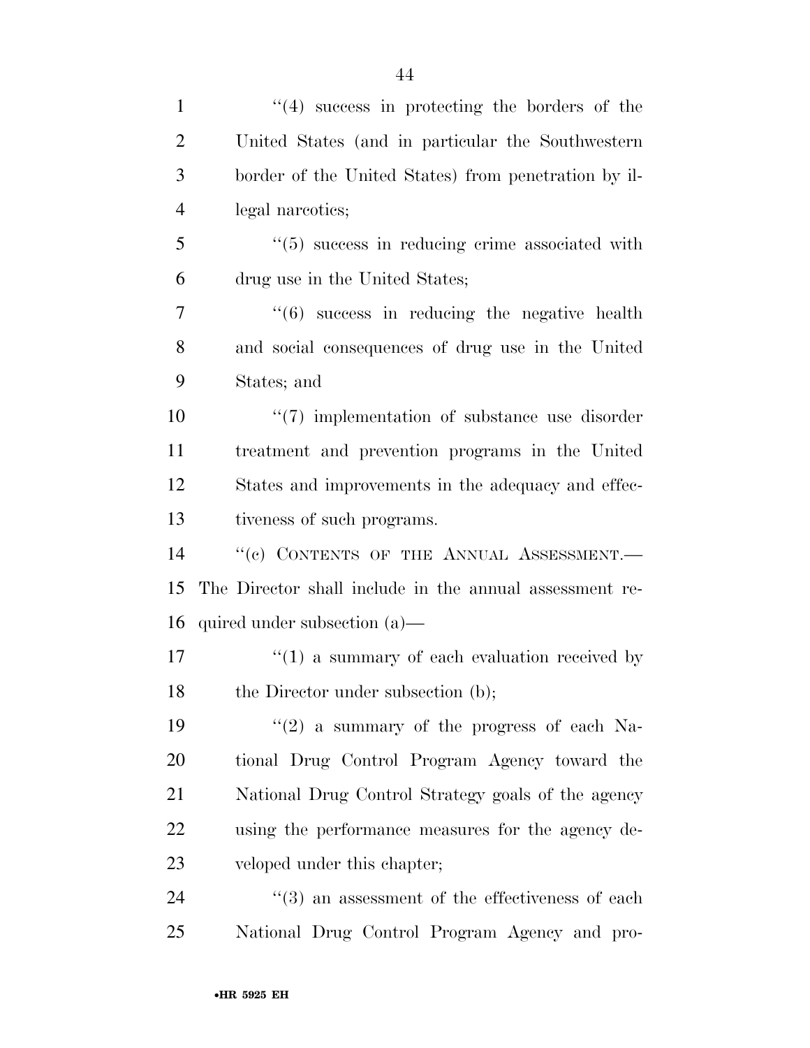''(4) success in protecting the borders of the United States (and in particular the Southwestern border of the United States) from penetration by illegal narcotics;

''(5) success in reducing crime associated with drug use in the United States;

''(6) success in reducing the negative health and social consequences of drug use in the United States; and

''(7) implementation of substance use disorder treatment and prevention programs in the United States and improvements in the adequacy and effectiveness of such programs.

''(c) CONTENTS OF THE ANNUAL ASSESSMENT.—The Director shall include in the annual assessment required under subsection (a)—

''(1) a summary of each evaluation received by the Director under subsection (b);

''(2) a summary of the progress of each National Drug Control Program Agency toward the National Drug Control Strategy goals of the agency using the performance measures for the agency developed under this chapter;

''(3) an assessment of the effectiveness of each National Drug Control Program Agency and pro-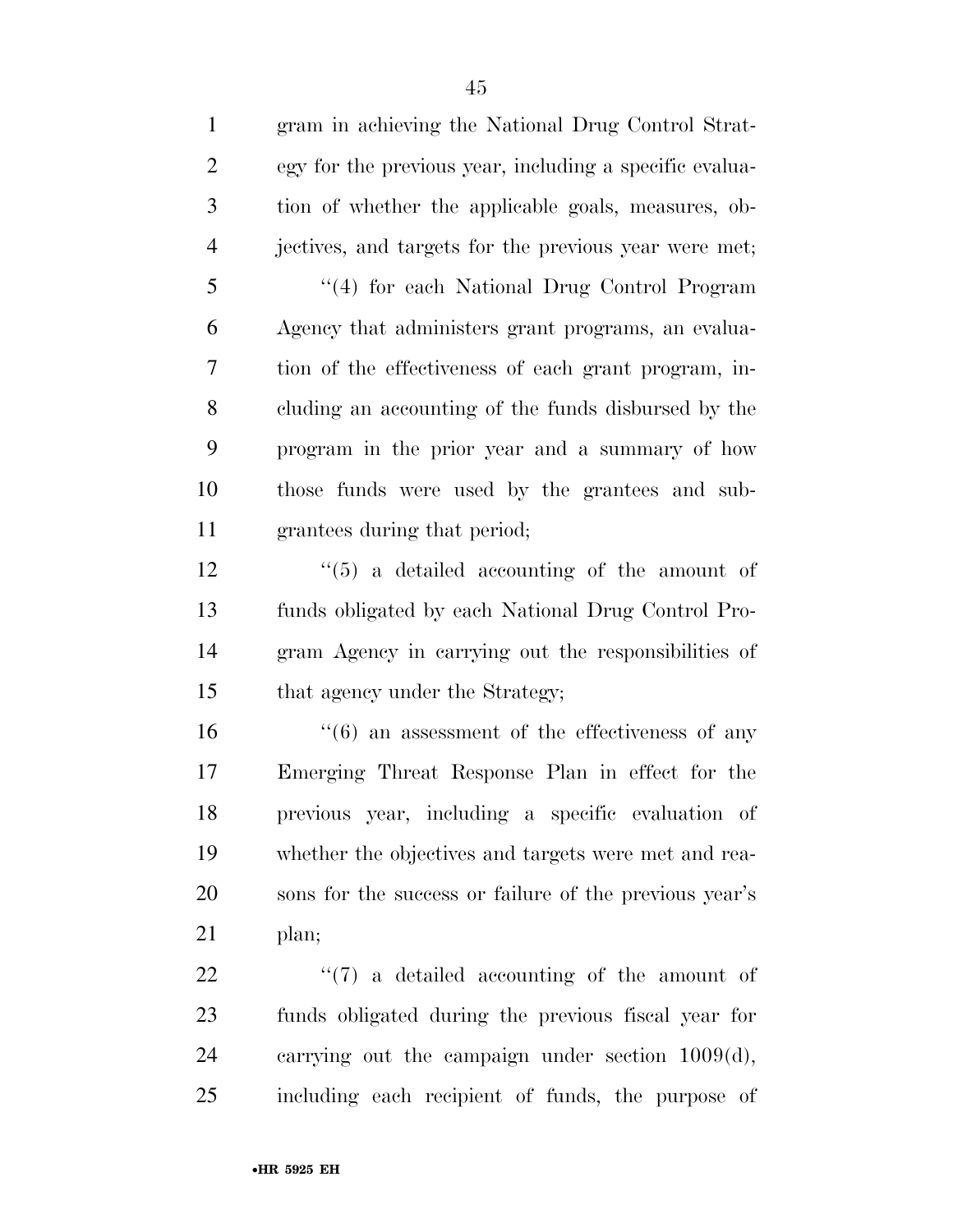gram in achieving the National Drug Control Strategy for the previous year, including a specific evaluation of whether the applicable goals, measures, objectives, and targets for the previous year were met;

"(4) for each National Drug Control Program Agency that administers grant programs, an evaluation of the effectiveness of each grant program, including an accounting of the funds disbursed by the program in the prior year and a summary of how those funds were used by the grantees and subgrantees during that period;

"(5) a detailed accounting of the amount of funds obligated by each National Drug Control Program Agency in carrying out the responsibilities of that agency under the Strategy;

"(6) an assessment of the effectiveness of any Emerging Threat Response Plan in effect for the previous year, including a specific evaluation of whether the objectives and targets were met and reasons for the success or failure of the previous year's plan;

"(7) a detailed accounting of the amount of funds obligated during the previous fiscal year for carrying out the campaign under section 1009(d), including each recipient of funds, the purpose of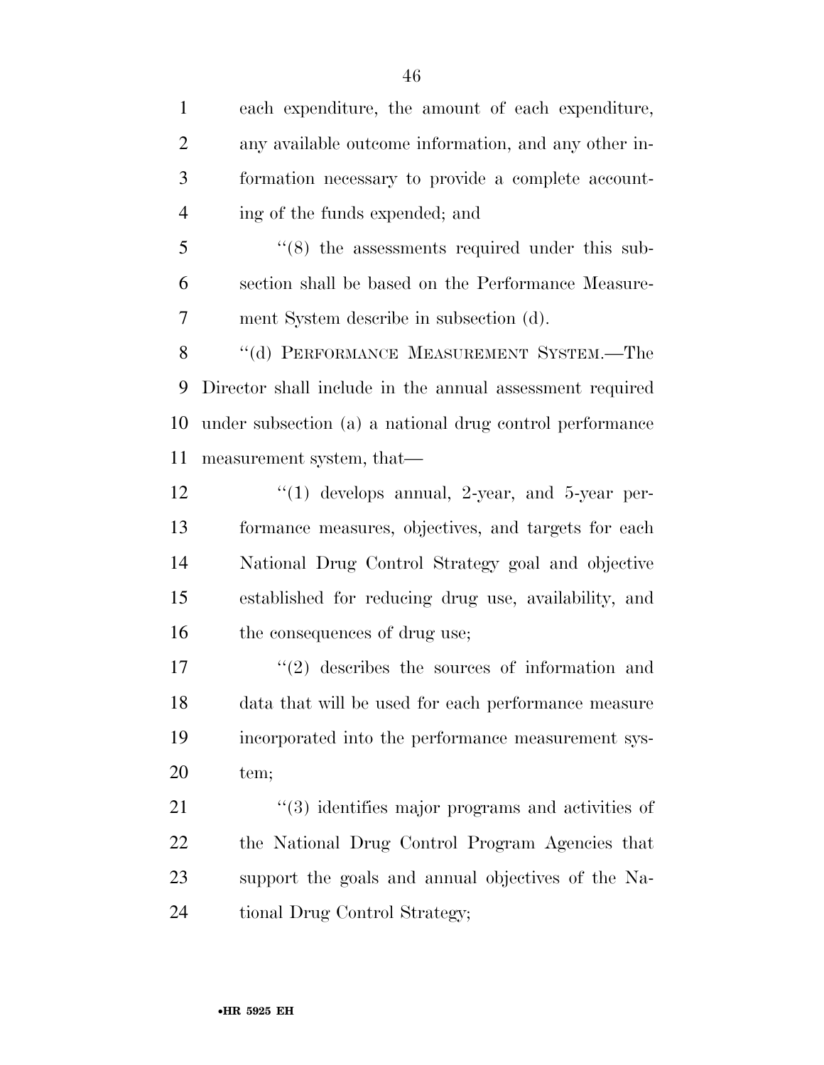each expenditure, the amount of each expenditure, any available outcome information, and any other information necessary to provide a complete accounting of the funds expended; and

''(8) the assessments required under this subsection shall be based on the Performance Measurement System describe in subsection (d).

''(d) PERFORMANCE MEASUREMENT SYSTEM.—The Director shall include in the annual assessment required under subsection (a) a national drug control performance measurement system, that—

''(1) develops annual, 2-year, and 5-year performance measures, objectives, and targets for each National Drug Control Strategy goal and objective established for reducing drug use, availability, and the consequences of drug use;

''(2) describes the sources of information and data that will be used for each performance measure incorporated into the performance measurement system;

''(3) identifies major programs and activities of the National Drug Control Program Agencies that support the goals and annual objectives of the National Drug Control Strategy;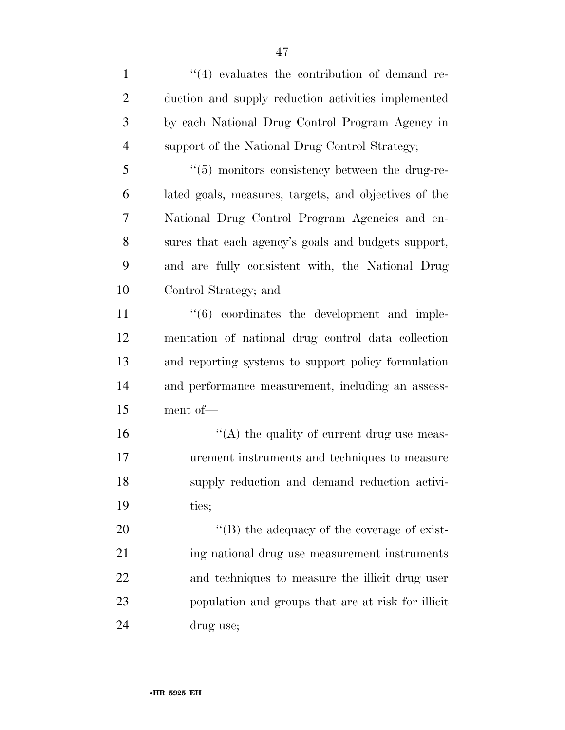''(4) evaluates the contribution of demand reduction and supply reduction activities implemented by each National Drug Control Program Agency in support of the National Drug Control Strategy;

''(5) monitors consistency between the drug-related goals, measures, targets, and objectives of the National Drug Control Program Agencies and ensures that each agency's goals and budgets support, and are fully consistent with, the National Drug Control Strategy; and

''(6) coordinates the development and implementation of national drug control data collection and reporting systems to support policy formulation and performance measurement, including an assessment of—

''(A) the quality of current drug use measurement instruments and techniques to measure supply reduction and demand reduction activities;

''(B) the adequacy of the coverage of existing national drug use measurement instruments and techniques to measure the illicit drug user population and groups that are at risk for illicit drug use;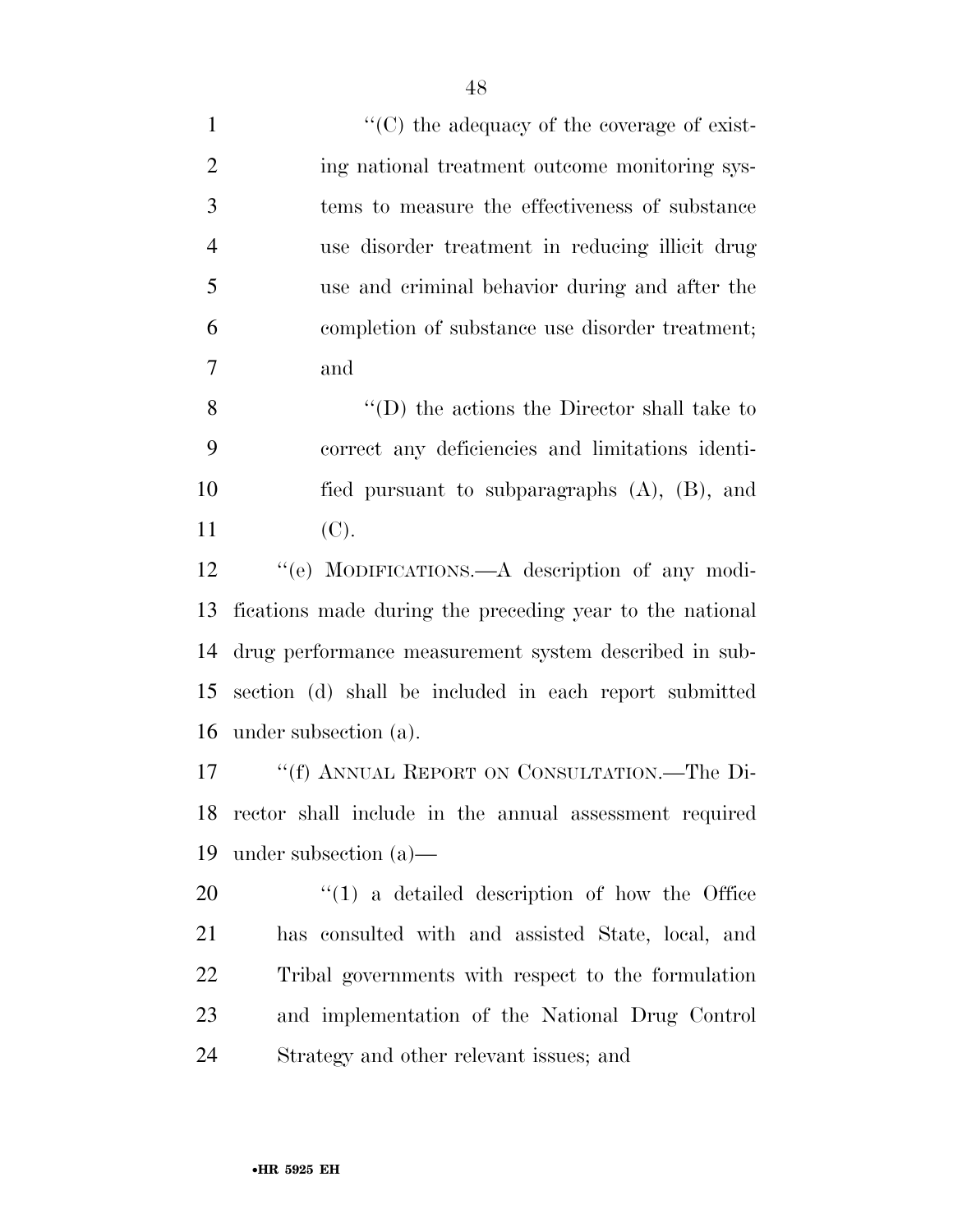''(C) the adequacy of the coverage of existing national treatment outcome monitoring systems to measure the effectiveness of substance use disorder treatment in reducing illicit drug use and criminal behavior during and after the completion of substance use disorder treatment; and

''(D) the actions the Director shall take to correct any deficiencies and limitations identified pursuant to subparagraphs (A), (B), and (C).

''(e) MODIFICATIONS.—A description of any modifications made during the preceding year to the national drug performance measurement system described in subsection (d) shall be included in each report submitted under subsection (a).

''(f) ANNUAL REPORT ON CONSULTATION.—The Director shall include in the annual assessment required under subsection (a)—

''(1) a detailed description of how the Office has consulted with and assisted State, local, and Tribal governments with respect to the formulation and implementation of the National Drug Control Strategy and other relevant issues; and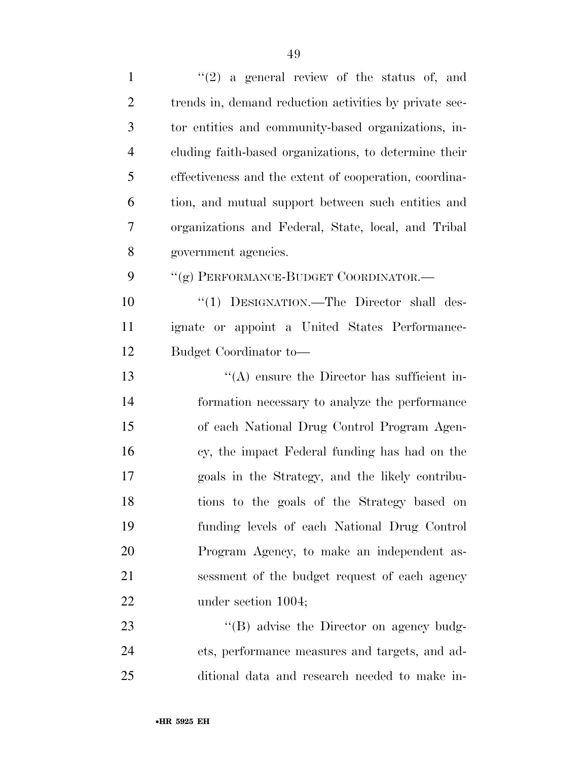"(2) a general review of the status of, and trends in, demand reduction activities by private sector entities and community-based organizations, including faith-based organizations, to determine their effectiveness and the extent of cooperation, coordination, and mutual support between such entities and organizations and Federal, State, local, and Tribal government agencies.

"(g) PERFORMANCE-BUDGET COORDINATOR.—

"(1) DESIGNATION.—The Director shall designate or appoint a United States Performance-Budget Coordinator to—

"(A) ensure the Director has sufficient information necessary to analyze the performance of each National Drug Control Program Agency, the impact Federal funding has had on the goals in the Strategy, and the likely contributions to the goals of the Strategy based on funding levels of each National Drug Control Program Agency, to make an independent assessment of the budget request of each agency under section 1004;

"(B) advise the Director on agency budgets, performance measures and targets, and additional data and research needed to make in-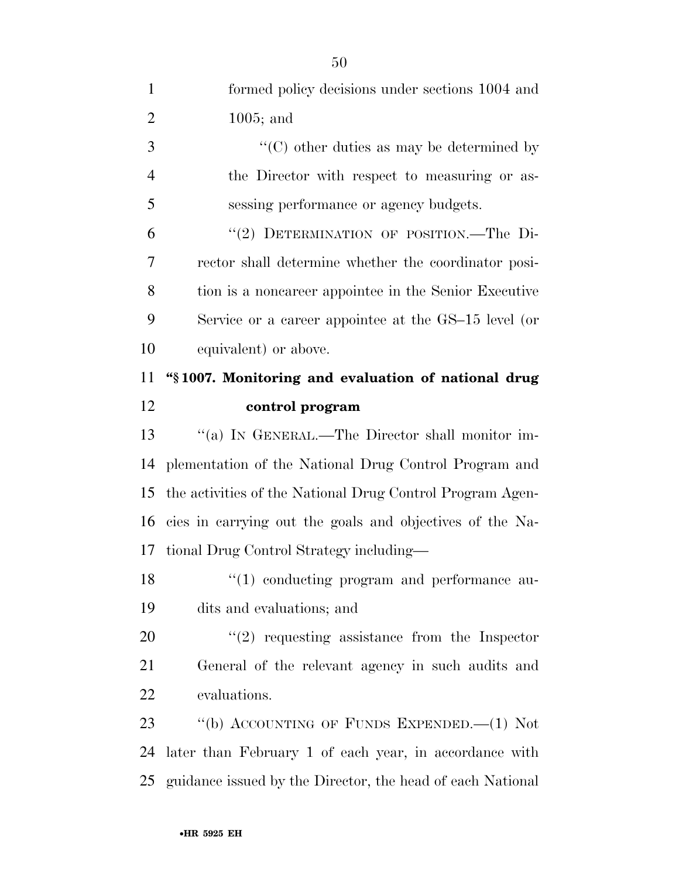formed policy decisions under sections 1004 and 1005; and

"(C) other duties as may be determined by the Director with respect to measuring or assessing performance or agency budgets.

"(2) DETERMINATION OF POSITION.—The Director shall determine whether the coordinator position is a noncareer appointee in the Senior Executive Service or a career appointee at the GS–15 level (or equivalent) or above.

**"§ 1007. Monitoring and evaluation of national drug control program**

"(a) IN GENERAL.—The Director shall monitor implementation of the National Drug Control Program and the activities of the National Drug Control Program Agencies in carrying out the goals and objectives of the National Drug Control Strategy including—

"(1) conducting program and performance audits and evaluations; and

"(2) requesting assistance from the Inspector General of the relevant agency in such audits and evaluations.

"(b) ACCOUNTING OF FUNDS EXPENDED.—(1) Not later than February 1 of each year, in accordance with guidance issued by the Director, the head of each National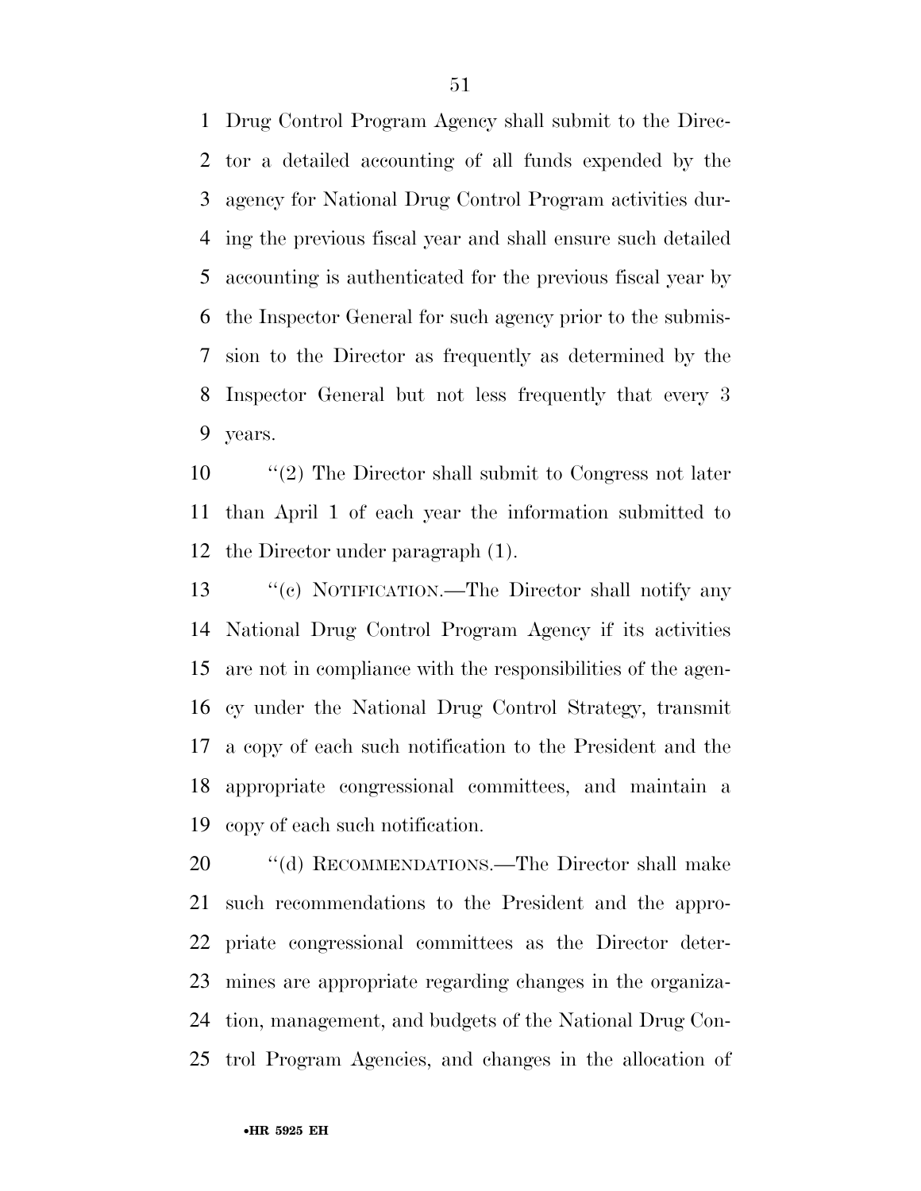Drug Control Program Agency shall submit to the Director a detailed accounting of all funds expended by the agency for National Drug Control Program activities during the previous fiscal year and shall ensure such detailed accounting is authenticated for the previous fiscal year by the Inspector General for such agency prior to the submission to the Director as frequently as determined by the Inspector General but not less frequently that every 3 years.

''(2) The Director shall submit to Congress not later than April 1 of each year the information submitted to the Director under paragraph (1).

''(c) NOTIFICATION.—The Director shall notify any National Drug Control Program Agency if its activities are not in compliance with the responsibilities of the agency under the National Drug Control Strategy, transmit a copy of each such notification to the President and the appropriate congressional committees, and maintain a copy of each such notification.

''(d) RECOMMENDATIONS.—The Director shall make such recommendations to the President and the appropriate congressional committees as the Director determines are appropriate regarding changes in the organization, management, and budgets of the National Drug Control Program Agencies, and changes in the allocation of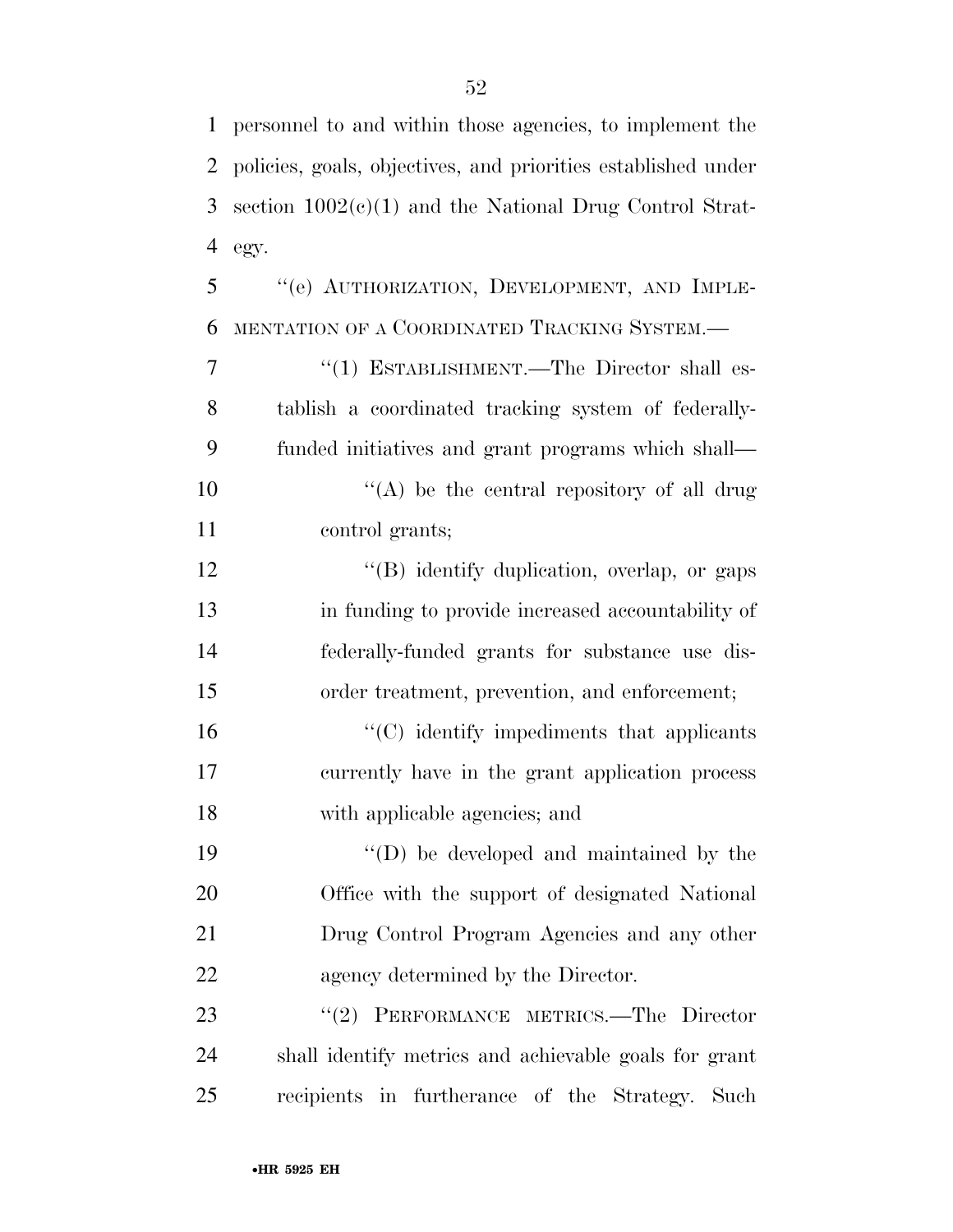personnel to and within those agencies, to implement the policies, goals, objectives, and priorities established under section 1002(c)(1) and the National Drug Control Strategy.

"(e) AUTHORIZATION, DEVELOPMENT, AND IMPLEMENTATION OF A COORDINATED TRACKING SYSTEM.—

"(1) ESTABLISHMENT.—The Director shall establish a coordinated tracking system of federally-funded initiatives and grant programs which shall—

"(A) be the central repository of all drug control grants;

"(B) identify duplication, overlap, or gaps in funding to provide increased accountability of federally-funded grants for substance use disorder treatment, prevention, and enforcement;

"(C) identify impediments that applicants currently have in the grant application process with applicable agencies; and

"(D) be developed and maintained by the Office with the support of designated National Drug Control Program Agencies and any other agency determined by the Director.

"(2) PERFORMANCE METRICS.—The Director shall identify metrics and achievable goals for grant recipients in furtherance of the Strategy. Such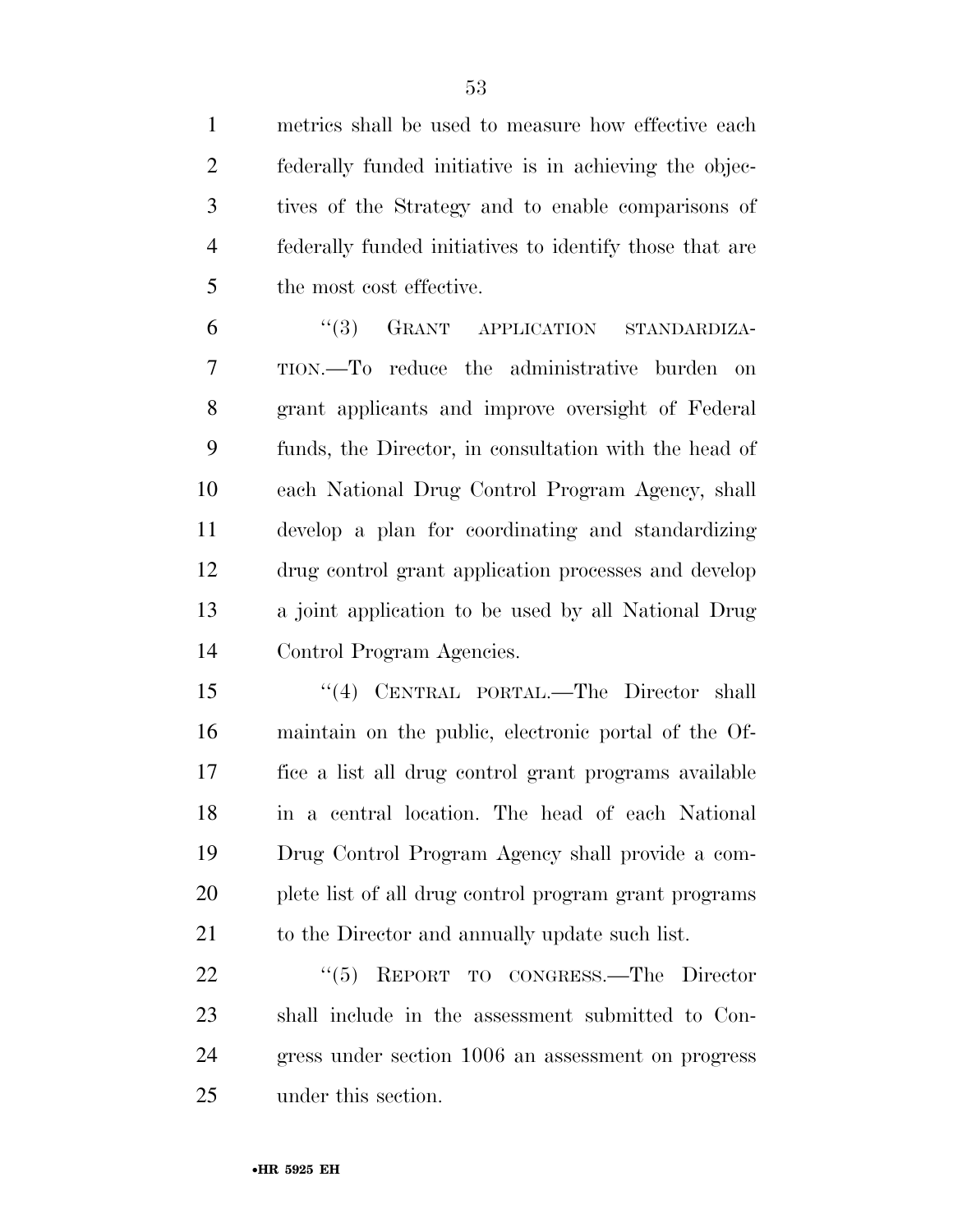metrics shall be used to measure how effective each federally funded initiative is in achieving the objectives of the Strategy and to enable comparisons of federally funded initiatives to identify those that are the most cost effective.

"(3) GRANT APPLICATION STANDARDIZATION.—To reduce the administrative burden on grant applicants and improve oversight of Federal funds, the Director, in consultation with the head of each National Drug Control Program Agency, shall develop a plan for coordinating and standardizing drug control grant application processes and develop a joint application to be used by all National Drug Control Program Agencies.

"(4) CENTRAL PORTAL.—The Director shall maintain on the public, electronic portal of the Office a list all drug control grant programs available in a central location. The head of each National Drug Control Program Agency shall provide a complete list of all drug control program grant programs to the Director and annually update such list.

"(5) REPORT TO CONGRESS.—The Director shall include in the assessment submitted to Congress under section 1006 an assessment on progress under this section.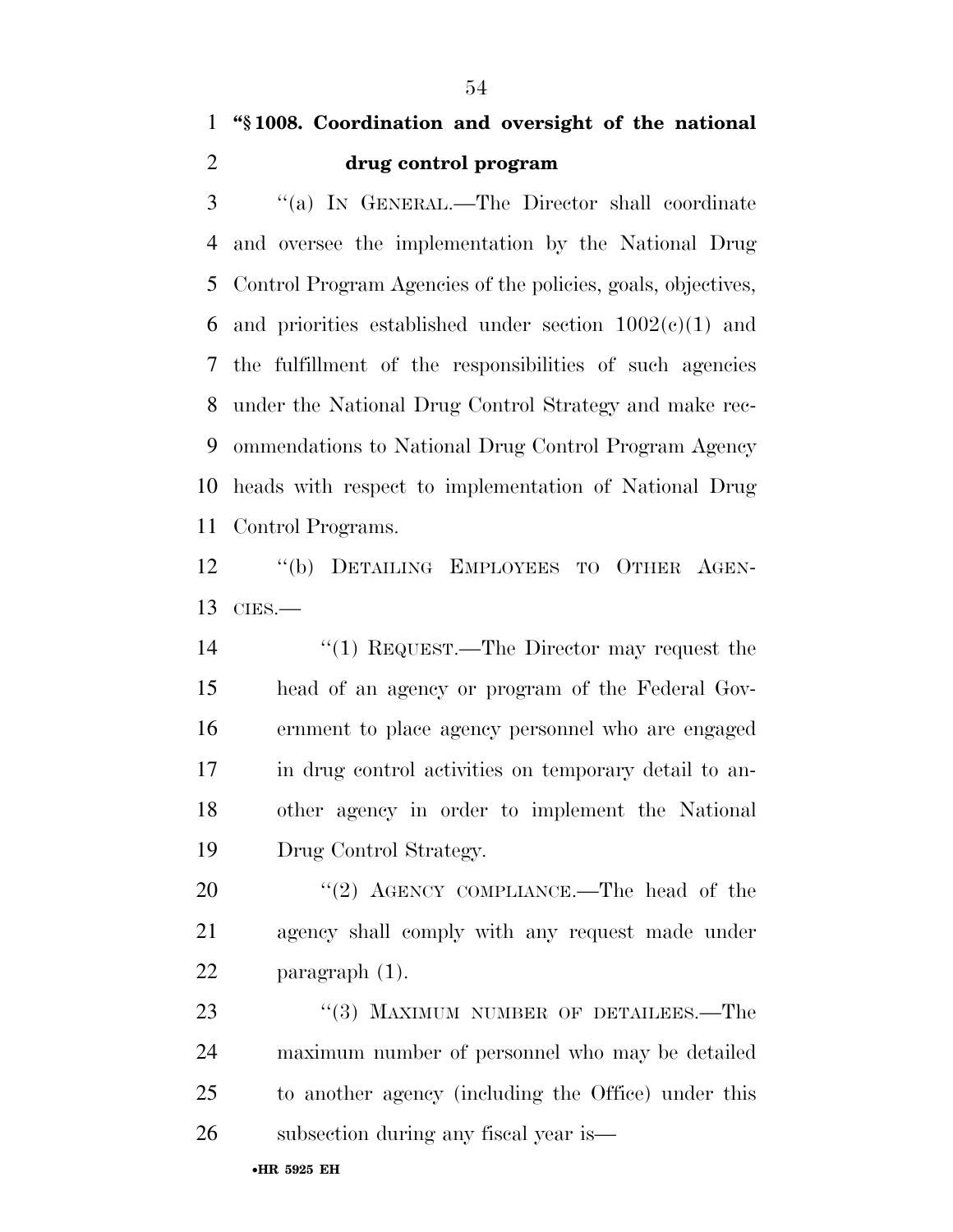**"§ 1008. Coordination and oversight of the national drug control program**

"(a) IN GENERAL.—The Director shall coordinate and oversee the implementation by the National Drug Control Program Agencies of the policies, goals, objectives, and priorities established under section 1002(c)(1) and the fulfillment of the responsibilities of such agencies under the National Drug Control Strategy and make recommendations to National Drug Control Program Agency heads with respect to implementation of National Drug Control Programs.

"(b) DETAILING EMPLOYEES TO OTHER AGENCIES.—

"(1) REQUEST.—The Director may request the head of an agency or program of the Federal Government to place agency personnel who are engaged in drug control activities on temporary detail to another agency in order to implement the National Drug Control Strategy.

"(2) AGENCY COMPLIANCE.—The head of the agency shall comply with any request made under paragraph (1).

"(3) MAXIMUM NUMBER OF DETAILEES.—The maximum number of personnel who may be detailed to another agency (including the Office) under this subsection during any fiscal year is—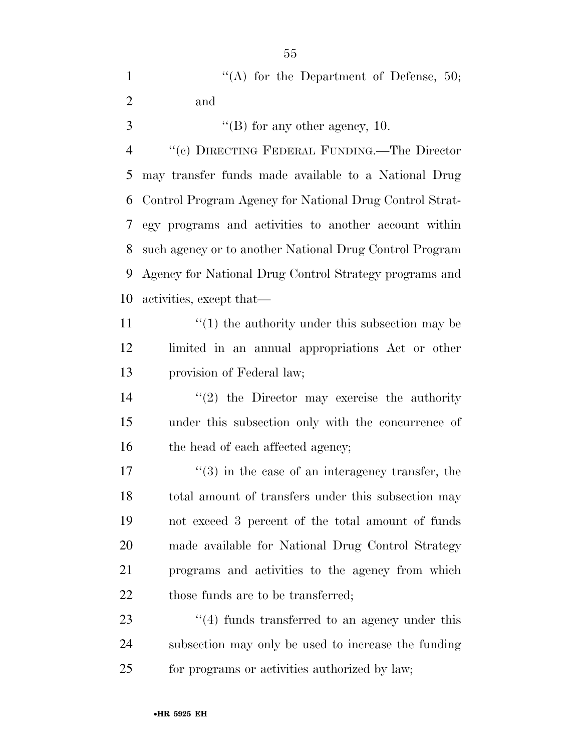''(A) for the Department of Defense, 50; and

''(B) for any other agency, 10.

''(c) DIRECTING FEDERAL FUNDING.—The Director may transfer funds made available to a National Drug Control Program Agency for National Drug Control Strategy programs and activities to another account within such agency or to another National Drug Control Program Agency for National Drug Control Strategy programs and activities, except that—

''(1) the authority under this subsection may be limited in an annual appropriations Act or other provision of Federal law;

''(2) the Director may exercise the authority under this subsection only with the concurrence of the head of each affected agency;

''(3) in the case of an interagency transfer, the total amount of transfers under this subsection may not exceed 3 percent of the total amount of funds made available for National Drug Control Strategy programs and activities to the agency from which those funds are to be transferred;

''(4) funds transferred to an agency under this subsection may only be used to increase the funding for programs or activities authorized by law;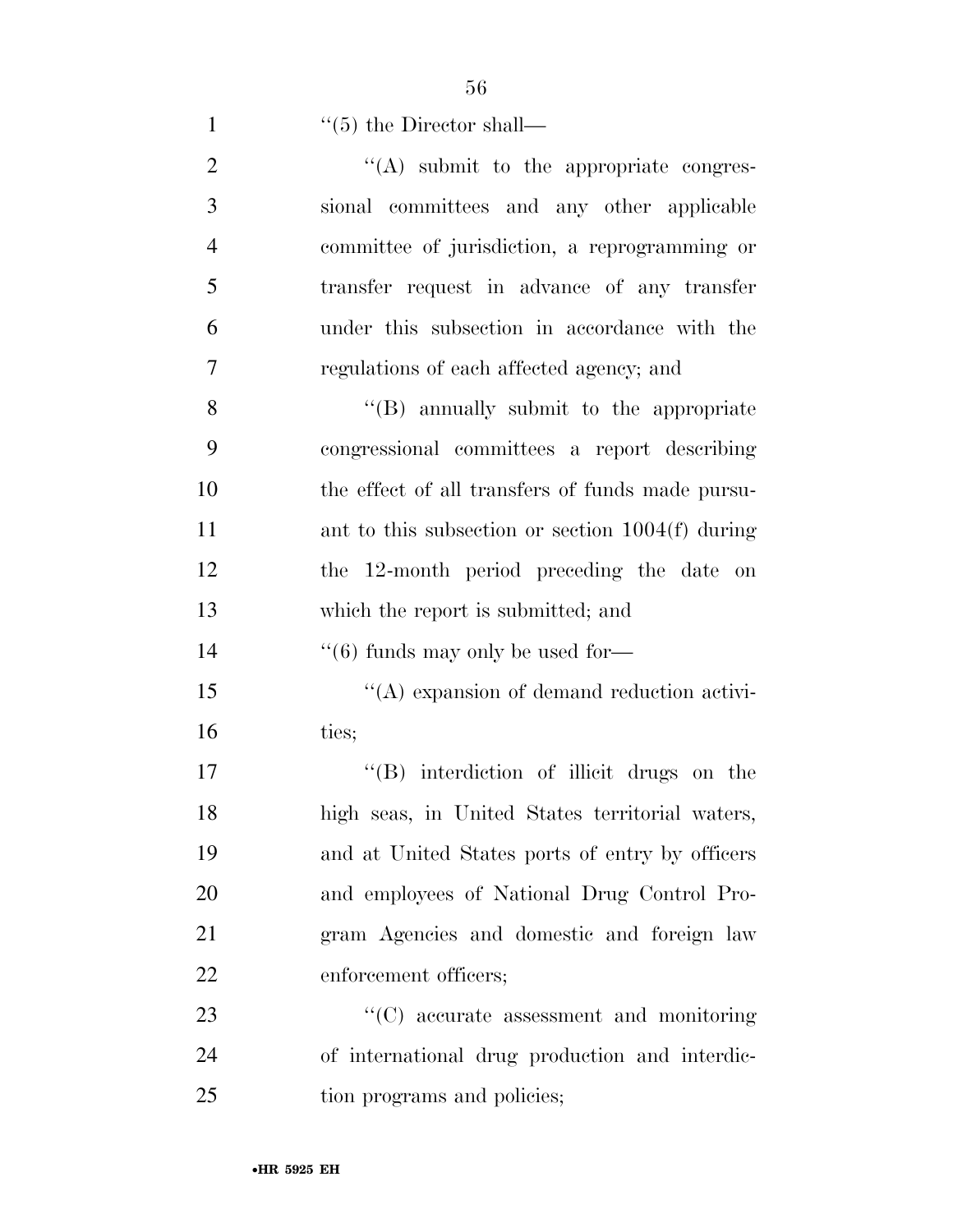''(5) the Director shall—

''(A) submit to the appropriate congressional committees and any other applicable committee of jurisdiction, a reprogramming or transfer request in advance of any transfer under this subsection in accordance with the regulations of each affected agency; and

''(B) annually submit to the appropriate congressional committees a report describing the effect of all transfers of funds made pursuant to this subsection or section 1004(f) during the 12-month period preceding the date on which the report is submitted; and

''(6) funds may only be used for—

''(A) expansion of demand reduction activities;

''(B) interdiction of illicit drugs on the high seas, in United States territorial waters, and at United States ports of entry by officers and employees of National Drug Control Program Agencies and domestic and foreign law enforcement officers;

''(C) accurate assessment and monitoring of international drug production and interdiction programs and policies;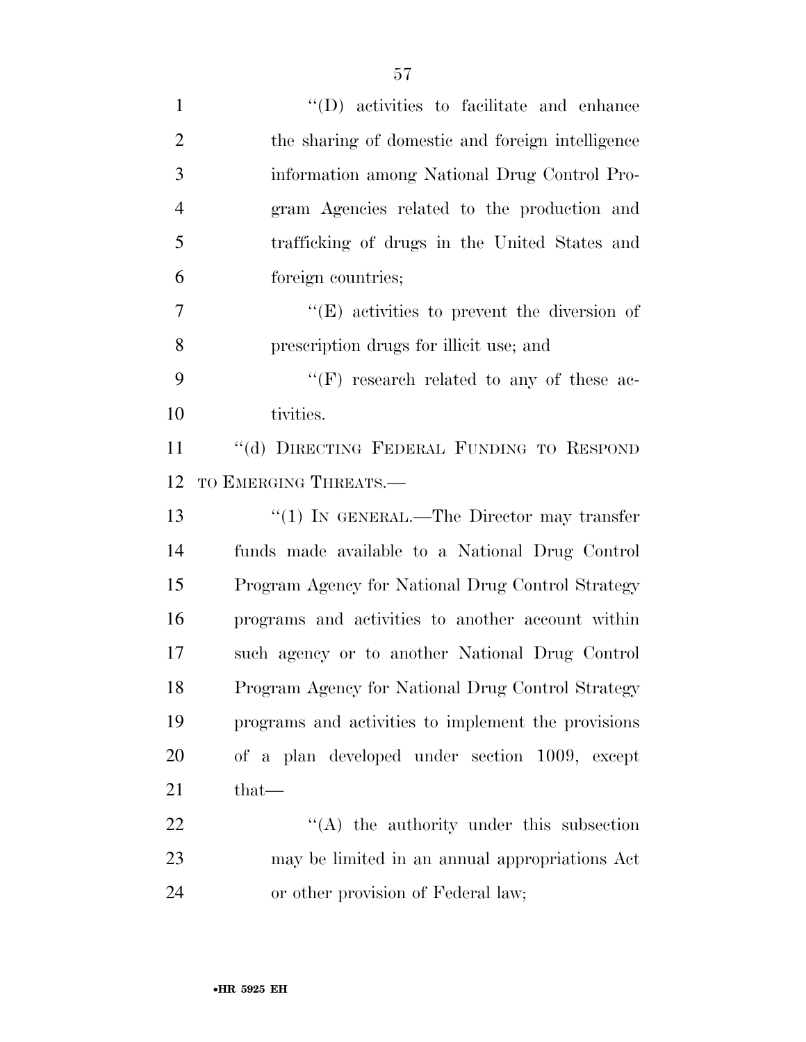''(D) activities to facilitate and enhance the sharing of domestic and foreign intelligence information among National Drug Control Program Agencies related to the production and trafficking of drugs in the United States and foreign countries;

''(E) activities to prevent the diversion of prescription drugs for illicit use; and

''(F) research related to any of these activities.

''(d) DIRECTING FEDERAL FUNDING TO RESPOND TO EMERGING THREATS.—

''(1) IN GENERAL.—The Director may transfer funds made available to a National Drug Control Program Agency for National Drug Control Strategy programs and activities to another account within such agency or to another National Drug Control Program Agency for National Drug Control Strategy programs and activities to implement the provisions of a plan developed under section 1009, except that—

''(A) the authority under this subsection may be limited in an annual appropriations Act or other provision of Federal law;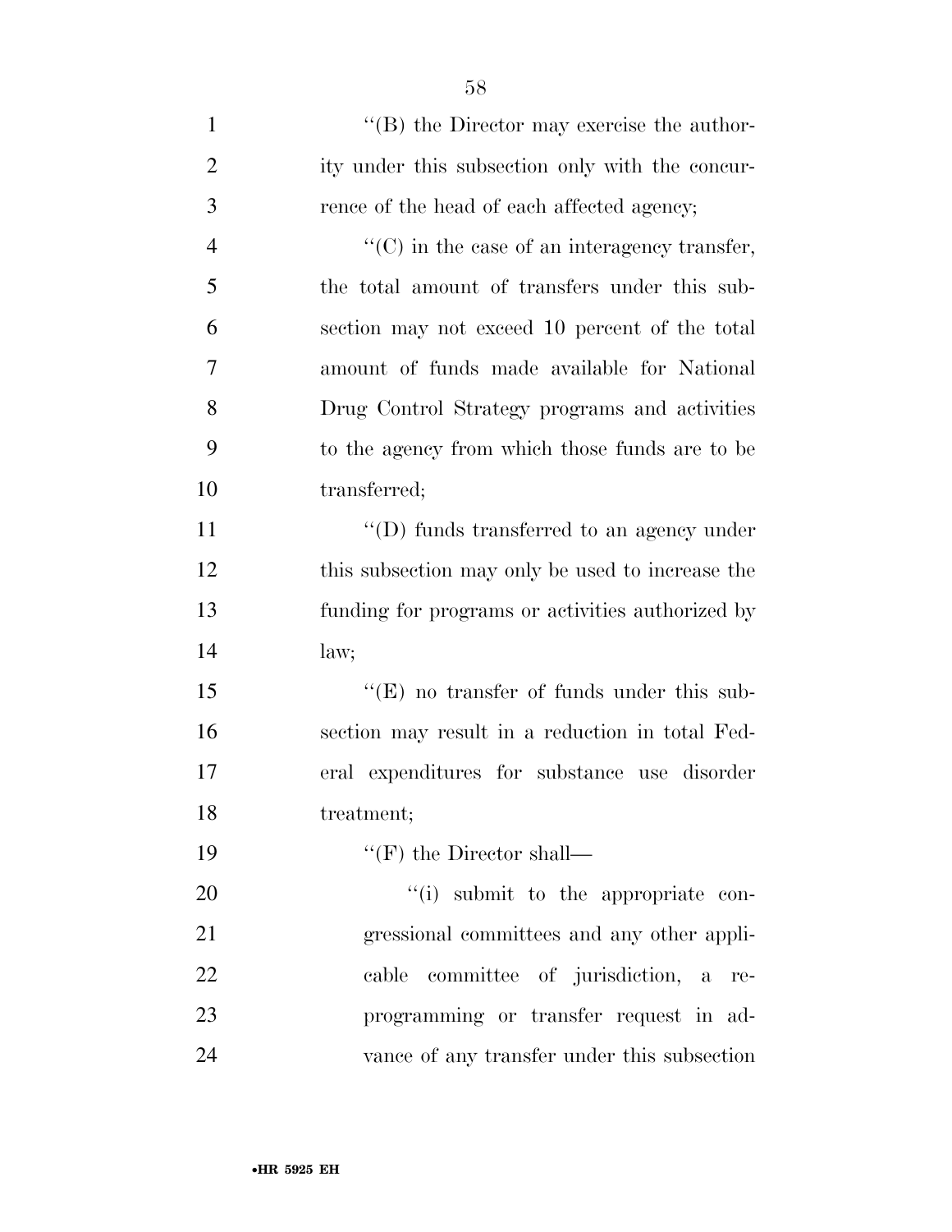''(B) the Director may exercise the authority under this subsection only with the concurrence of the head of each affected agency;

''(C) in the case of an interagency transfer, the total amount of transfers under this subsection may not exceed 10 percent of the total amount of funds made available for National Drug Control Strategy programs and activities to the agency from which those funds are to be transferred;

''(D) funds transferred to an agency under this subsection may only be used to increase the funding for programs or activities authorized by law;

''(E) no transfer of funds under this subsection may result in a reduction in total Federal expenditures for substance use disorder treatment;

''(F) the Director shall—

''(i) submit to the appropriate congressional committees and any other applicable committee of jurisdiction, a reprogramming or transfer request in advance of any transfer under this subsection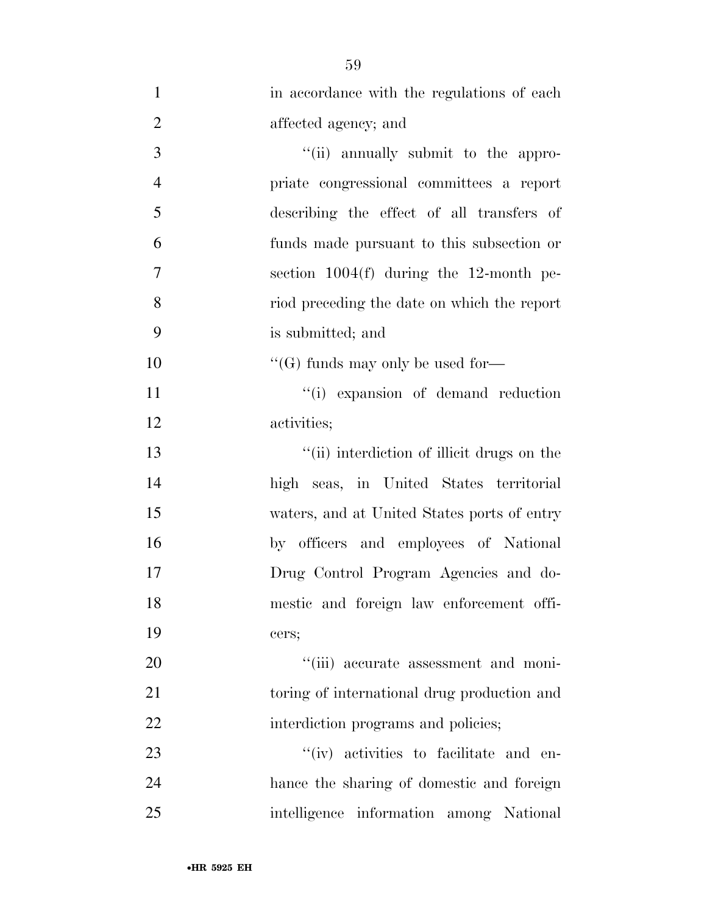in accordance with the regulations of each affected agency; and

''(ii) annually submit to the appropriate congressional committees a report describing the effect of all transfers of funds made pursuant to this subsection or section 1004(f) during the 12-month period preceding the date on which the report is submitted; and

''(G) funds may only be used for—

''(i) expansion of demand reduction activities;

''(ii) interdiction of illicit drugs on the high seas, in United States territorial waters, and at United States ports of entry by officers and employees of National Drug Control Program Agencies and domestic and foreign law enforcement officers;

''(iii) accurate assessment and monitoring of international drug production and interdiction programs and policies;

''(iv) activities to facilitate and enhance the sharing of domestic and foreign intelligence information among National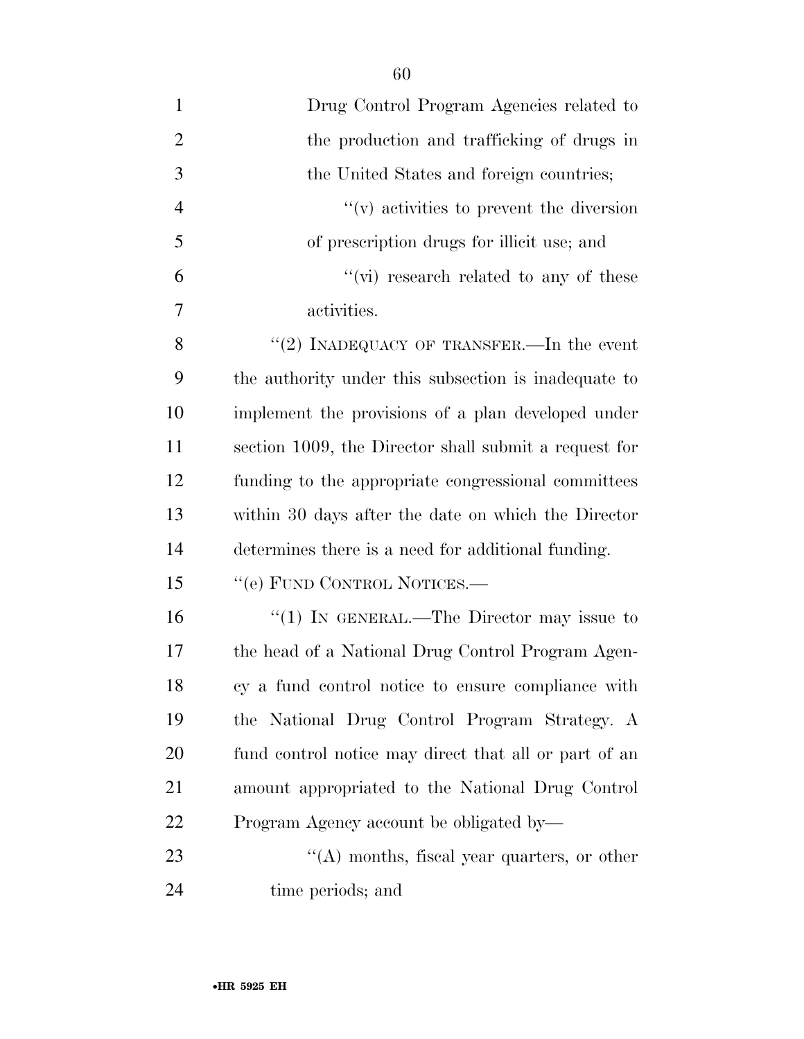Drug Control Program Agencies related to the production and trafficking of drugs in the United States and foreign countries;

"(v) activities to prevent the diversion of prescription drugs for illicit use; and

"(vi) research related to any of these activities.

"(2) INADEQUACY OF TRANSFER.—In the event the authority under this subsection is inadequate to implement the provisions of a plan developed under section 1009, the Director shall submit a request for funding to the appropriate congressional committees within 30 days after the date on which the Director determines there is a need for additional funding.

"(e) FUND CONTROL NOTICES.—

"(1) IN GENERAL.—The Director may issue to the head of a National Drug Control Program Agency a fund control notice to ensure compliance with the National Drug Control Program Strategy. A fund control notice may direct that all or part of an amount appropriated to the National Drug Control Program Agency account be obligated by—

"(A) months, fiscal year quarters, or other time periods; and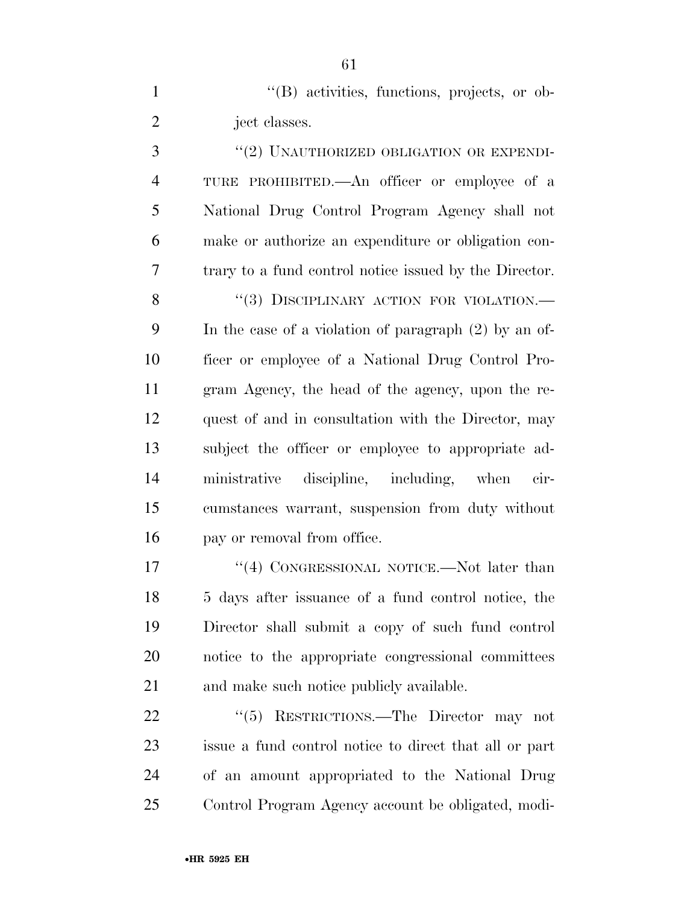''(B) activities, functions, projects, or object classes.

''(2) UNAUTHORIZED OBLIGATION OR EXPENDITURE PROHIBITED.—An officer or employee of a National Drug Control Program Agency shall not make or authorize an expenditure or obligation contrary to a fund control notice issued by the Director.

''(3) DISCIPLINARY ACTION FOR VIOLATION.—In the case of a violation of paragraph (2) by an officer or employee of a National Drug Control Program Agency, the head of the agency, upon the request of and in consultation with the Director, may subject the officer or employee to appropriate administrative discipline, including, when circumstances warrant, suspension from duty without pay or removal from office.

''(4) CONGRESSIONAL NOTICE.—Not later than 5 days after issuance of a fund control notice, the Director shall submit a copy of such fund control notice to the appropriate congressional committees and make such notice publicly available.

''(5) RESTRICTIONS.—The Director may not issue a fund control notice to direct that all or part of an amount appropriated to the National Drug Control Program Agency account be obligated, modi-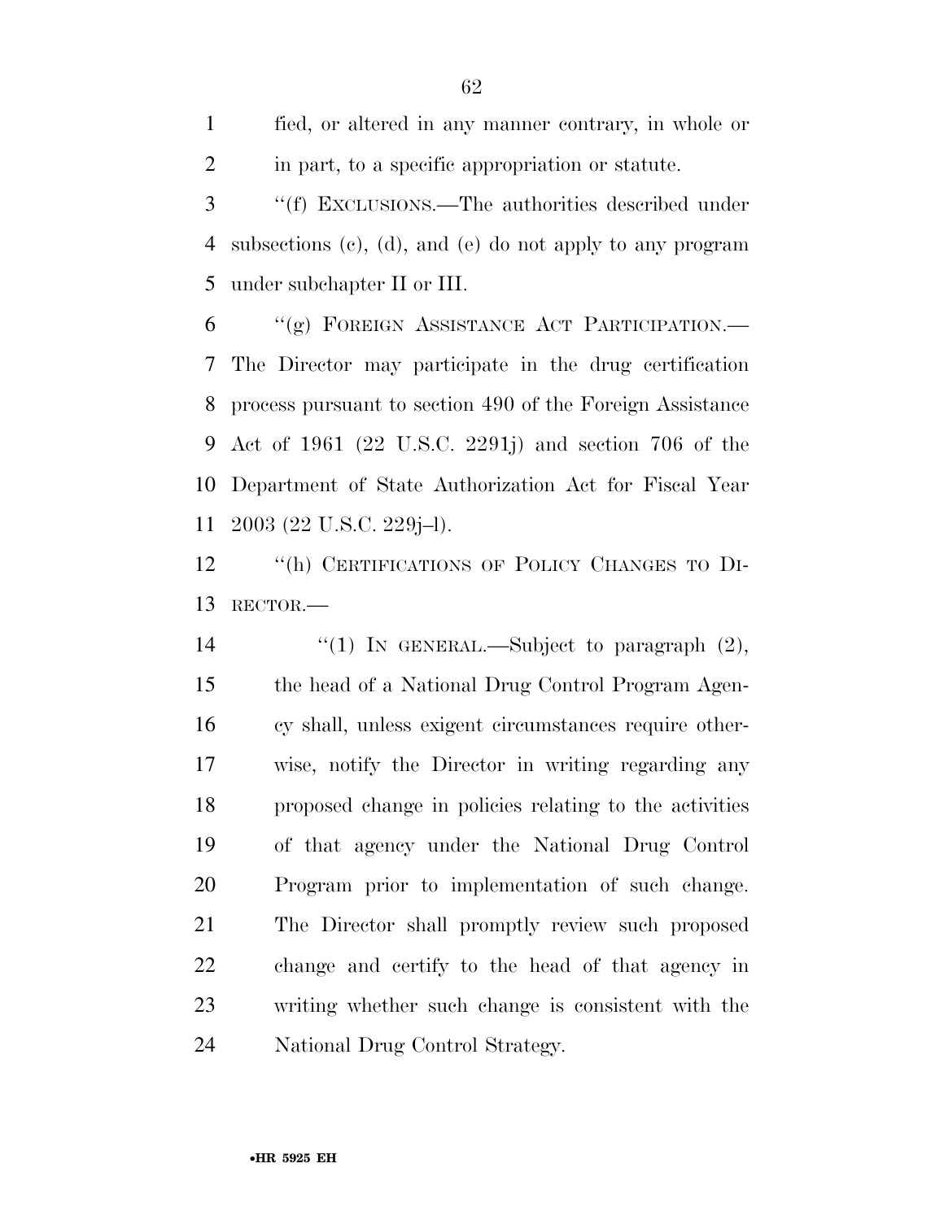fied, or altered in any manner contrary, in whole or in part, to a specific appropriation or statute.

''(f) EXCLUSIONS.—The authorities described under subsections (c), (d), and (e) do not apply to any program under subchapter II or III.

''(g) FOREIGN ASSISTANCE ACT PARTICIPATION.—The Director may participate in the drug certification process pursuant to section 490 of the Foreign Assistance Act of 1961 (22 U.S.C. 2291j) and section 706 of the Department of State Authorization Act for Fiscal Year 2003 (22 U.S.C. 229j–l).

''(h) CERTIFICATIONS OF POLICY CHANGES TO DIRECTOR.—

''(1) IN GENERAL.—Subject to paragraph (2), the head of a National Drug Control Program Agency shall, unless exigent circumstances require otherwise, notify the Director in writing regarding any proposed change in policies relating to the activities of that agency under the National Drug Control Program prior to implementation of such change. The Director shall promptly review such proposed change and certify to the head of that agency in writing whether such change is consistent with the National Drug Control Strategy.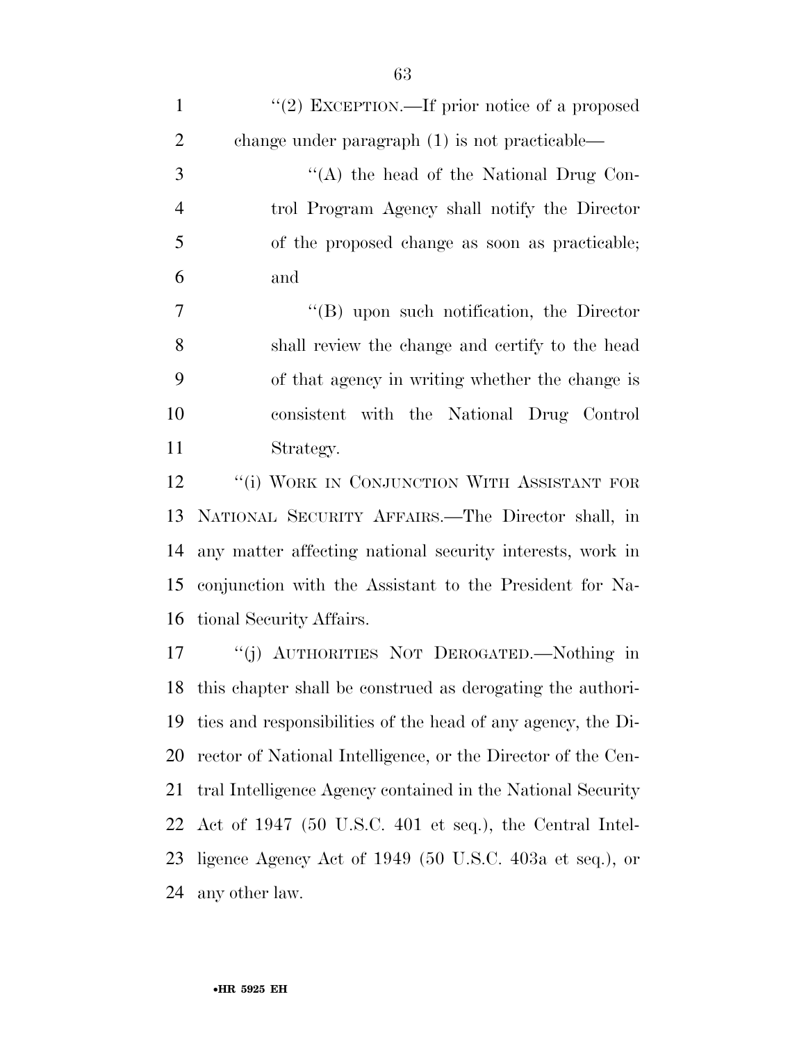''(2) EXCEPTION.—If prior notice of a proposed change under paragraph (1) is not practicable—

''(A) the head of the National Drug Control Program Agency shall notify the Director of the proposed change as soon as practicable; and

''(B) upon such notification, the Director shall review the change and certify to the head of that agency in writing whether the change is consistent with the National Drug Control Strategy.

''(i) WORK IN CONJUNCTION WITH ASSISTANT FOR NATIONAL SECURITY AFFAIRS.—The Director shall, in any matter affecting national security interests, work in conjunction with the Assistant to the President for National Security Affairs.

''(j) AUTHORITIES NOT DEROGATED.—Nothing in this chapter shall be construed as derogating the authorities and responsibilities of the head of any agency, the Director of National Intelligence, or the Director of the Central Intelligence Agency contained in the National Security Act of 1947 (50 U.S.C. 401 et seq.), the Central Intelligence Agency Act of 1949 (50 U.S.C. 403a et seq.), or any other law.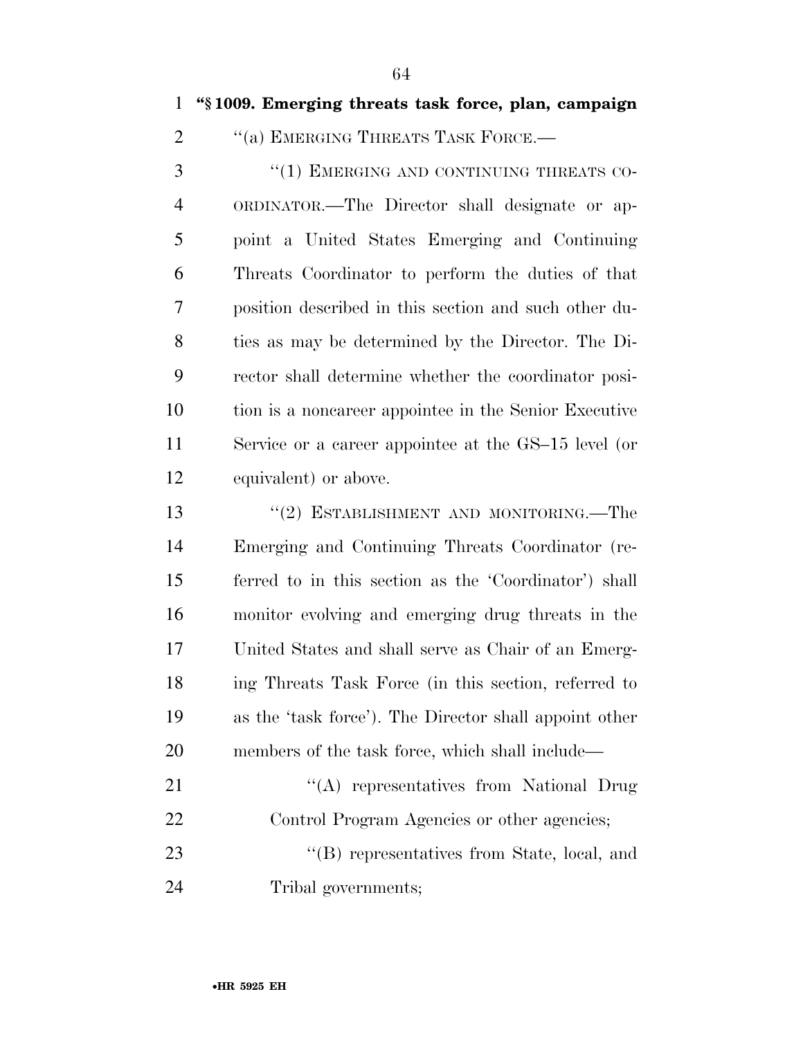**"§ 1009. Emerging threats task force, plan, campaign**

"(a) EMERGING THREATS TASK FORCE.—

"(1) EMERGING AND CONTINUING THREATS COORDINATOR.—The Director shall designate or appoint a United States Emerging and Continuing Threats Coordinator to perform the duties of that position described in this section and such other duties as may be determined by the Director. The Director shall determine whether the coordinator position is a noncareer appointee in the Senior Executive Service or a career appointee at the GS–15 level (or equivalent) or above.

"(2) ESTABLISHMENT AND MONITORING.—The Emerging and Continuing Threats Coordinator (referred to in this section as the 'Coordinator') shall monitor evolving and emerging drug threats in the United States and shall serve as Chair of an Emerging Threats Task Force (in this section, referred to as the 'task force'). The Director shall appoint other members of the task force, which shall include—

"(A) representatives from National Drug Control Program Agencies or other agencies;

"(B) representatives from State, local, and Tribal governments;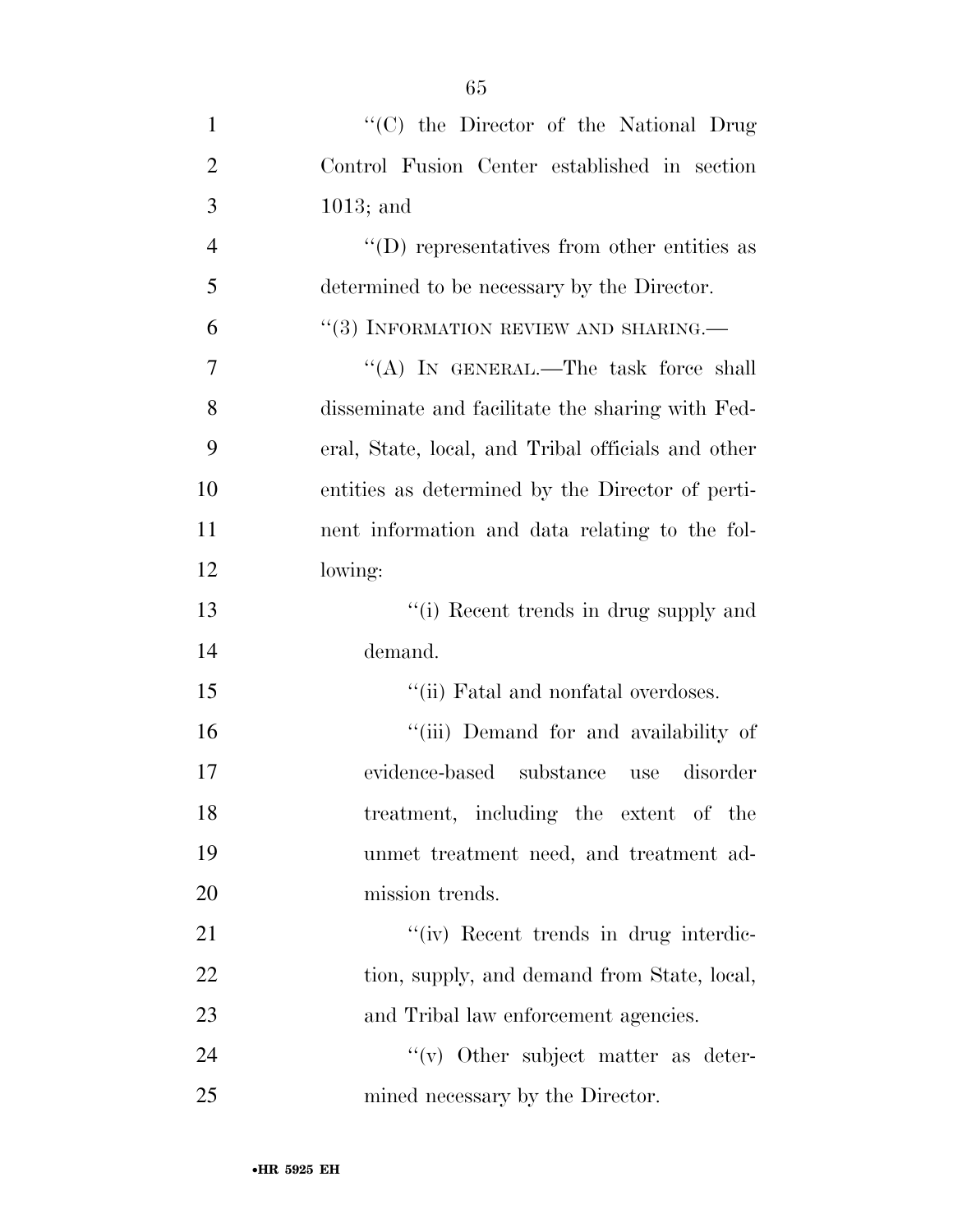"(C) the Director of the National Drug Control Fusion Center established in section 1013; and

"(D) representatives from other entities as determined to be necessary by the Director.

"(3) INFORMATION REVIEW AND SHARING.—

"(A) IN GENERAL.—The task force shall disseminate and facilitate the sharing with Federal, State, local, and Tribal officials and other entities as determined by the Director of pertinent information and data relating to the following:

"(i) Recent trends in drug supply and demand.

"(ii) Fatal and nonfatal overdoses.

"(iii) Demand for and availability of evidence-based substance use disorder treatment, including the extent of the unmet treatment need, and treatment admission trends.

"(iv) Recent trends in drug interdiction, supply, and demand from State, local, and Tribal law enforcement agencies.

"(v) Other subject matter as determined necessary by the Director.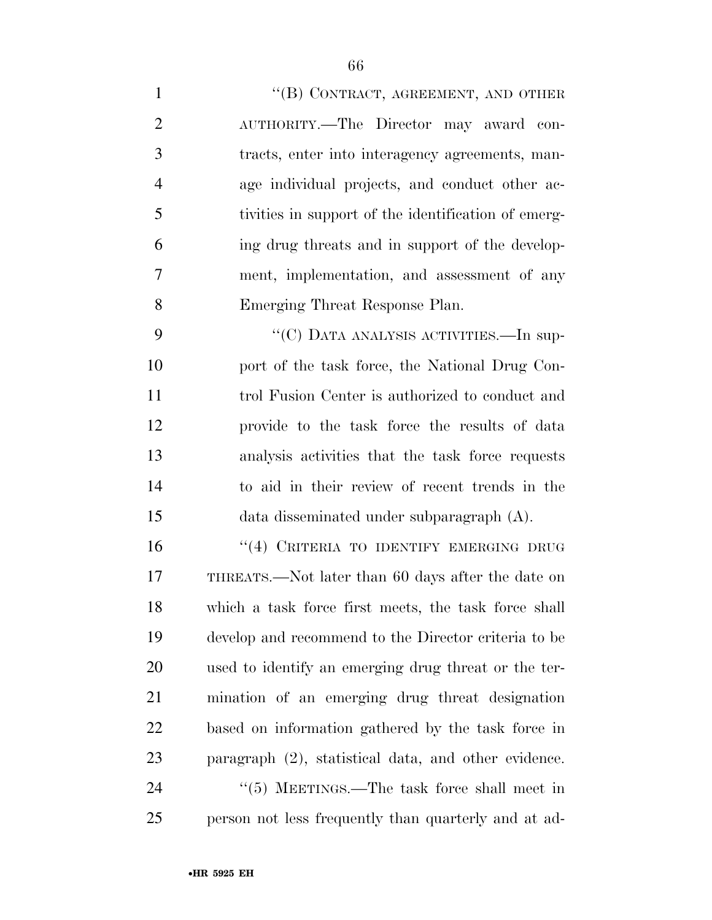"(B) CONTRACT, AGREEMENT, AND OTHER AUTHORITY.—The Director may award contracts, enter into interagency agreements, manage individual projects, and conduct other activities in support of the identification of emerging drug threats and in support of the development, implementation, and assessment of any Emerging Threat Response Plan.

"(C) DATA ANALYSIS ACTIVITIES.—In support of the task force, the National Drug Control Fusion Center is authorized to conduct and provide to the task force the results of data analysis activities that the task force requests to aid in their review of recent trends in the data disseminated under subparagraph (A).

"(4) CRITERIA TO IDENTIFY EMERGING DRUG THREATS.—Not later than 60 days after the date on which a task force first meets, the task force shall develop and recommend to the Director criteria to be used to identify an emerging drug threat or the termination of an emerging drug threat designation based on information gathered by the task force in paragraph (2), statistical data, and other evidence.

"(5) MEETINGS.—The task force shall meet in person not less frequently than quarterly and at ad-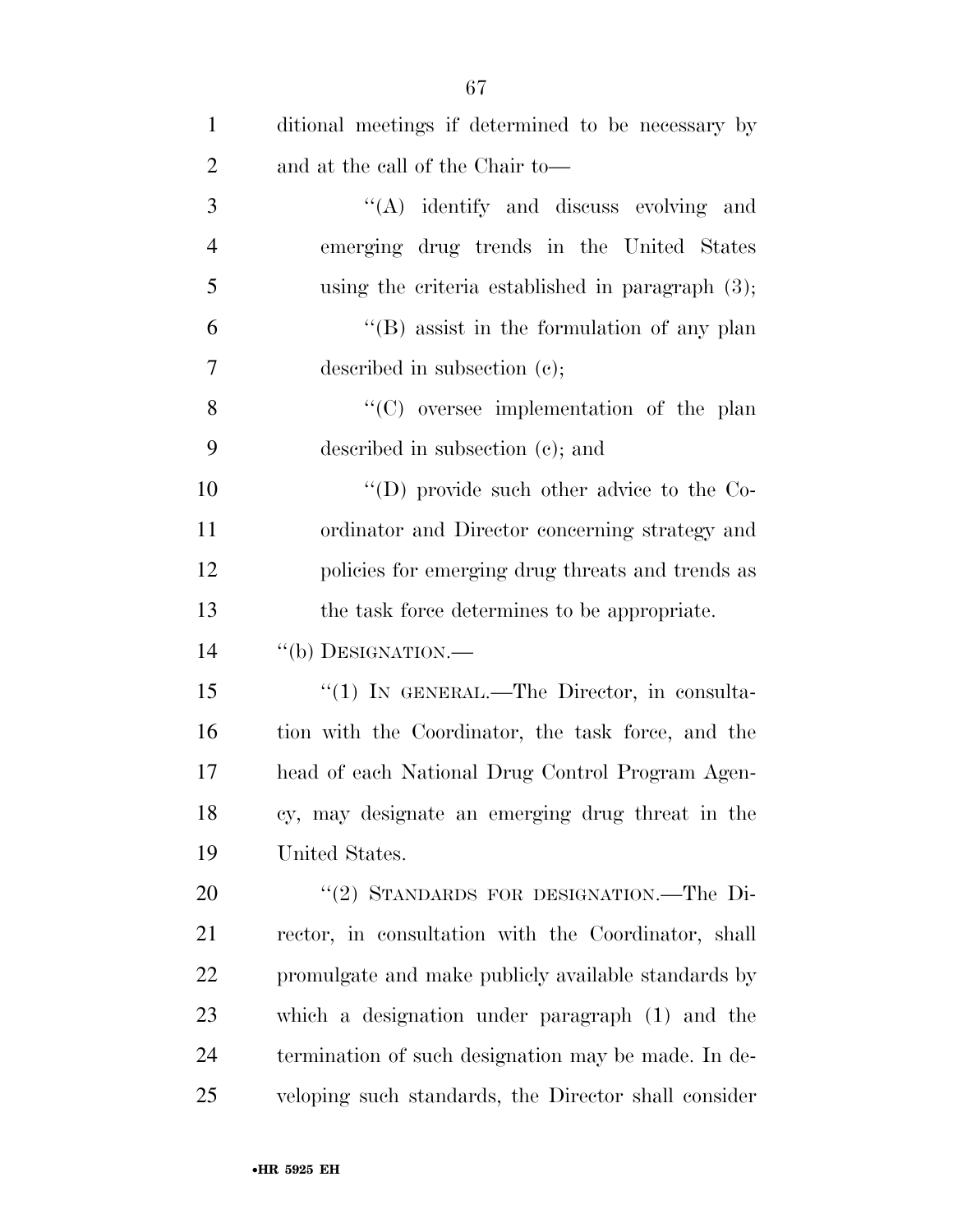ditional meetings if determined to be necessary by and at the call of the Chair to—

"(A) identify and discuss evolving and emerging drug trends in the United States using the criteria established in paragraph (3);

"(B) assist in the formulation of any plan described in subsection (c);

"(C) oversee implementation of the plan described in subsection (c); and

"(D) provide such other advice to the Coordinator and Director concerning strategy and policies for emerging drug threats and trends as the task force determines to be appropriate.

"(b) DESIGNATION.—

"(1) IN GENERAL.—The Director, in consultation with the Coordinator, the task force, and the head of each National Drug Control Program Agency, may designate an emerging drug threat in the United States.

"(2) STANDARDS FOR DESIGNATION.—The Director, in consultation with the Coordinator, shall promulgate and make publicly available standards by which a designation under paragraph (1) and the termination of such designation may be made. In developing such standards, the Director shall consider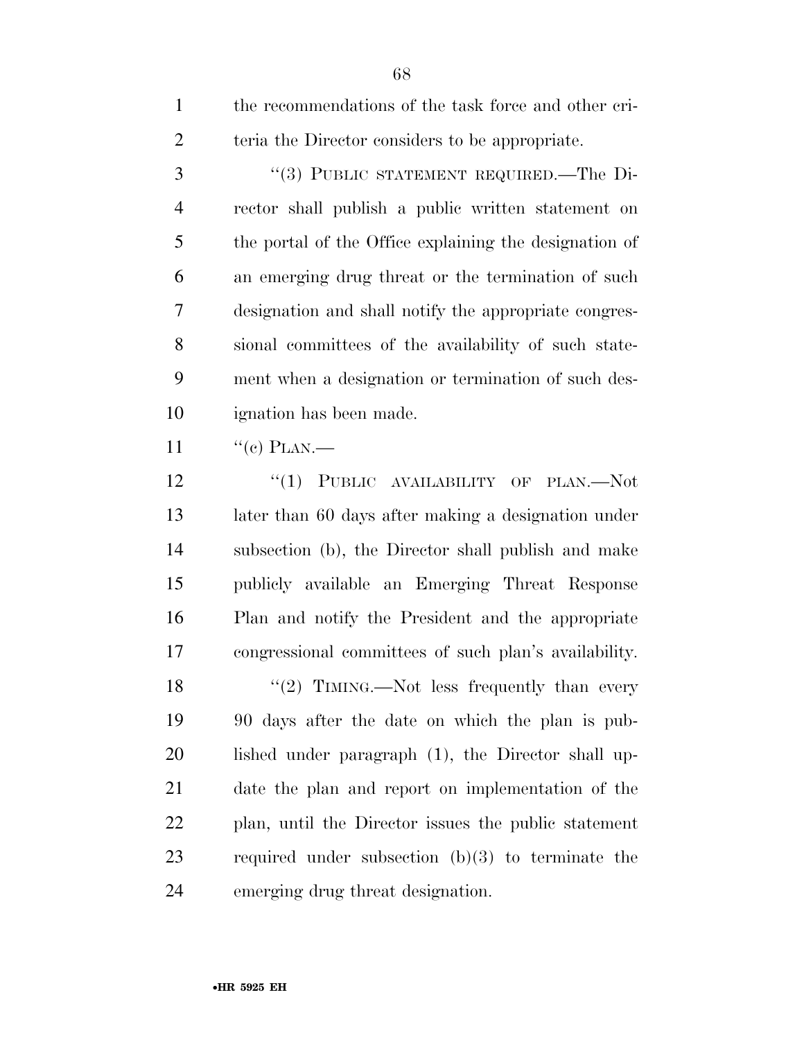the recommendations of the task force and other criteria the Director considers to be appropriate.

"(3) PUBLIC STATEMENT REQUIRED.—The Director shall publish a public written statement on the portal of the Office explaining the designation of an emerging drug threat or the termination of such designation and shall notify the appropriate congressional committees of the availability of such statement when a designation or termination of such designation has been made.

"(c) PLAN.—

"(1) PUBLIC AVAILABILITY OF PLAN.—Not later than 60 days after making a designation under subsection (b), the Director shall publish and make publicly available an Emerging Threat Response Plan and notify the President and the appropriate congressional committees of such plan's availability.

"(2) TIMING.—Not less frequently than every 90 days after the date on which the plan is published under paragraph (1), the Director shall update the plan and report on implementation of the plan, until the Director issues the public statement required under subsection (b)(3) to terminate the emerging drug threat designation.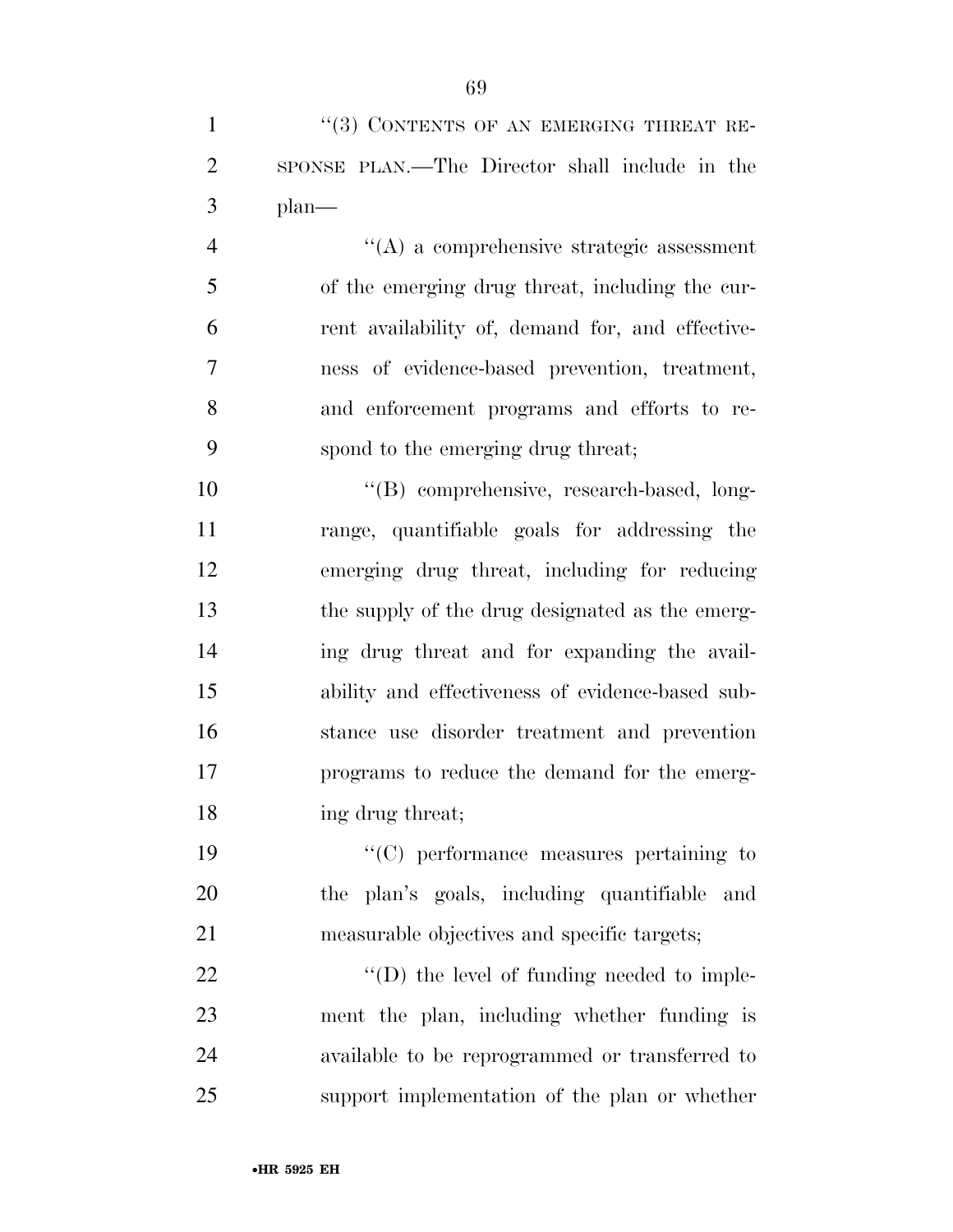"(3) CONTENTS OF AN EMERGING THREAT RESPONSE PLAN.—The Director shall include in the plan—

"(A) a comprehensive strategic assessment of the emerging drug threat, including the current availability of, demand for, and effectiveness of evidence-based prevention, treatment, and enforcement programs and efforts to respond to the emerging drug threat;

"(B) comprehensive, research-based, long-range, quantifiable goals for addressing the emerging drug threat, including for reducing the supply of the drug designated as the emerging drug threat and for expanding the availability and effectiveness of evidence-based substance use disorder treatment and prevention programs to reduce the demand for the emerging drug threat;

"(C) performance measures pertaining to the plan's goals, including quantifiable and measurable objectives and specific targets;

"(D) the level of funding needed to implement the plan, including whether funding is available to be reprogrammed or transferred to support implementation of the plan or whether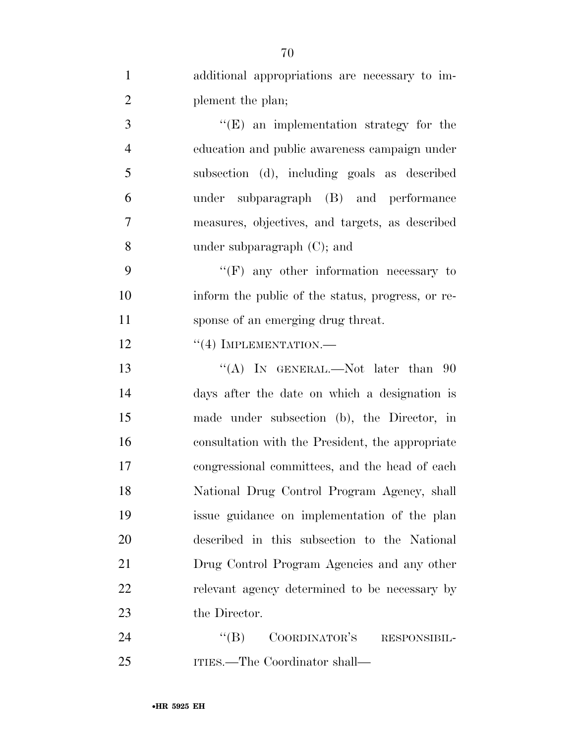additional appropriations are necessary to implement the plan;

"(E) an implementation strategy for the education and public awareness campaign under subsection (d), including goals as described under subparagraph (B) and performance measures, objectives, and targets, as described under subparagraph (C); and

"(F) any other information necessary to inform the public of the status, progress, or response of an emerging drug threat.

"(4) IMPLEMENTATION.—

"(A) IN GENERAL.—Not later than 90 days after the date on which a designation is made under subsection (b), the Director, in consultation with the President, the appropriate congressional committees, and the head of each National Drug Control Program Agency, shall issue guidance on implementation of the plan described in this subsection to the National Drug Control Program Agencies and any other relevant agency determined to be necessary by the Director.

"(B) COORDINATOR'S RESPONSIBILITIES.—The Coordinator shall—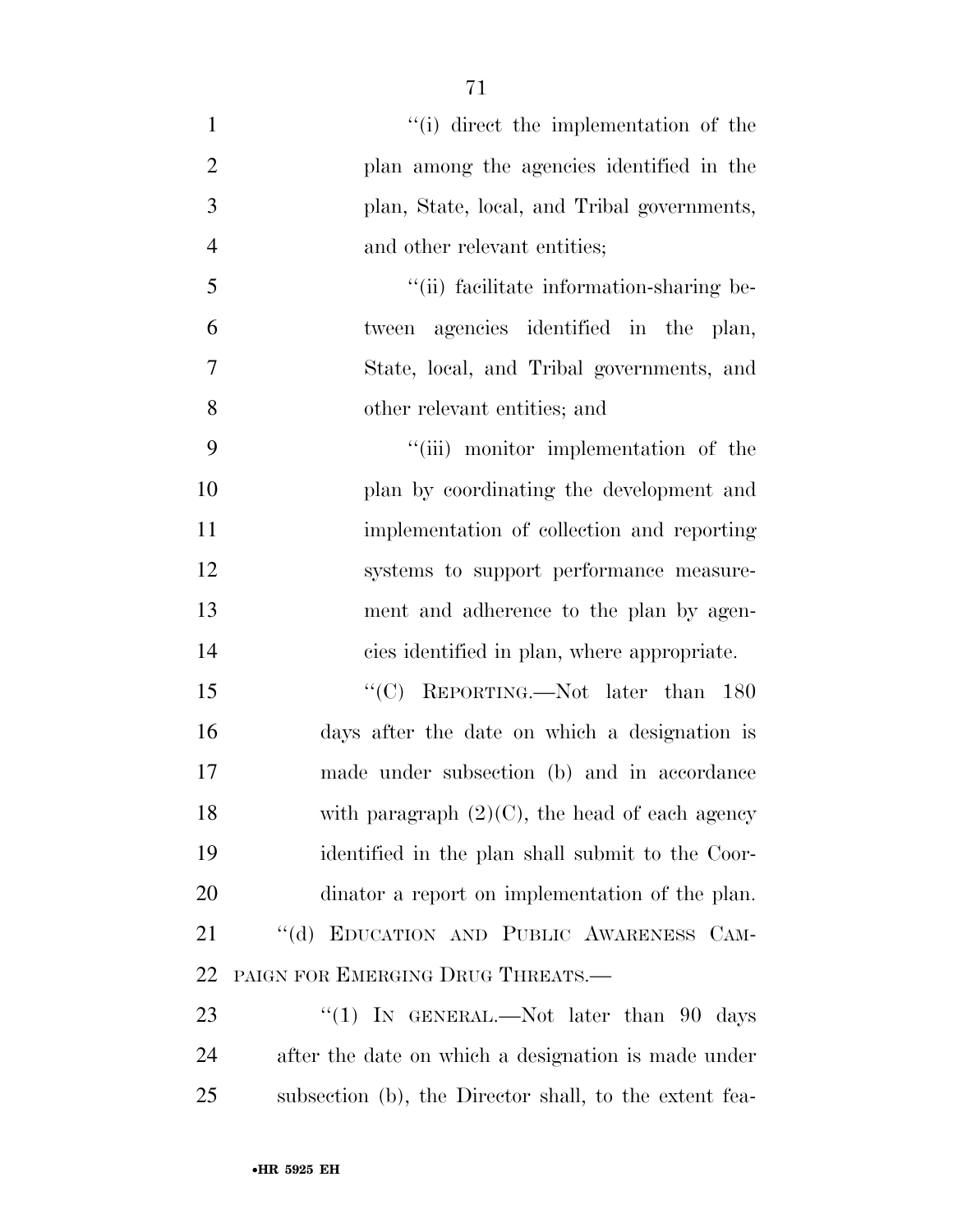"(i) direct the implementation of the plan among the agencies identified in the plan, State, local, and Tribal governments, and other relevant entities;

"(ii) facilitate information-sharing between agencies identified in the plan, State, local, and Tribal governments, and other relevant entities; and

"(iii) monitor implementation of the plan by coordinating the development and implementation of collection and reporting systems to support performance measurement and adherence to the plan by agencies identified in plan, where appropriate.

"(C) REPORTING.—Not later than 180 days after the date on which a designation is made under subsection (b) and in accordance with paragraph (2)(C), the head of each agency identified in the plan shall submit to the Coordinator a report on implementation of the plan.

"(d) EDUCATION AND PUBLIC AWARENESS CAMPAIGN FOR EMERGING DRUG THREATS.—

"(1) IN GENERAL.—Not later than 90 days after the date on which a designation is made under subsection (b), the Director shall, to the extent fea-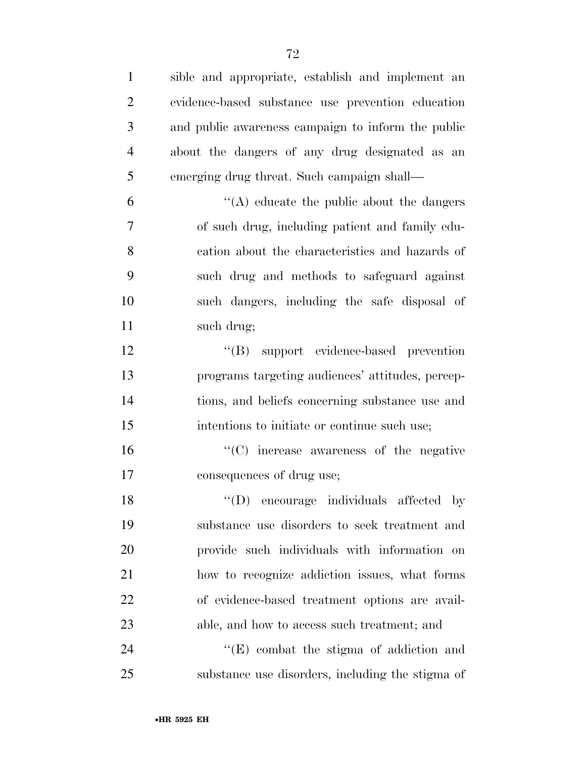sible and appropriate, establish and implement an evidence-based substance use prevention education and public awareness campaign to inform the public about the dangers of any drug designated as an emerging drug threat. Such campaign shall—

''(A) educate the public about the dangers of such drug, including patient and family education about the characteristics and hazards of such drug and methods to safeguard against such dangers, including the safe disposal of such drug;

''(B) support evidence-based prevention programs targeting audiences' attitudes, perceptions, and beliefs concerning substance use and intentions to initiate or continue such use;

''(C) increase awareness of the negative consequences of drug use;

''(D) encourage individuals affected by substance use disorders to seek treatment and provide such individuals with information on how to recognize addiction issues, what forms of evidence-based treatment options are available, and how to access such treatment; and

''(E) combat the stigma of addiction and substance use disorders, including the stigma of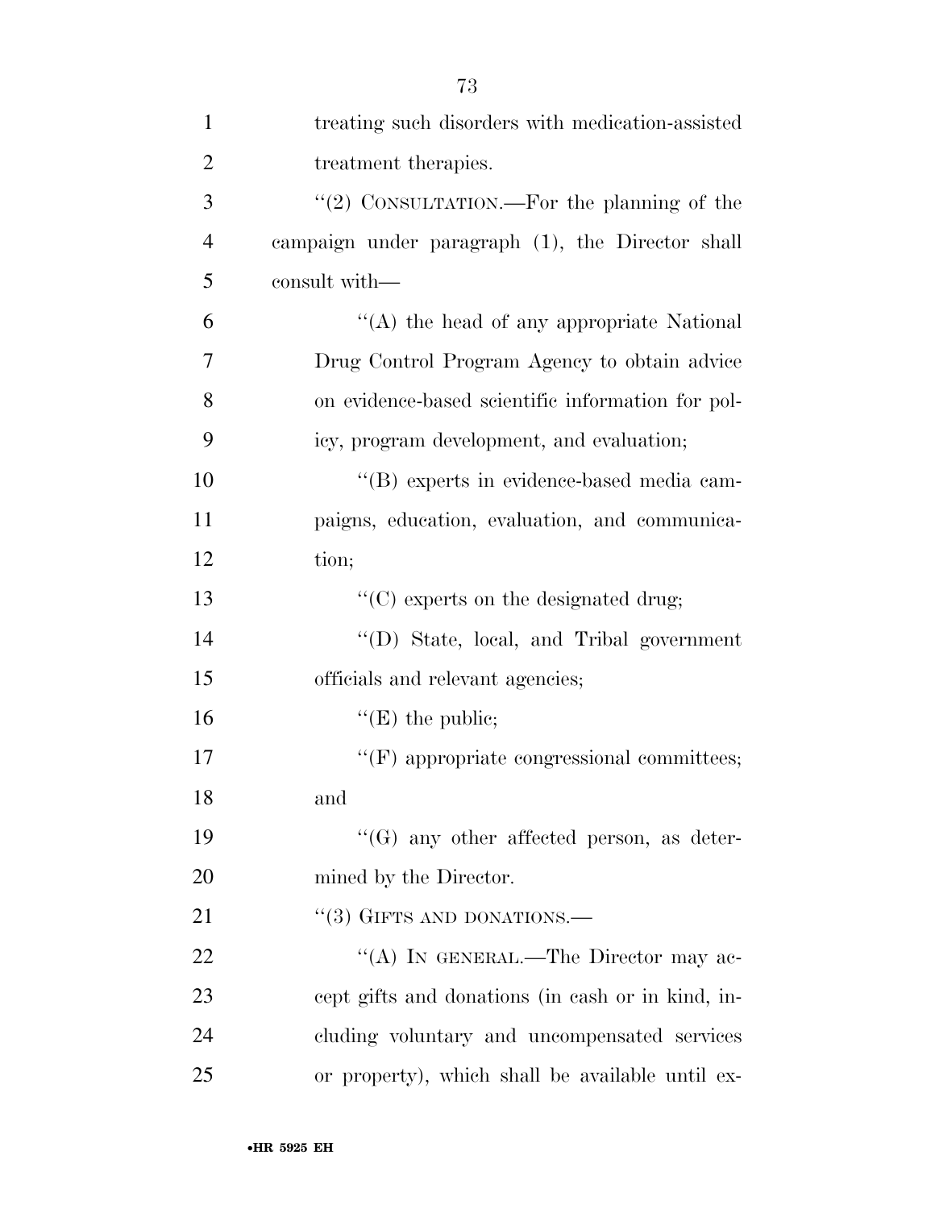treating such disorders with medication-assisted treatment therapies.

''(2) CONSULTATION.—For the planning of the campaign under paragraph (1), the Director shall consult with—

''(A) the head of any appropriate National Drug Control Program Agency to obtain advice on evidence-based scientific information for policy, program development, and evaluation;

''(B) experts in evidence-based media campaigns, education, evaluation, and communication;

''(C) experts on the designated drug;

''(D) State, local, and Tribal government officials and relevant agencies;

''(E) the public;

''(F) appropriate congressional committees; and

''(G) any other affected person, as determined by the Director.

''(3) GIFTS AND DONATIONS.—

''(A) IN GENERAL.—The Director may accept gifts and donations (in cash or in kind, including voluntary and uncompensated services or property), which shall be available until ex-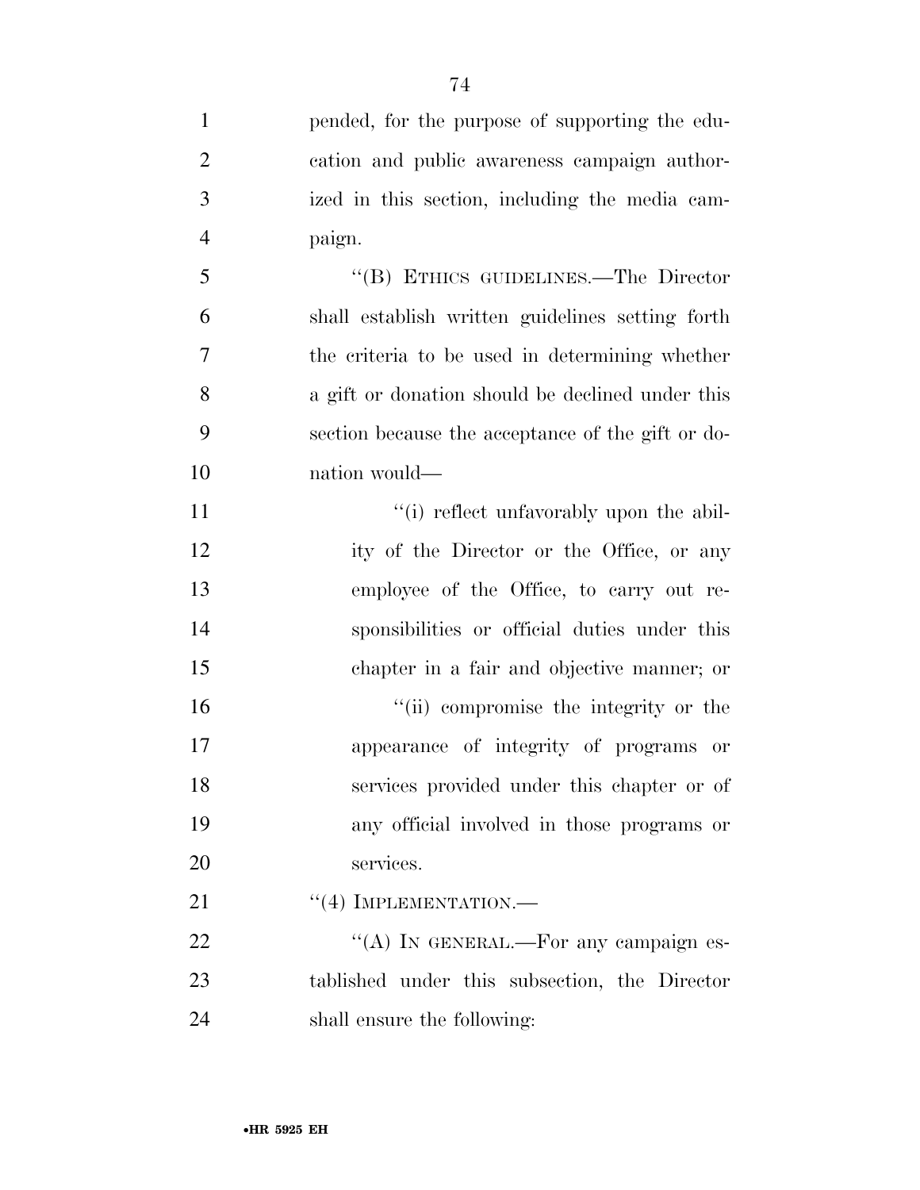pended, for the purpose of supporting the education and public awareness campaign authorized in this section, including the media campaign.

"(B) ETHICS GUIDELINES.—The Director shall establish written guidelines setting forth the criteria to be used in determining whether a gift or donation should be declined under this section because the acceptance of the gift or donation would—

"(i) reflect unfavorably upon the ability of the Director or the Office, or any employee of the Office, to carry out responsibilities or official duties under this chapter in a fair and objective manner; or

"(ii) compromise the integrity or the appearance of integrity of programs or services provided under this chapter or of any official involved in those programs or services.

"(4) IMPLEMENTATION.—

"(A) IN GENERAL.—For any campaign established under this subsection, the Director shall ensure the following: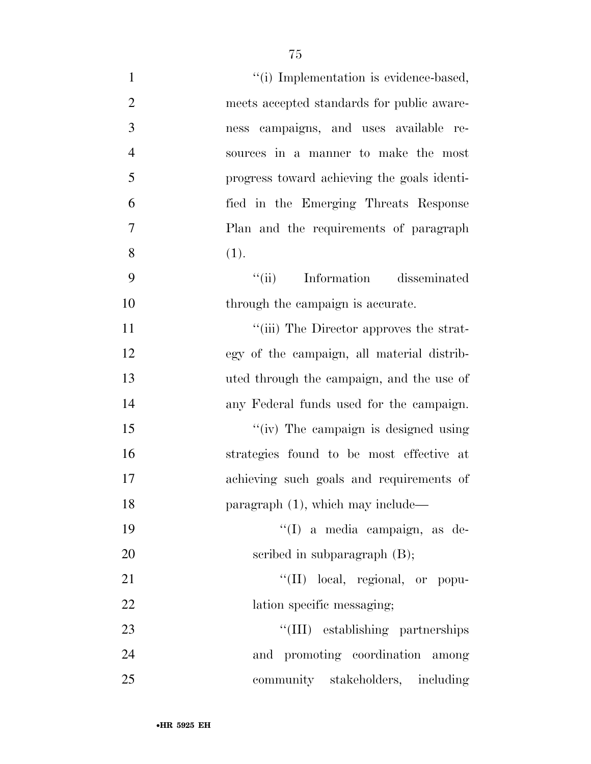"(i) Implementation is evidence-based, meets accepted standards for public awareness campaigns, and uses available resources in a manner to make the most progress toward achieving the goals identified in the Emerging Threats Response Plan and the requirements of paragraph (1).

"(ii) Information disseminated through the campaign is accurate.

"(iii) The Director approves the strategy of the campaign, all material distributed through the campaign, and the use of any Federal funds used for the campaign.

"(iv) The campaign is designed using strategies found to be most effective at achieving such goals and requirements of paragraph (1), which may include—

"(I) a media campaign, as described in subparagraph (B);

"(II) local, regional, or population specific messaging;

"(III) establishing partnerships and promoting coordination among community stakeholders, including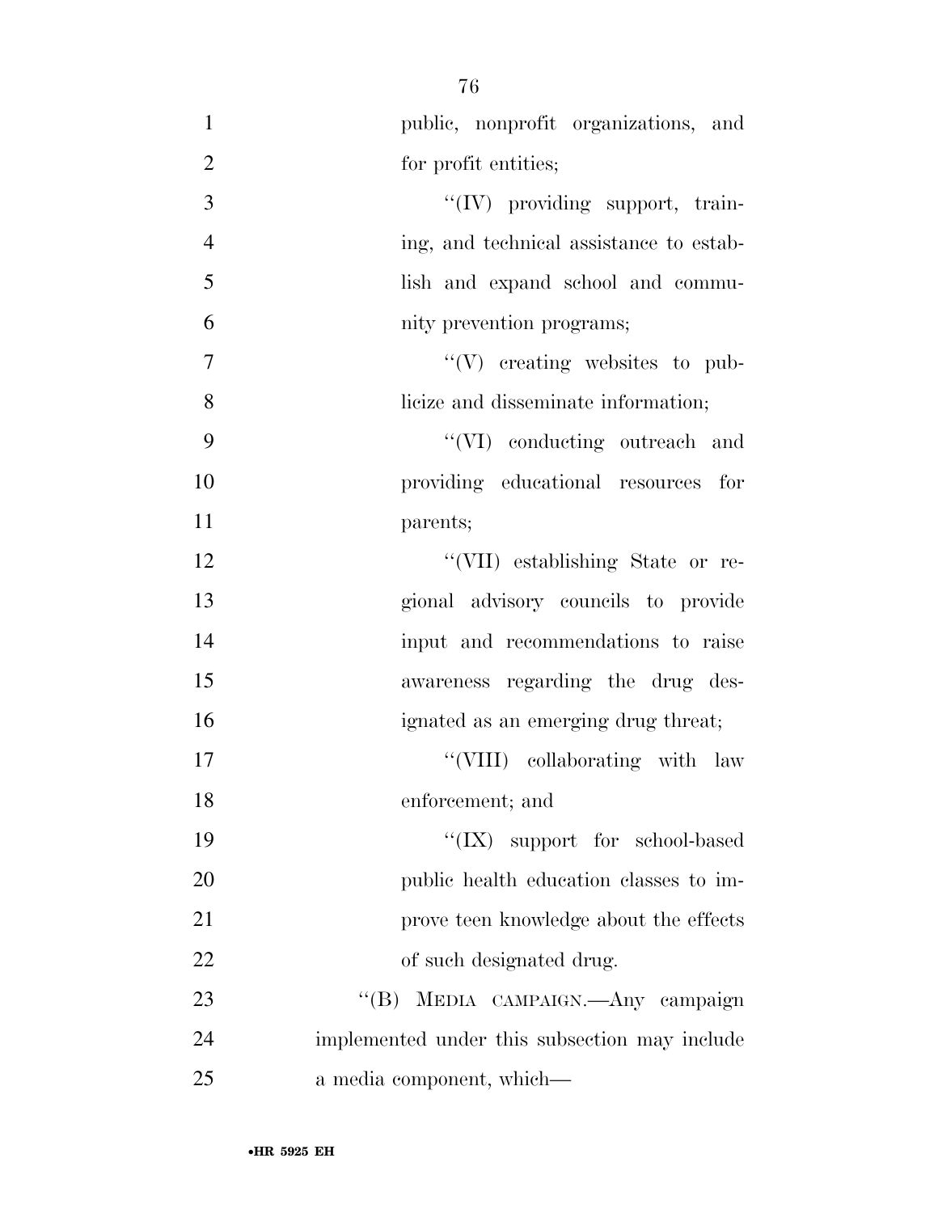public, nonprofit organizations, and for profit entities;

''(IV) providing support, training, and technical assistance to establish and expand school and community prevention programs;

''(V) creating websites to publicize and disseminate information;

''(VI) conducting outreach and providing educational resources for parents;

''(VII) establishing State or regional advisory councils to provide input and recommendations to raise awareness regarding the drug designated as an emerging drug threat;

''(VIII) collaborating with law enforcement; and

''(IX) support for school-based public health education classes to improve teen knowledge about the effects of such designated drug.

''(B) MEDIA CAMPAIGN.—Any campaign implemented under this subsection may include a media component, which—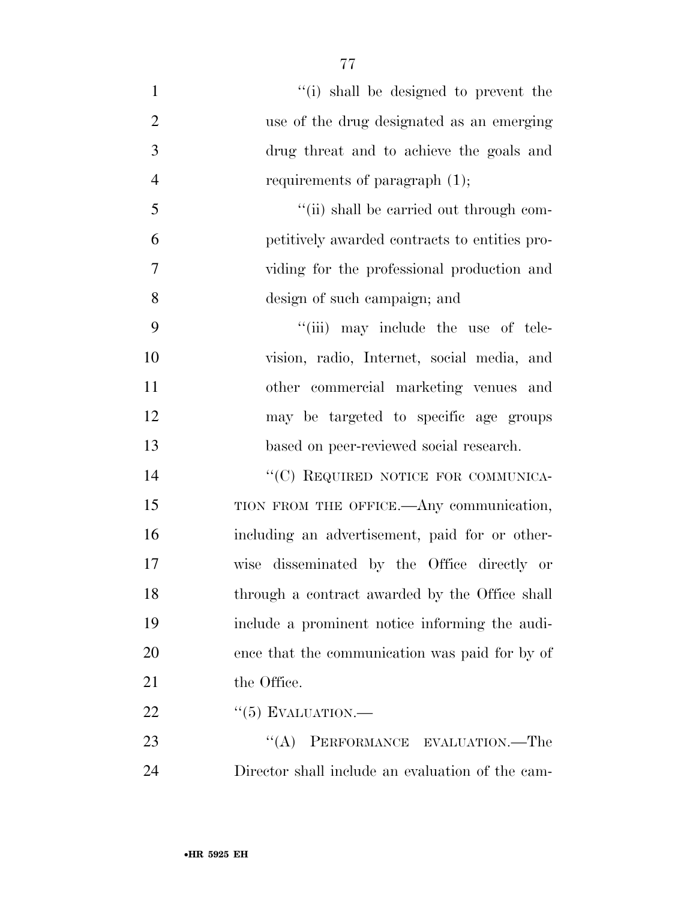"(i) shall be designed to prevent the use of the drug designated as an emerging drug threat and to achieve the goals and requirements of paragraph (1);

"(ii) shall be carried out through competitively awarded contracts to entities providing for the professional production and design of such campaign; and

"(iii) may include the use of television, radio, Internet, social media, and other commercial marketing venues and may be targeted to specific age groups based on peer-reviewed social research.

"(C) REQUIRED NOTICE FOR COMMUNICATION FROM THE OFFICE.—Any communication, including an advertisement, paid for or otherwise disseminated by the Office directly or through a contract awarded by the Office shall include a prominent notice informing the audience that the communication was paid for by of the Office.

"(5) EVALUATION.—

"(A) PERFORMANCE EVALUATION.—The Director shall include an evaluation of the cam-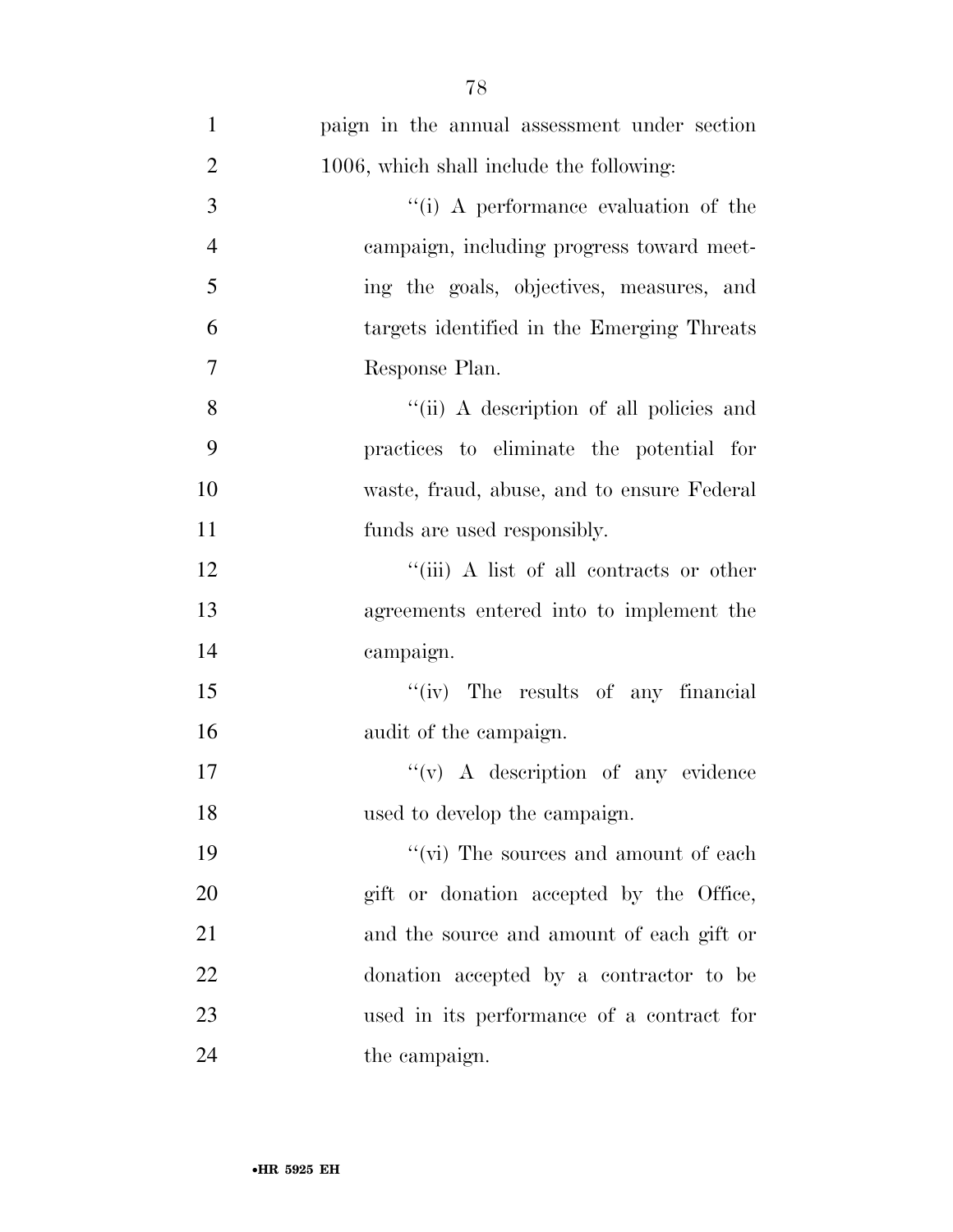paign in the annual assessment under section 1006, which shall include the following:

"(i) A performance evaluation of the campaign, including progress toward meeting the goals, objectives, measures, and targets identified in the Emerging Threats Response Plan.

"(ii) A description of all policies and practices to eliminate the potential for waste, fraud, abuse, and to ensure Federal funds are used responsibly.

"(iii) A list of all contracts or other agreements entered into to implement the campaign.

"(iv) The results of any financial audit of the campaign.

"(v) A description of any evidence used to develop the campaign.

"(vi) The sources and amount of each gift or donation accepted by the Office, and the source and amount of each gift or donation accepted by a contractor to be used in its performance of a contract for the campaign.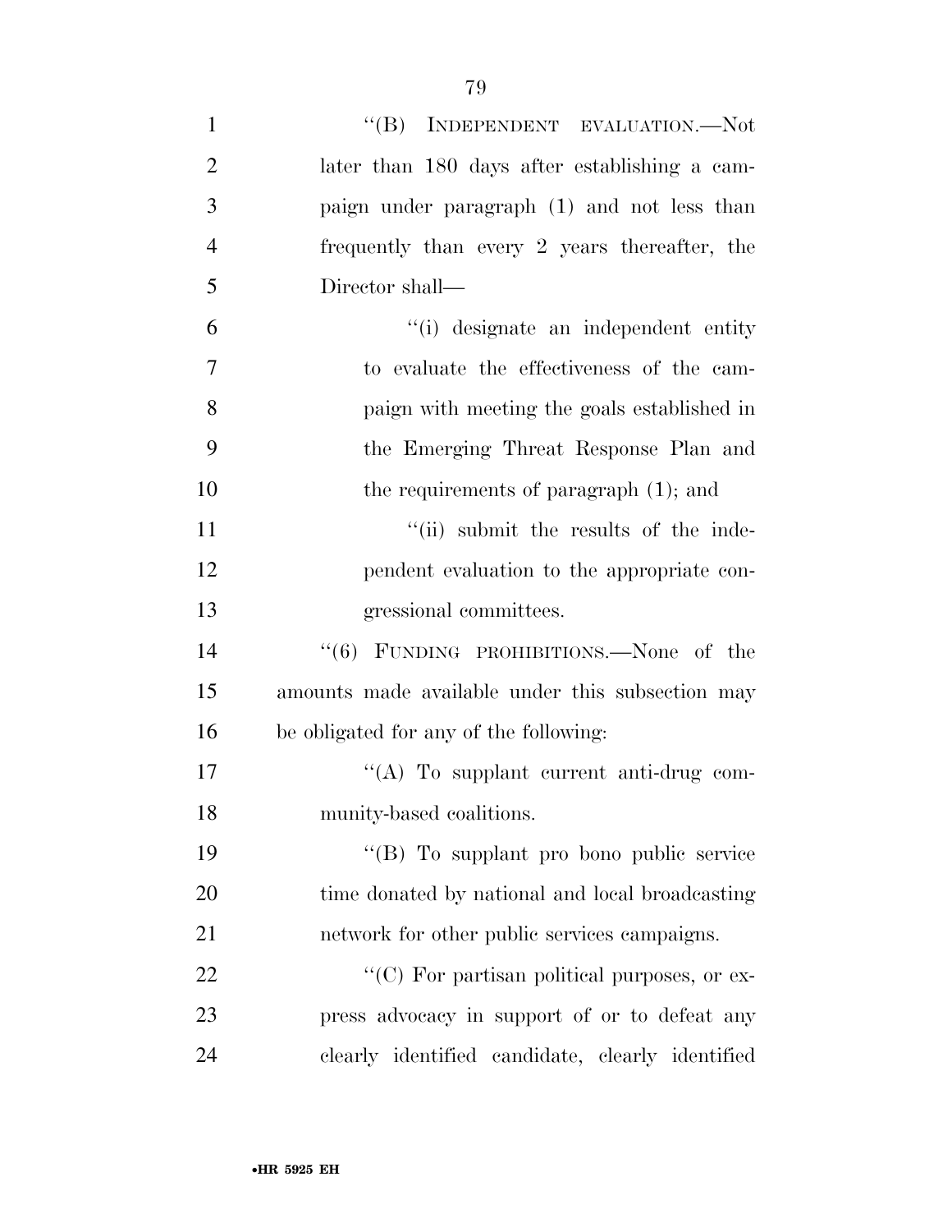"(B) INDEPENDENT EVALUATION.—Not later than 180 days after establishing a campaign under paragraph (1) and not less than frequently than every 2 years thereafter, the Director shall—

"(i) designate an independent entity to evaluate the effectiveness of the campaign with meeting the goals established in the Emerging Threat Response Plan and the requirements of paragraph (1); and

"(ii) submit the results of the independent evaluation to the appropriate congressional committees.

"(6) FUNDING PROHIBITIONS.—None of the amounts made available under this subsection may be obligated for any of the following:

"(A) To supplant current anti-drug community-based coalitions.

"(B) To supplant pro bono public service time donated by national and local broadcasting network for other public services campaigns.

"(C) For partisan political purposes, or express advocacy in support of or to defeat any clearly identified candidate, clearly identified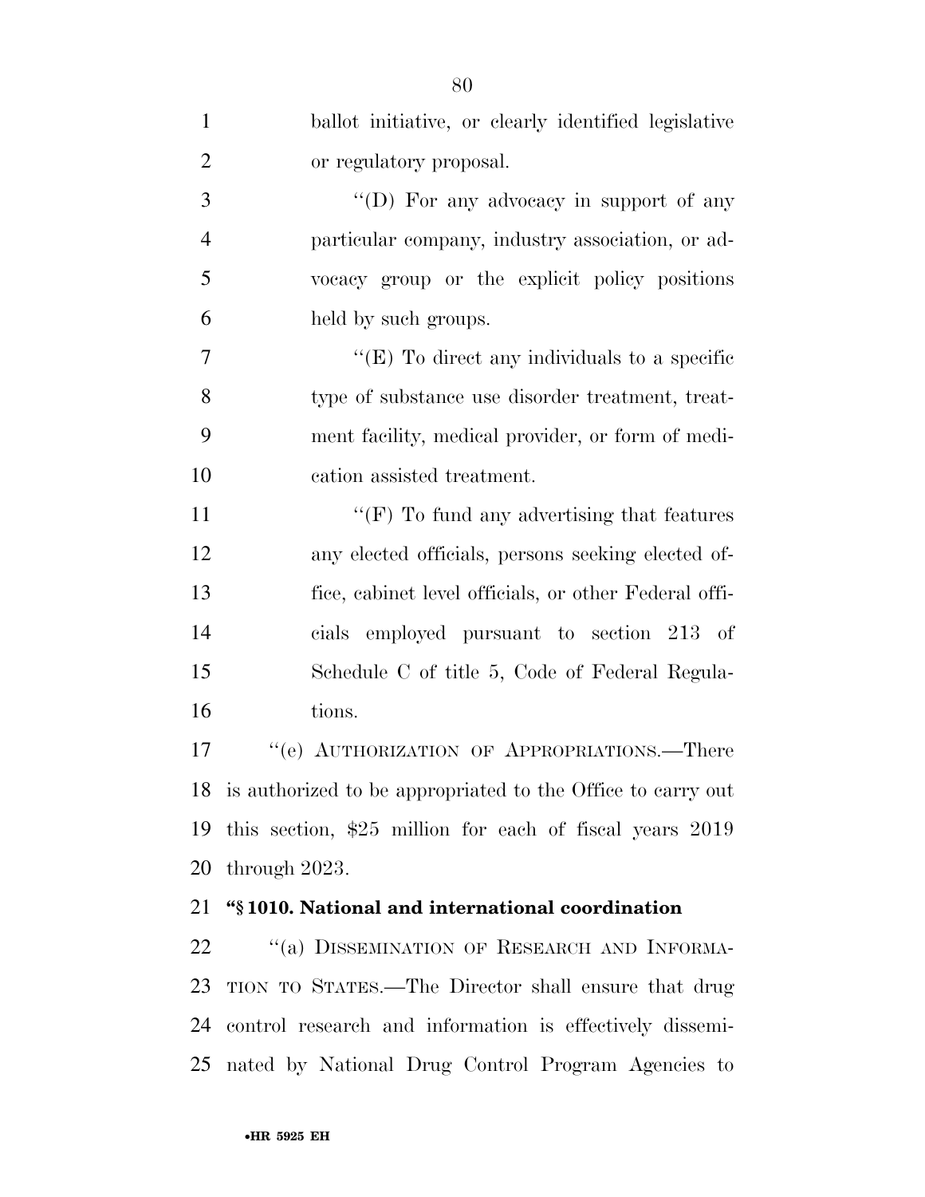ballot initiative, or clearly identified legislative or regulatory proposal.

''(D) For any advocacy in support of any particular company, industry association, or advocacy group or the explicit policy positions held by such groups.

''(E) To direct any individuals to a specific type of substance use disorder treatment, treatment facility, medical provider, or form of medication assisted treatment.

''(F) To fund any advertising that features any elected officials, persons seeking elected office, cabinet level officials, or other Federal officials employed pursuant to section 213 of Schedule C of title 5, Code of Federal Regulations.

''(e) AUTHORIZATION OF APPROPRIATIONS.—There is authorized to be appropriated to the Office to carry out this section, $25 million for each of fiscal years 2019 through 2023.

**''§ 1010. National and international coordination**

''(a) DISSEMINATION OF RESEARCH AND INFORMATION TO STATES.—The Director shall ensure that drug control research and information is effectively disseminated by National Drug Control Program Agencies to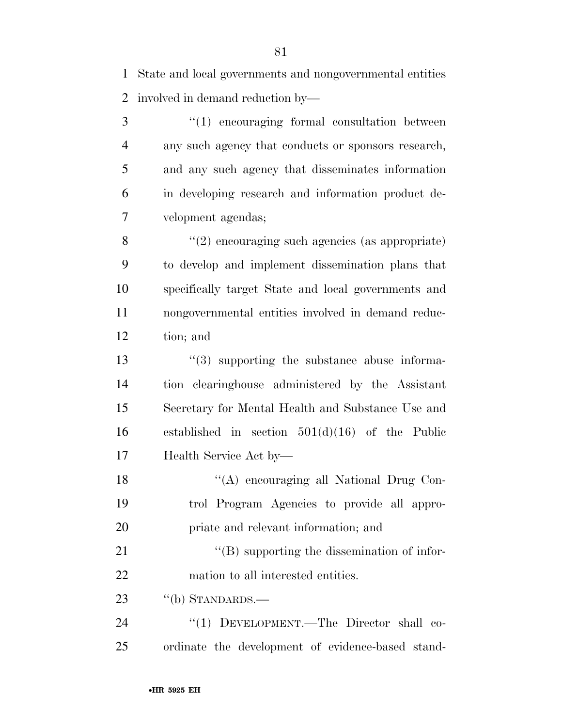State and local governments and nongovernmental entities involved in demand reduction by—

"(1) encouraging formal consultation between any such agency that conducts or sponsors research, and any such agency that disseminates information in developing research and information product development agendas;

"(2) encouraging such agencies (as appropriate) to develop and implement dissemination plans that specifically target State and local governments and nongovernmental entities involved in demand reduction; and

"(3) supporting the substance abuse information clearinghouse administered by the Assistant Secretary for Mental Health and Substance Use and established in section 501(d)(16) of the Public Health Service Act by—

"(A) encouraging all National Drug Control Program Agencies to provide all appropriate and relevant information; and

"(B) supporting the dissemination of information to all interested entities.

"(b) STANDARDS.—

"(1) DEVELOPMENT.—The Director shall coordinate the development of evidence-based stand-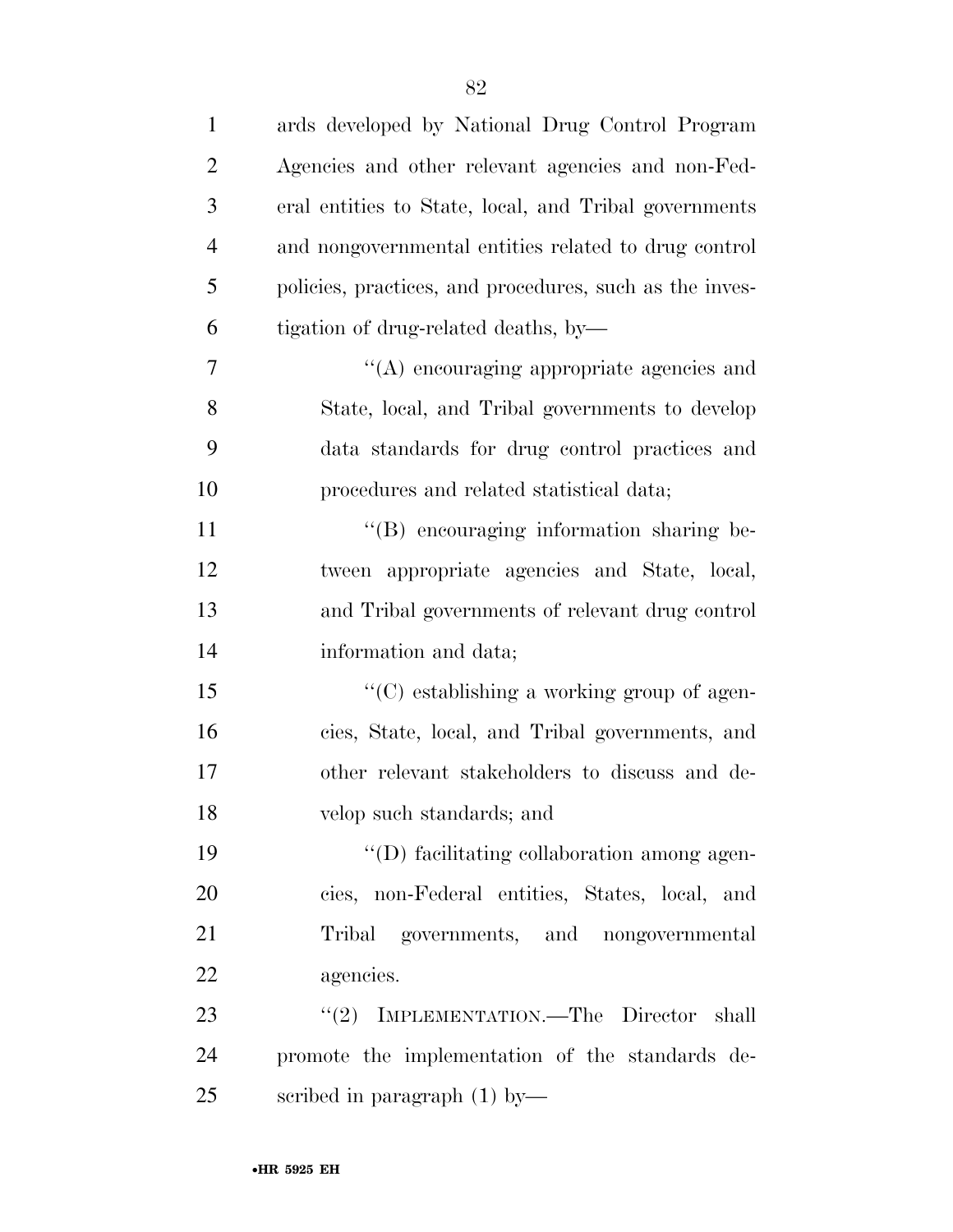ards developed by National Drug Control Program Agencies and other relevant agencies and non-Federal entities to State, local, and Tribal governments and nongovernmental entities related to drug control policies, practices, and procedures, such as the investigation of drug-related deaths, by—

"(A) encouraging appropriate agencies and State, local, and Tribal governments to develop data standards for drug control practices and procedures and related statistical data;

"(B) encouraging information sharing between appropriate agencies and State, local, and Tribal governments of relevant drug control information and data;

"(C) establishing a working group of agencies, State, local, and Tribal governments, and other relevant stakeholders to discuss and develop such standards; and

"(D) facilitating collaboration among agencies, non-Federal entities, States, local, and Tribal governments, and nongovernmental agencies.

"(2) IMPLEMENTATION.—The Director shall promote the implementation of the standards described in paragraph (1) by—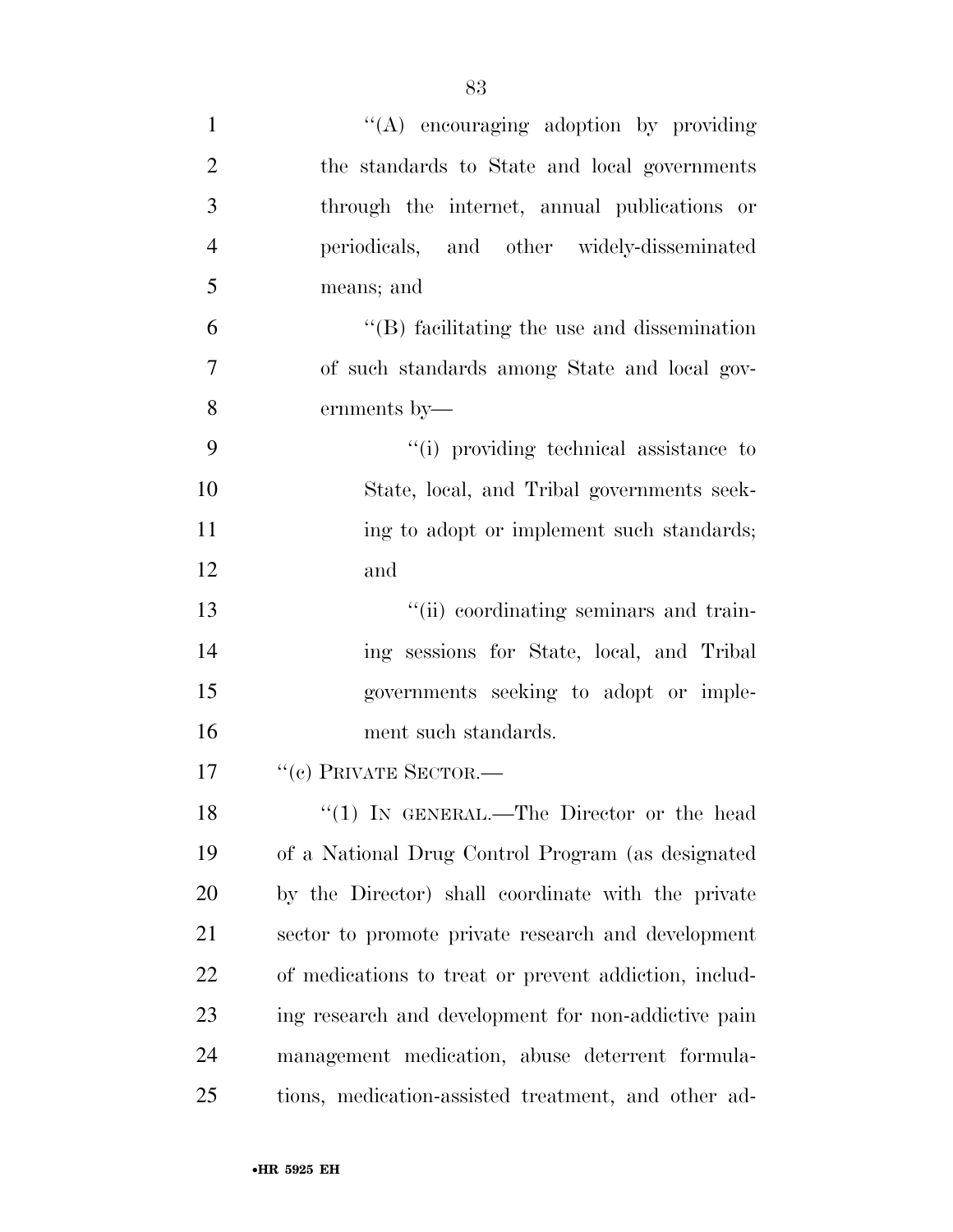''(A) encouraging adoption by providing the standards to State and local governments through the internet, annual publications or periodicals, and other widely-disseminated means; and

''(B) facilitating the use and dissemination of such standards among State and local governments by—

''(i) providing technical assistance to State, local, and Tribal governments seeking to adopt or implement such standards; and

''(ii) coordinating seminars and training sessions for State, local, and Tribal governments seeking to adopt or implement such standards.

''(c) PRIVATE SECTOR.—

''(1) IN GENERAL.—The Director or the head of a National Drug Control Program (as designated by the Director) shall coordinate with the private sector to promote private research and development of medications to treat or prevent addiction, including research and development for non-addictive pain management medication, abuse deterrent formulations, medication-assisted treatment, and other ad-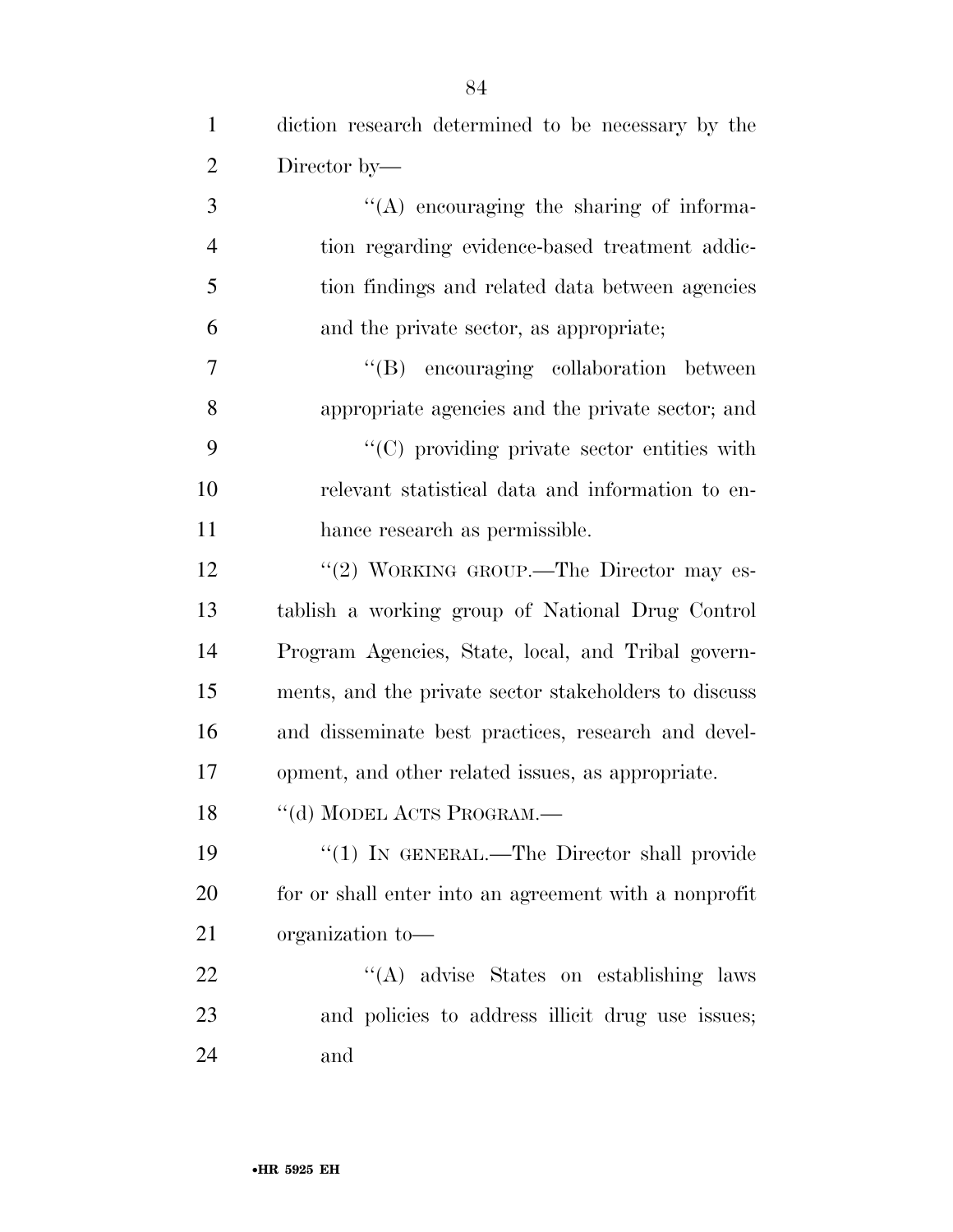diction research determined to be necessary by the Director by—

''(A) encouraging the sharing of information regarding evidence-based treatment addiction findings and related data between agencies and the private sector, as appropriate;

''(B) encouraging collaboration between appropriate agencies and the private sector; and

''(C) providing private sector entities with relevant statistical data and information to enhance research as permissible.

''(2) WORKING GROUP.—The Director may establish a working group of National Drug Control Program Agencies, State, local, and Tribal governments, and the private sector stakeholders to discuss and disseminate best practices, research and development, and other related issues, as appropriate.

''(d) MODEL ACTS PROGRAM.—

''(1) IN GENERAL.—The Director shall provide for or shall enter into an agreement with a nonprofit organization to—

''(A) advise States on establishing laws and policies to address illicit drug use issues; and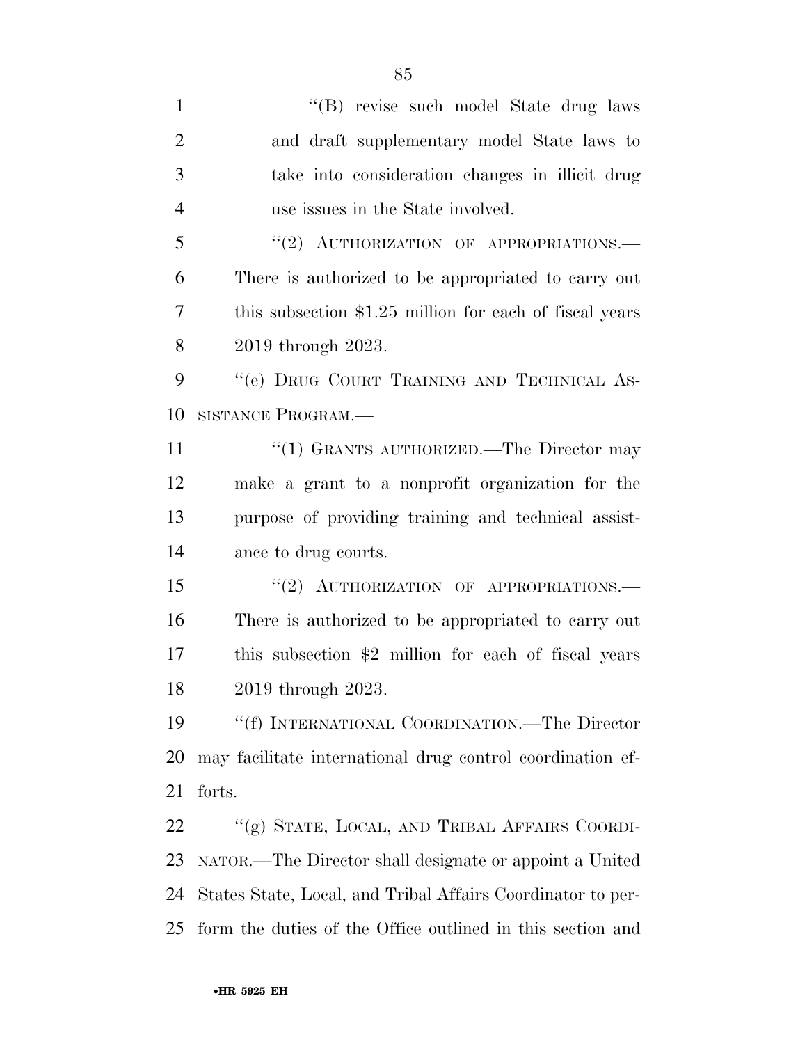"(B) revise such model State drug laws and draft supplementary model State laws to take into consideration changes in illicit drug use issues in the State involved.

"(2) AUTHORIZATION OF APPROPRIATIONS.—There is authorized to be appropriated to carry out this subsection $1.25 million for each of fiscal years 2019 through 2023.

"(e) DRUG COURT TRAINING AND TECHNICAL ASSISTANCE PROGRAM.—

"(1) GRANTS AUTHORIZED.—The Director may make a grant to a nonprofit organization for the purpose of providing training and technical assistance to drug courts.

"(2) AUTHORIZATION OF APPROPRIATIONS.—There is authorized to be appropriated to carry out this subsection $2 million for each of fiscal years 2019 through 2023.

"(f) INTERNATIONAL COORDINATION.—The Director may facilitate international drug control coordination efforts.

"(g) STATE, LOCAL, AND TRIBAL AFFAIRS COORDINATOR.—The Director shall designate or appoint a United States State, Local, and Tribal Affairs Coordinator to perform the duties of the Office outlined in this section and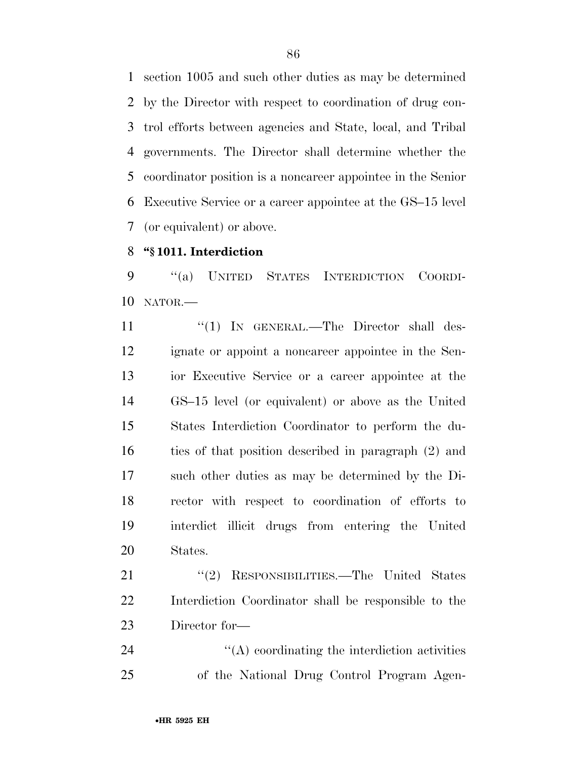section 1005 and such other duties as may be determined by the Director with respect to coordination of drug control efforts between agencies and State, local, and Tribal governments. The Director shall determine whether the coordinator position is a noncareer appointee in the Senior Executive Service or a career appointee at the GS–15 level (or equivalent) or above.

**"§ 1011. Interdiction**

"(a) UNITED STATES INTERDICTION COORDINATOR.—

"(1) IN GENERAL.—The Director shall designate or appoint a noncareer appointee in the Senior Executive Service or a career appointee at the GS–15 level (or equivalent) or above as the United States Interdiction Coordinator to perform the duties of that position described in paragraph (2) and such other duties as may be determined by the Director with respect to coordination of efforts to interdict illicit drugs from entering the United States.

"(2) RESPONSIBILITIES.—The United States Interdiction Coordinator shall be responsible to the Director for—

"(A) coordinating the interdiction activities of the National Drug Control Program Agen-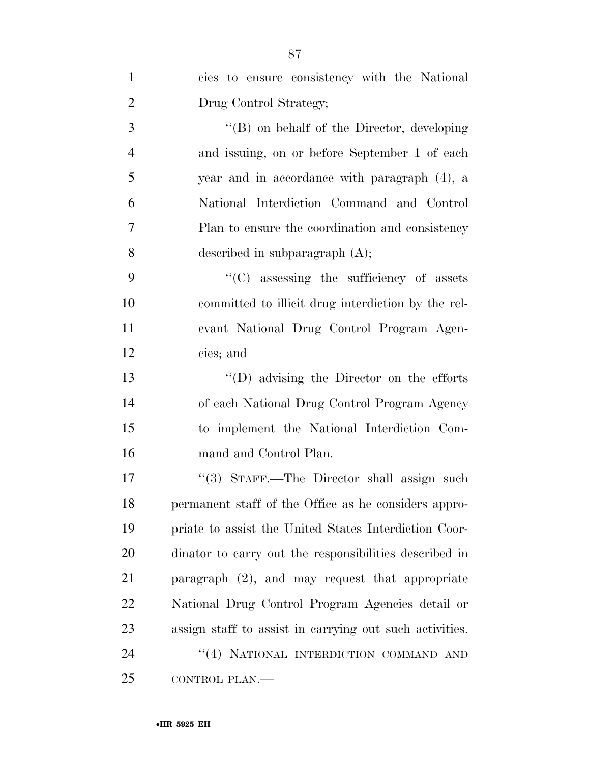cies to ensure consistency with the National Drug Control Strategy;

"(B) on behalf of the Director, developing and issuing, on or before September 1 of each year and in accordance with paragraph (4), a National Interdiction Command and Control Plan to ensure the coordination and consistency described in subparagraph (A);

"(C) assessing the sufficiency of assets committed to illicit drug interdiction by the relevant National Drug Control Program Agencies; and

"(D) advising the Director on the efforts of each National Drug Control Program Agency to implement the National Interdiction Command and Control Plan.

"(3) STAFF.—The Director shall assign such permanent staff of the Office as he considers appropriate to assist the United States Interdiction Coordinator to carry out the responsibilities described in paragraph (2), and may request that appropriate National Drug Control Program Agencies detail or assign staff to assist in carrying out such activities.

"(4) NATIONAL INTERDICTION COMMAND AND CONTROL PLAN.—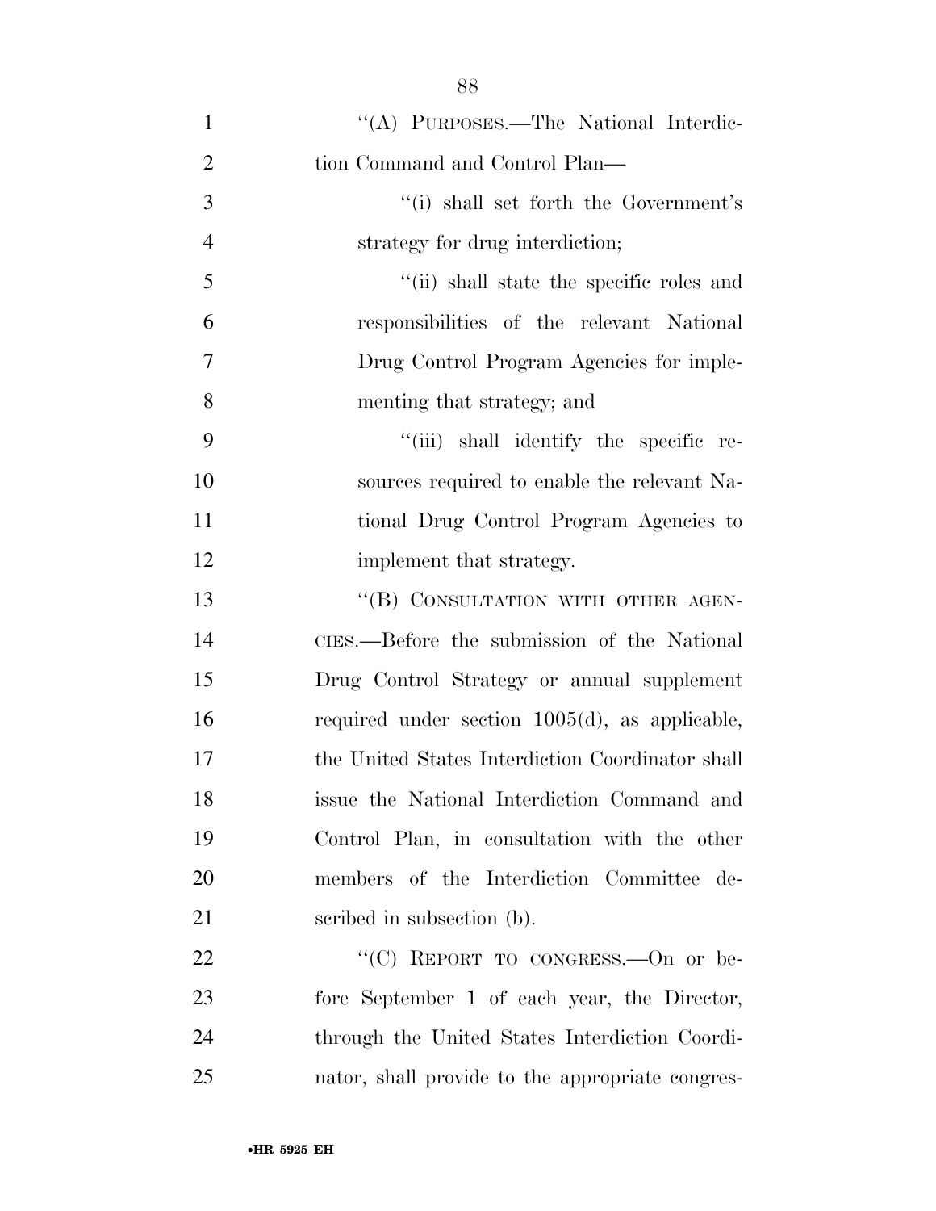"(A) PURPOSES.—The National Interdiction Command and Control Plan—

"(i) shall set forth the Government's strategy for drug interdiction;

"(ii) shall state the specific roles and responsibilities of the relevant National Drug Control Program Agencies for implementing that strategy; and

"(iii) shall identify the specific resources required to enable the relevant National Drug Control Program Agencies to implement that strategy.

"(B) CONSULTATION WITH OTHER AGENCIES.—Before the submission of the National Drug Control Strategy or annual supplement required under section 1005(d), as applicable, the United States Interdiction Coordinator shall issue the National Interdiction Command and Control Plan, in consultation with the other members of the Interdiction Committee described in subsection (b).

"(C) REPORT TO CONGRESS.—On or before September 1 of each year, the Director, through the United States Interdiction Coordinator, shall provide to the appropriate congres-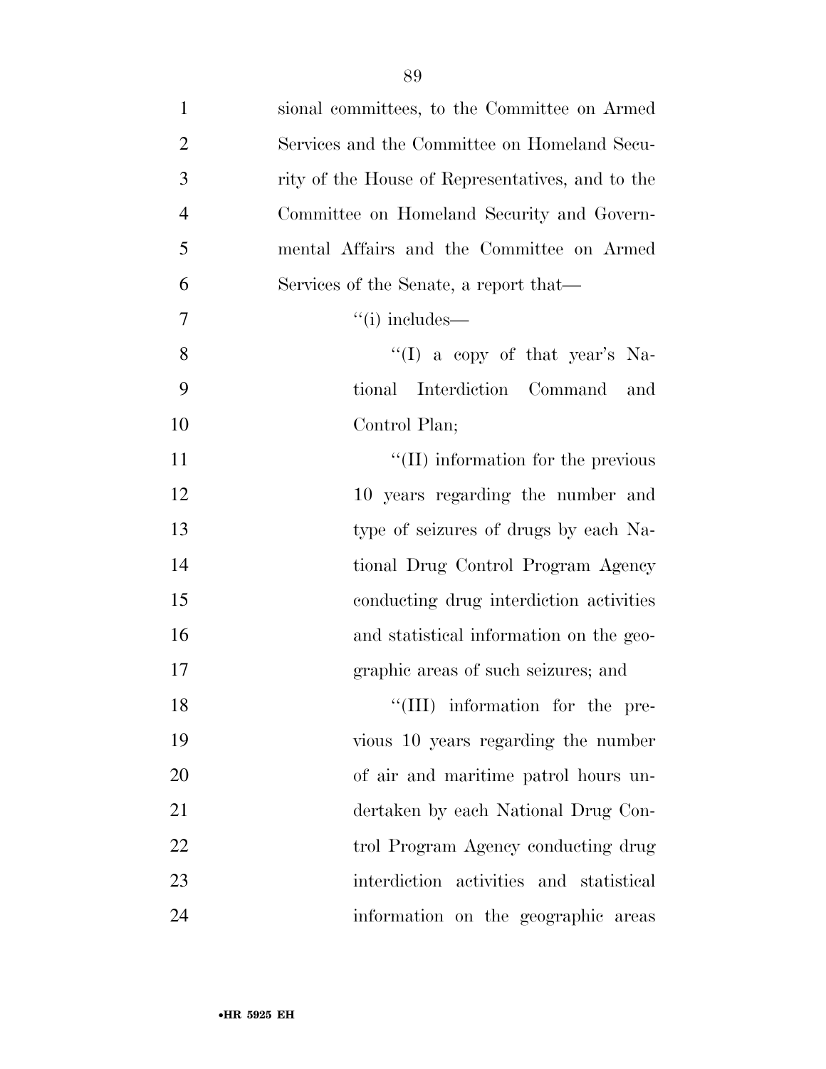sional committees, to the Committee on Armed Services and the Committee on Homeland Security of the House of Representatives, and to the Committee on Homeland Security and Governmental Affairs and the Committee on Armed Services of the Senate, a report that—

"(i) includes—

"(I) a copy of that year's National Interdiction Command and Control Plan;

"(II) information for the previous 10 years regarding the number and type of seizures of drugs by each National Drug Control Program Agency conducting drug interdiction activities and statistical information on the geographic areas of such seizures; and

"(III) information for the previous 10 years regarding the number of air and maritime patrol hours undertaken by each National Drug Control Program Agency conducting drug interdiction activities and statistical information on the geographic areas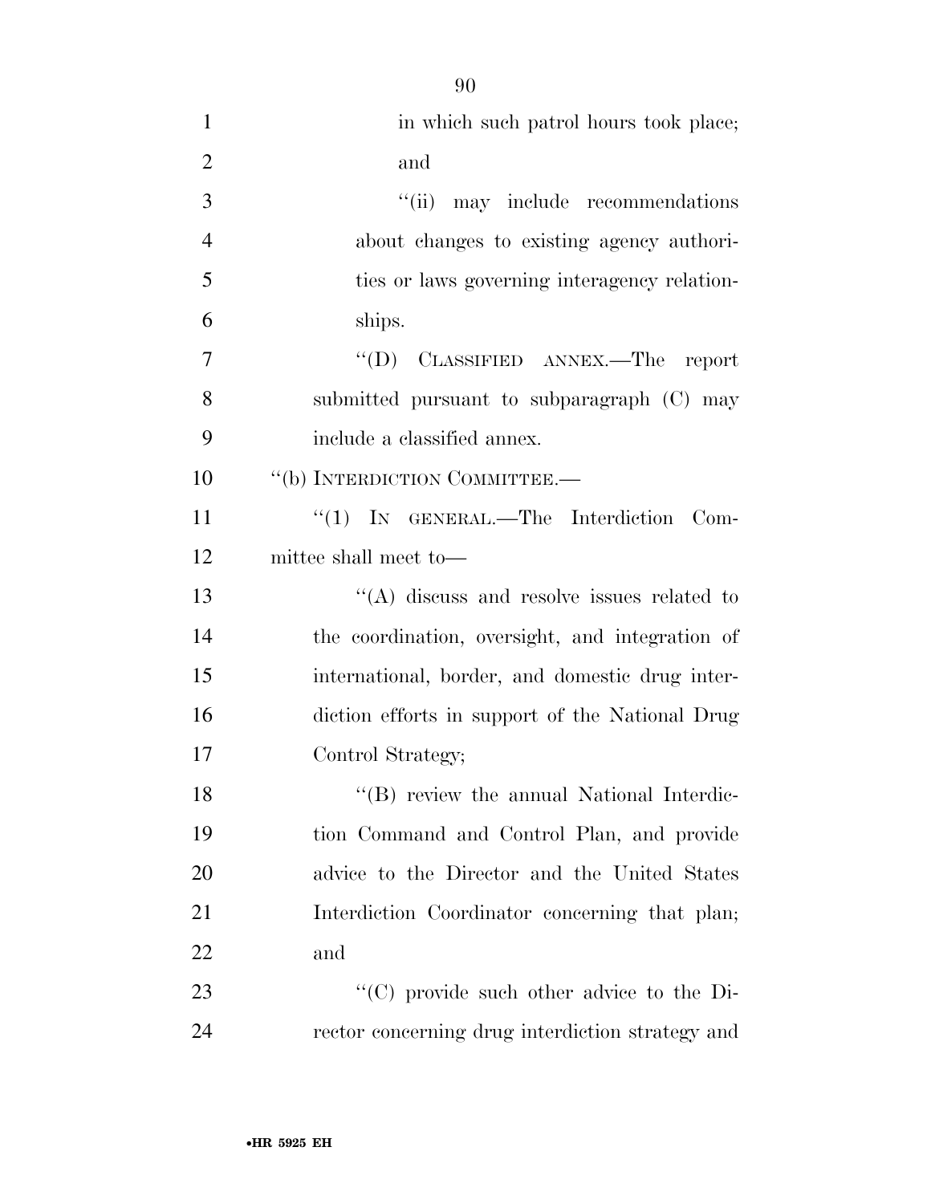in which such patrol hours took place; and

"(ii) may include recommendations about changes to existing agency authorities or laws governing interagency relationships.

"(D) CLASSIFIED ANNEX.—The report submitted pursuant to subparagraph (C) may include a classified annex.

"(b) INTERDICTION COMMITTEE.—

"(1) IN GENERAL.—The Interdiction Committee shall meet to—

"(A) discuss and resolve issues related to the coordination, oversight, and integration of international, border, and domestic drug interdiction efforts in support of the National Drug Control Strategy;

"(B) review the annual National Interdiction Command and Control Plan, and provide advice to the Director and the United States Interdiction Coordinator concerning that plan; and

"(C) provide such other advice to the Director concerning drug interdiction strategy and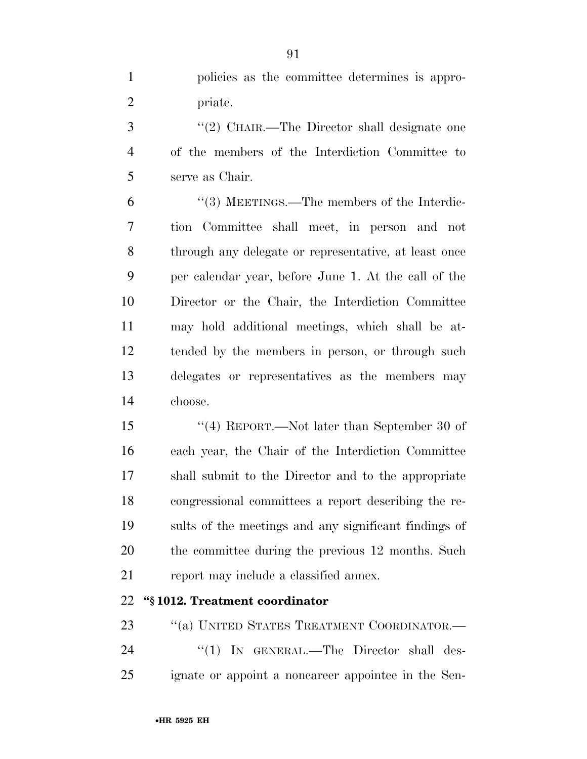policies as the committee determines is appropriate.

''(2) CHAIR.—The Director shall designate one of the members of the Interdiction Committee to serve as Chair.

''(3) MEETINGS.—The members of the Interdiction Committee shall meet, in person and not through any delegate or representative, at least once per calendar year, before June 1. At the call of the Director or the Chair, the Interdiction Committee may hold additional meetings, which shall be attended by the members in person, or through such delegates or representatives as the members may choose.

''(4) REPORT.—Not later than September 30 of each year, the Chair of the Interdiction Committee shall submit to the Director and to the appropriate congressional committees a report describing the results of the meetings and any significant findings of the committee during the previous 12 months. Such report may include a classified annex.

**''§ 1012. Treatment coordinator**

''(a) UNITED STATES TREATMENT COORDINATOR.—

''(1) IN GENERAL.—The Director shall designate or appoint a noncareer appointee in the Sen-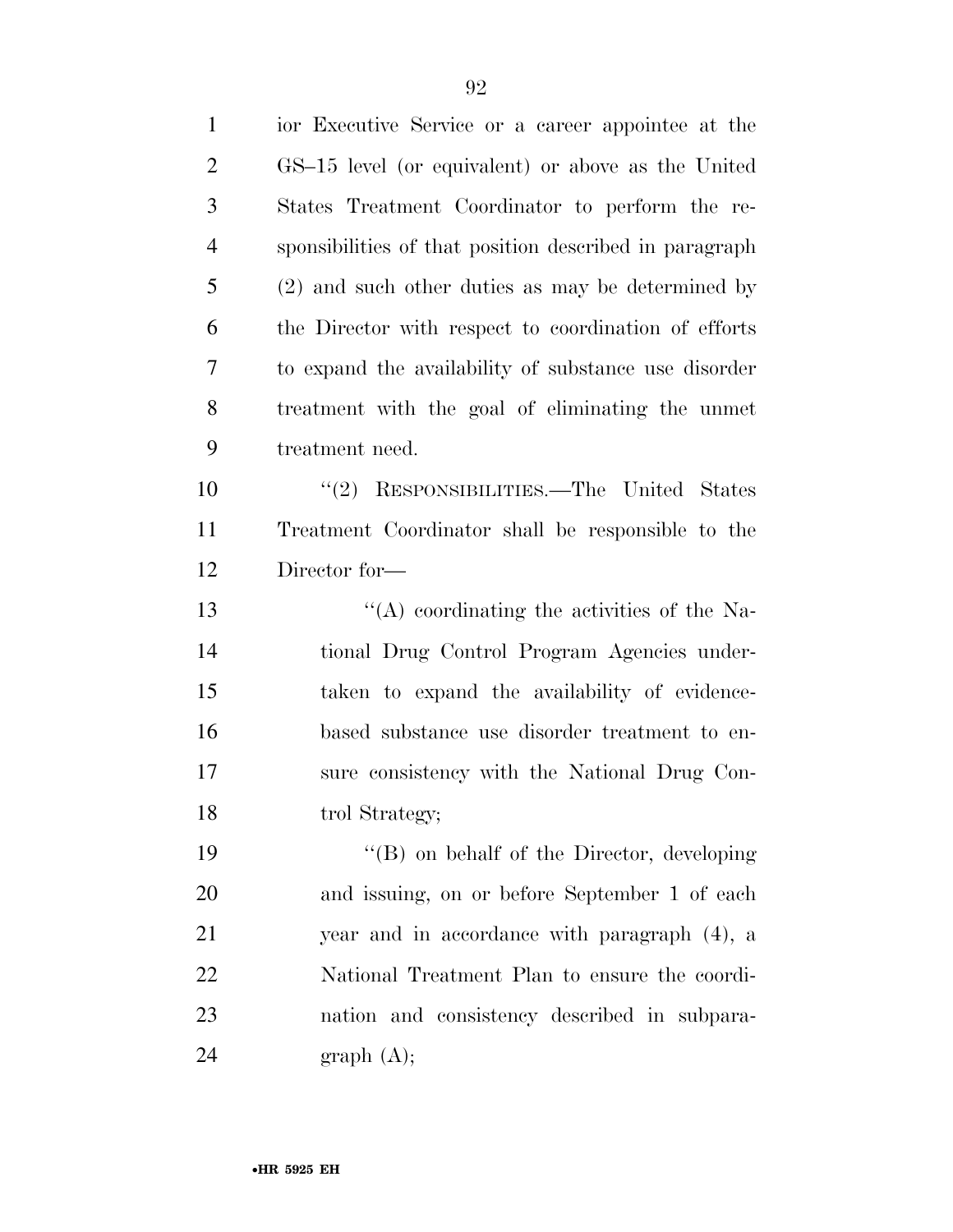ior Executive Service or a career appointee at the GS–15 level (or equivalent) or above as the United States Treatment Coordinator to perform the responsibilities of that position described in paragraph (2) and such other duties as may be determined by the Director with respect to coordination of efforts to expand the availability of substance use disorder treatment with the goal of eliminating the unmet treatment need.

"(2) RESPONSIBILITIES.—The United States Treatment Coordinator shall be responsible to the Director for—

"(A) coordinating the activities of the National Drug Control Program Agencies undertaken to expand the availability of evidence-based substance use disorder treatment to ensure consistency with the National Drug Control Strategy;

"(B) on behalf of the Director, developing and issuing, on or before September 1 of each year and in accordance with paragraph (4), a National Treatment Plan to ensure the coordination and consistency described in subparagraph (A);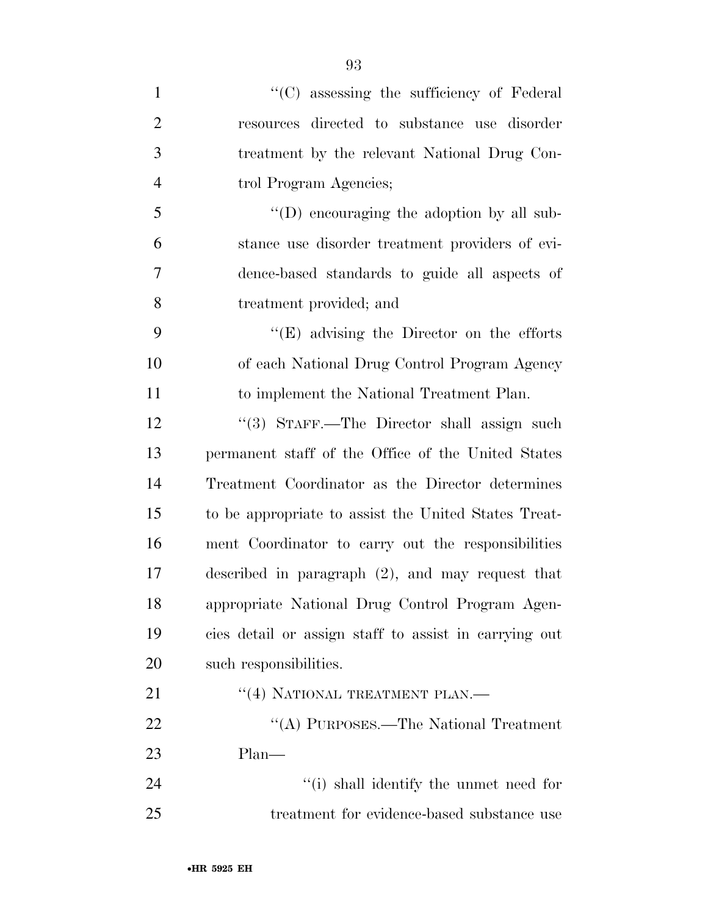"(C) assessing the sufficiency of Federal resources directed to substance use disorder treatment by the relevant National Drug Control Program Agencies;

"(D) encouraging the adoption by all substance use disorder treatment providers of evidence-based standards to guide all aspects of treatment provided; and

"(E) advising the Director on the efforts of each National Drug Control Program Agency to implement the National Treatment Plan.

"(3) STAFF.—The Director shall assign such permanent staff of the Office of the United States Treatment Coordinator as the Director determines to be appropriate to assist the United States Treatment Coordinator to carry out the responsibilities described in paragraph (2), and may request that appropriate National Drug Control Program Agencies detail or assign staff to assist in carrying out such responsibilities.

"(4) NATIONAL TREATMENT PLAN.—

"(A) PURPOSES.—The National Treatment Plan—

"(i) shall identify the unmet need for treatment for evidence-based substance use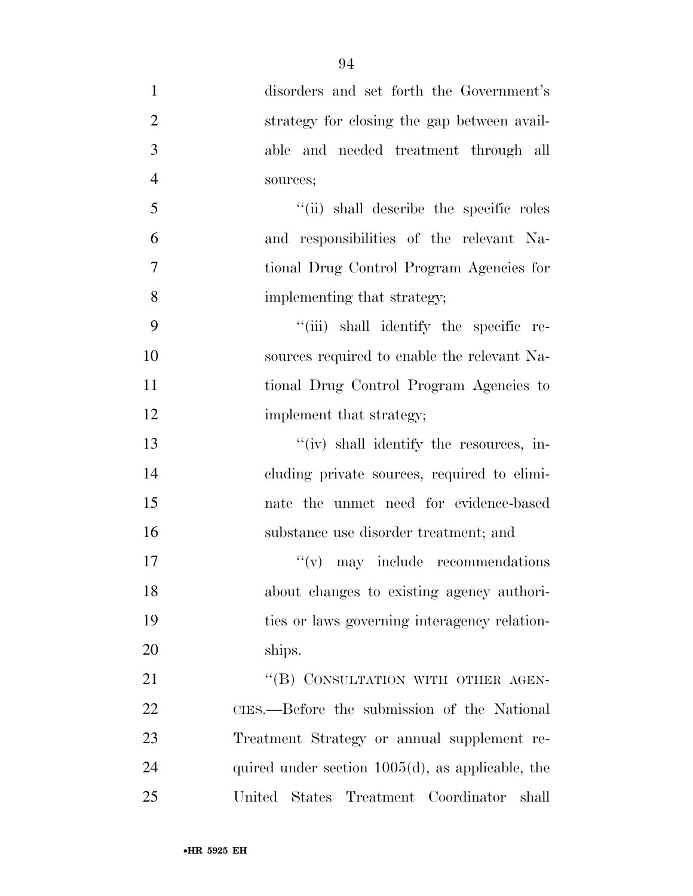disorders and set forth the Government's strategy for closing the gap between available and needed treatment through all sources;

"(ii) shall describe the specific roles and responsibilities of the relevant National Drug Control Program Agencies for implementing that strategy;

"(iii) shall identify the specific resources required to enable the relevant National Drug Control Program Agencies to implement that strategy;

"(iv) shall identify the resources, including private sources, required to eliminate the unmet need for evidence-based substance use disorder treatment; and

"(v) may include recommendations about changes to existing agency authorities or laws governing interagency relationships.

"(B) CONSULTATION WITH OTHER AGENCIES.—Before the submission of the National Treatment Strategy or annual supplement required under section 1005(d), as applicable, the United States Treatment Coordinator shall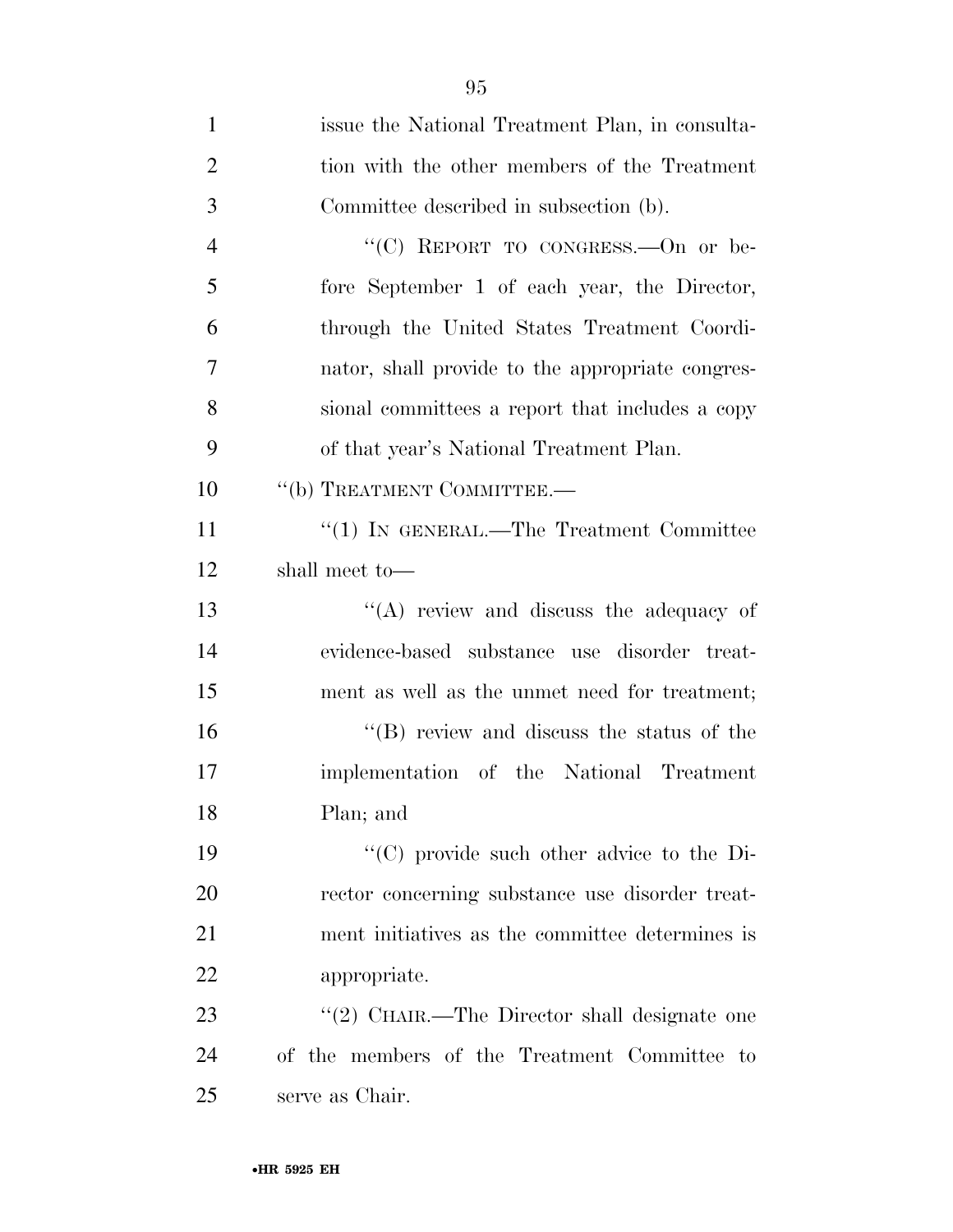issue the National Treatment Plan, in consultation with the other members of the Treatment Committee described in subsection (b).

"(C) REPORT TO CONGRESS.—On or before September 1 of each year, the Director, through the United States Treatment Coordinator, shall provide to the appropriate congressional committees a report that includes a copy of that year's National Treatment Plan.

"(b) TREATMENT COMMITTEE.—

"(1) IN GENERAL.—The Treatment Committee shall meet to—

"(A) review and discuss the adequacy of evidence-based substance use disorder treatment as well as the unmet need for treatment;

"(B) review and discuss the status of the implementation of the National Treatment Plan; and

"(C) provide such other advice to the Director concerning substance use disorder treatment initiatives as the committee determines is appropriate.

"(2) CHAIR.—The Director shall designate one of the members of the Treatment Committee to serve as Chair.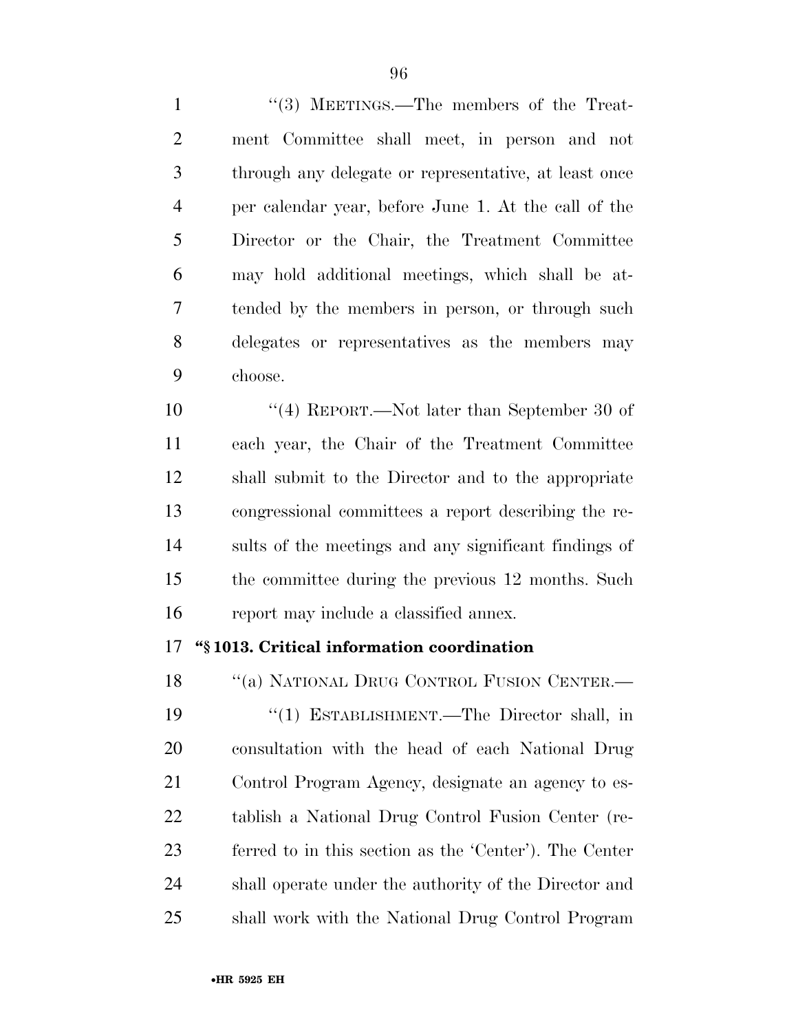"(3) MEETINGS.—The members of the Treatment Committee shall meet, in person and not through any delegate or representative, at least once per calendar year, before June 1. At the call of the Director or the Chair, the Treatment Committee may hold additional meetings, which shall be attended by the members in person, or through such delegates or representatives as the members may choose.

"(4) REPORT.—Not later than September 30 of each year, the Chair of the Treatment Committee shall submit to the Director and to the appropriate congressional committees a report describing the results of the meetings and any significant findings of the committee during the previous 12 months. Such report may include a classified annex.

**"§ 1013. Critical information coordination**

"(a) NATIONAL DRUG CONTROL FUSION CENTER.—

"(1) ESTABLISHMENT.—The Director shall, in consultation with the head of each National Drug Control Program Agency, designate an agency to establish a National Drug Control Fusion Center (referred to in this section as the 'Center'). The Center shall operate under the authority of the Director and shall work with the National Drug Control Program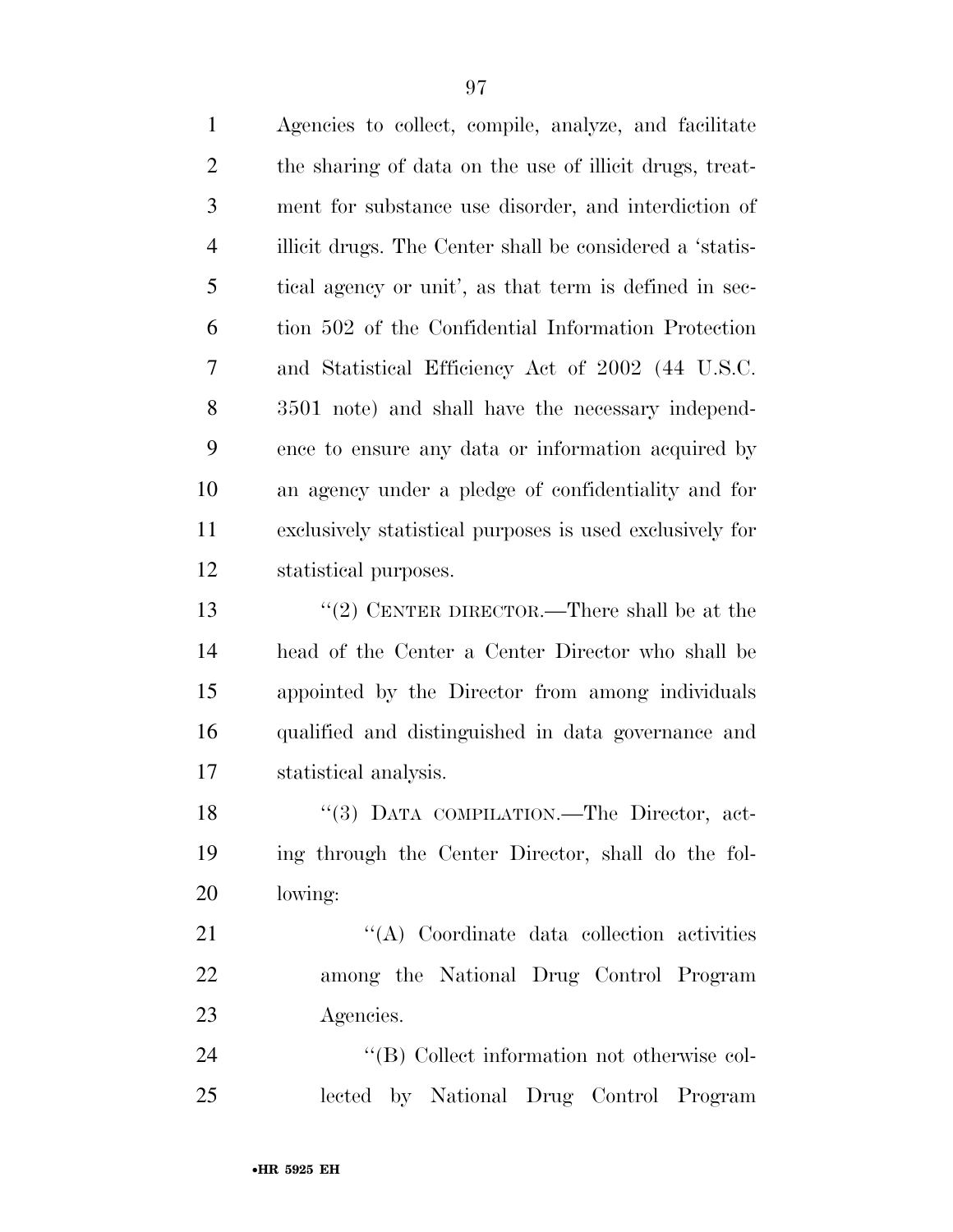Agencies to collect, compile, analyze, and facilitate the sharing of data on the use of illicit drugs, treatment for substance use disorder, and interdiction of illicit drugs. The Center shall be considered a 'statistical agency or unit', as that term is defined in section 502 of the Confidential Information Protection and Statistical Efficiency Act of 2002 (44 U.S.C. 3501 note) and shall have the necessary independence to ensure any data or information acquired by an agency under a pledge of confidentiality and for exclusively statistical purposes is used exclusively for statistical purposes.

"(2) CENTER DIRECTOR.—There shall be at the head of the Center a Center Director who shall be appointed by the Director from among individuals qualified and distinguished in data governance and statistical analysis.

"(3) DATA COMPILATION.—The Director, acting through the Center Director, shall do the following:

"(A) Coordinate data collection activities among the National Drug Control Program Agencies.

"(B) Collect information not otherwise collected by National Drug Control Program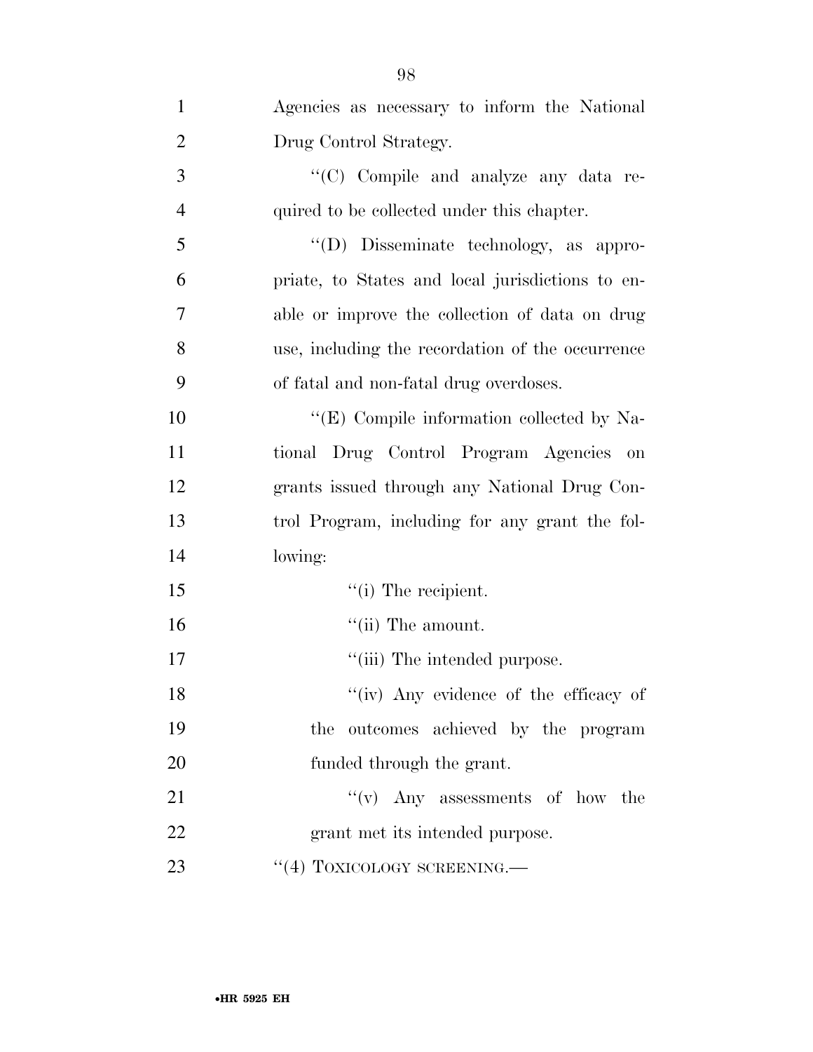Agencies as necessary to inform the National Drug Control Strategy.

''(C) Compile and analyze any data required to be collected under this chapter.

''(D) Disseminate technology, as appropriate, to States and local jurisdictions to enable or improve the collection of data on drug use, including the recordation of the occurrence of fatal and non-fatal drug overdoses.

''(E) Compile information collected by National Drug Control Program Agencies on grants issued through any National Drug Control Program, including for any grant the following:

''(i) The recipient.

''(ii) The amount.

''(iii) The intended purpose.

''(iv) Any evidence of the efficacy of the outcomes achieved by the program funded through the grant.

''(v) Any assessments of how the grant met its intended purpose.

''(4) TOXICOLOGY SCREENING.—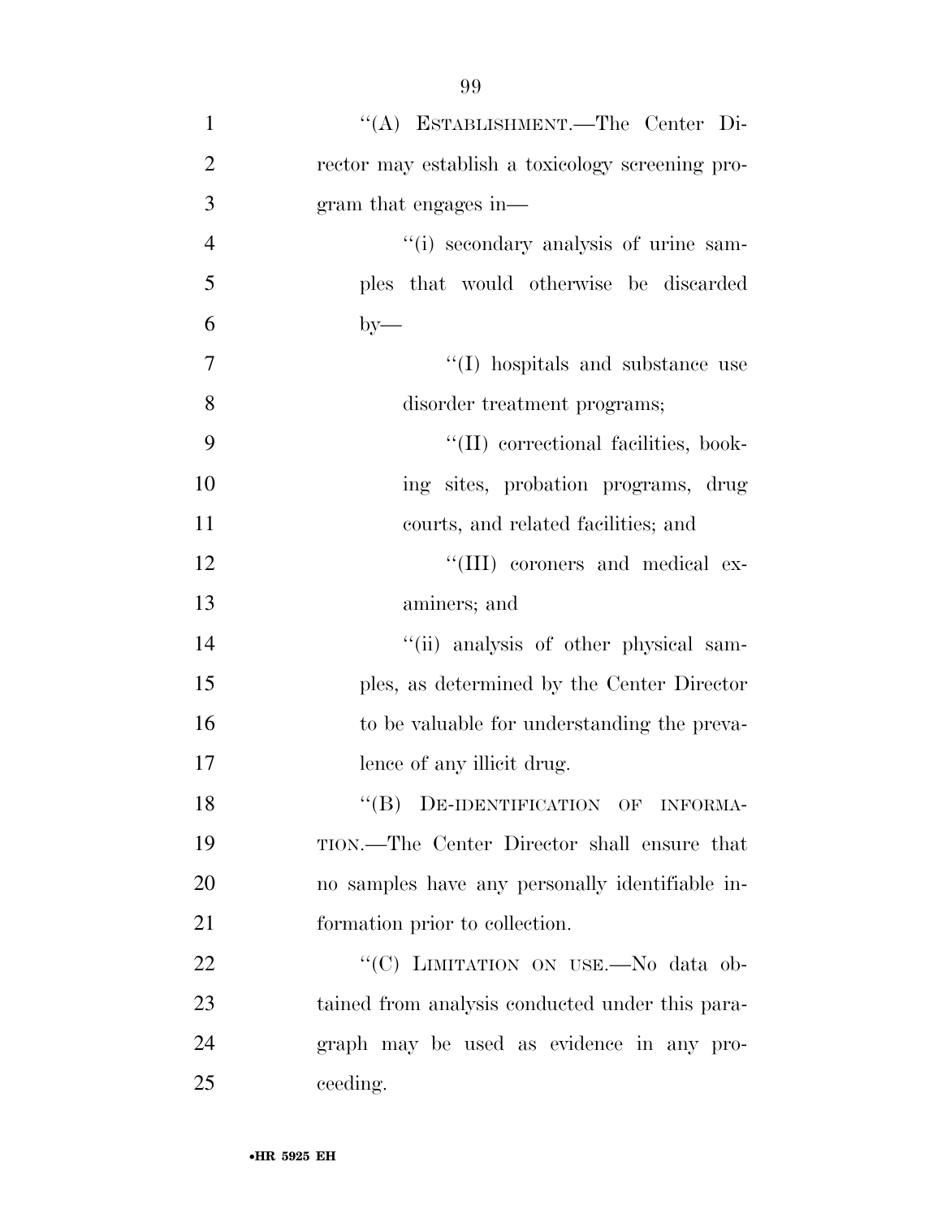"(A) ESTABLISHMENT.—The Center Director may establish a toxicology screening program that engages in—

"(i) secondary analysis of urine samples that would otherwise be discarded by—

"(I) hospitals and substance use disorder treatment programs;

"(II) correctional facilities, booking sites, probation programs, drug courts, and related facilities; and

"(III) coroners and medical examiners; and

"(ii) analysis of other physical samples, as determined by the Center Director to be valuable for understanding the prevalence of any illicit drug.

"(B) DE-IDENTIFICATION OF INFORMATION.—The Center Director shall ensure that no samples have any personally identifiable information prior to collection.

"(C) LIMITATION ON USE.—No data obtained from analysis conducted under this paragraph may be used as evidence in any proceeding.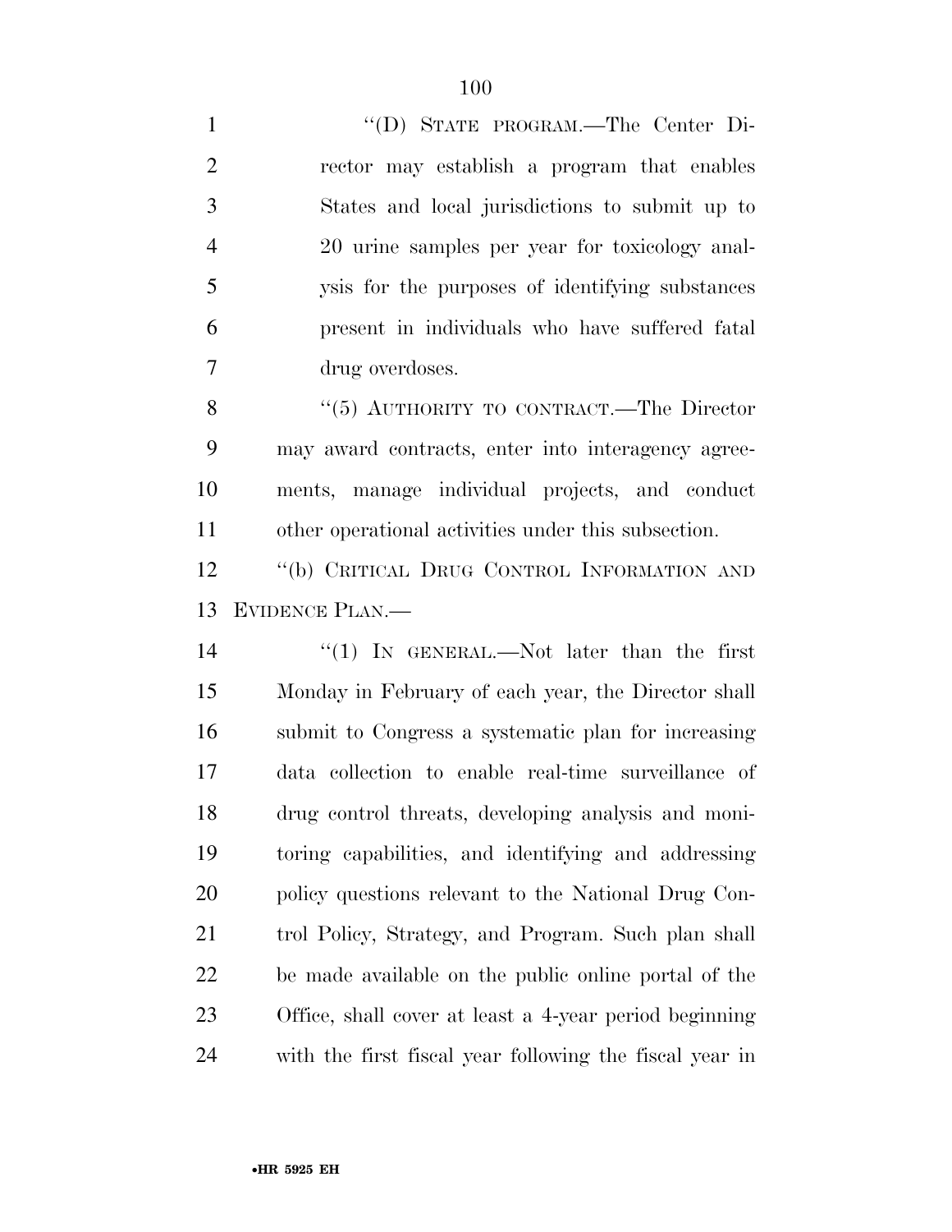"(D) STATE PROGRAM.—The Center Director may establish a program that enables States and local jurisdictions to submit up to 20 urine samples per year for toxicology analysis for the purposes of identifying substances present in individuals who have suffered fatal drug overdoses.

"(5) AUTHORITY TO CONTRACT.—The Director may award contracts, enter into interagency agreements, manage individual projects, and conduct other operational activities under this subsection.

"(b) CRITICAL DRUG CONTROL INFORMATION AND EVIDENCE PLAN.—

"(1) IN GENERAL.—Not later than the first Monday in February of each year, the Director shall submit to Congress a systematic plan for increasing data collection to enable real-time surveillance of drug control threats, developing analysis and monitoring capabilities, and identifying and addressing policy questions relevant to the National Drug Control Policy, Strategy, and Program. Such plan shall be made available on the public online portal of the Office, shall cover at least a 4-year period beginning with the first fiscal year following the fiscal year in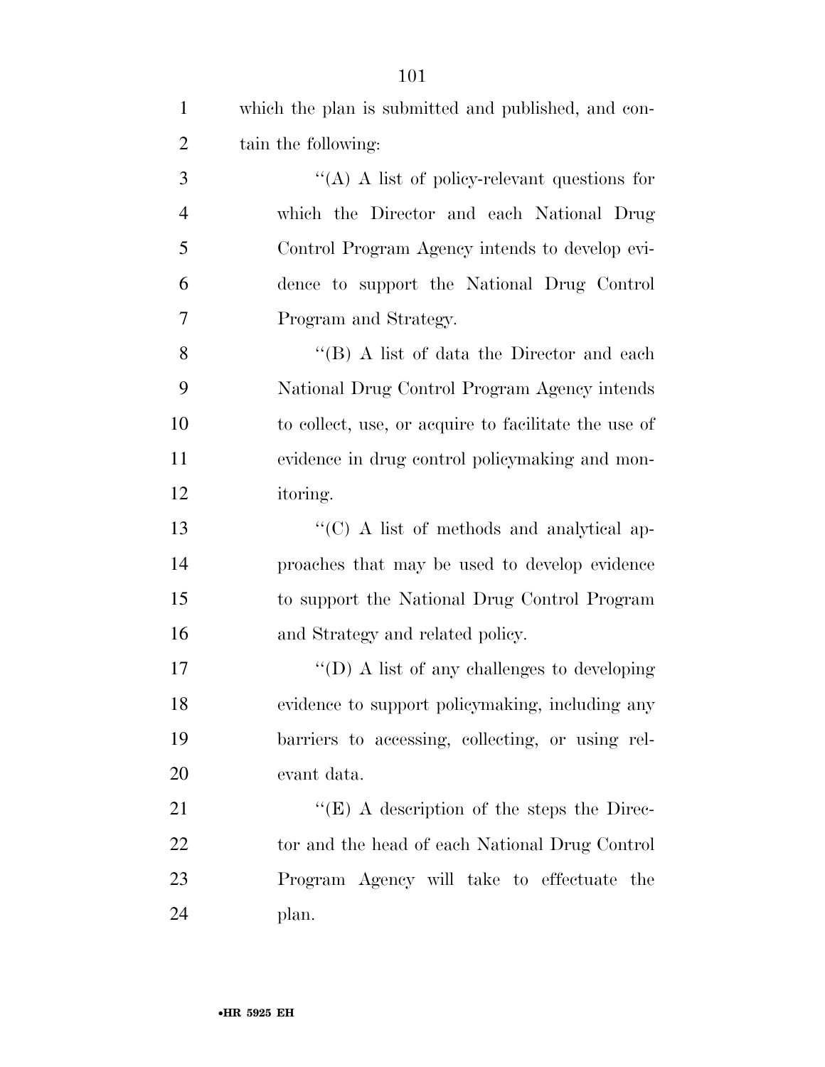which the plan is submitted and published, and contain the following:

“(A) A list of policy-relevant questions for which the Director and each National Drug Control Program Agency intends to develop evidence to support the National Drug Control Program and Strategy.

“(B) A list of data the Director and each National Drug Control Program Agency intends to collect, use, or acquire to facilitate the use of evidence in drug control policymaking and monitoring.

“(C) A list of methods and analytical approaches that may be used to develop evidence to support the National Drug Control Program and Strategy and related policy.

“(D) A list of any challenges to developing evidence to support policymaking, including any barriers to accessing, collecting, or using relevant data.

“(E) A description of the steps the Director and the head of each National Drug Control Program Agency will take to effectuate the plan.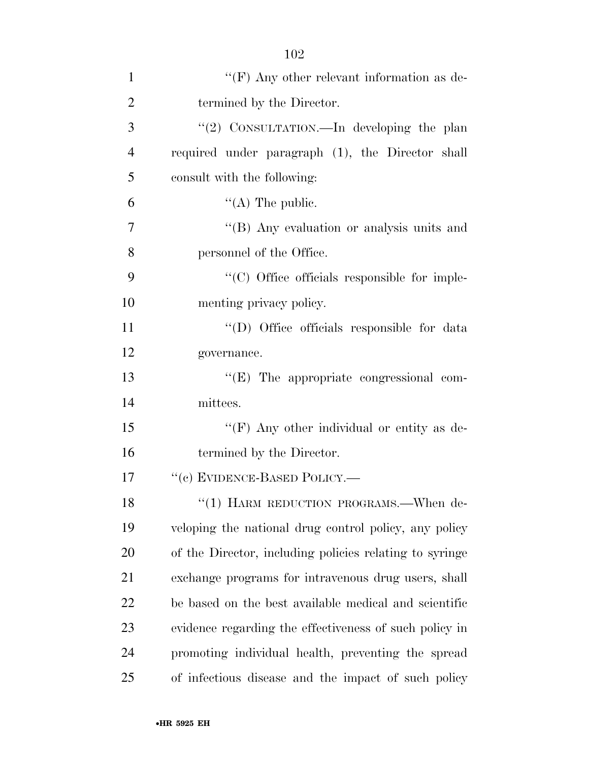''(F) Any other relevant information as determined by the Director.

''(2) CONSULTATION.—In developing the plan required under paragraph (1), the Director shall consult with the following:

''(A) The public.

''(B) Any evaluation or analysis units and personnel of the Office.

''(C) Office officials responsible for implementing privacy policy.

''(D) Office officials responsible for data governance.

''(E) The appropriate congressional committees.

''(F) Any other individual or entity as determined by the Director.

''(c) EVIDENCE-BASED POLICY.—

''(1) HARM REDUCTION PROGRAMS.—When developing the national drug control policy, any policy of the Director, including policies relating to syringe exchange programs for intravenous drug users, shall be based on the best available medical and scientific evidence regarding the effectiveness of such policy in promoting individual health, preventing the spread of infectious disease and the impact of such policy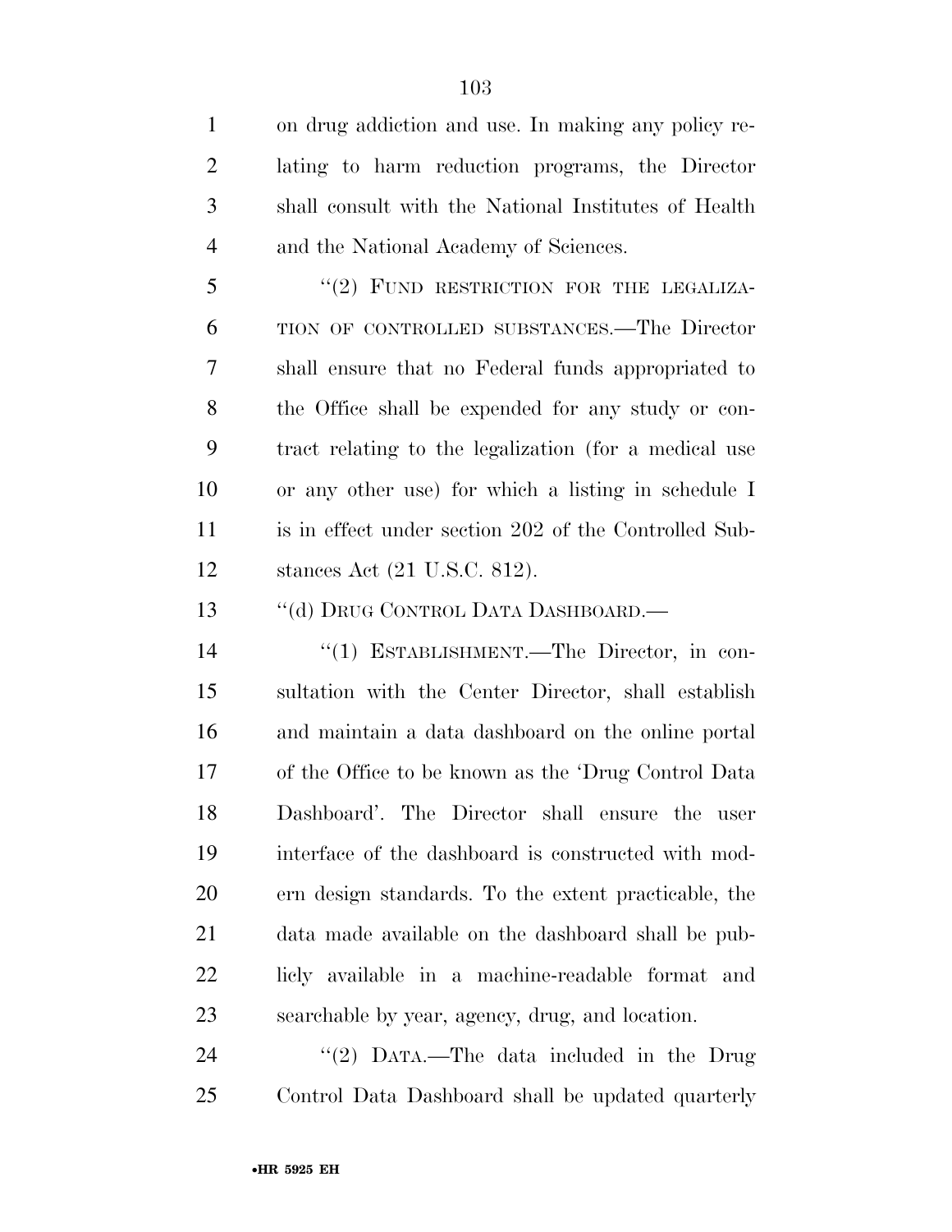on drug addiction and use. In making any policy relating to harm reduction programs, the Director shall consult with the National Institutes of Health and the National Academy of Sciences.

"(2) FUND RESTRICTION FOR THE LEGALIZATION OF CONTROLLED SUBSTANCES.—The Director shall ensure that no Federal funds appropriated to the Office shall be expended for any study or contract relating to the legalization (for a medical use or any other use) for which a listing in schedule I is in effect under section 202 of the Controlled Substances Act (21 U.S.C. 812).

"(d) DRUG CONTROL DATA DASHBOARD.—

"(1) ESTABLISHMENT.—The Director, in consultation with the Center Director, shall establish and maintain a data dashboard on the online portal of the Office to be known as the 'Drug Control Data Dashboard'. The Director shall ensure the user interface of the dashboard is constructed with modern design standards. To the extent practicable, the data made available on the dashboard shall be publicly available in a machine-readable format and searchable by year, agency, drug, and location.

"(2) DATA.—The data included in the Drug Control Data Dashboard shall be updated quarterly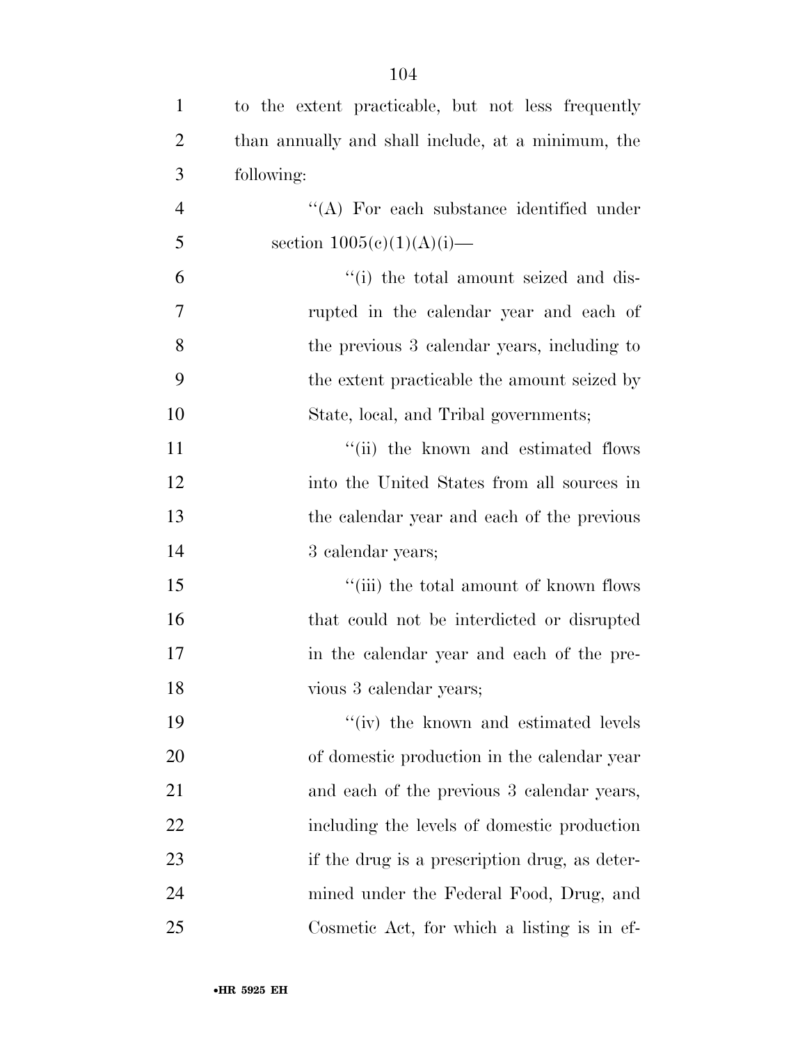to the extent practicable, but not less frequently than annually and shall include, at a minimum, the following:

"(A) For each substance identified under section 1005(c)(1)(A)(i)—

"(i) the total amount seized and disrupted in the calendar year and each of the previous 3 calendar years, including to the extent practicable the amount seized by State, local, and Tribal governments;

"(ii) the known and estimated flows into the United States from all sources in the calendar year and each of the previous 3 calendar years;

"(iii) the total amount of known flows that could not be interdicted or disrupted in the calendar year and each of the previous 3 calendar years;

"(iv) the known and estimated levels of domestic production in the calendar year and each of the previous 3 calendar years, including the levels of domestic production if the drug is a prescription drug, as determined under the Federal Food, Drug, and Cosmetic Act, for which a listing is in ef-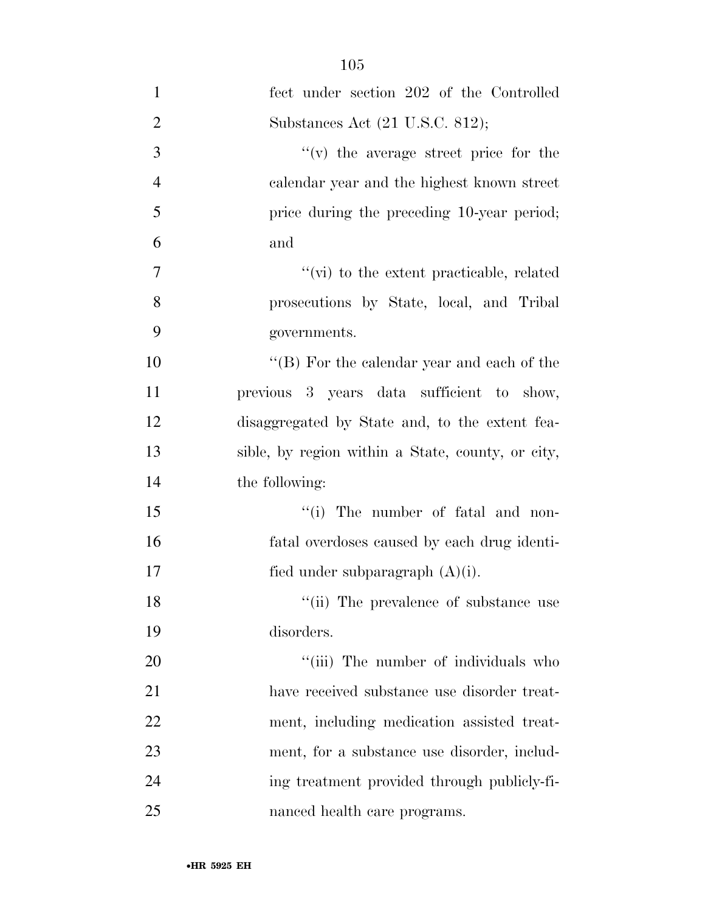fect under section 202 of the Controlled Substances Act (21 U.S.C. 812);

''(v) the average street price for the calendar year and the highest known street price during the preceding 10-year period; and

''(vi) to the extent practicable, related prosecutions by State, local, and Tribal governments.

''(B) For the calendar year and each of the previous 3 years data sufficient to show, disaggregated by State and, to the extent feasible, by region within a State, county, or city, the following:

''(i) The number of fatal and nonfatal overdoses caused by each drug identified under subparagraph (A)(i).

''(ii) The prevalence of substance use disorders.

''(iii) The number of individuals who have received substance use disorder treatment, including medication assisted treatment, for a substance use disorder, including treatment provided through publicly-financed health care programs.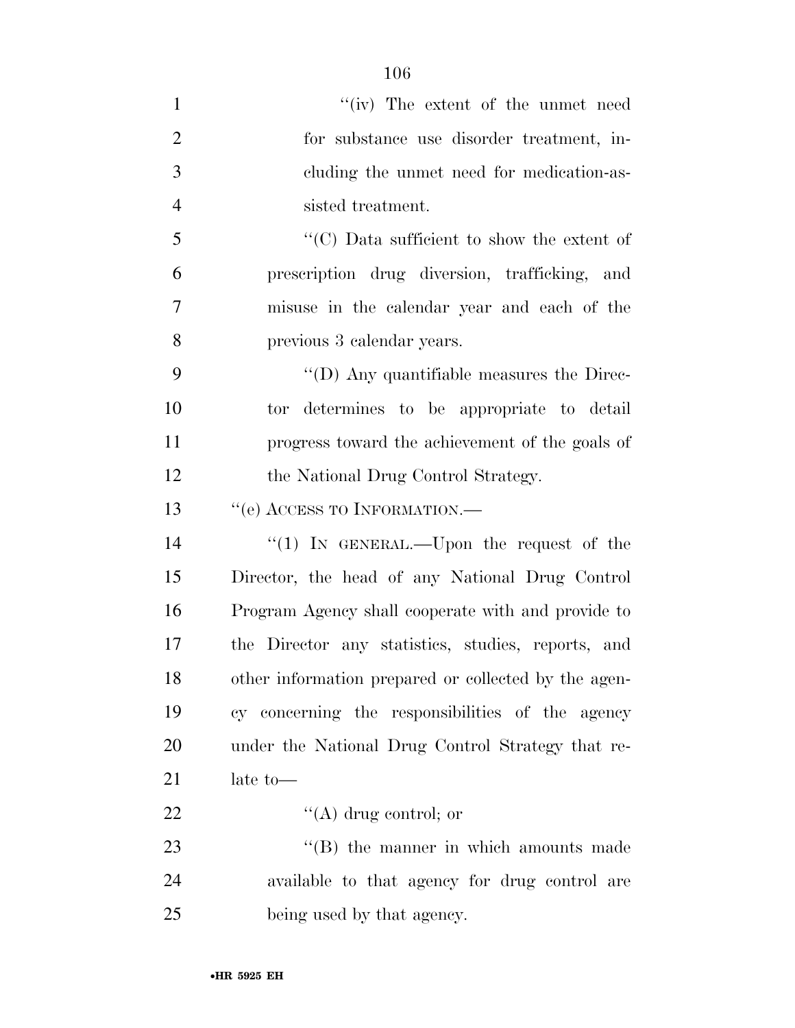"(iv) The extent of the unmet need for substance use disorder treatment, including the unmet need for medication-assisted treatment.

"(C) Data sufficient to show the extent of prescription drug diversion, trafficking, and misuse in the calendar year and each of the previous 3 calendar years.

"(D) Any quantifiable measures the Director determines to be appropriate to detail progress toward the achievement of the goals of the National Drug Control Strategy.

"(e) ACCESS TO INFORMATION.—

"(1) IN GENERAL.—Upon the request of the Director, the head of any National Drug Control Program Agency shall cooperate with and provide to the Director any statistics, studies, reports, and other information prepared or collected by the agency concerning the responsibilities of the agency under the National Drug Control Strategy that relate to—

"(A) drug control; or

"(B) the manner in which amounts made available to that agency for drug control are being used by that agency.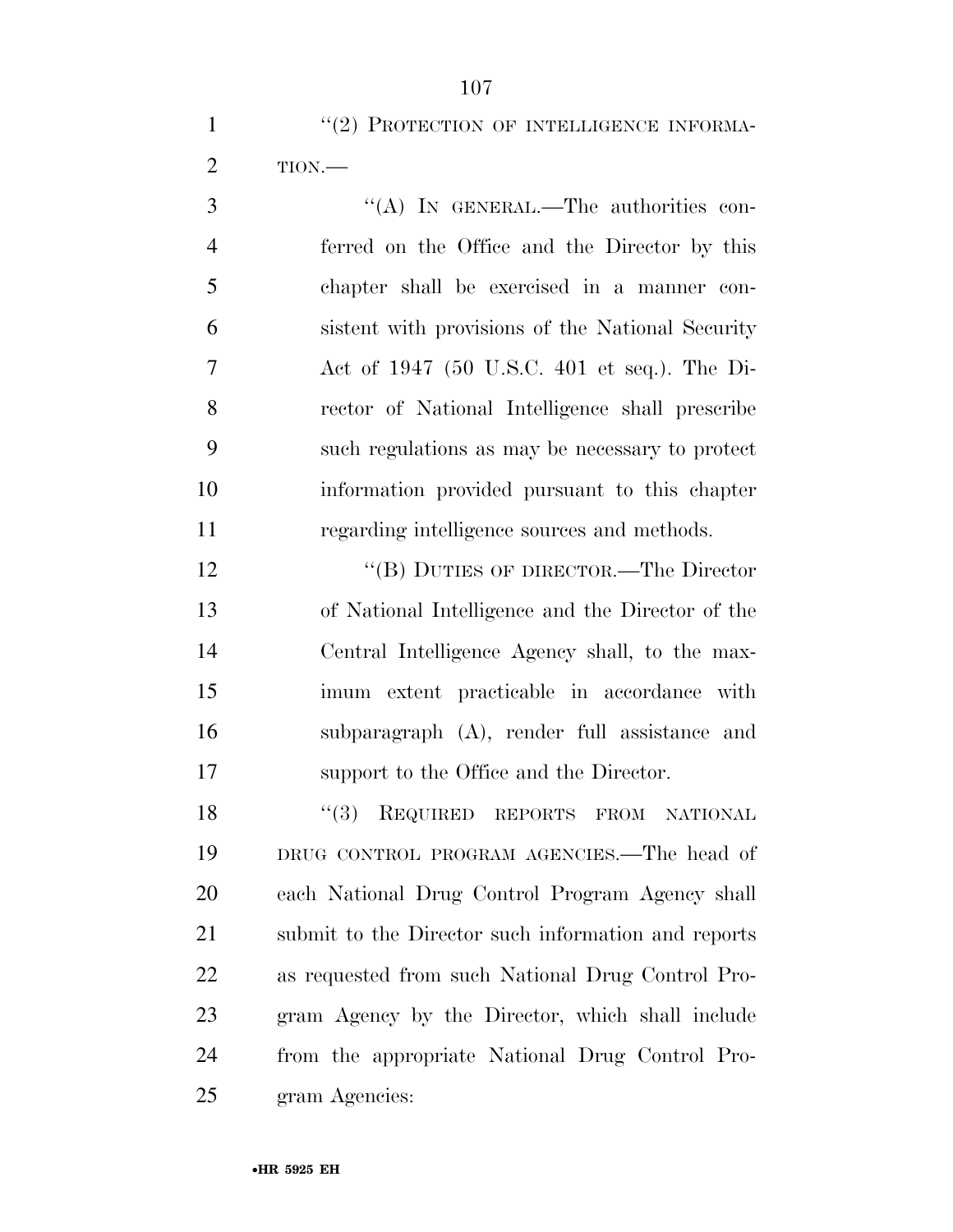''(2) PROTECTION OF INTELLIGENCE INFORMATION.—

''(A) IN GENERAL.—The authorities conferred on the Office and the Director by this chapter shall be exercised in a manner consistent with provisions of the National Security Act of 1947 (50 U.S.C. 401 et seq.). The Director of National Intelligence shall prescribe such regulations as may be necessary to protect information provided pursuant to this chapter regarding intelligence sources and methods.

''(B) DUTIES OF DIRECTOR.—The Director of National Intelligence and the Director of the Central Intelligence Agency shall, to the maximum extent practicable in accordance with subparagraph (A), render full assistance and support to the Office and the Director.

''(3) REQUIRED REPORTS FROM NATIONAL DRUG CONTROL PROGRAM AGENCIES.—The head of each National Drug Control Program Agency shall submit to the Director such information and reports as requested from such National Drug Control Program Agency by the Director, which shall include from the appropriate National Drug Control Program Agencies: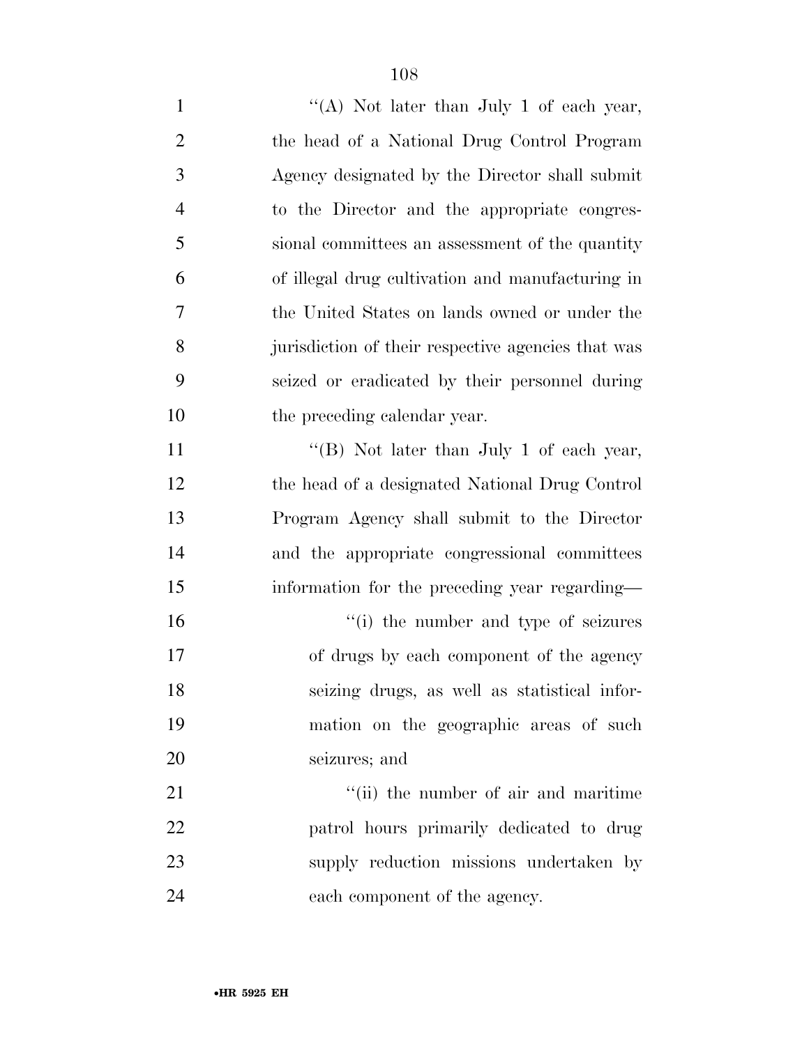''(A) Not later than July 1 of each year, the head of a National Drug Control Program Agency designated by the Director shall submit to the Director and the appropriate congressional committees an assessment of the quantity of illegal drug cultivation and manufacturing in the United States on lands owned or under the jurisdiction of their respective agencies that was seized or eradicated by their personnel during the preceding calendar year.

''(B) Not later than July 1 of each year, the head of a designated National Drug Control Program Agency shall submit to the Director and the appropriate congressional committees information for the preceding year regarding—

''(i) the number and type of seizures of drugs by each component of the agency seizing drugs, as well as statistical information on the geographic areas of such seizures; and

''(ii) the number of air and maritime patrol hours primarily dedicated to drug supply reduction missions undertaken by each component of the agency.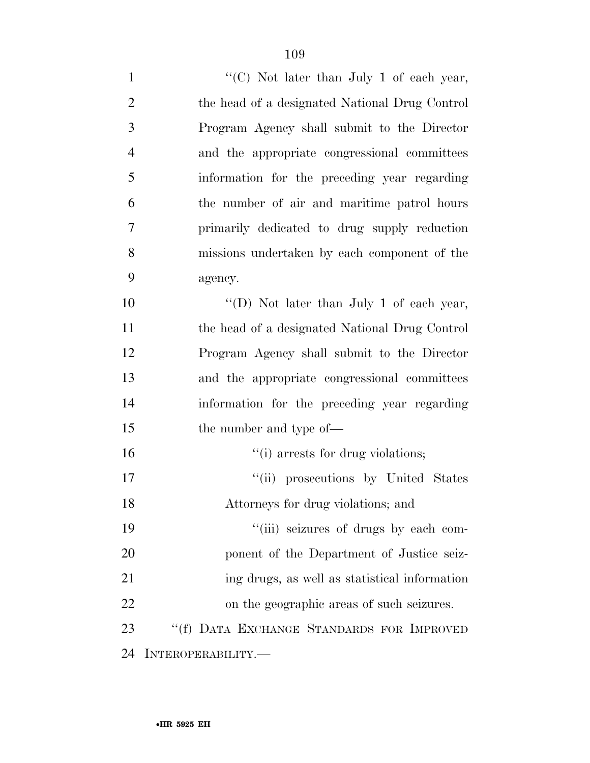"(C) Not later than July 1 of each year, the head of a designated National Drug Control Program Agency shall submit to the Director and the appropriate congressional committees information for the preceding year regarding the number of air and maritime patrol hours primarily dedicated to drug supply reduction missions undertaken by each component of the agency.

"(D) Not later than July 1 of each year, the head of a designated National Drug Control Program Agency shall submit to the Director and the appropriate congressional committees information for the preceding year regarding the number and type of—

"(i) arrests for drug violations;

"(ii) prosecutions by United States Attorneys for drug violations; and

"(iii) seizures of drugs by each component of the Department of Justice seizing drugs, as well as statistical information on the geographic areas of such seizures.

"(f) DATA EXCHANGE STANDARDS FOR IMPROVED INTEROPERABILITY.—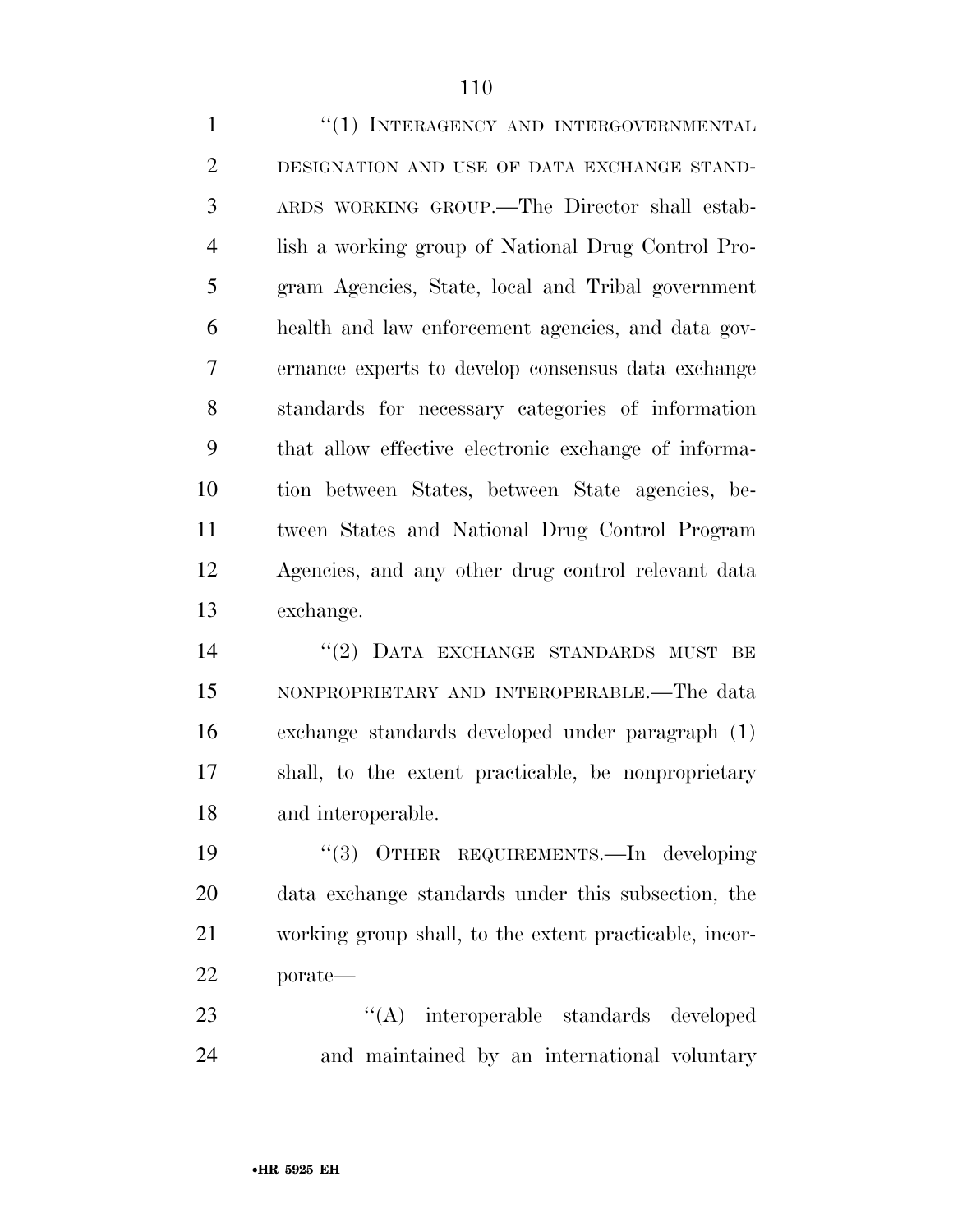"(1) INTERAGENCY AND INTERGOVERNMENTAL DESIGNATION AND USE OF DATA EXCHANGE STANDARDS WORKING GROUP.—The Director shall establish a working group of National Drug Control Program Agencies, State, local and Tribal government health and law enforcement agencies, and data governance experts to develop consensus data exchange standards for necessary categories of information that allow effective electronic exchange of information between States, between State agencies, between States and National Drug Control Program Agencies, and any other drug control relevant data exchange.

"(2) DATA EXCHANGE STANDARDS MUST BE NONPROPRIETARY AND INTEROPERABLE.—The data exchange standards developed under paragraph (1) shall, to the extent practicable, be nonproprietary and interoperable.

"(3) OTHER REQUIREMENTS.—In developing data exchange standards under this subsection, the working group shall, to the extent practicable, incorporate—

"(A) interoperable standards developed and maintained by an international voluntary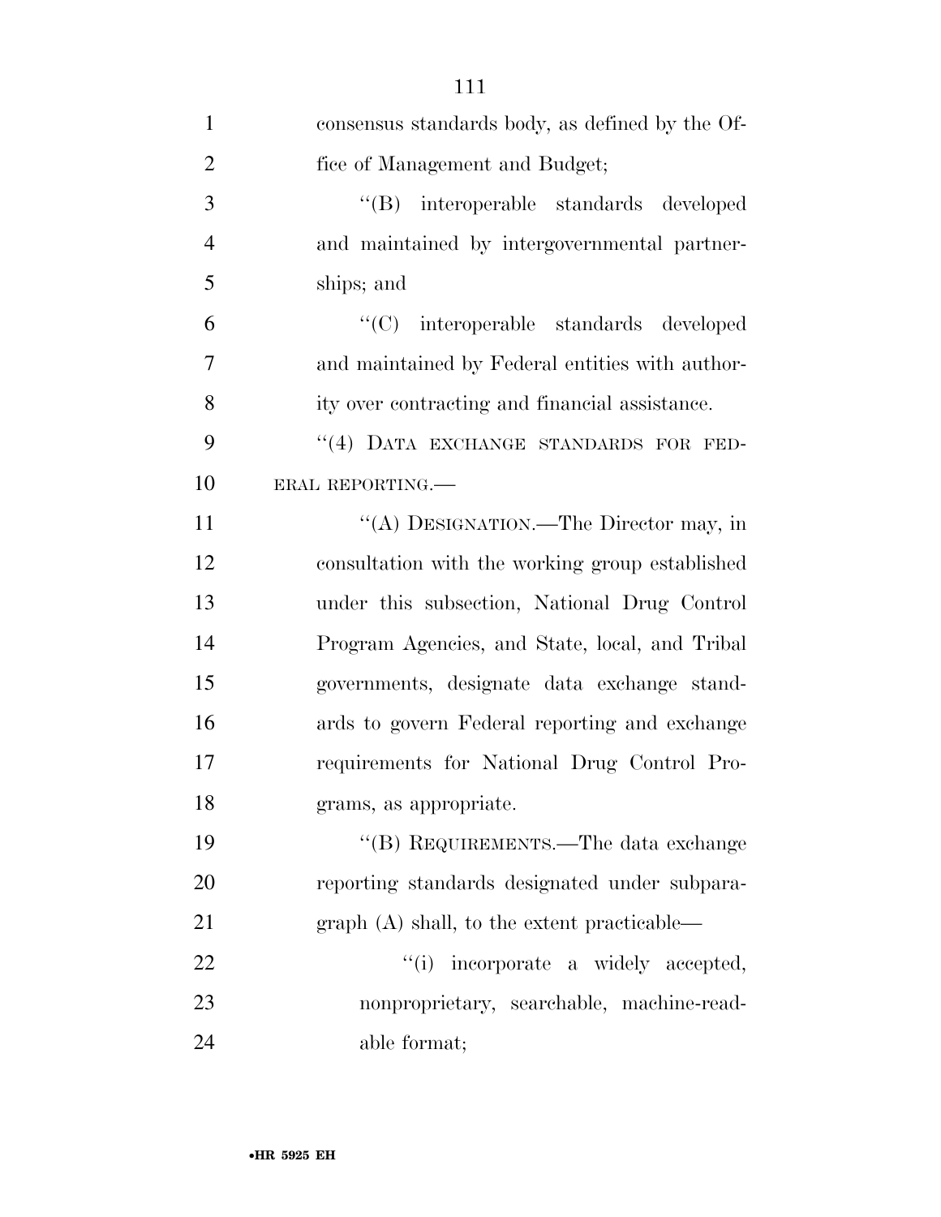consensus standards body, as defined by the Office of Management and Budget;

"(B) interoperable standards developed and maintained by intergovernmental partnerships; and

"(C) interoperable standards developed and maintained by Federal entities with authority over contracting and financial assistance.

"(4) DATA EXCHANGE STANDARDS FOR FEDERAL REPORTING.—

"(A) DESIGNATION.—The Director may, in consultation with the working group established under this subsection, National Drug Control Program Agencies, and State, local, and Tribal governments, designate data exchange standards to govern Federal reporting and exchange requirements for National Drug Control Programs, as appropriate.

"(B) REQUIREMENTS.—The data exchange reporting standards designated under subparagraph (A) shall, to the extent practicable—

"(i) incorporate a widely accepted, nonproprietary, searchable, machine-readable format;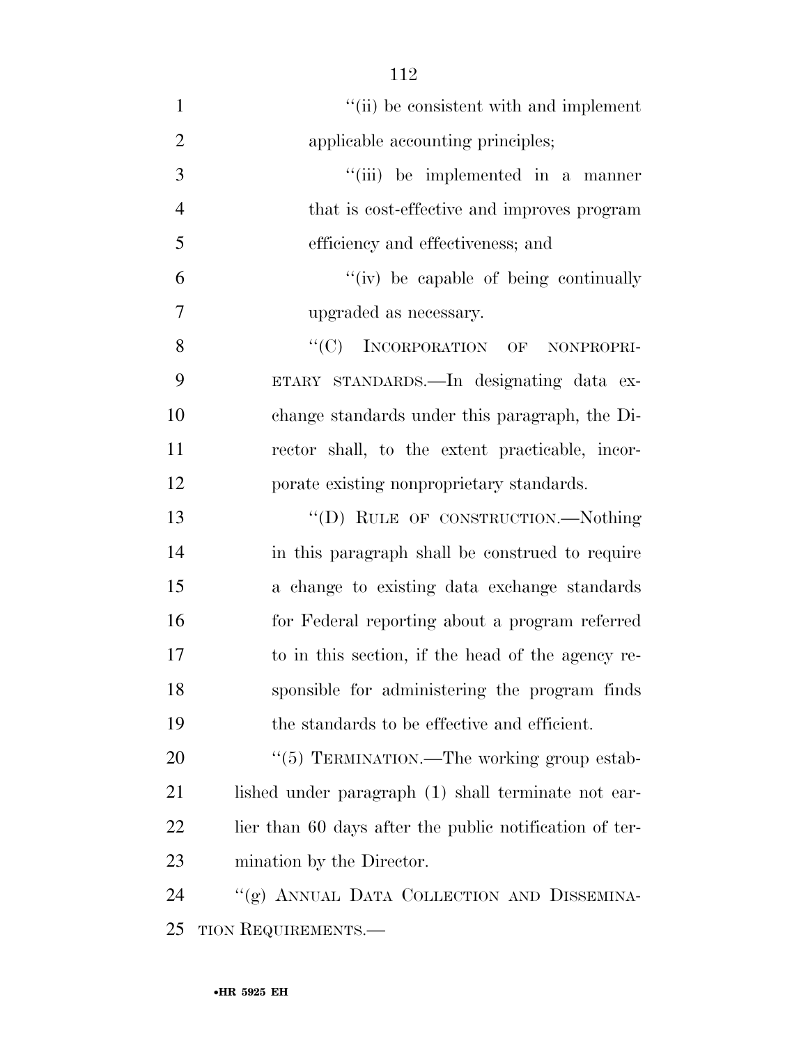"(ii) be consistent with and implement applicable accounting principles;

"(iii) be implemented in a manner that is cost-effective and improves program efficiency and effectiveness; and

"(iv) be capable of being continually upgraded as necessary.

"(C) INCORPORATION OF NONPROPRIETARY STANDARDS.—In designating data exchange standards under this paragraph, the Director shall, to the extent practicable, incorporate existing nonproprietary standards.

"(D) RULE OF CONSTRUCTION.—Nothing in this paragraph shall be construed to require a change to existing data exchange standards for Federal reporting about a program referred to in this section, if the head of the agency responsible for administering the program finds the standards to be effective and efficient.

"(5) TERMINATION.—The working group established under paragraph (1) shall terminate not earlier than 60 days after the public notification of termination by the Director.

"(g) ANNUAL DATA COLLECTION AND DISSEMINATION REQUIREMENTS.—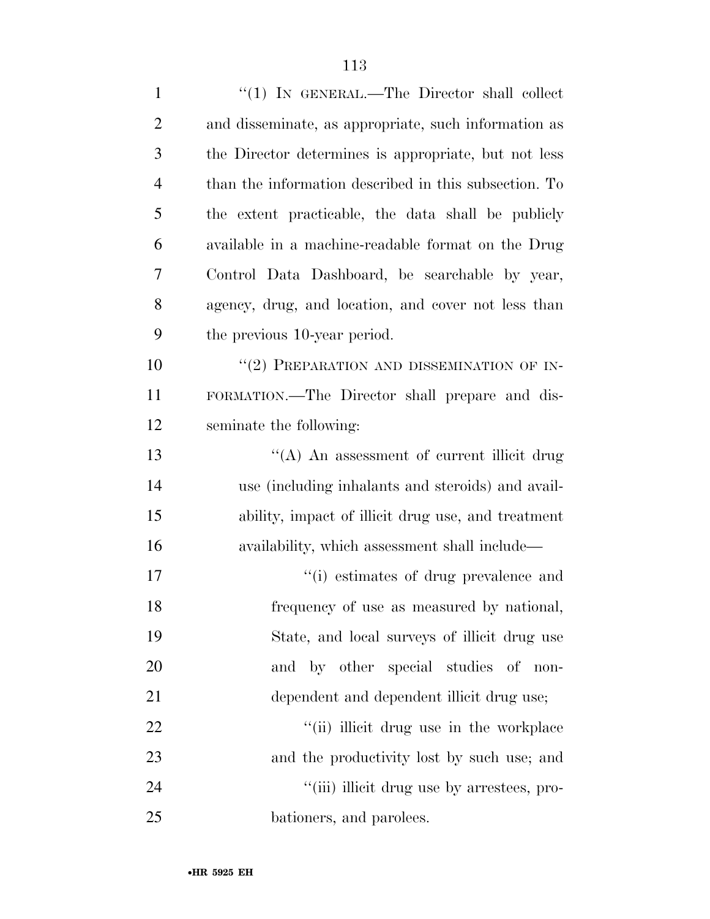"(1) IN GENERAL.—The Director shall collect and disseminate, as appropriate, such information as the Director determines is appropriate, but not less than the information described in this subsection. To the extent practicable, the data shall be publicly available in a machine-readable format on the Drug Control Data Dashboard, be searchable by year, agency, drug, and location, and cover not less than the previous 10-year period.

"(2) PREPARATION AND DISSEMINATION OF INFORMATION.—The Director shall prepare and disseminate the following:

"(A) An assessment of current illicit drug use (including inhalants and steroids) and availability, impact of illicit drug use, and treatment availability, which assessment shall include—

"(i) estimates of drug prevalence and frequency of use as measured by national, State, and local surveys of illicit drug use and by other special studies of nondependent and dependent illicit drug use;

"(ii) illicit drug use in the workplace and the productivity lost by such use; and

"(iii) illicit drug use by arrestees, probationers, and parolees.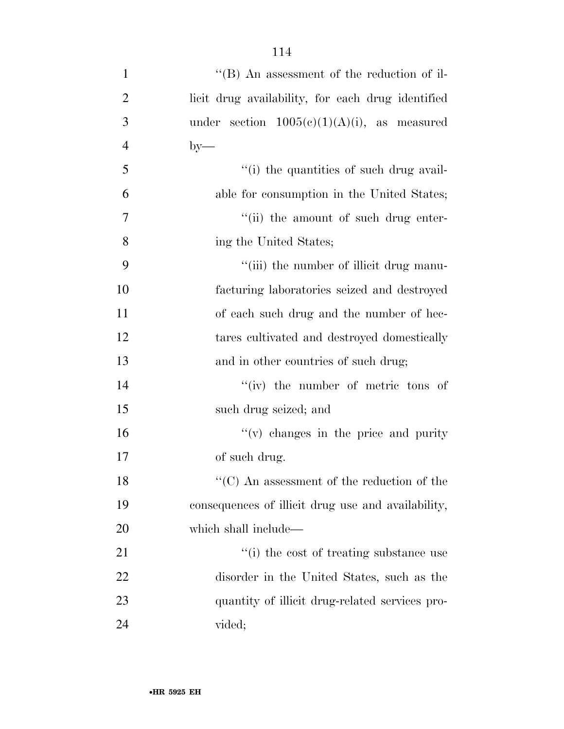''(B) An assessment of the reduction of illicit drug availability, for each drug identified under section 1005(c)(1)(A)(i), as measured by—

''(i) the quantities of such drug available for consumption in the United States;

''(ii) the amount of such drug entering the United States;

''(iii) the number of illicit drug manufacturing laboratories seized and destroyed of each such drug and the number of hectares cultivated and destroyed domestically and in other countries of such drug;

''(iv) the number of metric tons of such drug seized; and

''(v) changes in the price and purity of such drug.

''(C) An assessment of the reduction of the consequences of illicit drug use and availability, which shall include—

''(i) the cost of treating substance use disorder in the United States, such as the quantity of illicit drug-related services provided;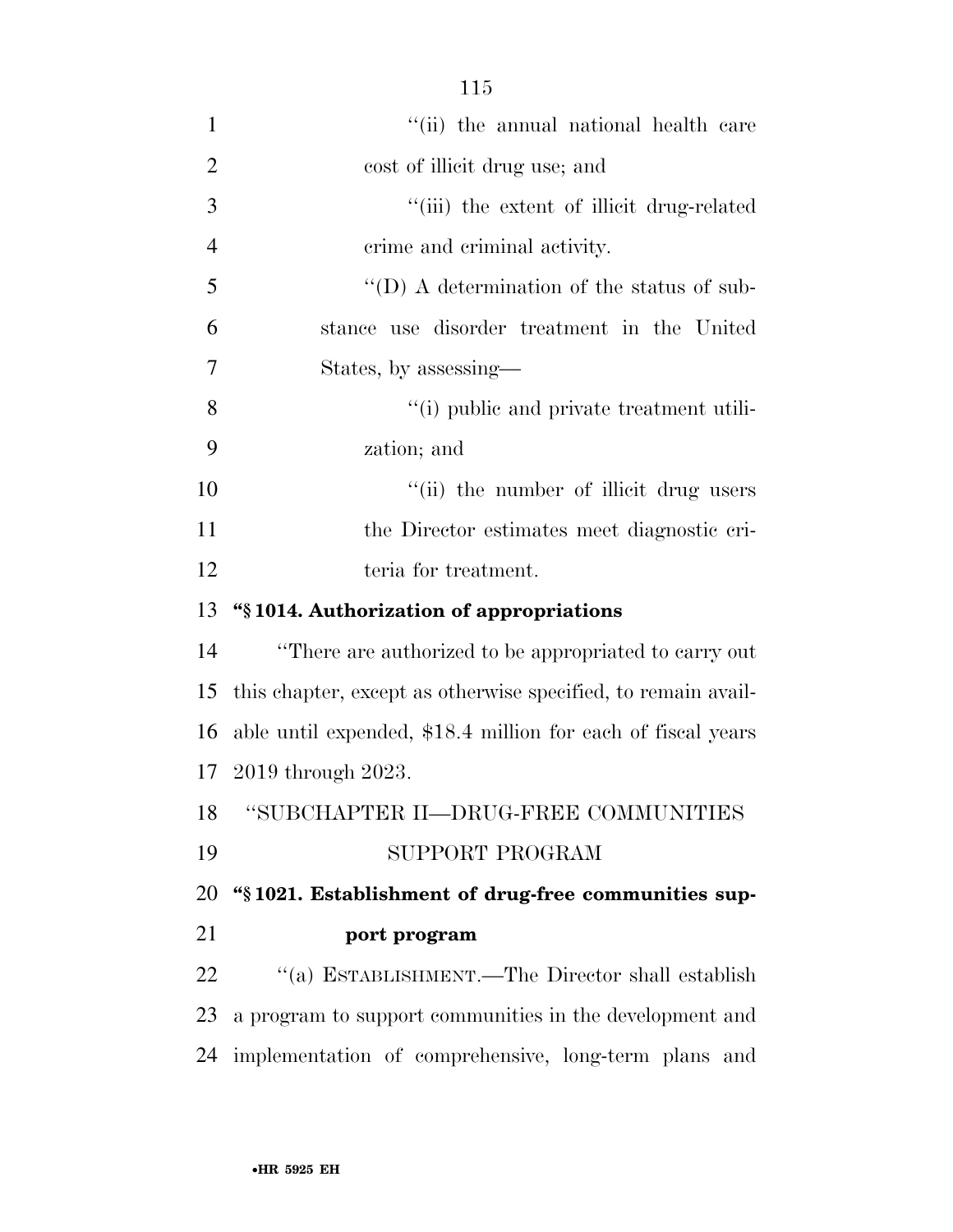"(ii) the annual national health care cost of illicit drug use; and

"(iii) the extent of illicit drug-related crime and criminal activity.

"(D) A determination of the status of substance use disorder treatment in the United States, by assessing—

"(i) public and private treatment utilization; and

"(ii) the number of illicit drug users the Director estimates meet diagnostic criteria for treatment.

**"§ 1014. Authorization of appropriations**

"There are authorized to be appropriated to carry out this chapter, except as otherwise specified, to remain available until expended, $18.4 million for each of fiscal years 2019 through 2023.

"SUBCHAPTER II—DRUG-FREE COMMUNITIES SUPPORT PROGRAM

**"§ 1021. Establishment of drug-free communities support program**

"(a) ESTABLISHMENT.—The Director shall establish a program to support communities in the development and implementation of comprehensive, long-term plans and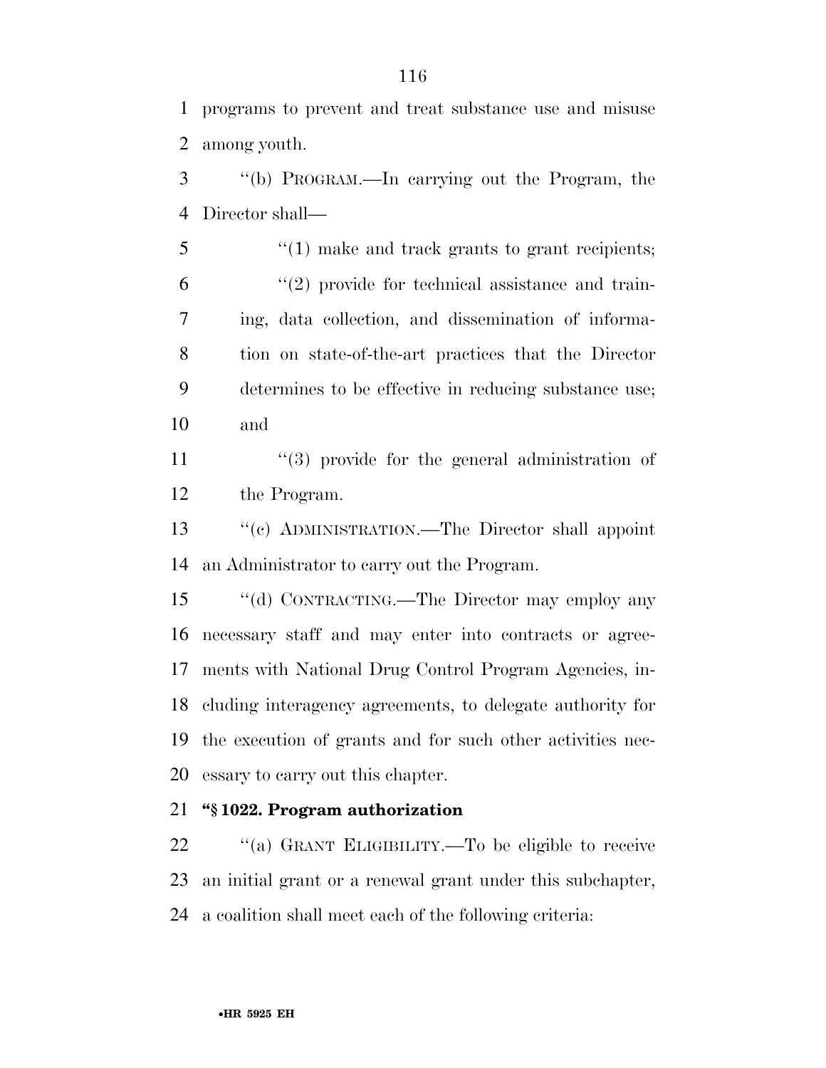programs to prevent and treat substance use and misuse among youth.

''(b) PROGRAM.—In carrying out the Program, the Director shall—

''(1) make and track grants to grant recipients;

''(2) provide for technical assistance and training, data collection, and dissemination of information on state-of-the-art practices that the Director determines to be effective in reducing substance use; and

''(3) provide for the general administration of the Program.

''(c) ADMINISTRATION.—The Director shall appoint an Administrator to carry out the Program.

''(d) CONTRACTING.—The Director may employ any necessary staff and may enter into contracts or agreements with National Drug Control Program Agencies, including interagency agreements, to delegate authority for the execution of grants and for such other activities necessary to carry out this chapter.

**''§ 1022. Program authorization**

''(a) GRANT ELIGIBILITY.—To be eligible to receive an initial grant or a renewal grant under this subchapter, a coalition shall meet each of the following criteria: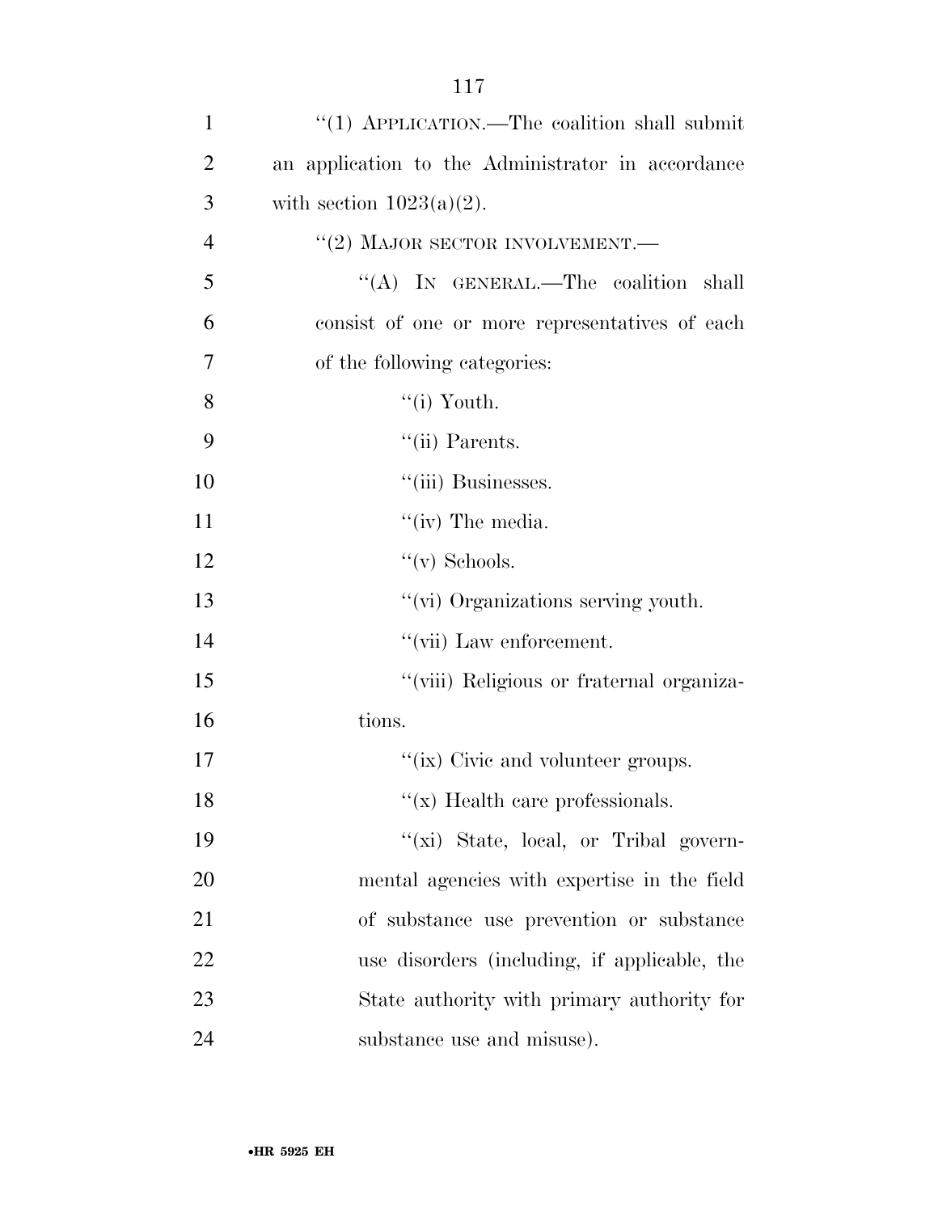"(1) APPLICATION.—The coalition shall submit an application to the Administrator in accordance with section 1023(a)(2).

"(2) MAJOR SECTOR INVOLVEMENT.—

"(A) IN GENERAL.—The coalition shall consist of one or more representatives of each of the following categories:

"(i) Youth.

"(ii) Parents.

"(iii) Businesses.

"(iv) The media.

"(v) Schools.

"(vi) Organizations serving youth.

"(vii) Law enforcement.

"(viii) Religious or fraternal organizations.

"(ix) Civic and volunteer groups.

"(x) Health care professionals.

"(xi) State, local, or Tribal governmental agencies with expertise in the field of substance use prevention or substance use disorders (including, if applicable, the State authority with primary authority for substance use and misuse).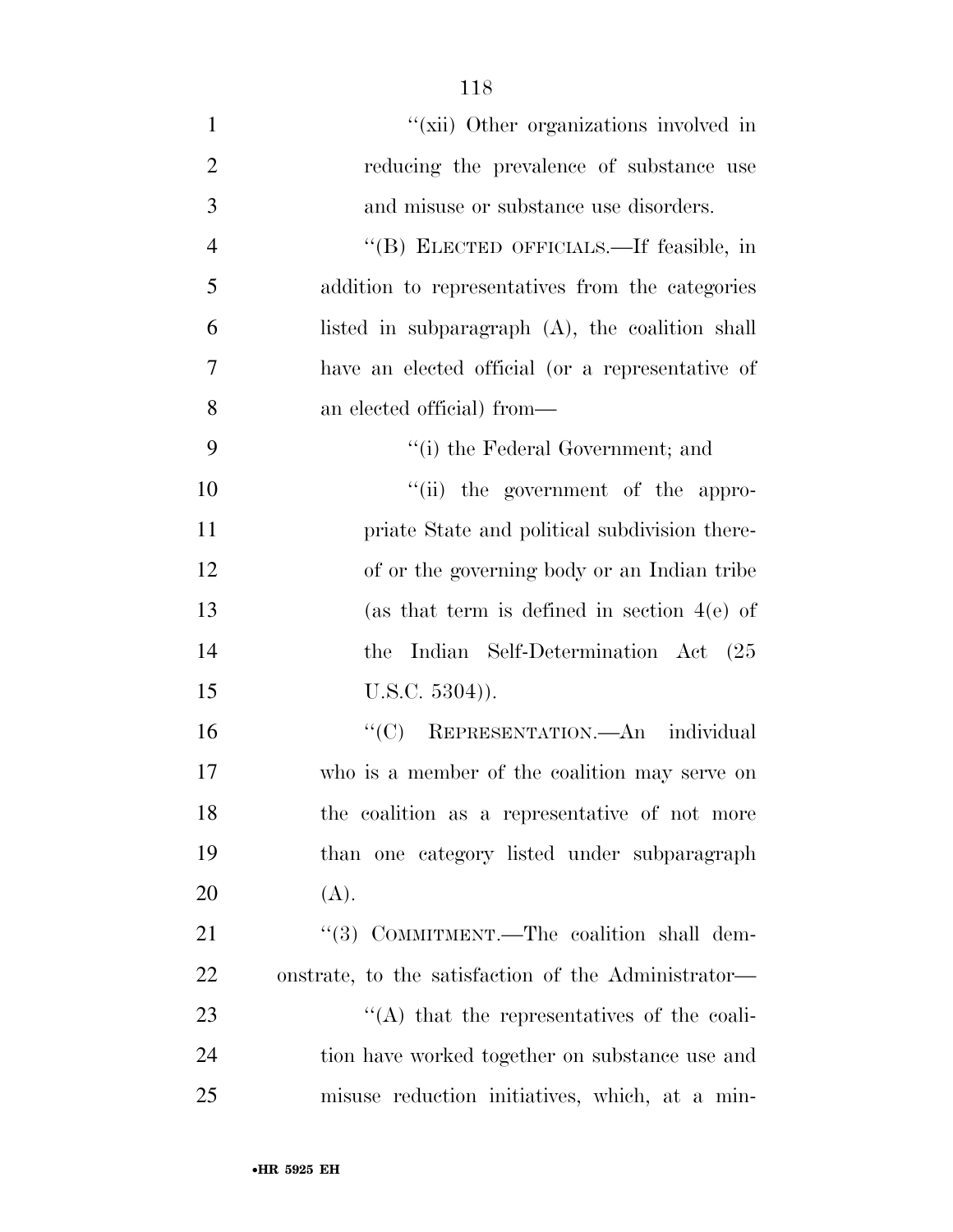"(xii) Other organizations involved in reducing the prevalence of substance use and misuse or substance use disorders.

"(B) ELECTED OFFICIALS.—If feasible, in addition to representatives from the categories listed in subparagraph (A), the coalition shall have an elected official (or a representative of an elected official) from—

"(i) the Federal Government; and

"(ii) the government of the appropriate State and political subdivision thereof or the governing body or an Indian tribe (as that term is defined in section 4(e) of the Indian Self-Determination Act (25 U.S.C. 5304)).

"(C) REPRESENTATION.—An individual who is a member of the coalition may serve on the coalition as a representative of not more than one category listed under subparagraph (A).

"(3) COMMITMENT.—The coalition shall demonstrate, to the satisfaction of the Administrator—

"(A) that the representatives of the coalition have worked together on substance use and misuse reduction initiatives, which, at a min-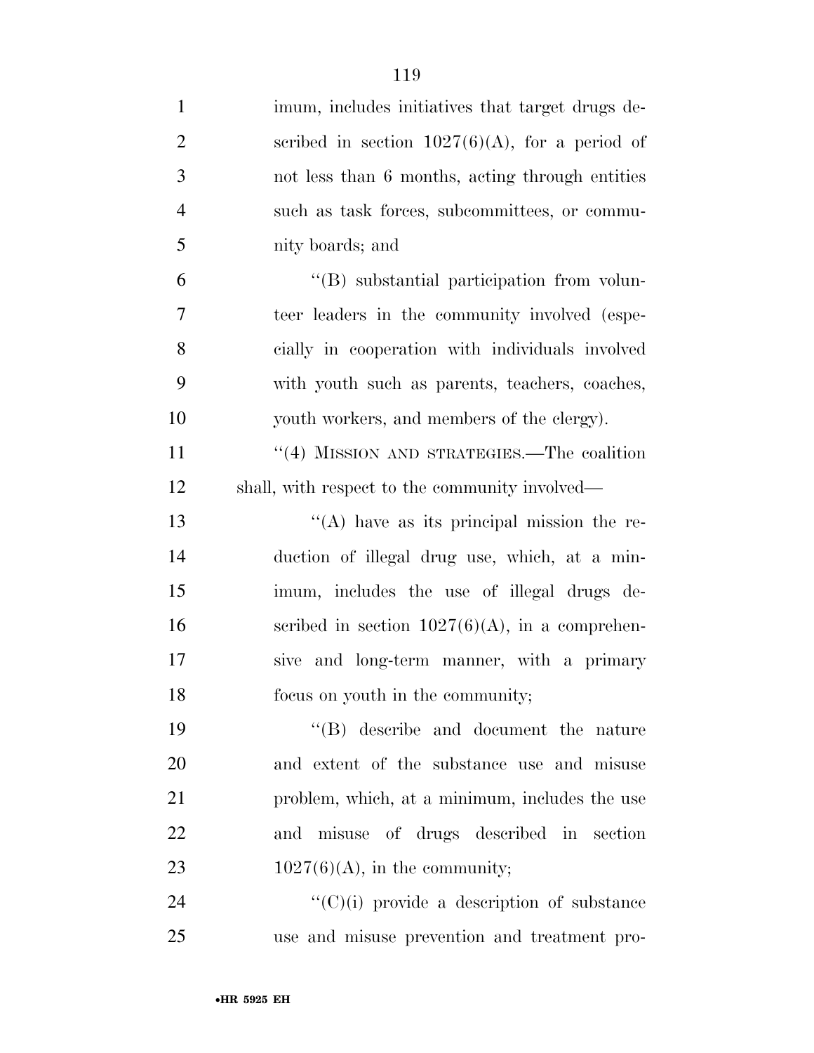imum, includes initiatives that target drugs described in section 1027(6)(A), for a period of not less than 6 months, acting through entities such as task forces, subcommittees, or community boards; and

''(B) substantial participation from volunteer leaders in the community involved (especially in cooperation with individuals involved with youth such as parents, teachers, coaches, youth workers, and members of the clergy).

''(4) MISSION AND STRATEGIES.—The coalition shall, with respect to the community involved—

''(A) have as its principal mission the reduction of illegal drug use, which, at a minimum, includes the use of illegal drugs described in section 1027(6)(A), in a comprehensive and long-term manner, with a primary focus on youth in the community;

''(B) describe and document the nature and extent of the substance use and misuse problem, which, at a minimum, includes the use and misuse of drugs described in section 1027(6)(A), in the community;

''(C)(i) provide a description of substance use and misuse prevention and treatment pro-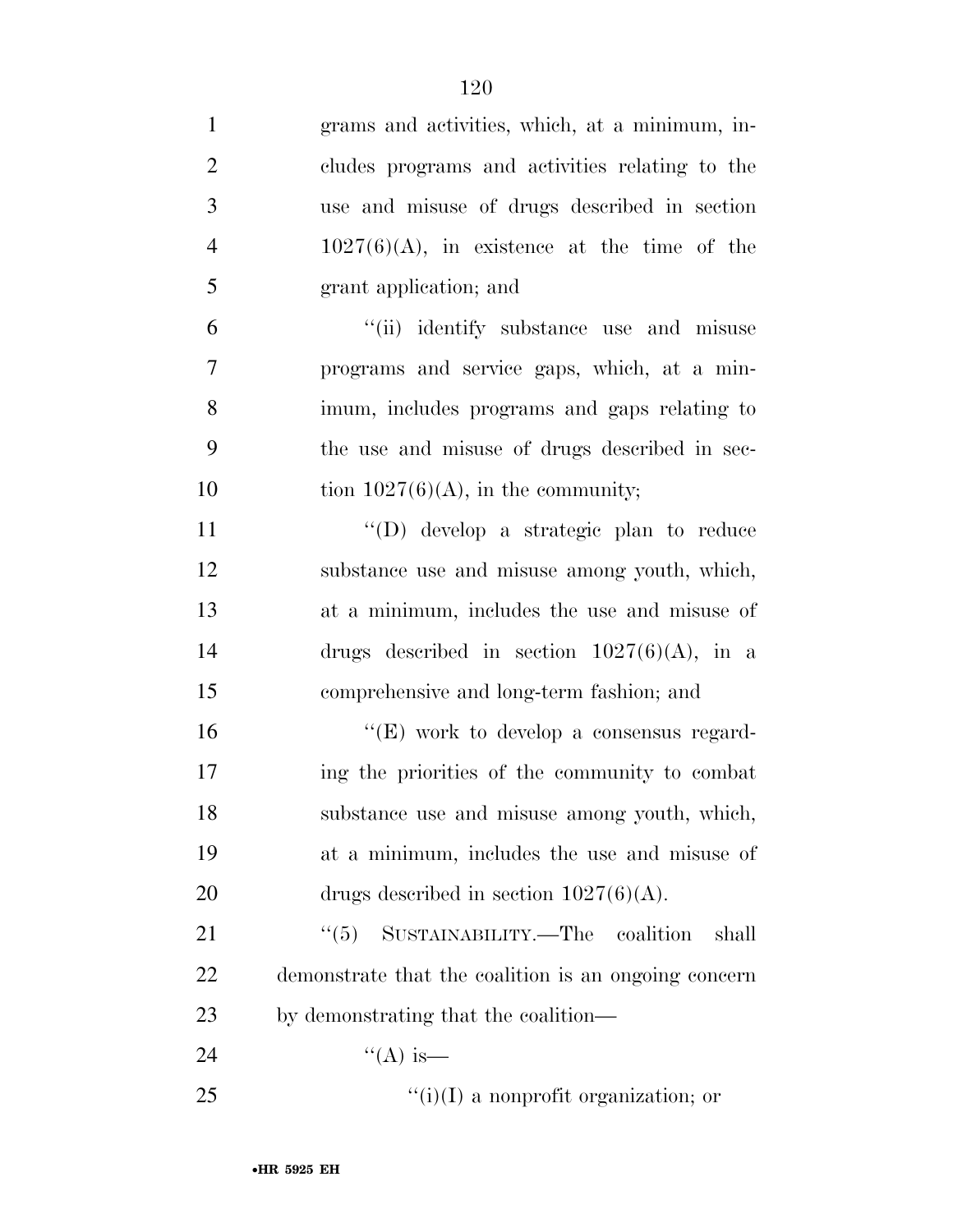grams and activities, which, at a minimum, includes programs and activities relating to the use and misuse of drugs described in section 1027(6)(A), in existence at the time of the grant application; and

''(ii) identify substance use and misuse programs and service gaps, which, at a minimum, includes programs and gaps relating to the use and misuse of drugs described in section 1027(6)(A), in the community;

''(D) develop a strategic plan to reduce substance use and misuse among youth, which, at a minimum, includes the use and misuse of drugs described in section 1027(6)(A), in a comprehensive and long-term fashion; and

''(E) work to develop a consensus regarding the priorities of the community to combat substance use and misuse among youth, which, at a minimum, includes the use and misuse of drugs described in section 1027(6)(A).

''(5) SUSTAINABILITY.—The coalition shall demonstrate that the coalition is an ongoing concern by demonstrating that the coalition—

''(A) is—

''(i)(I) a nonprofit organization; or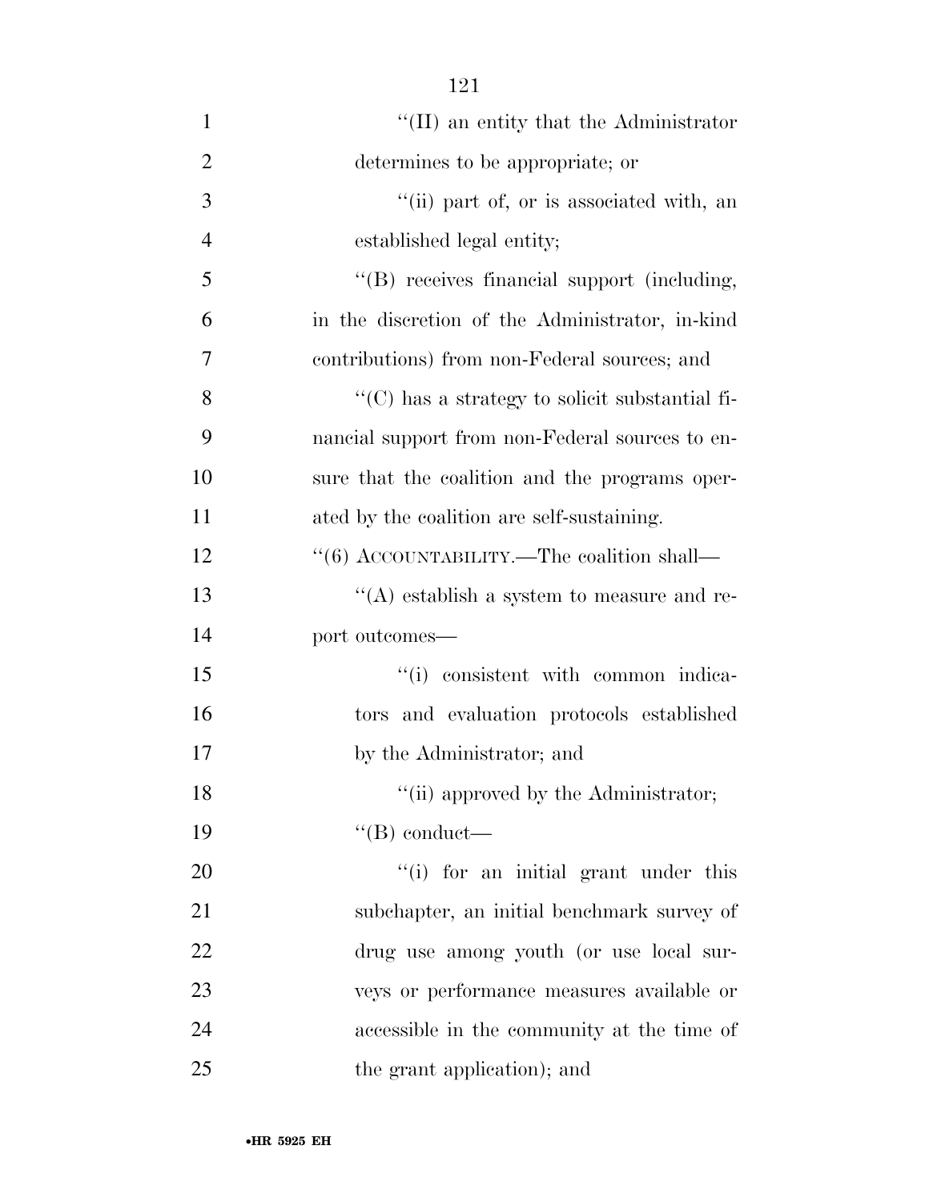''(II) an entity that the Administrator determines to be appropriate; or

''(ii) part of, or is associated with, an established legal entity;

''(B) receives financial support (including, in the discretion of the Administrator, in-kind contributions) from non-Federal sources; and

''(C) has a strategy to solicit substantial financial support from non-Federal sources to ensure that the coalition and the programs operated by the coalition are self-sustaining.

''(6) ACCOUNTABILITY.—The coalition shall—

''(A) establish a system to measure and report outcomes—

''(i) consistent with common indicators and evaluation protocols established by the Administrator; and

''(ii) approved by the Administrator;

''(B) conduct—

''(i) for an initial grant under this subchapter, an initial benchmark survey of drug use among youth (or use local surveys or performance measures available or accessible in the community at the time of the grant application); and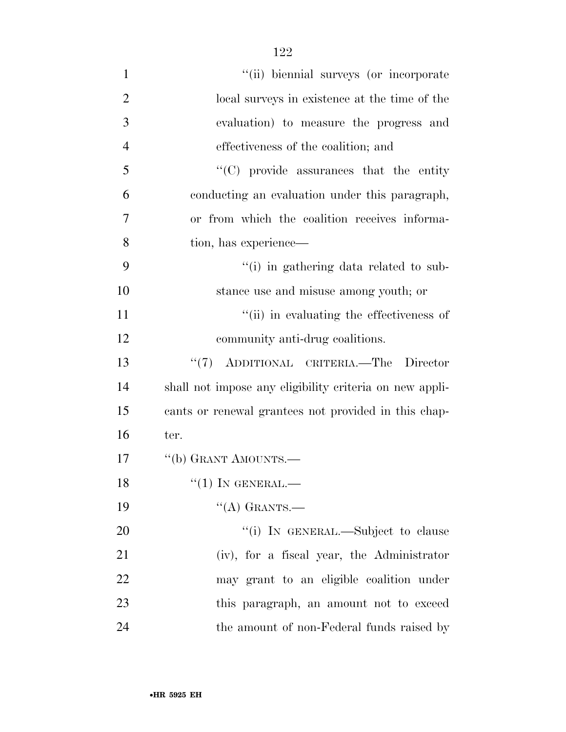"(ii) biennial surveys (or incorporate local surveys in existence at the time of the evaluation) to measure the progress and effectiveness of the coalition; and

"(C) provide assurances that the entity conducting an evaluation under this paragraph, or from which the coalition receives information, has experience—

"(i) in gathering data related to substance use and misuse among youth; or

"(ii) in evaluating the effectiveness of community anti-drug coalitions.

"(7) ADDITIONAL CRITERIA.—The Director shall not impose any eligibility criteria on new applicants or renewal grantees not provided in this chapter.

"(b) GRANT AMOUNTS.—

"(1) IN GENERAL.—

"(A) GRANTS.—

"(i) IN GENERAL.—Subject to clause (iv), for a fiscal year, the Administrator may grant to an eligible coalition under this paragraph, an amount not to exceed the amount of non-Federal funds raised by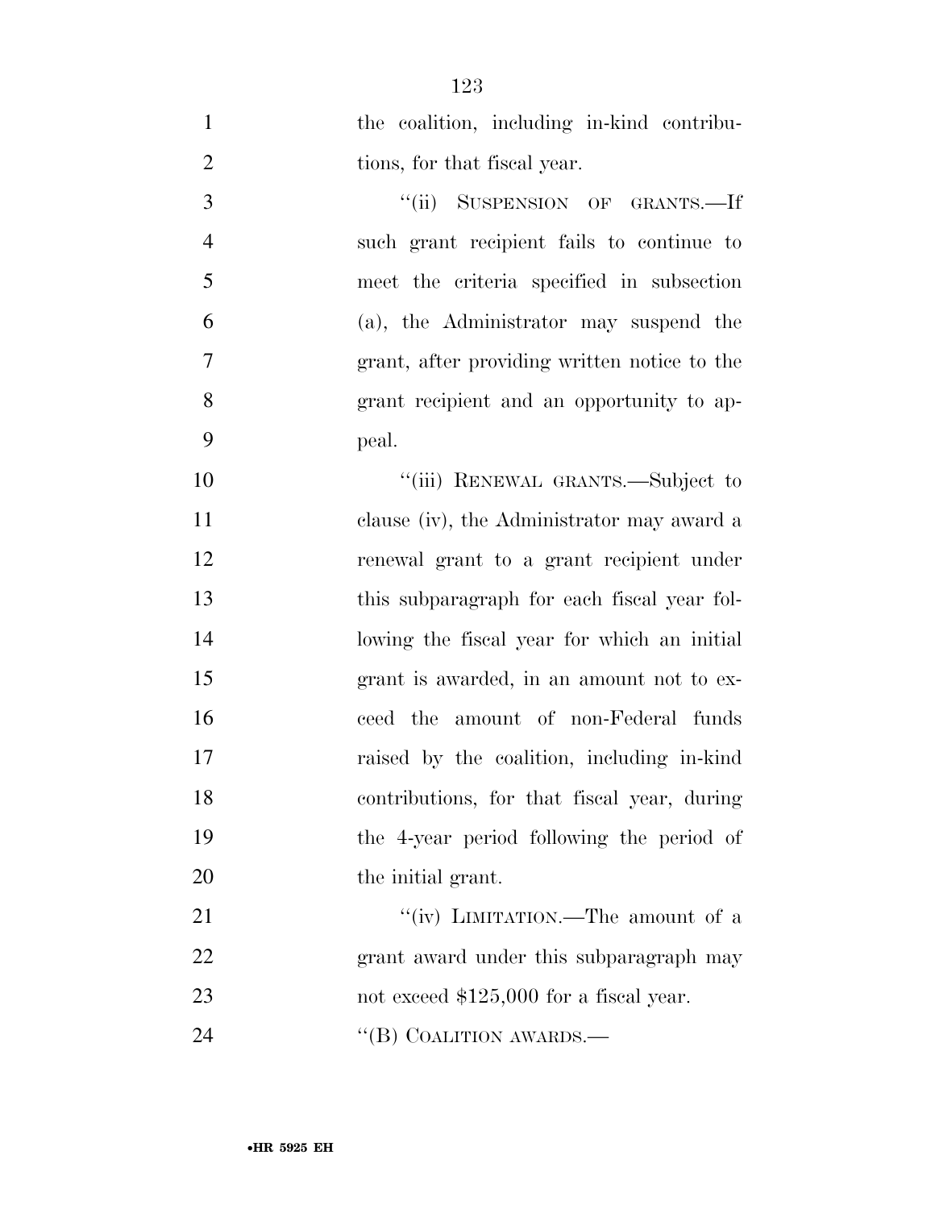the coalition, including in-kind contributions, for that fiscal year.

''(ii) SUSPENSION OF GRANTS.—If such grant recipient fails to continue to meet the criteria specified in subsection (a), the Administrator may suspend the grant, after providing written notice to the grant recipient and an opportunity to appeal.

''(iii) RENEWAL GRANTS.—Subject to clause (iv), the Administrator may award a renewal grant to a grant recipient under this subparagraph for each fiscal year following the fiscal year for which an initial grant is awarded, in an amount not to exceed the amount of non-Federal funds raised by the coalition, including in-kind contributions, for that fiscal year, during the 4-year period following the period of the initial grant.

''(iv) LIMITATION.—The amount of a grant award under this subparagraph may not exceed $125,000 for a fiscal year.

''(B) COALITION AWARDS.—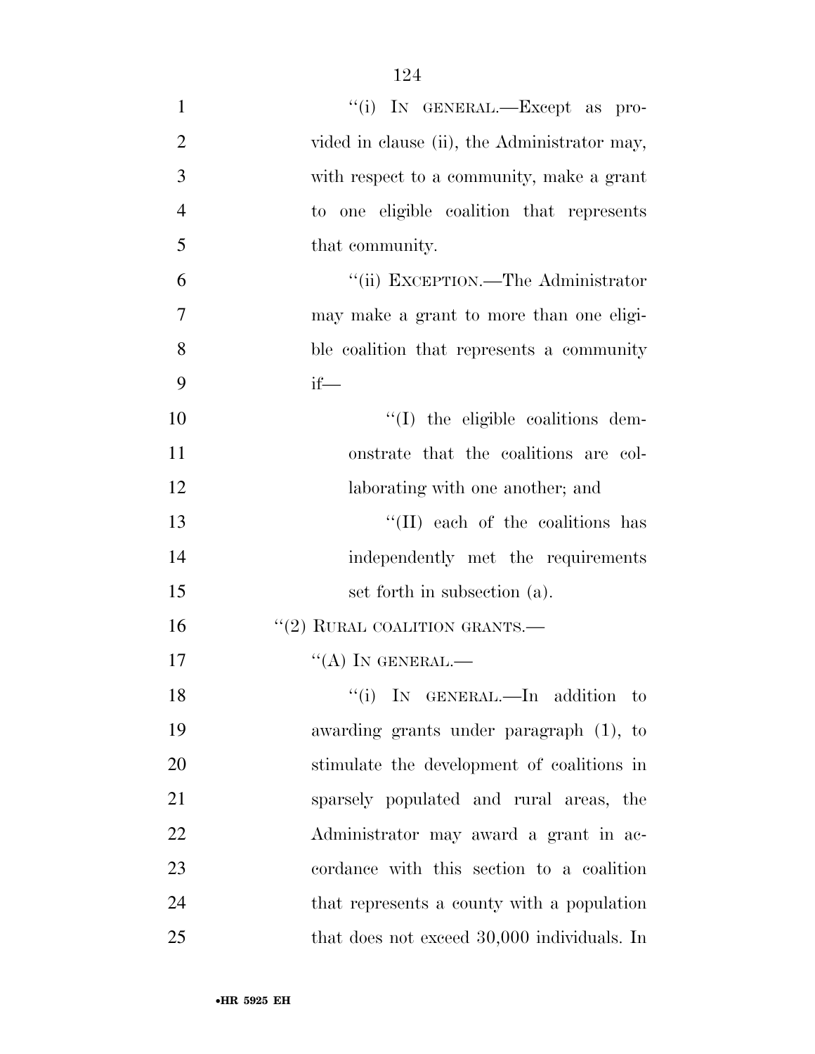"(i) IN GENERAL.—Except as provided in clause (ii), the Administrator may, with respect to a community, make a grant to one eligible coalition that represents that community.

"(ii) EXCEPTION.—The Administrator may make a grant to more than one eligible coalition that represents a community if—

"(I) the eligible coalitions demonstrate that the coalitions are collaborating with one another; and

"(II) each of the coalitions has independently met the requirements set forth in subsection (a).

"(2) RURAL COALITION GRANTS.—

"(A) IN GENERAL.—

"(i) IN GENERAL.—In addition to awarding grants under paragraph (1), to stimulate the development of coalitions in sparsely populated and rural areas, the Administrator may award a grant in accordance with this section to a coalition that represents a county with a population that does not exceed 30,000 individuals. In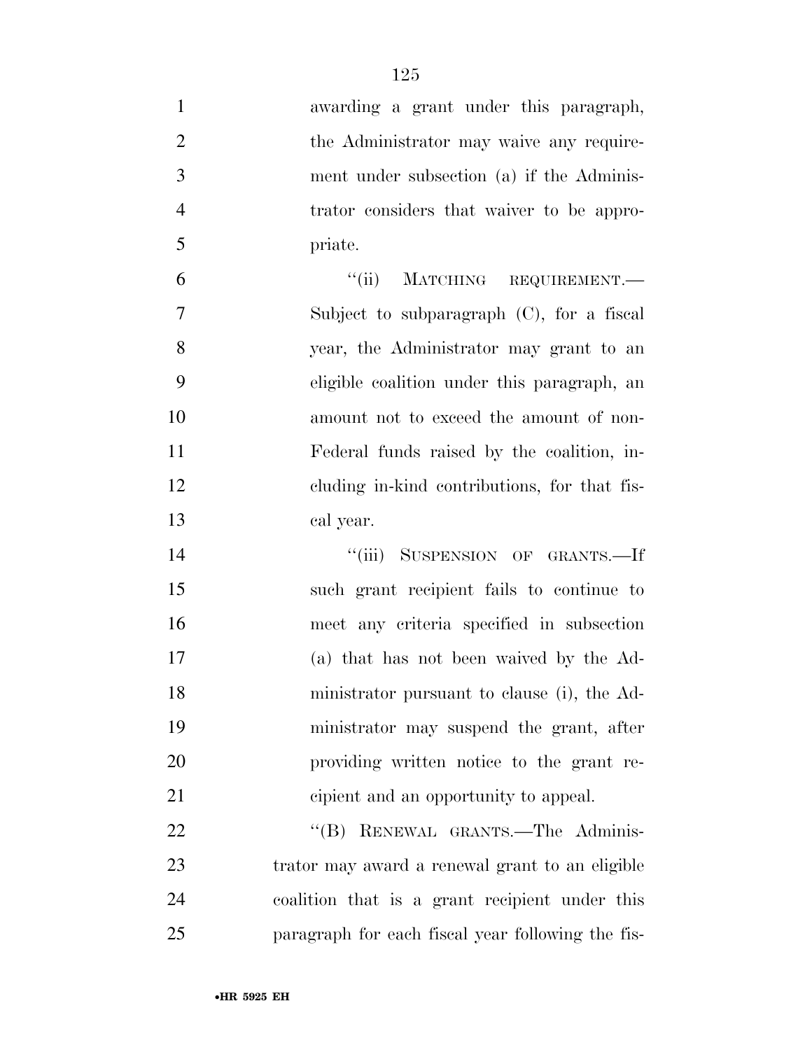awarding a grant under this paragraph, the Administrator may waive any requirement under subsection (a) if the Administrator considers that waiver to be appropriate.

"(ii) MATCHING REQUIREMENT.—Subject to subparagraph (C), for a fiscal year, the Administrator may grant to an eligible coalition under this paragraph, an amount not to exceed the amount of non-Federal funds raised by the coalition, including in-kind contributions, for that fiscal year.

"(iii) SUSPENSION OF GRANTS.—If such grant recipient fails to continue to meet any criteria specified in subsection (a) that has not been waived by the Administrator pursuant to clause (i), the Administrator may suspend the grant, after providing written notice to the grant recipient and an opportunity to appeal.

"(B) RENEWAL GRANTS.—The Administrator may award a renewal grant to an eligible coalition that is a grant recipient under this paragraph for each fiscal year following the fis-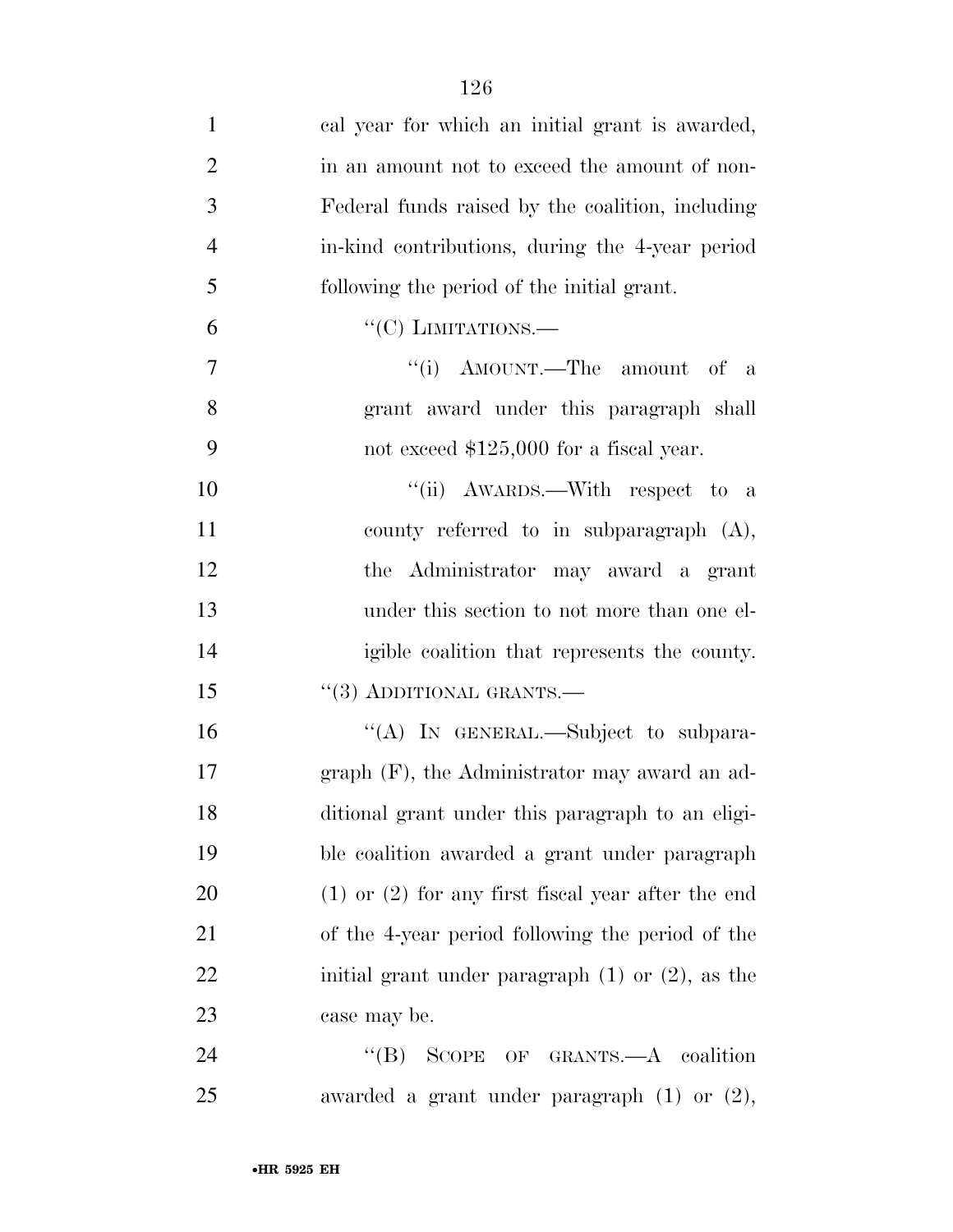cal year for which an initial grant is awarded, in an amount not to exceed the amount of non-Federal funds raised by the coalition, including in-kind contributions, during the 4-year period following the period of the initial grant.

"(C) LIMITATIONS.—

"(i) AMOUNT.—The amount of a grant award under this paragraph shall not exceed $125,000 for a fiscal year.

"(ii) AWARDS.—With respect to a county referred to in subparagraph (A), the Administrator may award a grant under this section to not more than one eligible coalition that represents the county.

"(3) ADDITIONAL GRANTS.—

"(A) IN GENERAL.—Subject to subparagraph (F), the Administrator may award an additional grant under this paragraph to an eligible coalition awarded a grant under paragraph (1) or (2) for any first fiscal year after the end of the 4-year period following the period of the initial grant under paragraph (1) or (2), as the case may be.

"(B) SCOPE OF GRANTS.—A coalition awarded a grant under paragraph (1) or (2),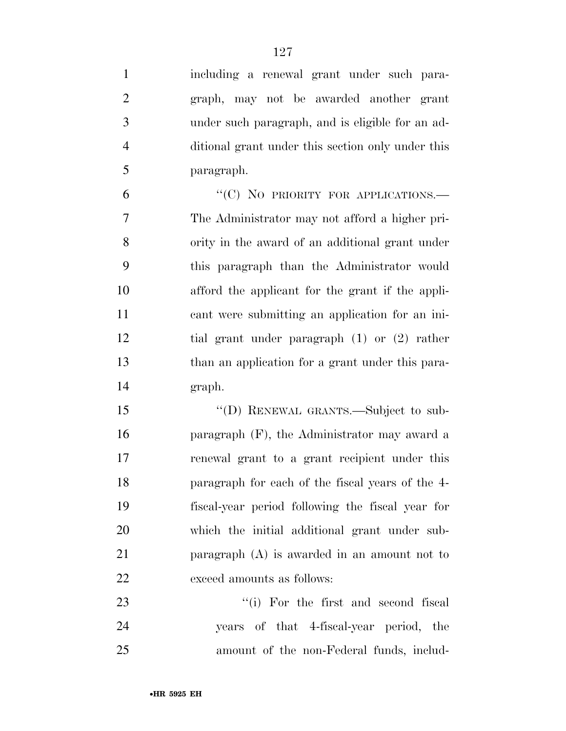including a renewal grant under such paragraph, may not be awarded another grant under such paragraph, and is eligible for an additional grant under this section only under this paragraph.

"(C) NO PRIORITY FOR APPLICATIONS.—The Administrator may not afford a higher priority in the award of an additional grant under this paragraph than the Administrator would afford the applicant for the grant if the applicant were submitting an application for an initial grant under paragraph (1) or (2) rather than an application for a grant under this paragraph.

"(D) RENEWAL GRANTS.—Subject to subparagraph (F), the Administrator may award a renewal grant to a grant recipient under this paragraph for each of the fiscal years of the 4-fiscal-year period following the fiscal year for which the initial additional grant under subparagraph (A) is awarded in an amount not to exceed amounts as follows:

"(i) For the first and second fiscal years of that 4-fiscal-year period, the amount of the non-Federal funds, includ-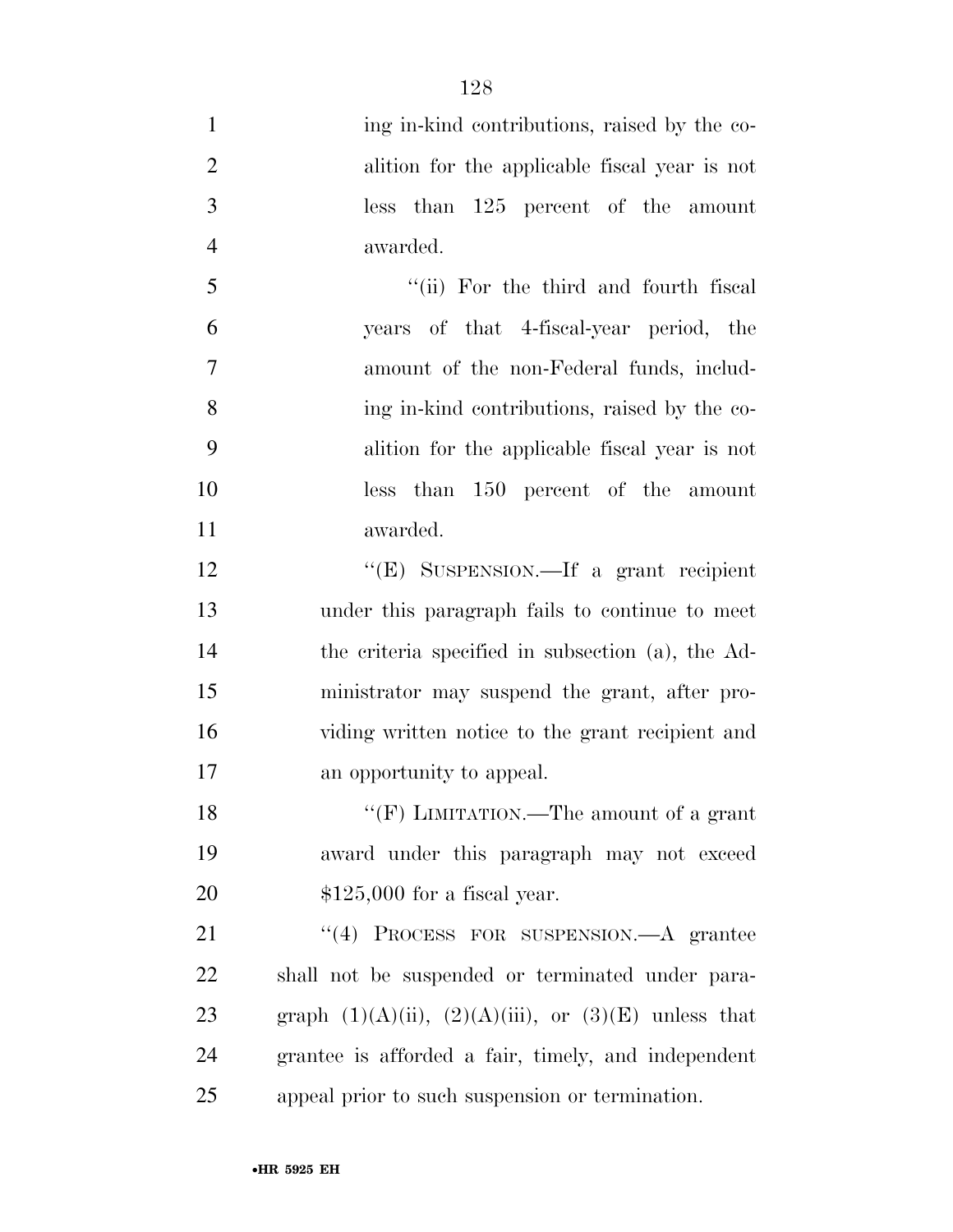ing in-kind contributions, raised by the coalition for the applicable fiscal year is not less than 125 percent of the amount awarded.

"(ii) For the third and fourth fiscal years of that 4-fiscal-year period, the amount of the non-Federal funds, including in-kind contributions, raised by the coalition for the applicable fiscal year is not less than 150 percent of the amount awarded.

"(E) SUSPENSION.—If a grant recipient under this paragraph fails to continue to meet the criteria specified in subsection (a), the Administrator may suspend the grant, after providing written notice to the grant recipient and an opportunity to appeal.

"(F) LIMITATION.—The amount of a grant award under this paragraph may not exceed $125,000 for a fiscal year.

"(4) PROCESS FOR SUSPENSION.—A grantee shall not be suspended or terminated under paragraph (1)(A)(ii), (2)(A)(iii), or (3)(E) unless that grantee is afforded a fair, timely, and independent appeal prior to such suspension or termination.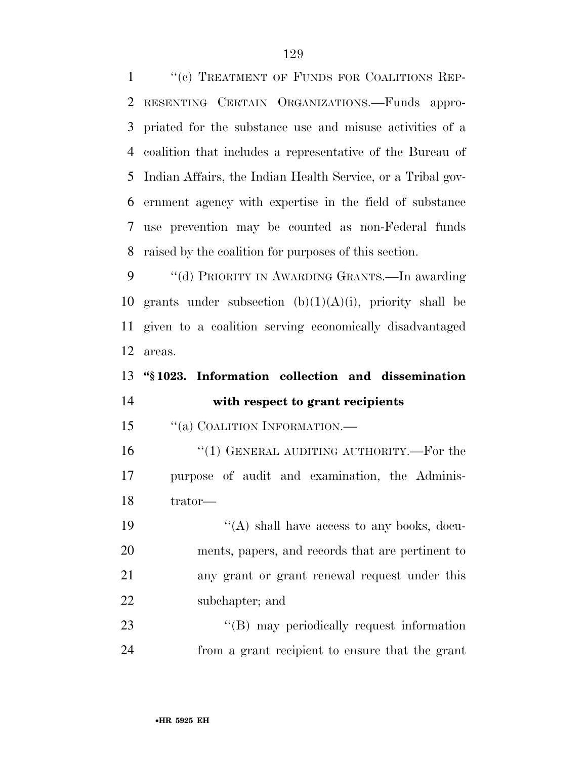"(c) TREATMENT OF FUNDS FOR COALITIONS REPRESENTING CERTAIN ORGANIZATIONS.—Funds appropriated for the substance use and misuse activities of a coalition that includes a representative of the Bureau of Indian Affairs, the Indian Health Service, or a Tribal government agency with expertise in the field of substance use prevention may be counted as non-Federal funds raised by the coalition for purposes of this section.

"(d) PRIORITY IN AWARDING GRANTS.—In awarding grants under subsection (b)(1)(A)(i), priority shall be given to a coalition serving economically disadvantaged areas.

**"§ 1023. Information collection and dissemination with respect to grant recipients**

"(a) COALITION INFORMATION.—

"(1) GENERAL AUDITING AUTHORITY.—For the purpose of audit and examination, the Administrator—

"(A) shall have access to any books, documents, papers, and records that are pertinent to any grant or grant renewal request under this subchapter; and

"(B) may periodically request information from a grant recipient to ensure that the grant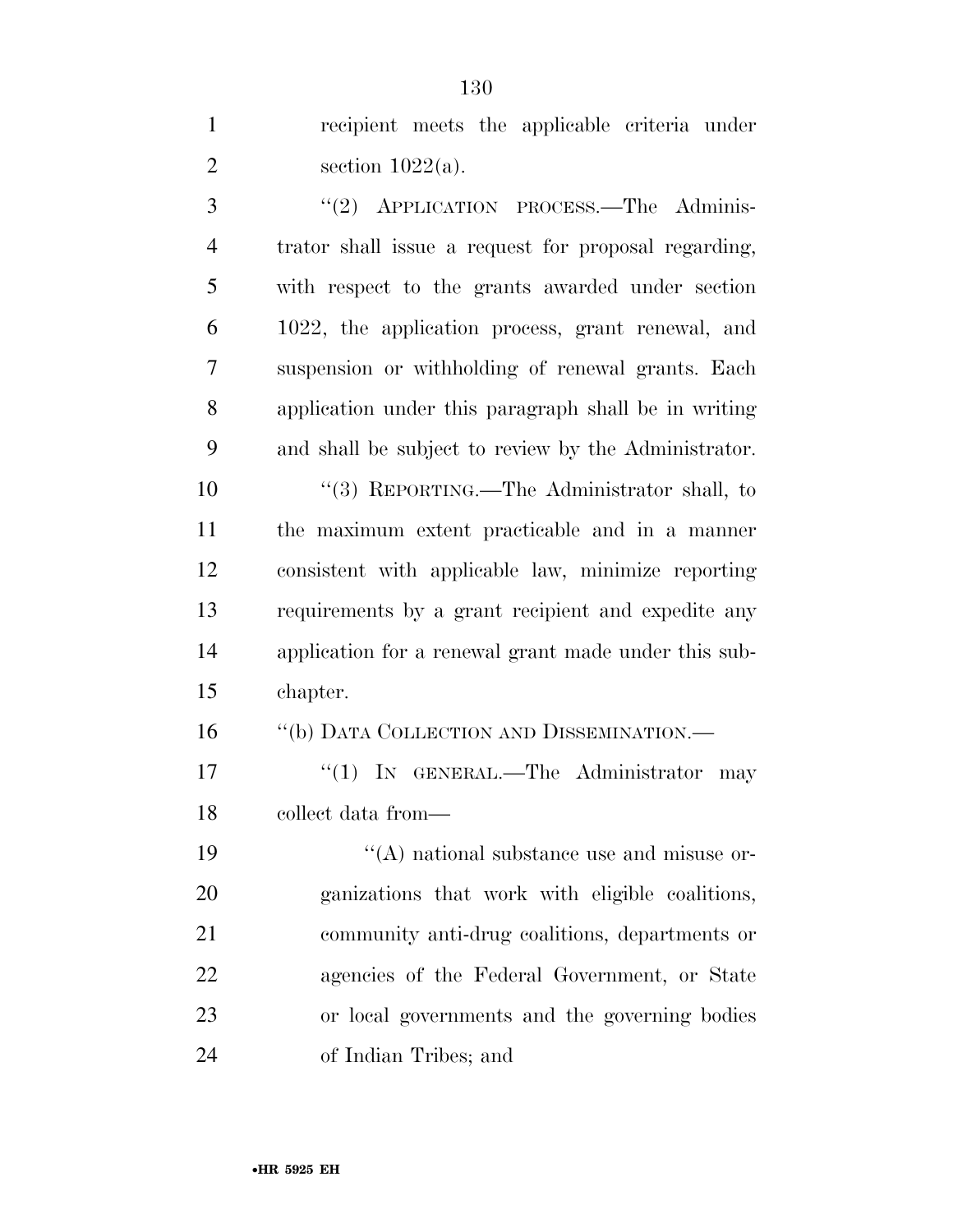recipient meets the applicable criteria under section 1022(a).

''(2) APPLICATION PROCESS.—The Administrator shall issue a request for proposal regarding, with respect to the grants awarded under section 1022, the application process, grant renewal, and suspension or withholding of renewal grants. Each application under this paragraph shall be in writing and shall be subject to review by the Administrator.

''(3) REPORTING.—The Administrator shall, to the maximum extent practicable and in a manner consistent with applicable law, minimize reporting requirements by a grant recipient and expedite any application for a renewal grant made under this subchapter.

''(b) DATA COLLECTION AND DISSEMINATION.—

''(1) IN GENERAL.—The Administrator may collect data from—

''(A) national substance use and misuse organizations that work with eligible coalitions, community anti-drug coalitions, departments or agencies of the Federal Government, or State or local governments and the governing bodies of Indian Tribes; and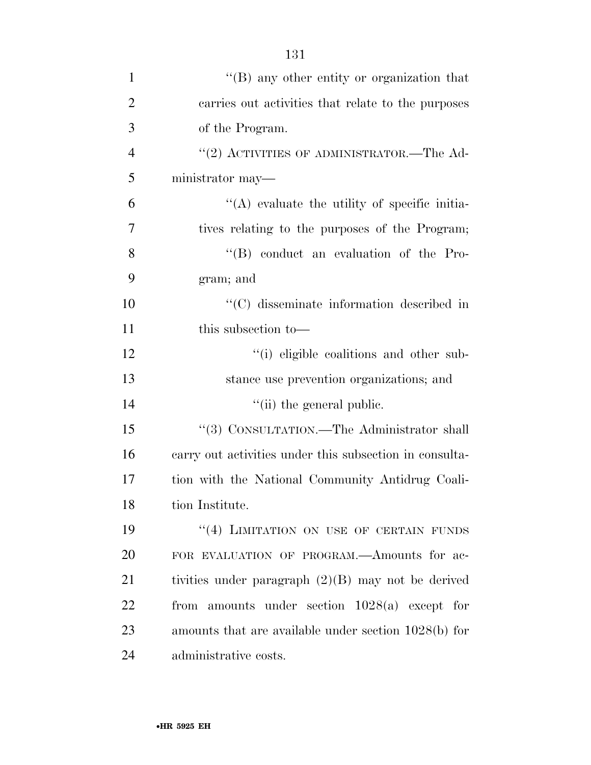''(B) any other entity or organization that carries out activities that relate to the purposes of the Program.

''(2) ACTIVITIES OF ADMINISTRATOR.—The Administrator may—

''(A) evaluate the utility of specific initiatives relating to the purposes of the Program;

''(B) conduct an evaluation of the Program; and

''(C) disseminate information described in this subsection to—

''(i) eligible coalitions and other substance use prevention organizations; and

''(ii) the general public.

''(3) CONSULTATION.—The Administrator shall carry out activities under this subsection in consultation with the National Community Antidrug Coalition Institute.

''(4) LIMITATION ON USE OF CERTAIN FUNDS FOR EVALUATION OF PROGRAM.—Amounts for activities under paragraph (2)(B) may not be derived from amounts under section 1028(a) except for amounts that are available under section 1028(b) for administrative costs.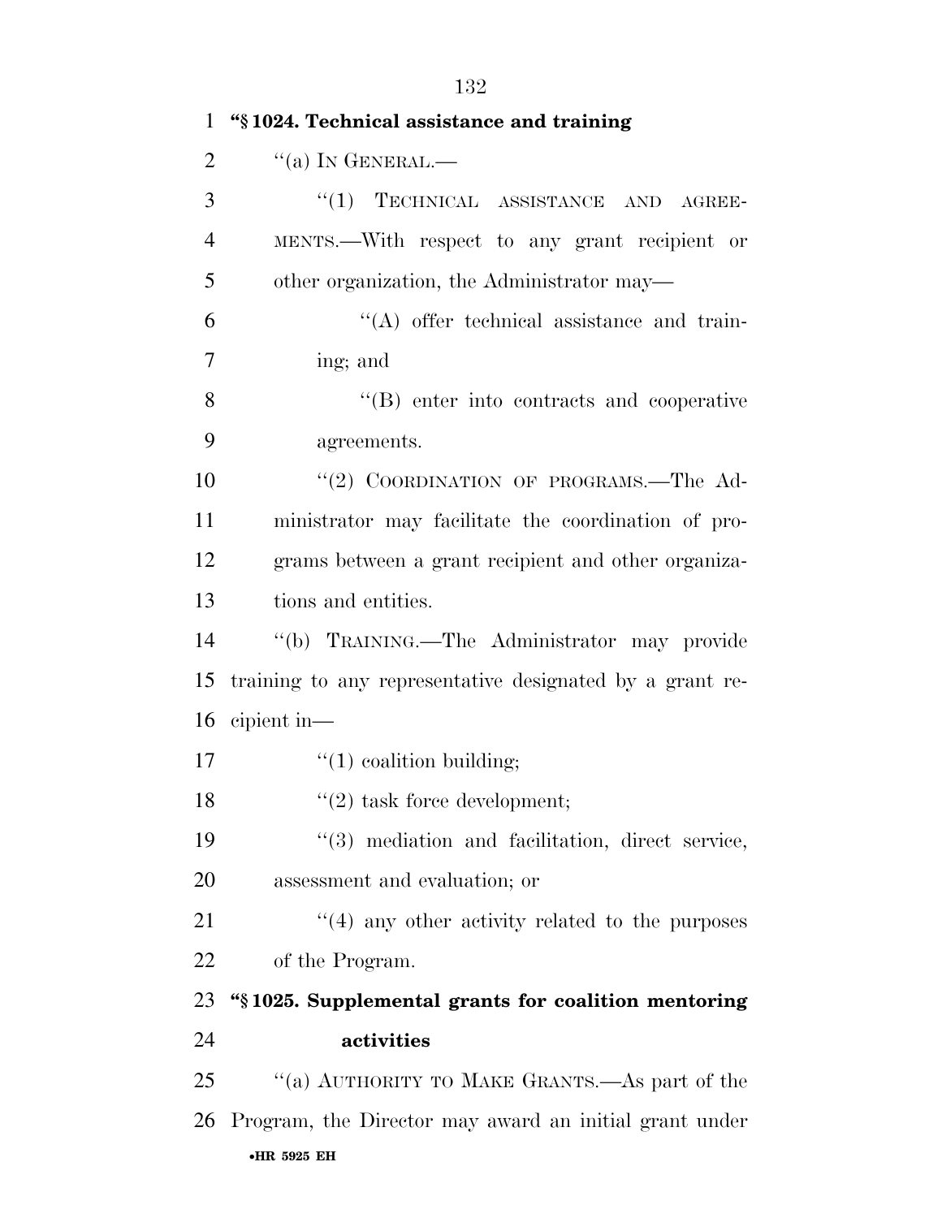**"§ 1024. Technical assistance and training**

"(a) IN GENERAL.—

"(1) TECHNICAL ASSISTANCE AND AGREEMENTS.—With respect to any grant recipient or other organization, the Administrator may—

"(A) offer technical assistance and training; and

"(B) enter into contracts and cooperative agreements.

"(2) COORDINATION OF PROGRAMS.—The Administrator may facilitate the coordination of programs between a grant recipient and other organizations and entities.

"(b) TRAINING.—The Administrator may provide training to any representative designated by a grant recipient in—

"(1) coalition building;

"(2) task force development;

"(3) mediation and facilitation, direct service, assessment and evaluation; or

"(4) any other activity related to the purposes of the Program.

**"§ 1025. Supplemental grants for coalition mentoring activities**

"(a) AUTHORITY TO MAKE GRANTS.—As part of the Program, the Director may award an initial grant under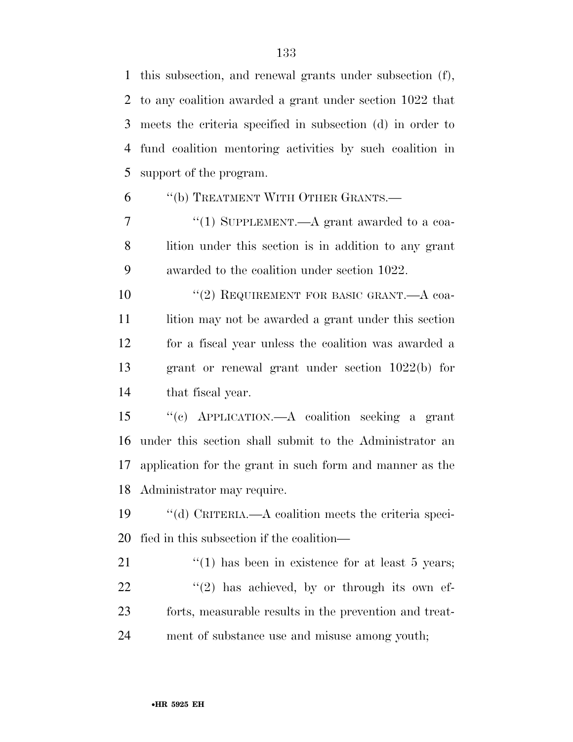this subsection, and renewal grants under subsection (f), to any coalition awarded a grant under section 1022 that meets the criteria specified in subsection (d) in order to fund coalition mentoring activities by such coalition in support of the program.

"(b) TREATMENT WITH OTHER GRANTS.—

"(1) SUPPLEMENT.—A grant awarded to a coalition under this section is in addition to any grant awarded to the coalition under section 1022.

"(2) REQUIREMENT FOR BASIC GRANT.—A coalition may not be awarded a grant under this section for a fiscal year unless the coalition was awarded a grant or renewal grant under section 1022(b) for that fiscal year.

"(c) APPLICATION.—A coalition seeking a grant under this section shall submit to the Administrator an application for the grant in such form and manner as the Administrator may require.

"(d) CRITERIA.—A coalition meets the criteria specified in this subsection if the coalition—

"(1) has been in existence for at least 5 years;

"(2) has achieved, by or through its own efforts, measurable results in the prevention and treatment of substance use and misuse among youth;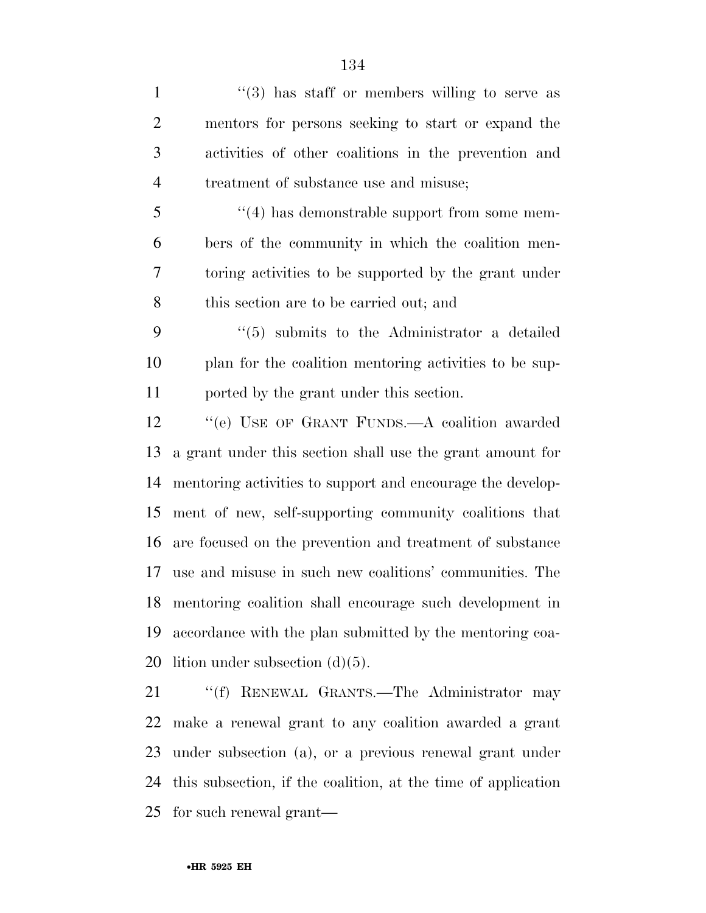"(3) has staff or members willing to serve as mentors for persons seeking to start or expand the activities of other coalitions in the prevention and treatment of substance use and misuse;

"(4) has demonstrable support from some members of the community in which the coalition mentoring activities to be supported by the grant under this section are to be carried out; and

"(5) submits to the Administrator a detailed plan for the coalition mentoring activities to be supported by the grant under this section.

"(e) USE OF GRANT FUNDS.—A coalition awarded a grant under this section shall use the grant amount for mentoring activities to support and encourage the development of new, self-supporting community coalitions that are focused on the prevention and treatment of substance use and misuse in such new coalitions' communities. The mentoring coalition shall encourage such development in accordance with the plan submitted by the mentoring coalition under subsection (d)(5).

"(f) RENEWAL GRANTS.—The Administrator may make a renewal grant to any coalition awarded a grant under subsection (a), or a previous renewal grant under this subsection, if the coalition, at the time of application for such renewal grant—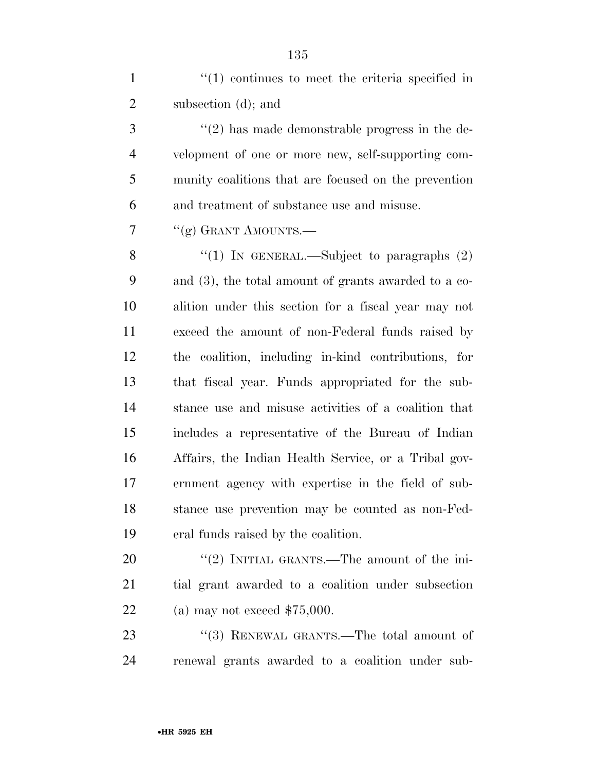"(1) continues to meet the criteria specified in subsection (d); and

"(2) has made demonstrable progress in the development of one or more new, self-supporting community coalitions that are focused on the prevention and treatment of substance use and misuse.

"(g) GRANT AMOUNTS.—

"(1) IN GENERAL.—Subject to paragraphs (2) and (3), the total amount of grants awarded to a coalition under this section for a fiscal year may not exceed the amount of non-Federal funds raised by the coalition, including in-kind contributions, for that fiscal year. Funds appropriated for the substance use and misuse activities of a coalition that includes a representative of the Bureau of Indian Affairs, the Indian Health Service, or a Tribal government agency with expertise in the field of substance use prevention may be counted as non-Federal funds raised by the coalition.

"(2) INITIAL GRANTS.—The amount of the initial grant awarded to a coalition under subsection (a) may not exceed $75,000.

"(3) RENEWAL GRANTS.—The total amount of renewal grants awarded to a coalition under sub-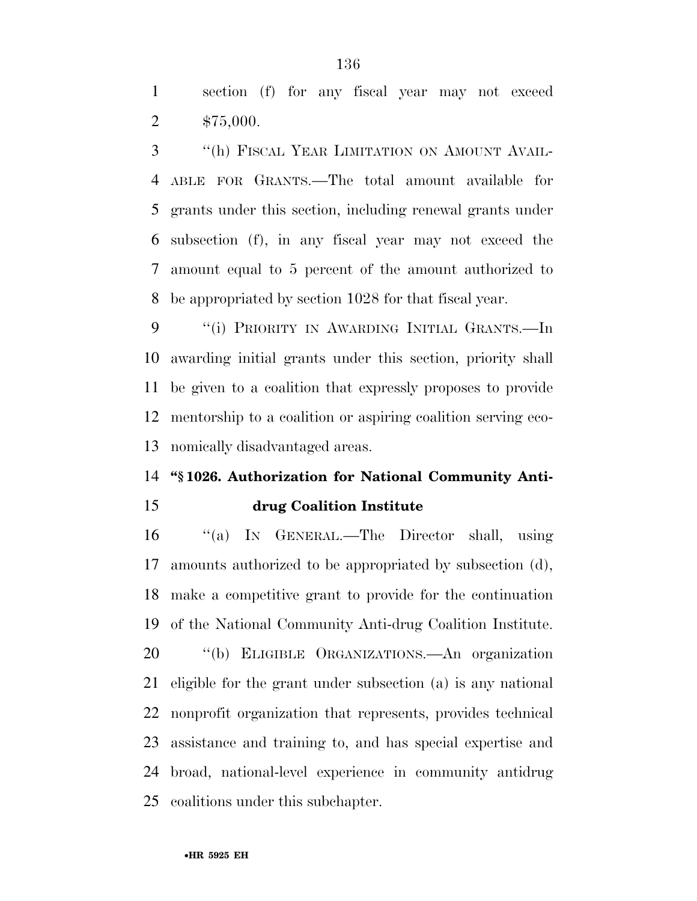section (f) for any fiscal year may not exceed $75,000.

"(h) FISCAL YEAR LIMITATION ON AMOUNT AVAILABLE FOR GRANTS.—The total amount available for grants under this section, including renewal grants under subsection (f), in any fiscal year may not exceed the amount equal to 5 percent of the amount authorized to be appropriated by section 1028 for that fiscal year.

"(i) PRIORITY IN AWARDING INITIAL GRANTS.—In awarding initial grants under this section, priority shall be given to a coalition that expressly proposes to provide mentorship to a coalition or aspiring coalition serving economically disadvantaged areas.

**"§ 1026. Authorization for National Community Anti-drug Coalition Institute**

"(a) IN GENERAL.—The Director shall, using amounts authorized to be appropriated by subsection (d), make a competitive grant to provide for the continuation of the National Community Anti-drug Coalition Institute.

"(b) ELIGIBLE ORGANIZATIONS.—An organization eligible for the grant under subsection (a) is any national nonprofit organization that represents, provides technical assistance and training to, and has special expertise and broad, national-level experience in community antidrug coalitions under this subchapter.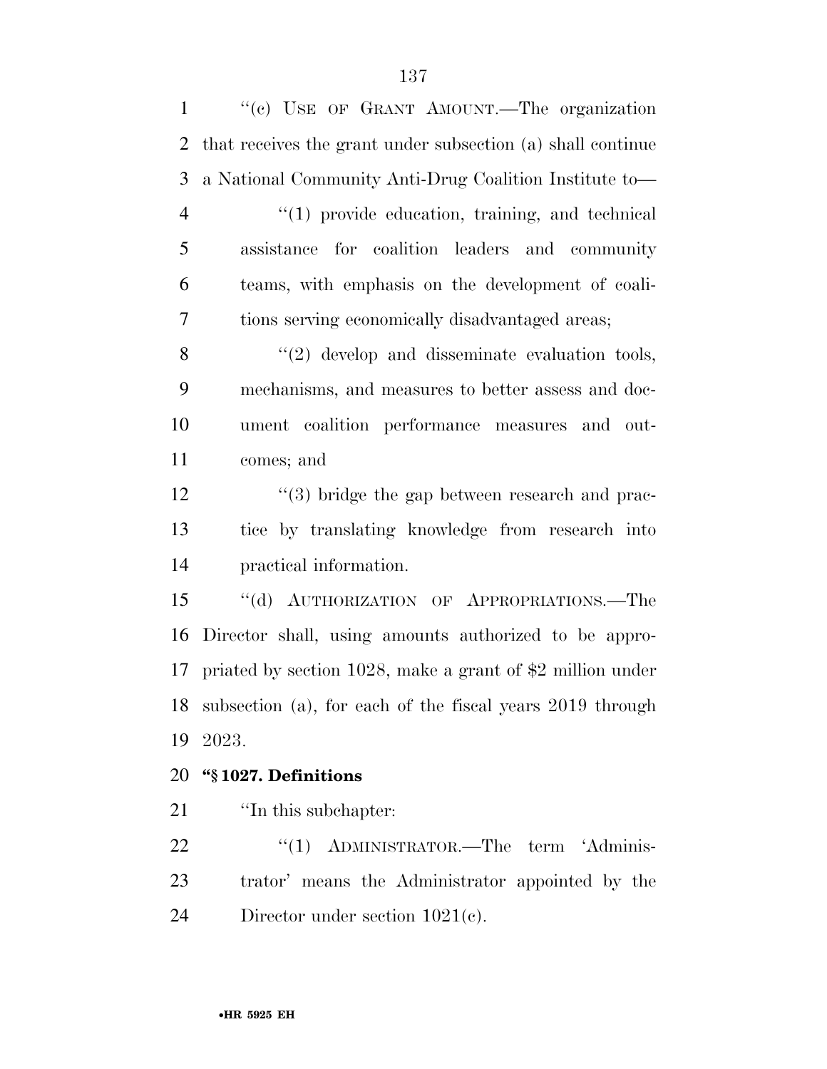"(c) USE OF GRANT AMOUNT.—The organization that receives the grant under subsection (a) shall continue a National Community Anti-Drug Coalition Institute to—

"(1) provide education, training, and technical assistance for coalition leaders and community teams, with emphasis on the development of coalitions serving economically disadvantaged areas;

"(2) develop and disseminate evaluation tools, mechanisms, and measures to better assess and document coalition performance measures and outcomes; and

"(3) bridge the gap between research and practice by translating knowledge from research into practical information.

"(d) AUTHORIZATION OF APPROPRIATIONS.—The Director shall, using amounts authorized to be appropriated by section 1028, make a grant of $2 million under subsection (a), for each of the fiscal years 2019 through 2023.

**"§ 1027. Definitions**

"In this subchapter:

"(1) ADMINISTRATOR.—The term 'Administrator' means the Administrator appointed by the Director under section 1021(c).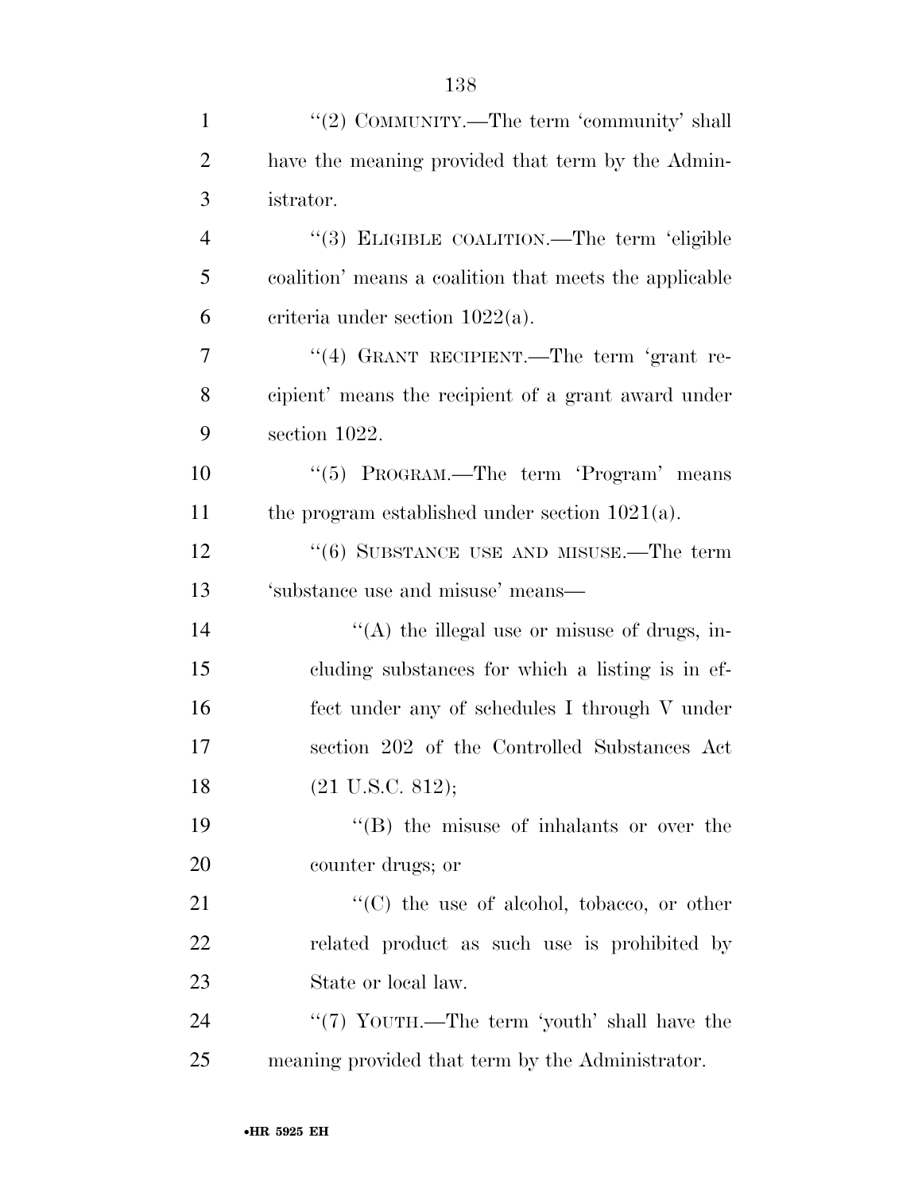''(2) COMMUNITY.—The term 'community' shall have the meaning provided that term by the Administrator.

''(3) ELIGIBLE COALITION.—The term 'eligible coalition' means a coalition that meets the applicable criteria under section 1022(a).

''(4) GRANT RECIPIENT.—The term 'grant recipient' means the recipient of a grant award under section 1022.

''(5) PROGRAM.—The term 'Program' means the program established under section 1021(a).

''(6) SUBSTANCE USE AND MISUSE.—The term 'substance use and misuse' means—

''(A) the illegal use or misuse of drugs, including substances for which a listing is in effect under any of schedules I through V under section 202 of the Controlled Substances Act (21 U.S.C. 812);

''(B) the misuse of inhalants or over the counter drugs; or

''(C) the use of alcohol, tobacco, or other related product as such use is prohibited by State or local law.

''(7) YOUTH.—The term 'youth' shall have the meaning provided that term by the Administrator.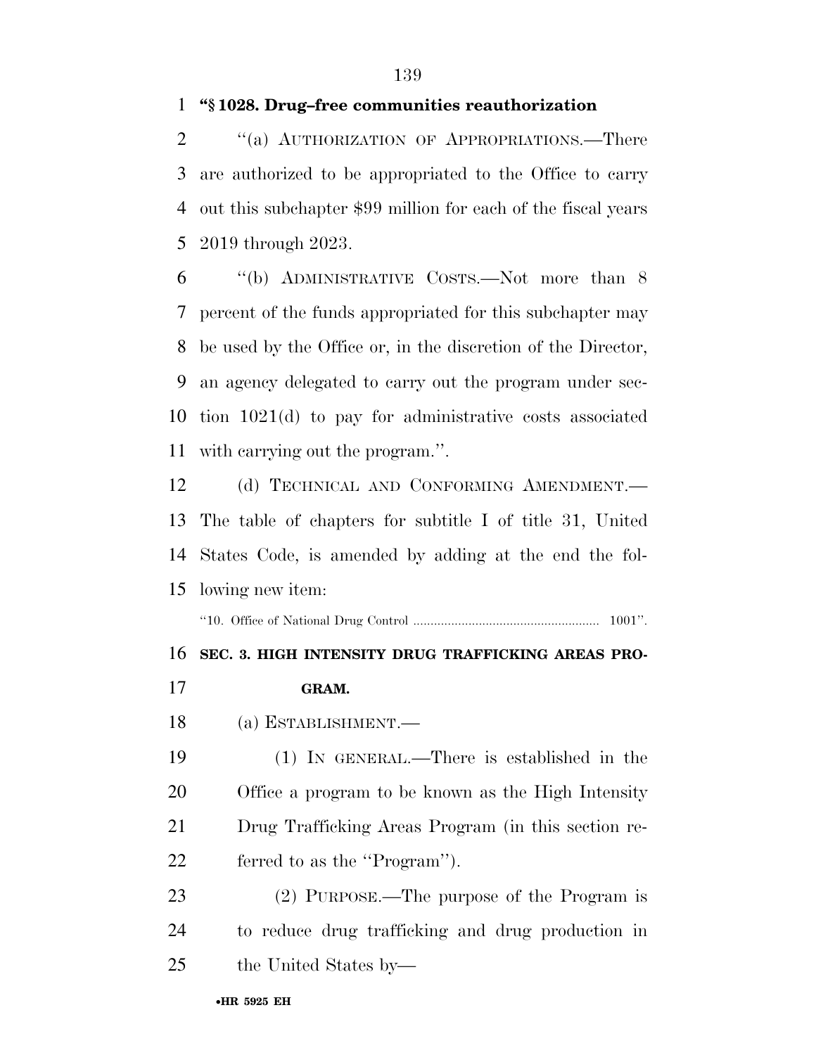**"§ 1028. Drug–free communities reauthorization**

"(a) AUTHORIZATION OF APPROPRIATIONS.—There are authorized to be appropriated to the Office to carry out this subchapter $99 million for each of the fiscal years 2019 through 2023.

"(b) ADMINISTRATIVE COSTS.—Not more than 8 percent of the funds appropriated for this subchapter may be used by the Office or, in the discretion of the Director, an agency delegated to carry out the program under section 1021(d) to pay for administrative costs associated with carrying out the program.".

(d) TECHNICAL AND CONFORMING AMENDMENT.—The table of chapters for subtitle I of title 31, United States Code, is amended by adding at the end the following new item:

"10. Office of National Drug Control ...................................................... 1001".

**SEC. 3. HIGH INTENSITY DRUG TRAFFICKING AREAS PROGRAM.**

(a) ESTABLISHMENT.—

(1) IN GENERAL.—There is established in the Office a program to be known as the High Intensity Drug Trafficking Areas Program (in this section referred to as the "Program").

(2) PURPOSE.—The purpose of the Program is to reduce drug trafficking and drug production in the United States by—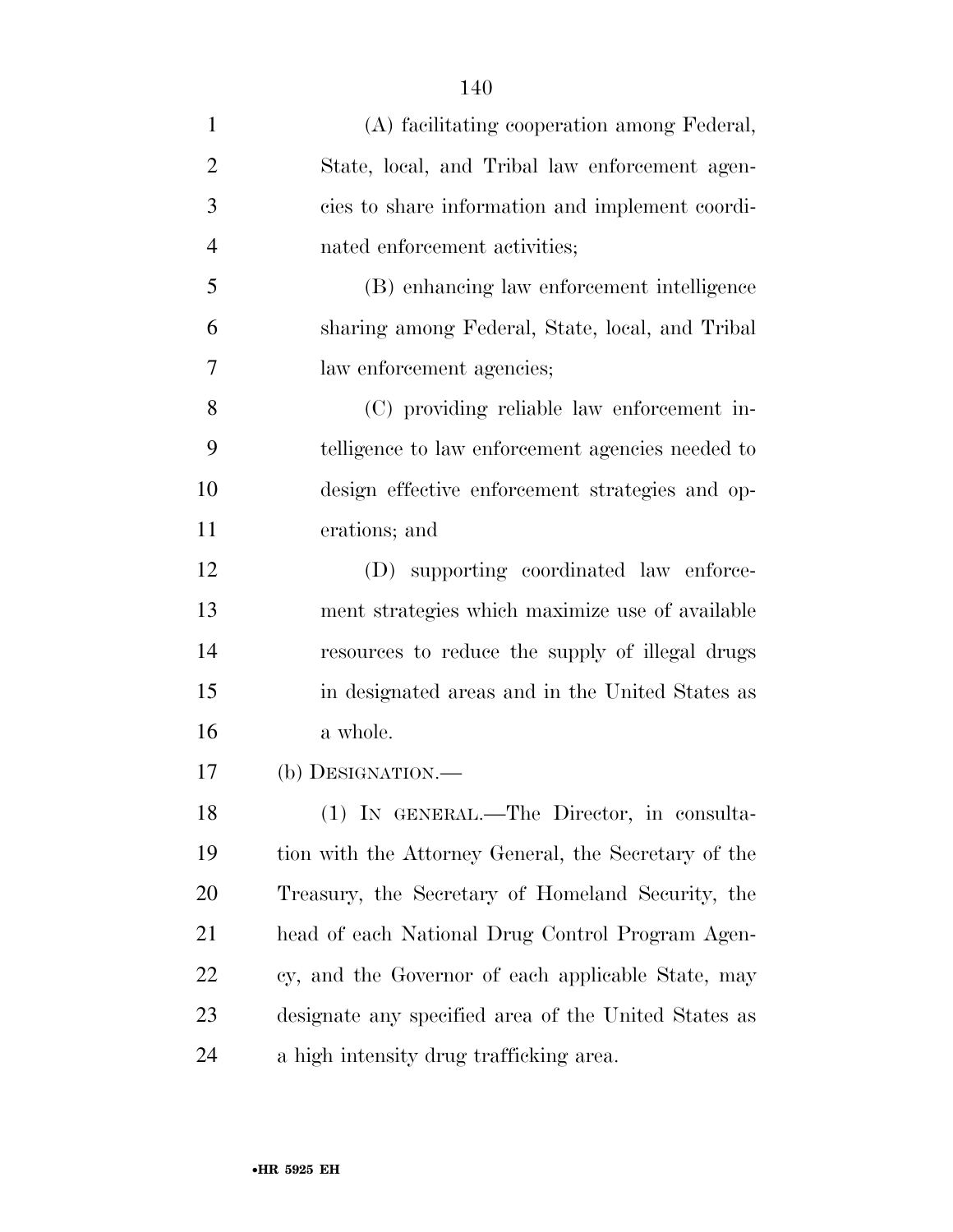(A) facilitating cooperation among Federal, State, local, and Tribal law enforcement agencies to share information and implement coordinated enforcement activities;

(B) enhancing law enforcement intelligence sharing among Federal, State, local, and Tribal law enforcement agencies;

(C) providing reliable law enforcement intelligence to law enforcement agencies needed to design effective enforcement strategies and operations; and

(D) supporting coordinated law enforcement strategies which maximize use of available resources to reduce the supply of illegal drugs in designated areas and in the United States as a whole.

(b) DESIGNATION.—

(1) IN GENERAL.—The Director, in consultation with the Attorney General, the Secretary of the Treasury, the Secretary of Homeland Security, the head of each National Drug Control Program Agency, and the Governor of each applicable State, may designate any specified area of the United States as a high intensity drug trafficking area.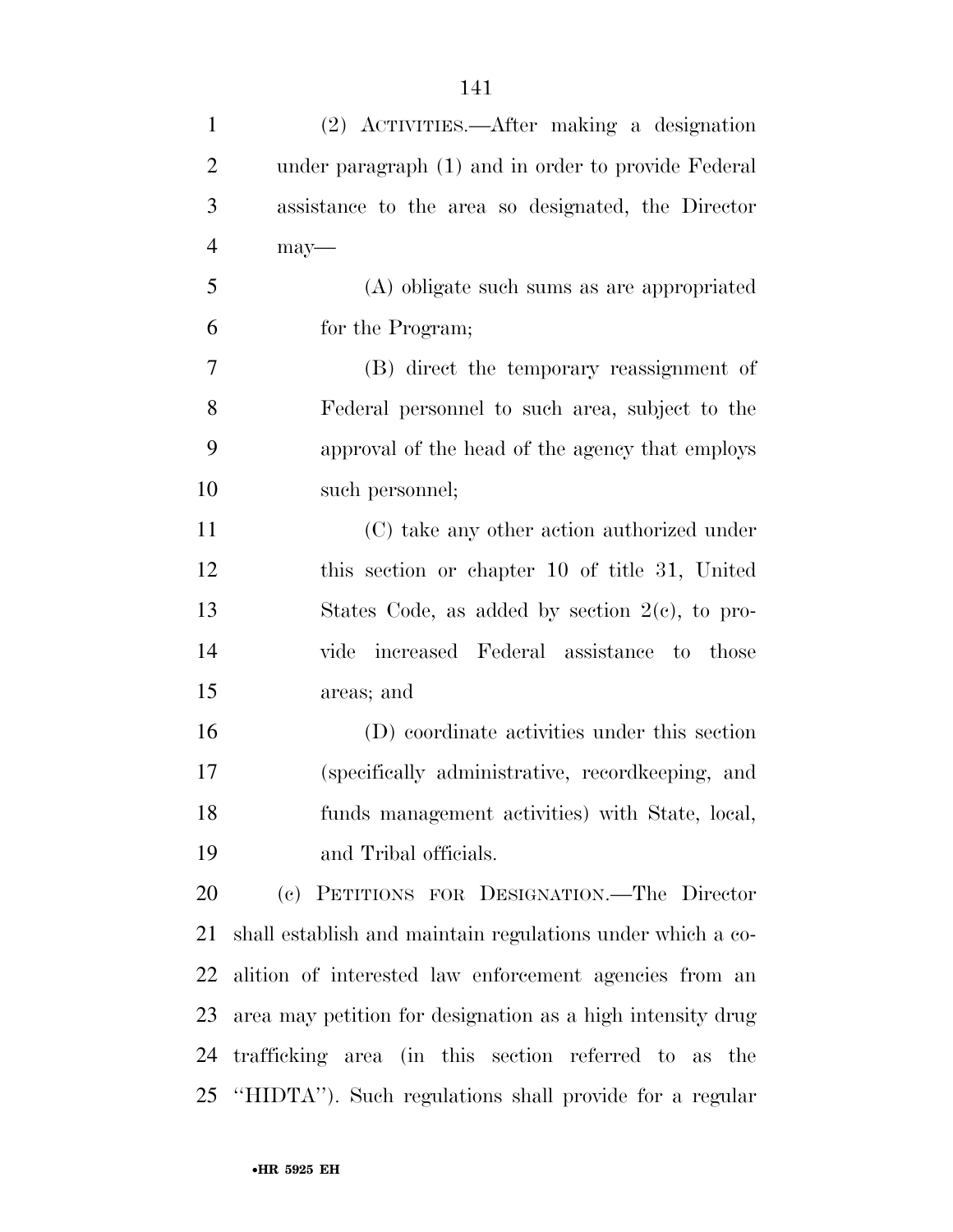(2) ACTIVITIES.—After making a designation under paragraph (1) and in order to provide Federal assistance to the area so designated, the Director may—

(A) obligate such sums as are appropriated for the Program;

(B) direct the temporary reassignment of Federal personnel to such area, subject to the approval of the head of the agency that employs such personnel;

(C) take any other action authorized under this section or chapter 10 of title 31, United States Code, as added by section 2(c), to provide increased Federal assistance to those areas; and

(D) coordinate activities under this section (specifically administrative, recordkeeping, and funds management activities) with State, local, and Tribal officials.

(c) PETITIONS FOR DESIGNATION.—The Director shall establish and maintain regulations under which a coalition of interested law enforcement agencies from an area may petition for designation as a high intensity drug trafficking area (in this section referred to as the ''HIDTA''). Such regulations shall provide for a regular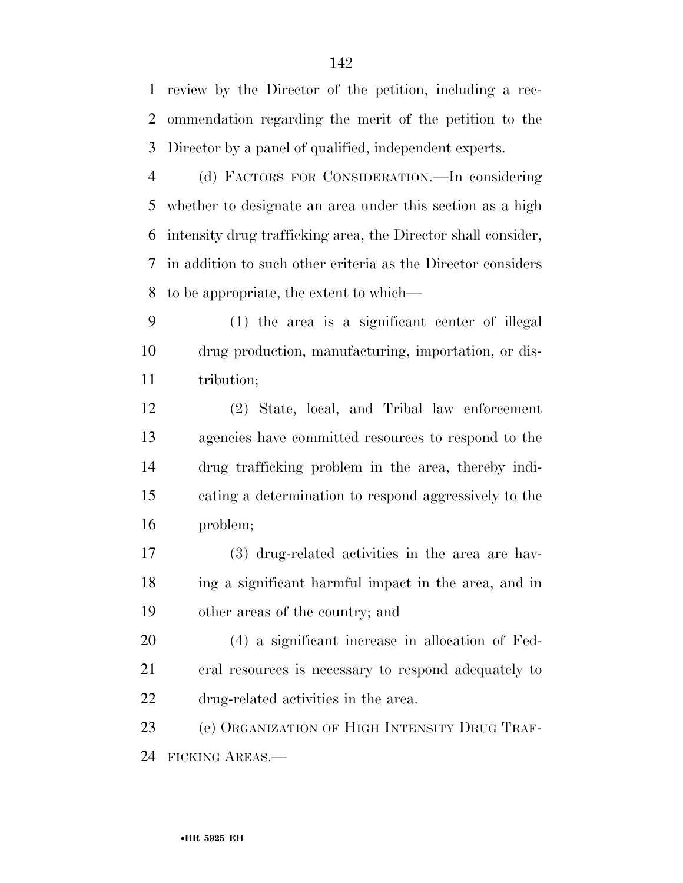review by the Director of the petition, including a recommendation regarding the merit of the petition to the Director by a panel of qualified, independent experts.

(d) FACTORS FOR CONSIDERATION.—In considering whether to designate an area under this section as a high intensity drug trafficking area, the Director shall consider, in addition to such other criteria as the Director considers to be appropriate, the extent to which—

(1) the area is a significant center of illegal drug production, manufacturing, importation, or distribution;

(2) State, local, and Tribal law enforcement agencies have committed resources to respond to the drug trafficking problem in the area, thereby indicating a determination to respond aggressively to the problem;

(3) drug-related activities in the area are having a significant harmful impact in the area, and in other areas of the country; and

(4) a significant increase in allocation of Federal resources is necessary to respond adequately to drug-related activities in the area.

(e) ORGANIZATION OF HIGH INTENSITY DRUG TRAFFICKING AREAS.—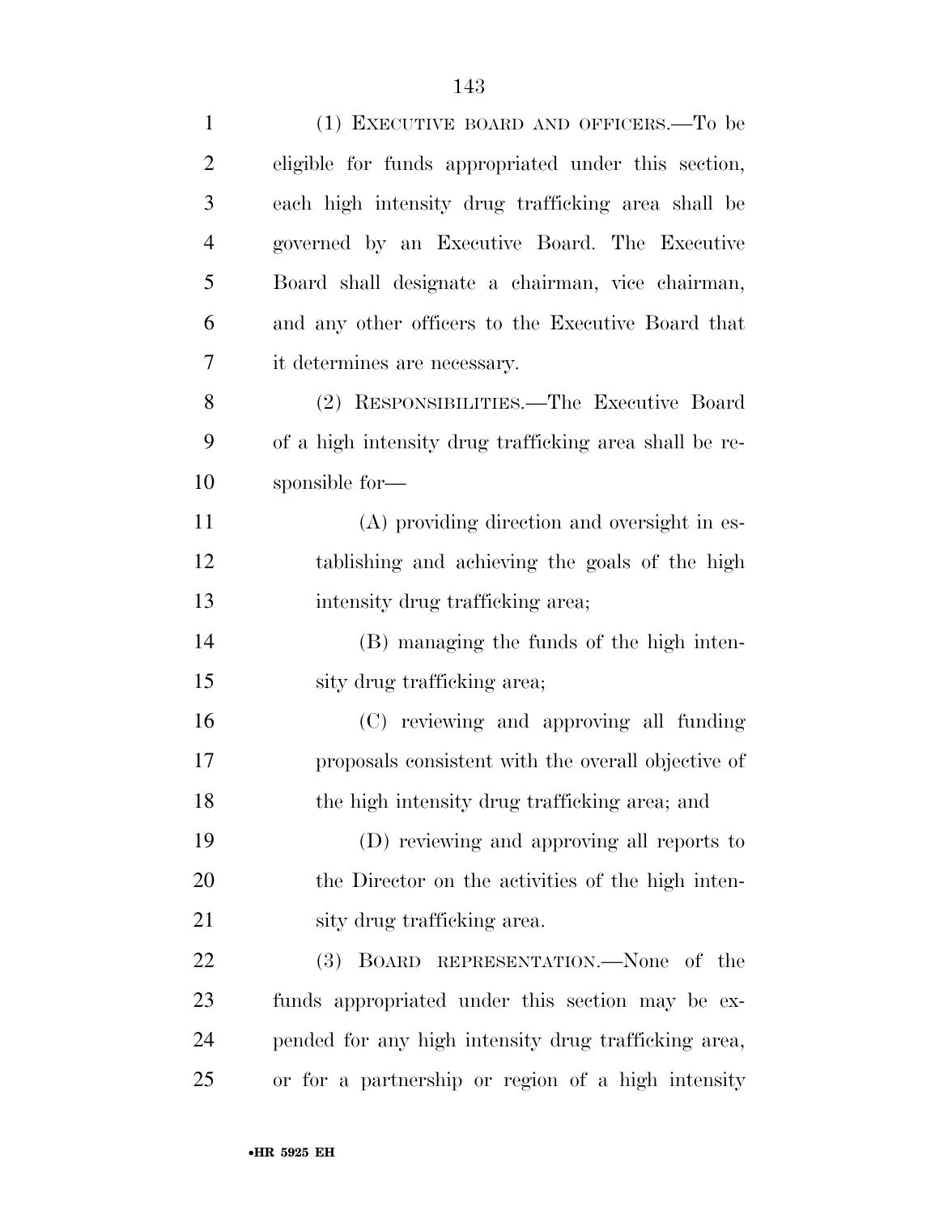(1) EXECUTIVE BOARD AND OFFICERS.—To be eligible for funds appropriated under this section, each high intensity drug trafficking area shall be governed by an Executive Board. The Executive Board shall designate a chairman, vice chairman, and any other officers to the Executive Board that it determines are necessary.

(2) RESPONSIBILITIES.—The Executive Board of a high intensity drug trafficking area shall be responsible for—

(A) providing direction and oversight in establishing and achieving the goals of the high intensity drug trafficking area;

(B) managing the funds of the high intensity drug trafficking area;

(C) reviewing and approving all funding proposals consistent with the overall objective of the high intensity drug trafficking area; and

(D) reviewing and approving all reports to the Director on the activities of the high intensity drug trafficking area.

(3) BOARD REPRESENTATION.—None of the funds appropriated under this section may be expended for any high intensity drug trafficking area, or for a partnership or region of a high intensity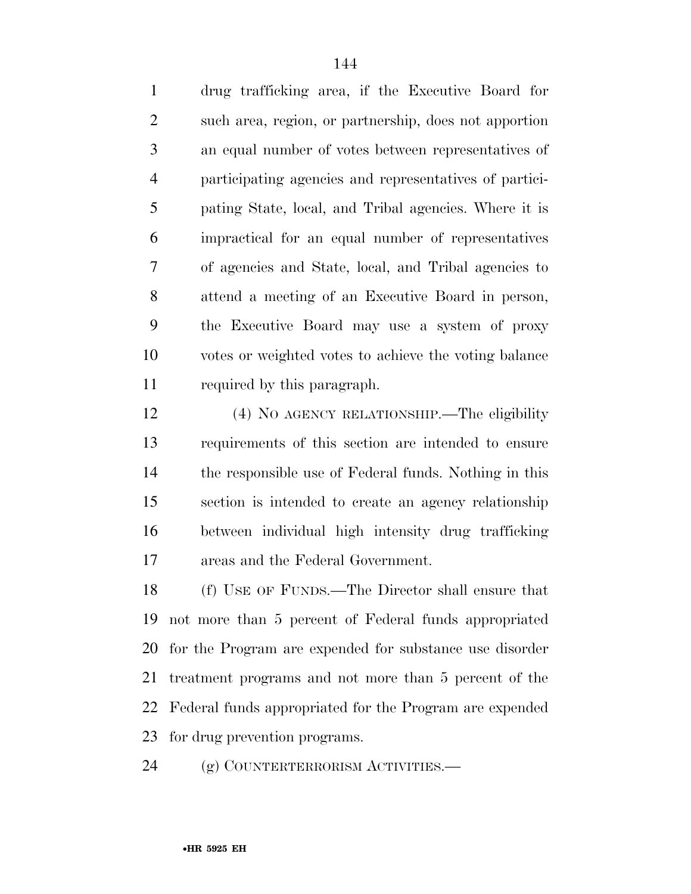drug trafficking area, if the Executive Board for such area, region, or partnership, does not apportion an equal number of votes between representatives of participating agencies and representatives of participating State, local, and Tribal agencies. Where it is impractical for an equal number of representatives of agencies and State, local, and Tribal agencies to attend a meeting of an Executive Board in person, the Executive Board may use a system of proxy votes or weighted votes to achieve the voting balance required by this paragraph.

(4) NO AGENCY RELATIONSHIP.—The eligibility requirements of this section are intended to ensure the responsible use of Federal funds. Nothing in this section is intended to create an agency relationship between individual high intensity drug trafficking areas and the Federal Government.

(f) USE OF FUNDS.—The Director shall ensure that not more than 5 percent of Federal funds appropriated for the Program are expended for substance use disorder treatment programs and not more than 5 percent of the Federal funds appropriated for the Program are expended for drug prevention programs.

(g) COUNTERTERRORISM ACTIVITIES.—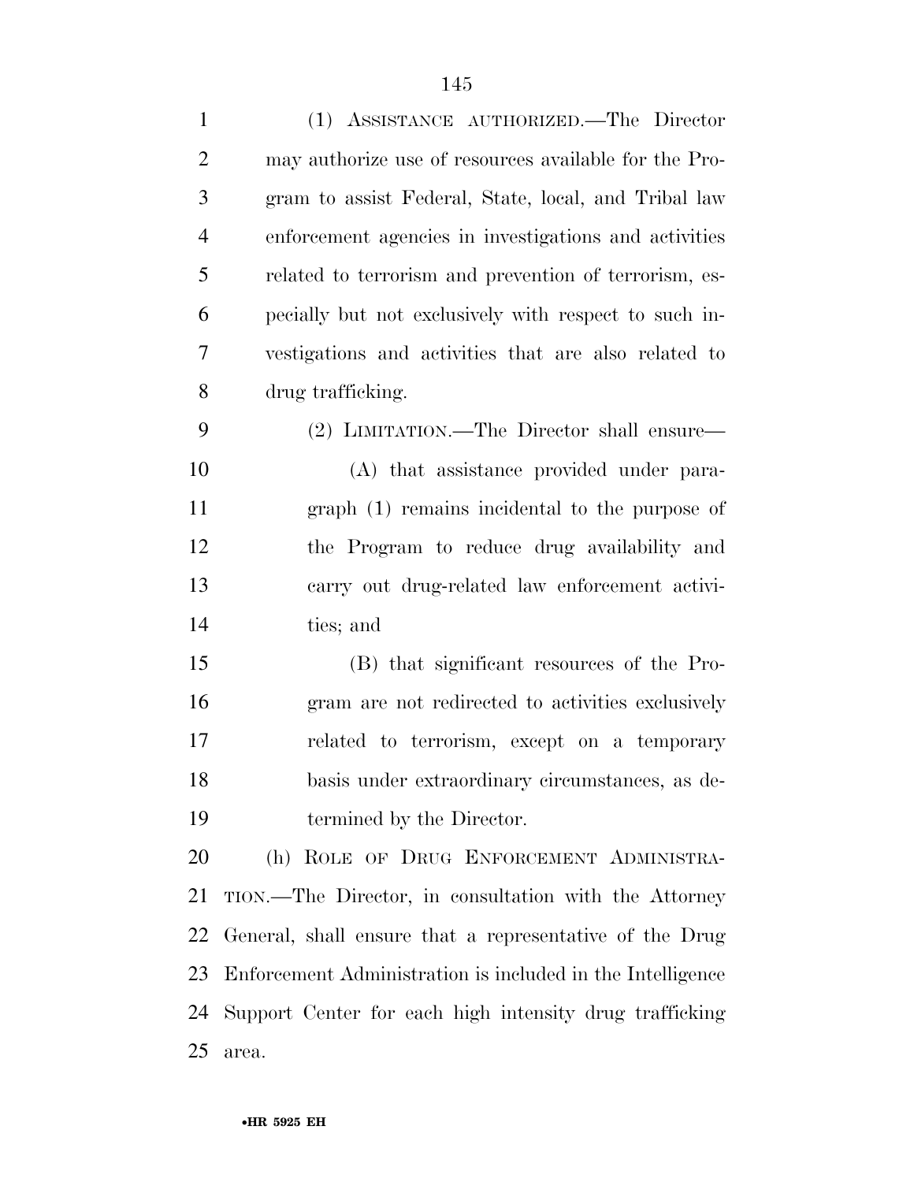(1) ASSISTANCE AUTHORIZED.—The Director may authorize use of resources available for the Program to assist Federal, State, local, and Tribal law enforcement agencies in investigations and activities related to terrorism and prevention of terrorism, especially but not exclusively with respect to such investigations and activities that are also related to drug trafficking.

(2) LIMITATION.—The Director shall ensure—

(A) that assistance provided under paragraph (1) remains incidental to the purpose of the Program to reduce drug availability and carry out drug-related law enforcement activities; and

(B) that significant resources of the Program are not redirected to activities exclusively related to terrorism, except on a temporary basis under extraordinary circumstances, as determined by the Director.

(h) ROLE OF DRUG ENFORCEMENT ADMINISTRATION.—The Director, in consultation with the Attorney General, shall ensure that a representative of the Drug Enforcement Administration is included in the Intelligence Support Center for each high intensity drug trafficking area.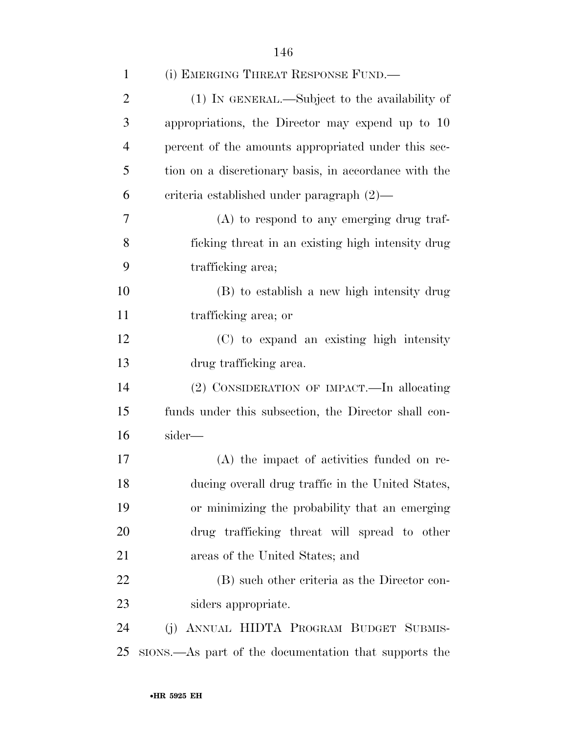(i) EMERGING THREAT RESPONSE FUND.—

(1) IN GENERAL.—Subject to the availability of appropriations, the Director may expend up to 10 percent of the amounts appropriated under this section on a discretionary basis, in accordance with the criteria established under paragraph (2)—

(A) to respond to any emerging drug trafficking threat in an existing high intensity drug trafficking area;

(B) to establish a new high intensity drug trafficking area; or

(C) to expand an existing high intensity drug trafficking area.

(2) CONSIDERATION OF IMPACT.—In allocating funds under this subsection, the Director shall consider—

(A) the impact of activities funded on reducing overall drug traffic in the United States, or minimizing the probability that an emerging drug trafficking threat will spread to other areas of the United States; and

(B) such other criteria as the Director considers appropriate.

(j) ANNUAL HIDTA PROGRAM BUDGET SUBMISSIONS.—As part of the documentation that supports the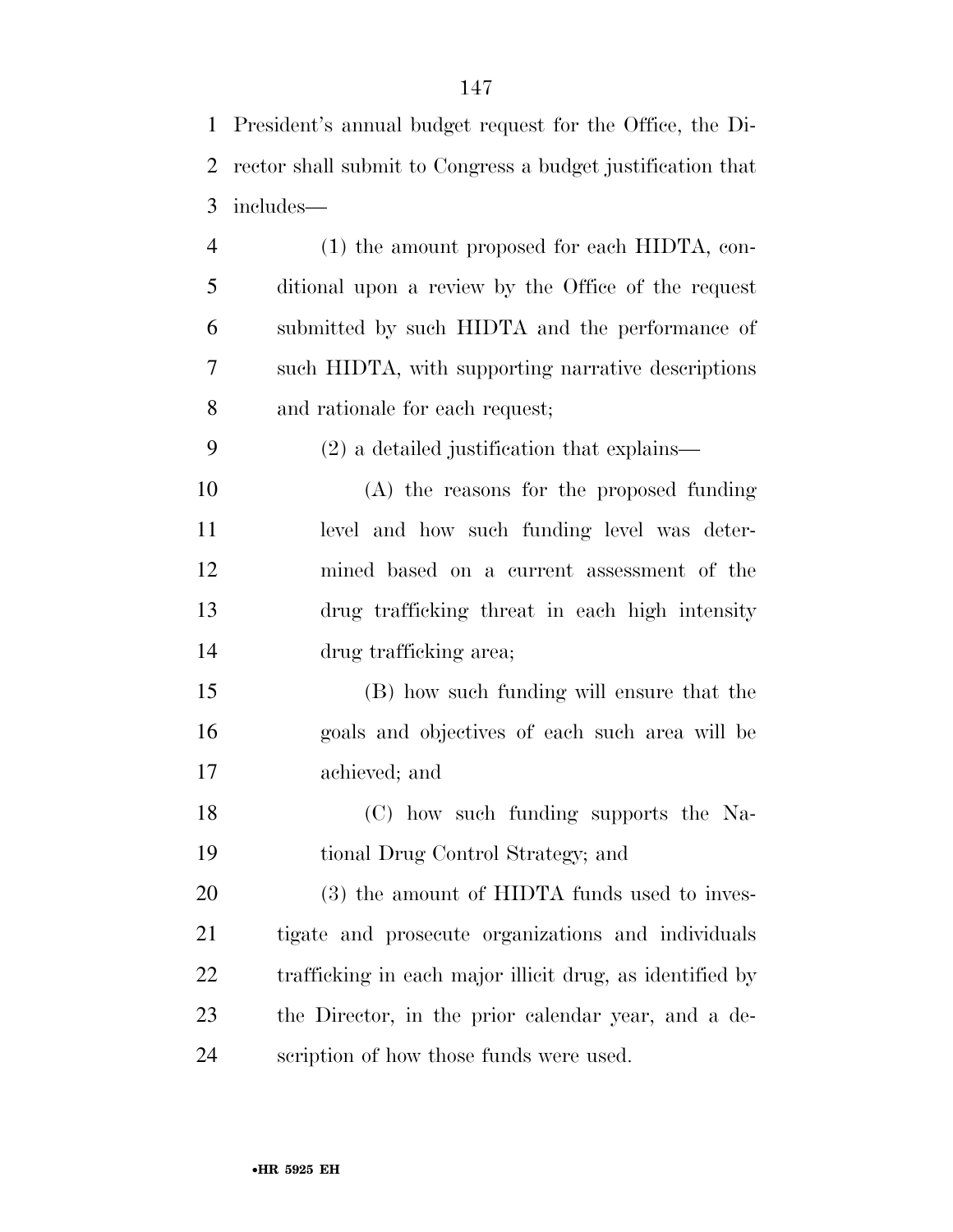President's annual budget request for the Office, the Director shall submit to Congress a budget justification that includes—

(1) the amount proposed for each HIDTA, conditional upon a review by the Office of the request submitted by such HIDTA and the performance of such HIDTA, with supporting narrative descriptions and rationale for each request;

(2) a detailed justification that explains—

(A) the reasons for the proposed funding level and how such funding level was determined based on a current assessment of the drug trafficking threat in each high intensity drug trafficking area;

(B) how such funding will ensure that the goals and objectives of each such area will be achieved; and

(C) how such funding supports the National Drug Control Strategy; and

(3) the amount of HIDTA funds used to investigate and prosecute organizations and individuals trafficking in each major illicit drug, as identified by the Director, in the prior calendar year, and a description of how those funds were used.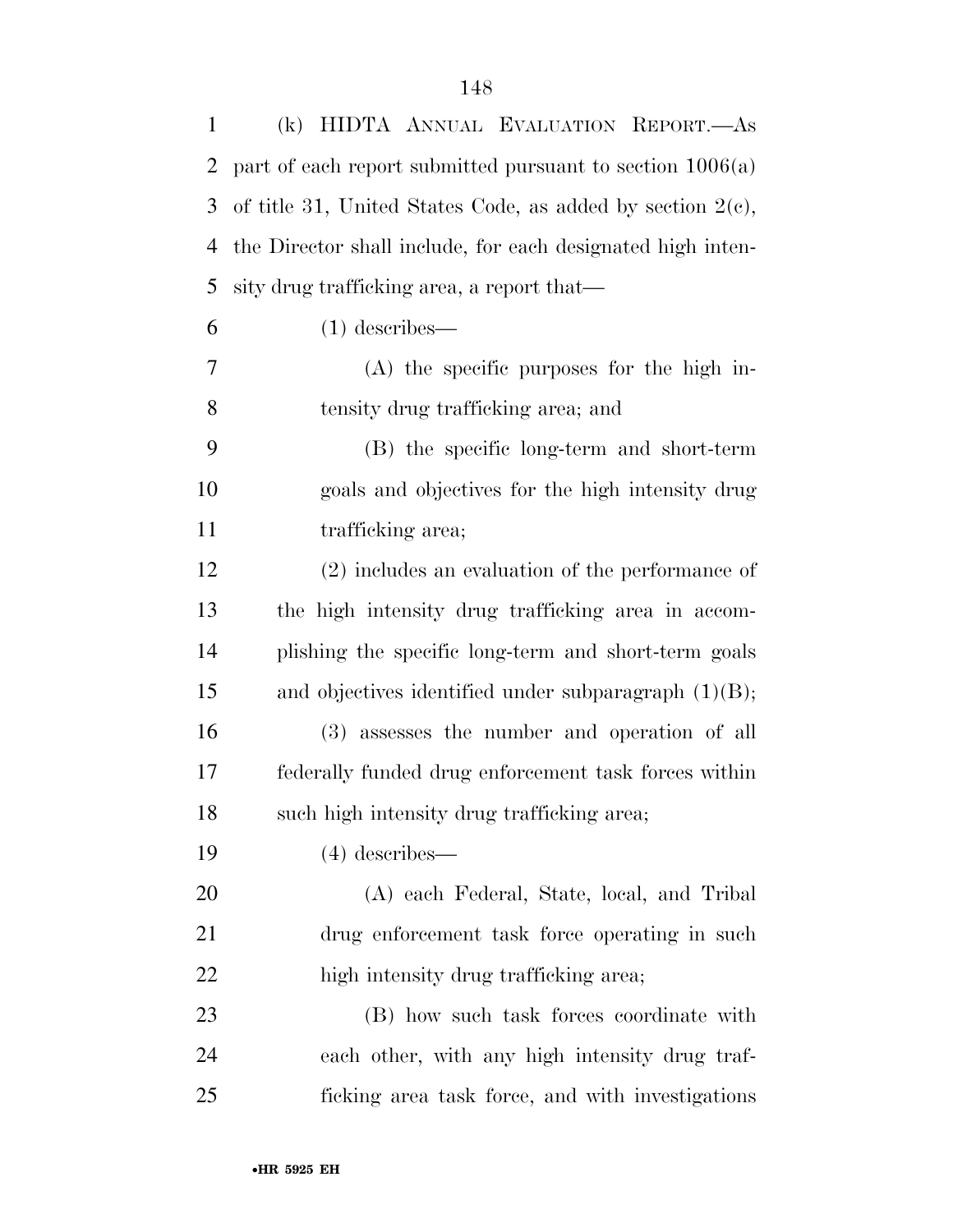(k) HIDTA ANNUAL EVALUATION REPORT.—As part of each report submitted pursuant to section 1006(a) of title 31, United States Code, as added by section 2(c), the Director shall include, for each designated high intensity drug trafficking area, a report that—

(1) describes—

(A) the specific purposes for the high intensity drug trafficking area; and

(B) the specific long-term and short-term goals and objectives for the high intensity drug trafficking area;

(2) includes an evaluation of the performance of the high intensity drug trafficking area in accomplishing the specific long-term and short-term goals and objectives identified under subparagraph (1)(B);

(3) assesses the number and operation of all federally funded drug enforcement task forces within such high intensity drug trafficking area;

(4) describes—

(A) each Federal, State, local, and Tribal drug enforcement task force operating in such high intensity drug trafficking area;

(B) how such task forces coordinate with each other, with any high intensity drug trafficking area task force, and with investigations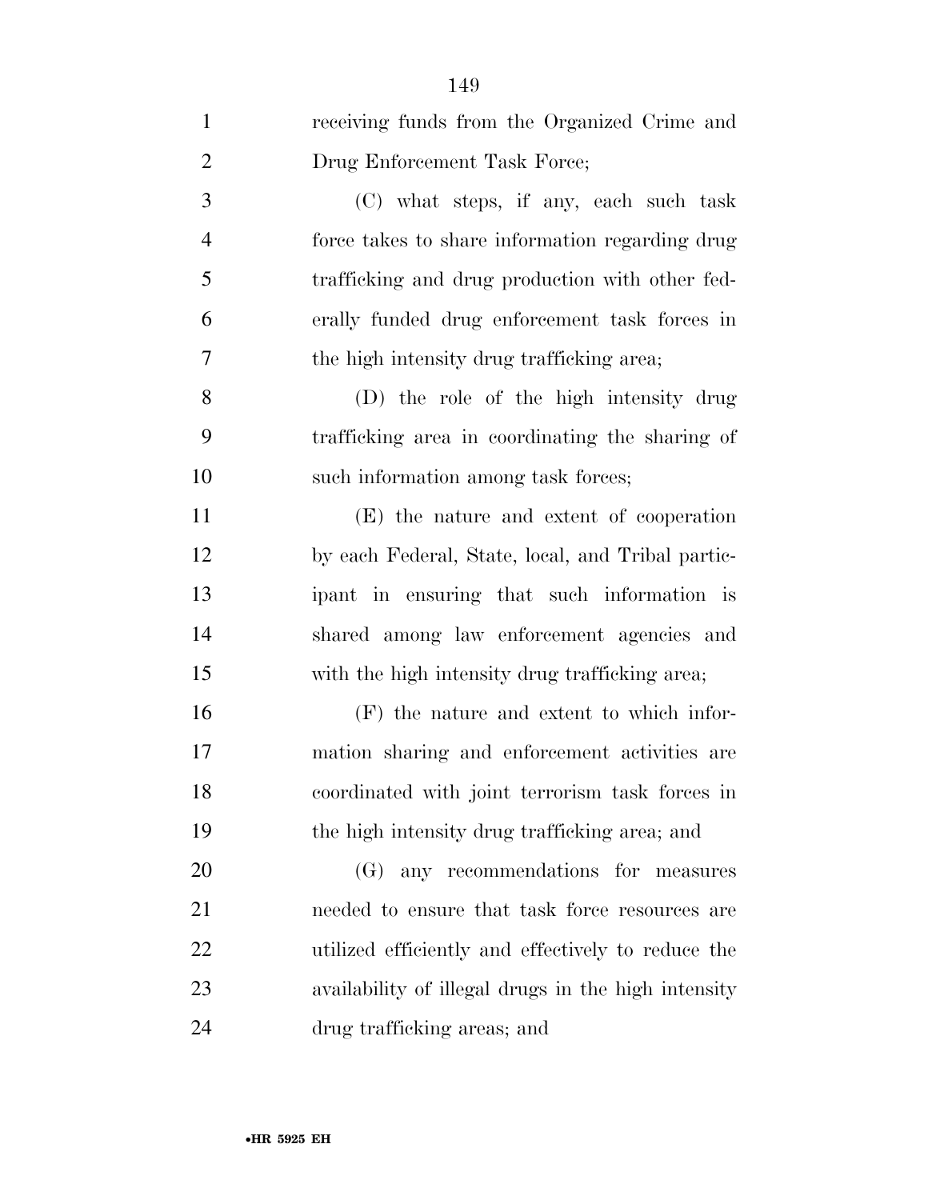receiving funds from the Organized Crime and Drug Enforcement Task Force;

(C) what steps, if any, each such task force takes to share information regarding drug trafficking and drug production with other federally funded drug enforcement task forces in the high intensity drug trafficking area;

(D) the role of the high intensity drug trafficking area in coordinating the sharing of such information among task forces;

(E) the nature and extent of cooperation by each Federal, State, local, and Tribal participant in ensuring that such information is shared among law enforcement agencies and with the high intensity drug trafficking area;

(F) the nature and extent to which information sharing and enforcement activities are coordinated with joint terrorism task forces in the high intensity drug trafficking area; and

(G) any recommendations for measures needed to ensure that task force resources are utilized efficiently and effectively to reduce the availability of illegal drugs in the high intensity drug trafficking areas; and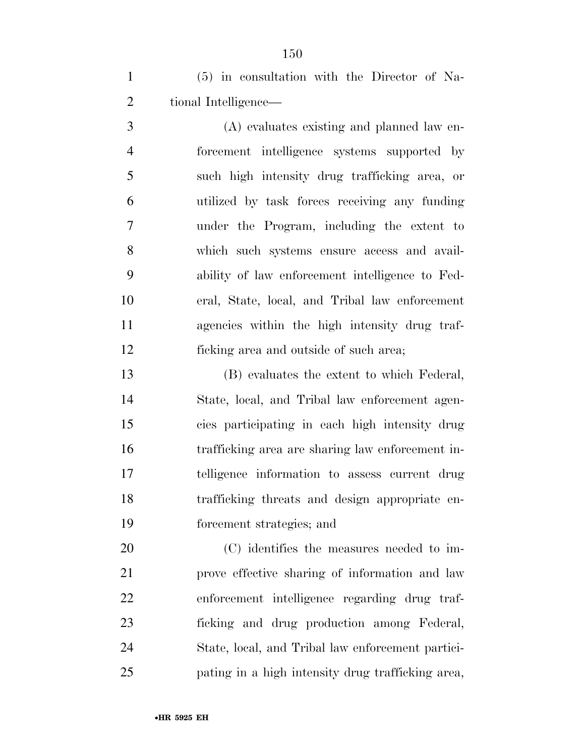(5) in consultation with the Director of National Intelligence—

(A) evaluates existing and planned law enforcement intelligence systems supported by such high intensity drug trafficking area, or utilized by task forces receiving any funding under the Program, including the extent to which such systems ensure access and availability of law enforcement intelligence to Federal, State, local, and Tribal law enforcement agencies within the high intensity drug trafficking area and outside of such area;

(B) evaluates the extent to which Federal, State, local, and Tribal law enforcement agencies participating in each high intensity drug trafficking area are sharing law enforcement intelligence information to assess current drug trafficking threats and design appropriate enforcement strategies; and

(C) identifies the measures needed to improve effective sharing of information and law enforcement intelligence regarding drug trafficking and drug production among Federal, State, local, and Tribal law enforcement participating in a high intensity drug trafficking area,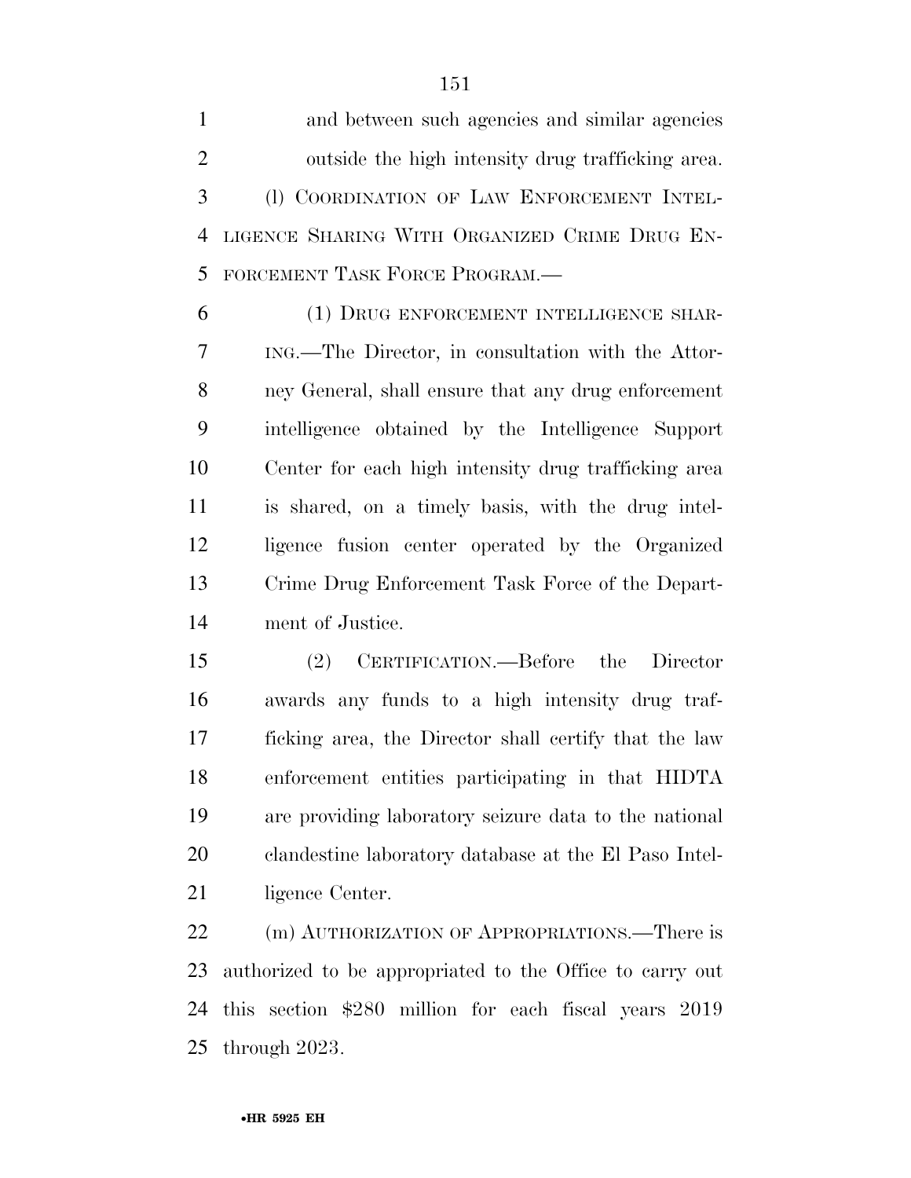and between such agencies and similar agencies outside the high intensity drug trafficking area.

(l) COORDINATION OF LAW ENFORCEMENT INTELLIGENCE SHARING WITH ORGANIZED CRIME DRUG ENFORCEMENT TASK FORCE PROGRAM.—

(1) DRUG ENFORCEMENT INTELLIGENCE SHARING.—The Director, in consultation with the Attorney General, shall ensure that any drug enforcement intelligence obtained by the Intelligence Support Center for each high intensity drug trafficking area is shared, on a timely basis, with the drug intelligence fusion center operated by the Organized Crime Drug Enforcement Task Force of the Department of Justice.

(2) CERTIFICATION.—Before the Director awards any funds to a high intensity drug trafficking area, the Director shall certify that the law enforcement entities participating in that HIDTA are providing laboratory seizure data to the national clandestine laboratory database at the El Paso Intelligence Center.

(m) AUTHORIZATION OF APPROPRIATIONS.—There is authorized to be appropriated to the Office to carry out this section $280 million for each fiscal years 2019 through 2023.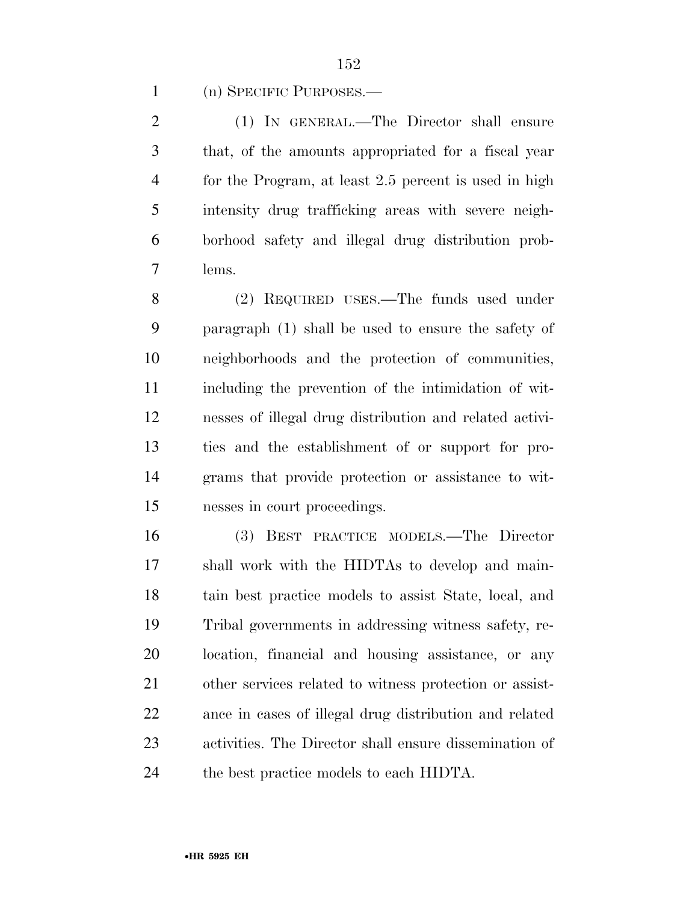(n) SPECIFIC PURPOSES.—

(1) IN GENERAL.—The Director shall ensure that, of the amounts appropriated for a fiscal year for the Program, at least 2.5 percent is used in high intensity drug trafficking areas with severe neighborhood safety and illegal drug distribution problems.

(2) REQUIRED USES.—The funds used under paragraph (1) shall be used to ensure the safety of neighborhoods and the protection of communities, including the prevention of the intimidation of witnesses of illegal drug distribution and related activities and the establishment of or support for programs that provide protection or assistance to witnesses in court proceedings.

(3) BEST PRACTICE MODELS.—The Director shall work with the HIDTAs to develop and maintain best practice models to assist State, local, and Tribal governments in addressing witness safety, relocation, financial and housing assistance, or any other services related to witness protection or assistance in cases of illegal drug distribution and related activities. The Director shall ensure dissemination of the best practice models to each HIDTA.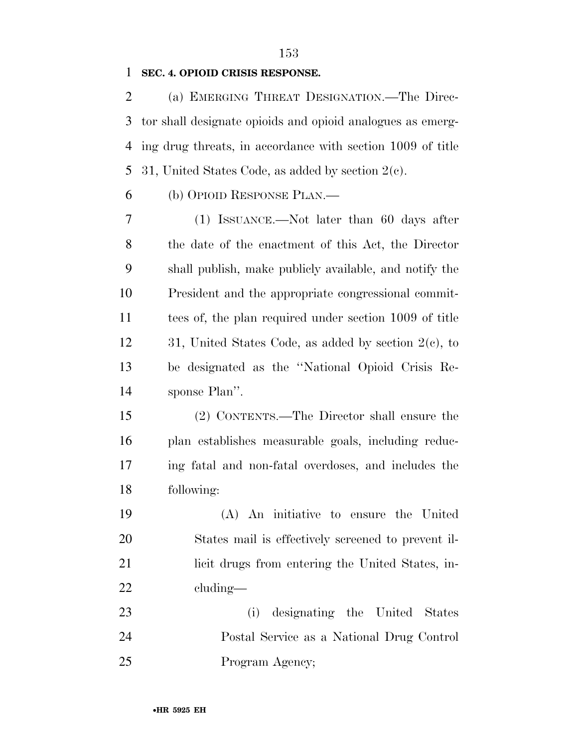**SEC. 4. OPIOID CRISIS RESPONSE.**

(a) EMERGING THREAT DESIGNATION.—The Director shall designate opioids and opioid analogues as emerging drug threats, in accordance with section 1009 of title 31, United States Code, as added by section 2(c).

(b) OPIOID RESPONSE PLAN.—

(1) ISSUANCE.—Not later than 60 days after the date of the enactment of this Act, the Director shall publish, make publicly available, and notify the President and the appropriate congressional committees of, the plan required under section 1009 of title 31, United States Code, as added by section 2(c), to be designated as the "National Opioid Crisis Response Plan".

(2) CONTENTS.—The Director shall ensure the plan establishes measurable goals, including reducing fatal and non-fatal overdoses, and includes the following:

(A) An initiative to ensure the United States mail is effectively screened to prevent illicit drugs from entering the United States, including—

(i) designating the United States Postal Service as a National Drug Control Program Agency;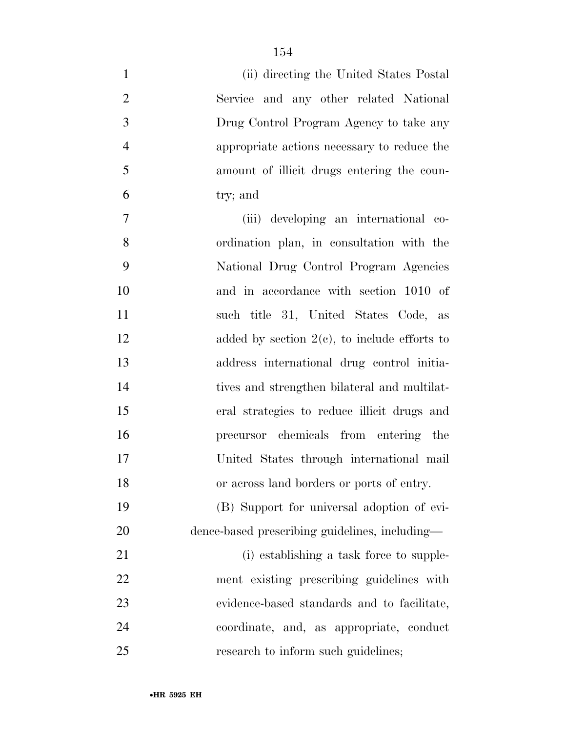(ii) directing the United States Postal Service and any other related National Drug Control Program Agency to take any appropriate actions necessary to reduce the amount of illicit drugs entering the country; and

(iii) developing an international coordination plan, in consultation with the National Drug Control Program Agencies and in accordance with section 1010 of such title 31, United States Code, as added by section 2(c), to include efforts to address international drug control initiatives and strengthen bilateral and multilateral strategies to reduce illicit drugs and precursor chemicals from entering the United States through international mail or across land borders or ports of entry.

(B) Support for universal adoption of evidence-based prescribing guidelines, including—

(i) establishing a task force to supplement existing prescribing guidelines with evidence-based standards and to facilitate, coordinate, and, as appropriate, conduct research to inform such guidelines;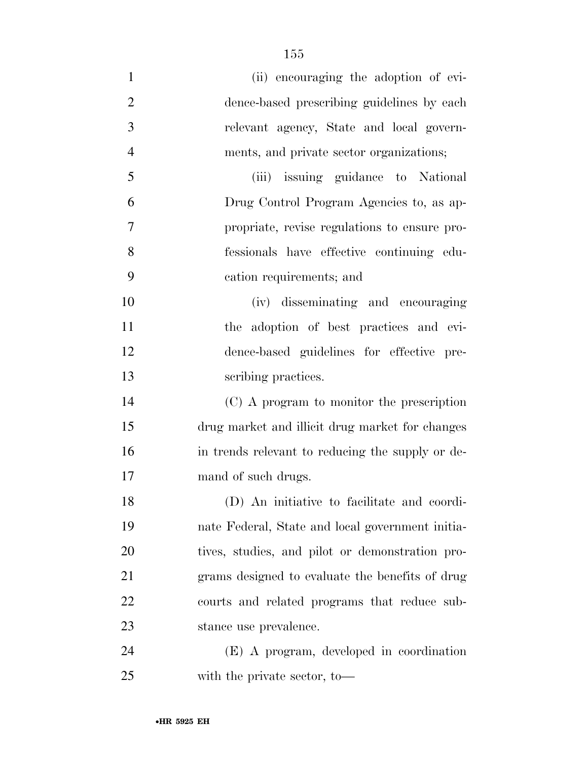(ii) encouraging the adoption of evidence-based prescribing guidelines by each relevant agency, State and local governments, and private sector organizations;

(iii) issuing guidance to National Drug Control Program Agencies to, as appropriate, revise regulations to ensure professionals have effective continuing education requirements; and

(iv) disseminating and encouraging the adoption of best practices and evidence-based guidelines for effective prescribing practices.

(C) A program to monitor the prescription drug market and illicit drug market for changes in trends relevant to reducing the supply or demand of such drugs.

(D) An initiative to facilitate and coordinate Federal, State and local government initiatives, studies, and pilot or demonstration programs designed to evaluate the benefits of drug courts and related programs that reduce substance use prevalence.

(E) A program, developed in coordination with the private sector, to—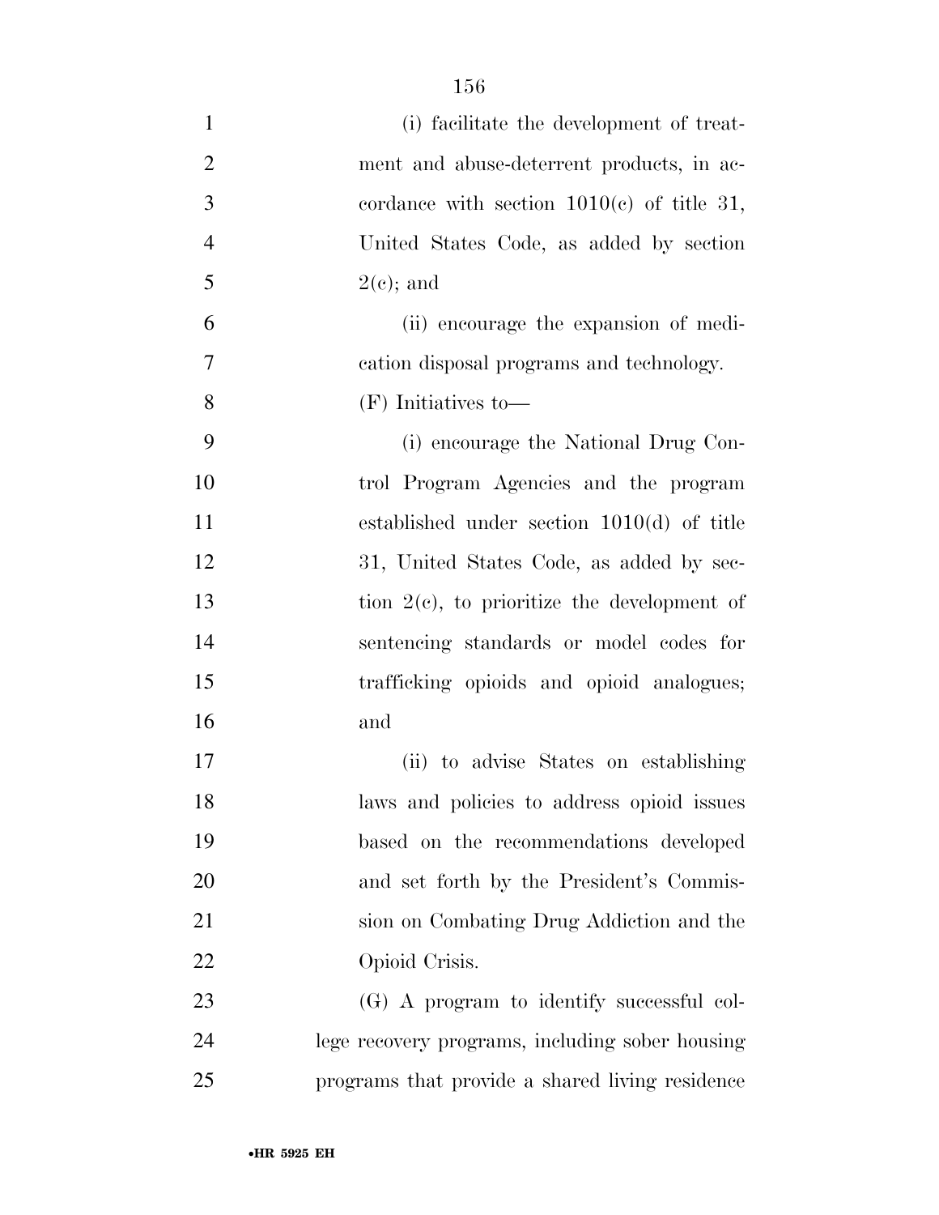(i) facilitate the development of treatment and abuse-deterrent products, in accordance with section 1010(c) of title 31, United States Code, as added by section 2(c); and

(ii) encourage the expansion of medication disposal programs and technology.

(F) Initiatives to—

(i) encourage the National Drug Control Program Agencies and the program established under section 1010(d) of title 31, United States Code, as added by section 2(c), to prioritize the development of sentencing standards or model codes for trafficking opioids and opioid analogues; and

(ii) to advise States on establishing laws and policies to address opioid issues based on the recommendations developed and set forth by the President's Commission on Combating Drug Addiction and the Opioid Crisis.

(G) A program to identify successful college recovery programs, including sober housing programs that provide a shared living residence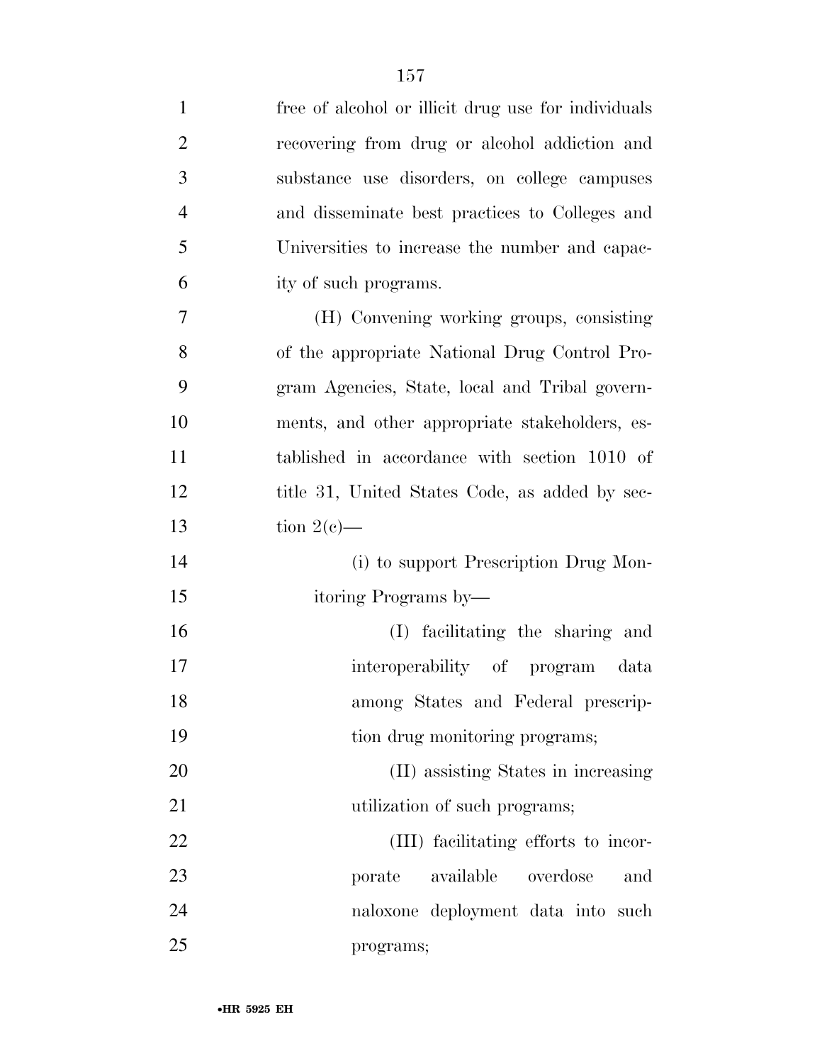free of alcohol or illicit drug use for individuals recovering from drug or alcohol addiction and substance use disorders, on college campuses and disseminate best practices to Colleges and Universities to increase the number and capacity of such programs.

(H) Convening working groups, consisting of the appropriate National Drug Control Program Agencies, State, local and Tribal governments, and other appropriate stakeholders, established in accordance with section 1010 of title 31, United States Code, as added by section 2(c)—

(i) to support Prescription Drug Monitoring Programs by—

(I) facilitating the sharing and interoperability of program data among States and Federal prescription drug monitoring programs;

(II) assisting States in increasing utilization of such programs;

(III) facilitating efforts to incorporate available overdose and naloxone deployment data into such programs;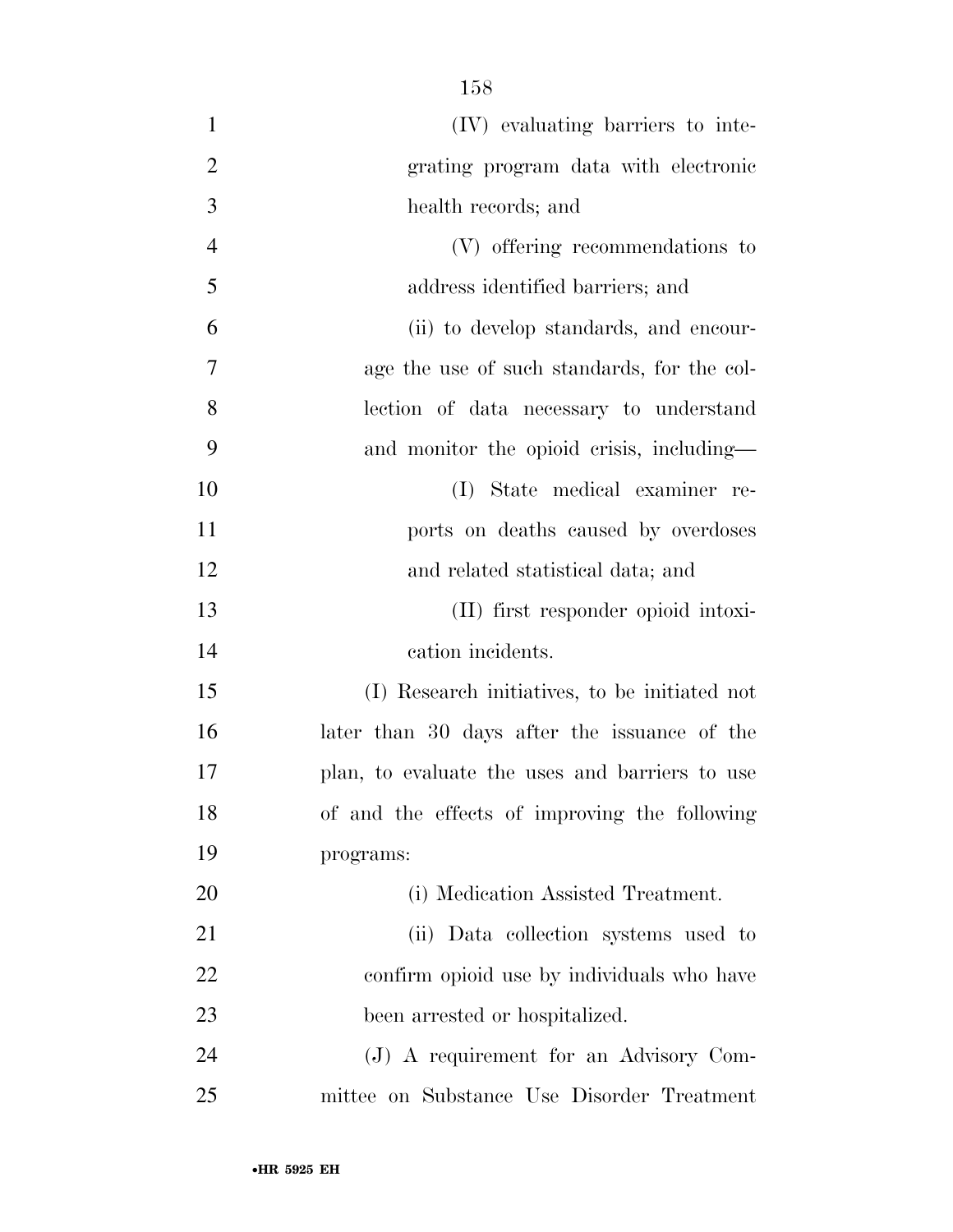(IV) evaluating barriers to integrating program data with electronic health records; and

(V) offering recommendations to address identified barriers; and

(ii) to develop standards, and encourage the use of such standards, for the collection of data necessary to understand and monitor the opioid crisis, including—

(I) State medical examiner reports on deaths caused by overdoses and related statistical data; and

(II) first responder opioid intoxication incidents.

(I) Research initiatives, to be initiated not later than 30 days after the issuance of the plan, to evaluate the uses and barriers to use of and the effects of improving the following programs:

(i) Medication Assisted Treatment.

(ii) Data collection systems used to confirm opioid use by individuals who have been arrested or hospitalized.

(J) A requirement for an Advisory Committee on Substance Use Disorder Treatment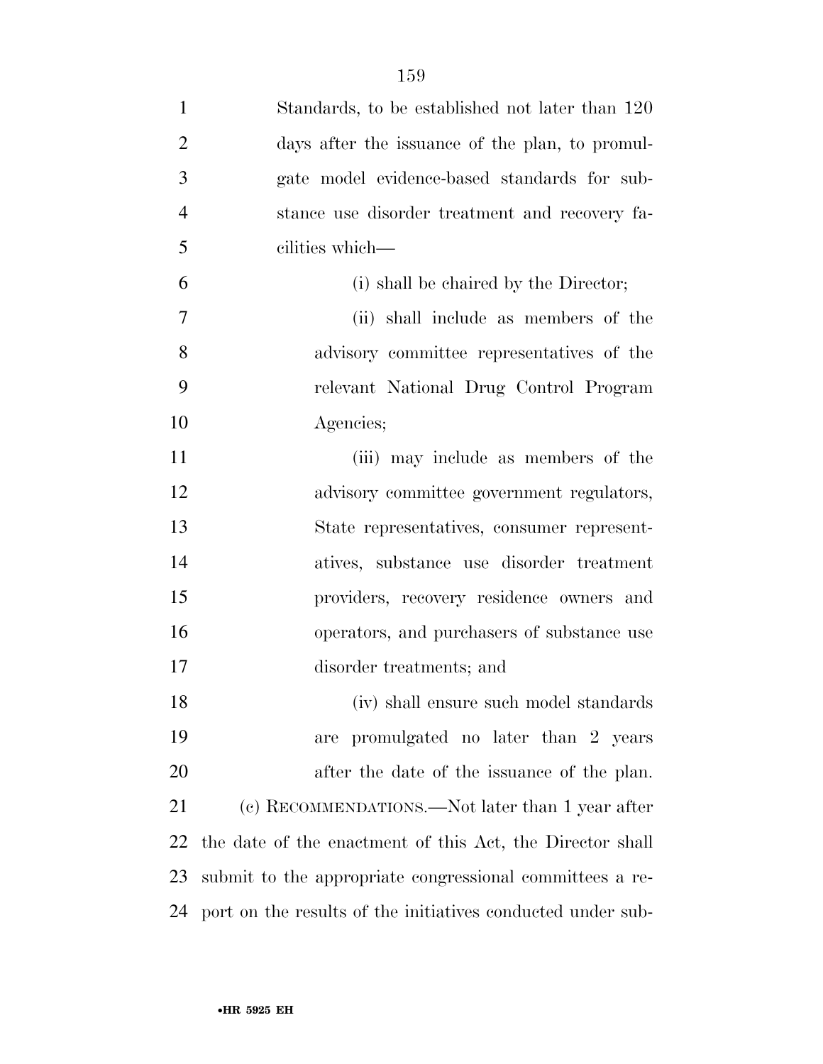Standards, to be established not later than 120 days after the issuance of the plan, to promulgate model evidence-based standards for substance use disorder treatment and recovery facilities which—

(i) shall be chaired by the Director;

(ii) shall include as members of the advisory committee representatives of the relevant National Drug Control Program Agencies;

(iii) may include as members of the advisory committee government regulators, State representatives, consumer representatives, substance use disorder treatment providers, recovery residence owners and operators, and purchasers of substance use disorder treatments; and

(iv) shall ensure such model standards are promulgated no later than 2 years after the date of the issuance of the plan.

(c) RECOMMENDATIONS.—Not later than 1 year after the date of the enactment of this Act, the Director shall submit to the appropriate congressional committees a report on the results of the initiatives conducted under sub-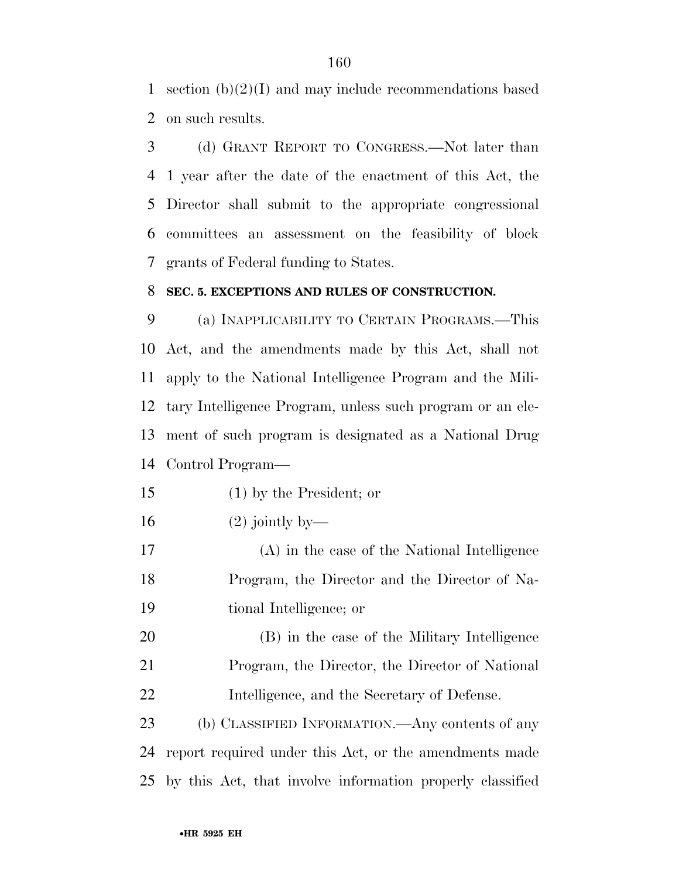section (b)(2)(I) and may include recommendations based on such results.

(d) GRANT REPORT TO CONGRESS.—Not later than 1 year after the date of the enactment of this Act, the Director shall submit to the appropriate congressional committees an assessment on the feasibility of block grants of Federal funding to States.

**SEC. 5. EXCEPTIONS AND RULES OF CONSTRUCTION.**

(a) INAPPLICABILITY TO CERTAIN PROGRAMS.—This Act, and the amendments made by this Act, shall not apply to the National Intelligence Program and the Military Intelligence Program, unless such program or an element of such program is designated as a National Drug Control Program—

(1) by the President; or

(2) jointly by—

(A) in the case of the National Intelligence Program, the Director and the Director of National Intelligence; or

(B) in the case of the Military Intelligence Program, the Director, the Director of National Intelligence, and the Secretary of Defense.

(b) CLASSIFIED INFORMATION.—Any contents of any report required under this Act, or the amendments made by this Act, that involve information properly classified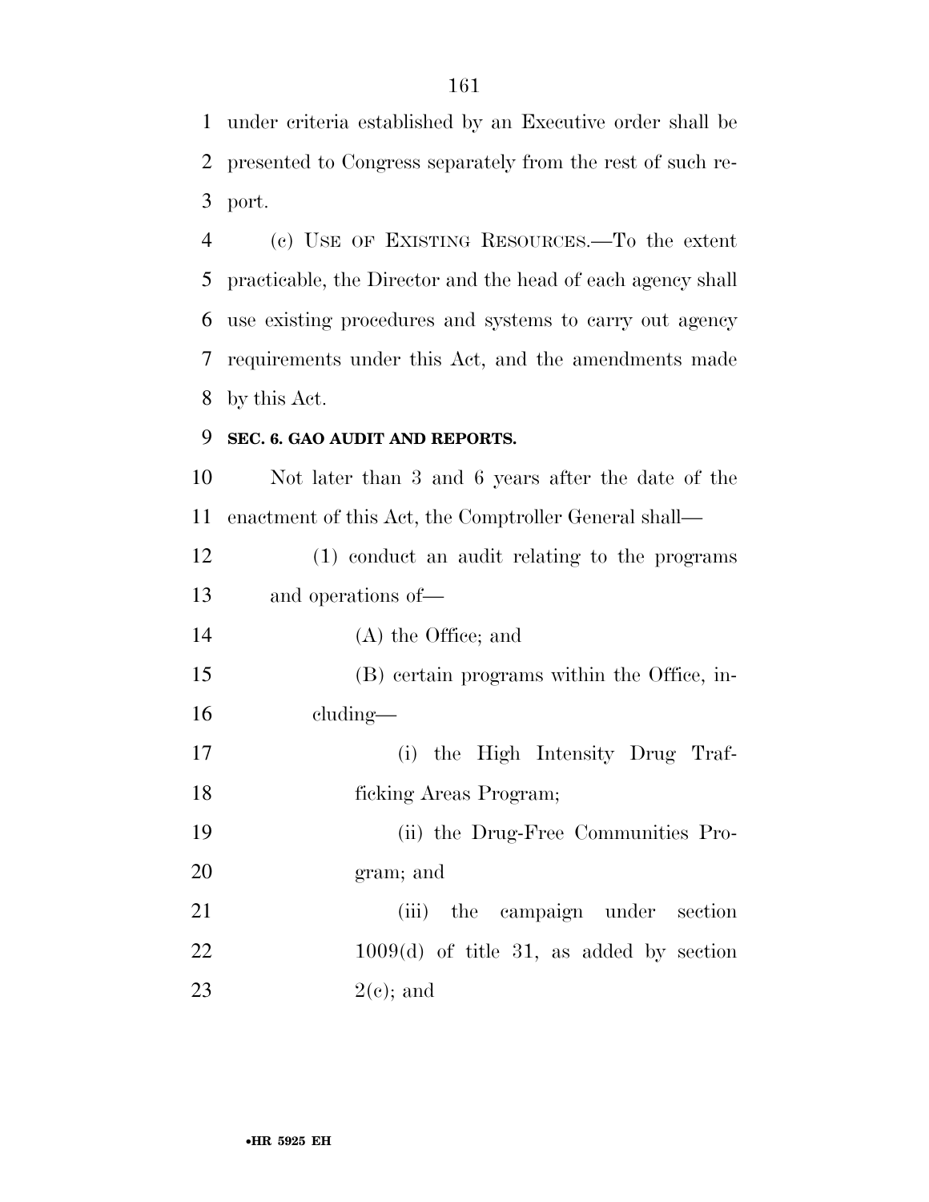under criteria established by an Executive order shall be presented to Congress separately from the rest of such report.

(c) USE OF EXISTING RESOURCES.—To the extent practicable, the Director and the head of each agency shall use existing procedures and systems to carry out agency requirements under this Act, and the amendments made by this Act.

**SEC. 6. GAO AUDIT AND REPORTS.**

Not later than 3 and 6 years after the date of the enactment of this Act, the Comptroller General shall—

(1) conduct an audit relating to the programs and operations of—

(A) the Office; and

(B) certain programs within the Office, including—

(i) the High Intensity Drug Trafficking Areas Program;

(ii) the Drug-Free Communities Program; and

(iii) the campaign under section 1009(d) of title 31, as added by section 2(c); and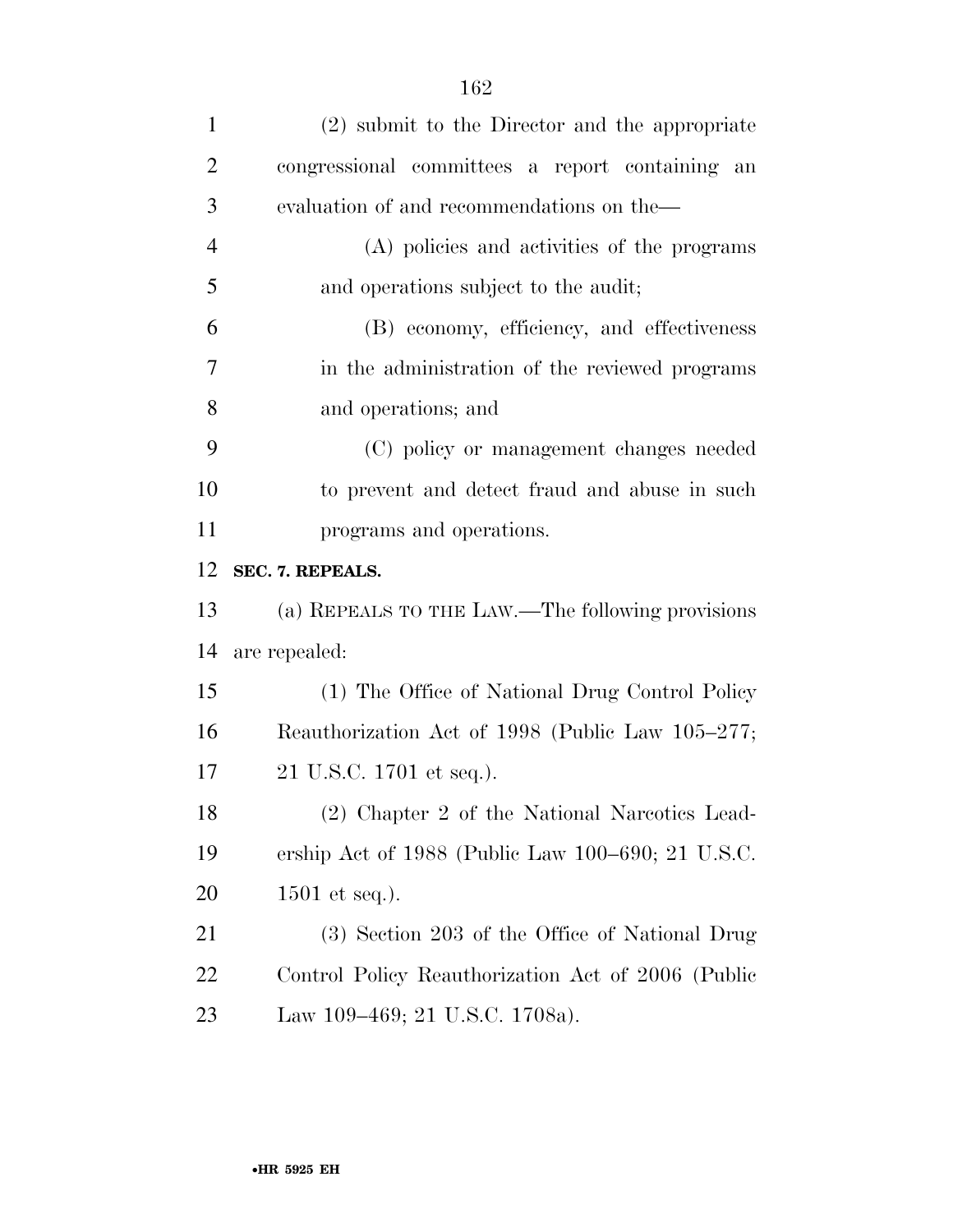(2) submit to the Director and the appropriate congressional committees a report containing an evaluation of and recommendations on the—

(A) policies and activities of the programs and operations subject to the audit;

(B) economy, efficiency, and effectiveness in the administration of the reviewed programs and operations; and

(C) policy or management changes needed to prevent and detect fraud and abuse in such programs and operations.

**SEC. 7. REPEALS.**

(a) REPEALS TO THE LAW.—The following provisions are repealed:

(1) The Office of National Drug Control Policy Reauthorization Act of 1998 (Public Law 105–277; 21 U.S.C. 1701 et seq.).

(2) Chapter 2 of the National Narcotics Leadership Act of 1988 (Public Law 100–690; 21 U.S.C. 1501 et seq.).

(3) Section 203 of the Office of National Drug Control Policy Reauthorization Act of 2006 (Public Law 109–469; 21 U.S.C. 1708a).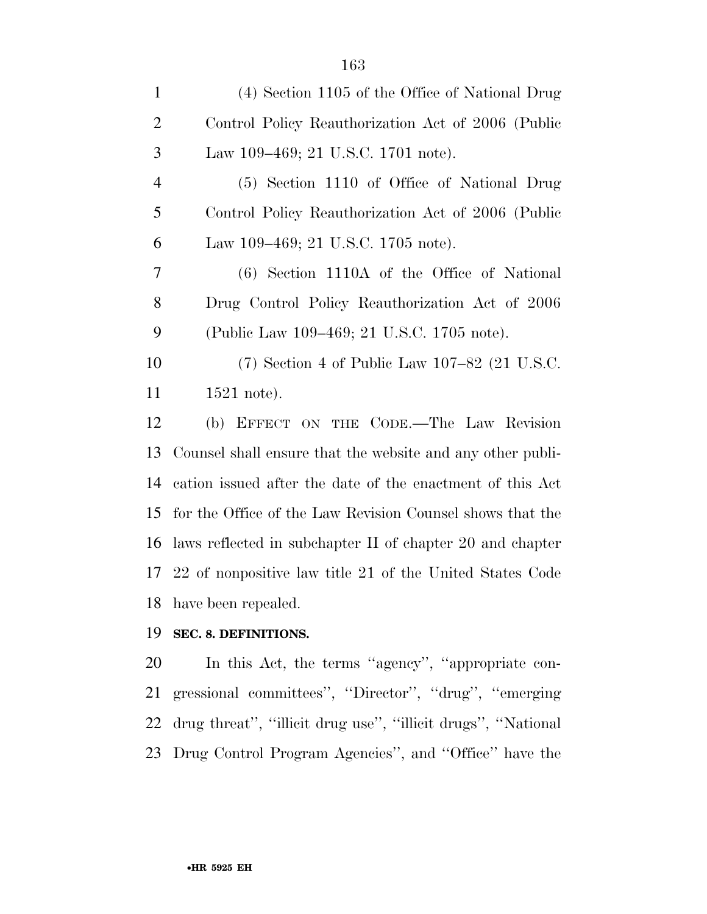(4) Section 1105 of the Office of National Drug Control Policy Reauthorization Act of 2006 (Public Law 109–469; 21 U.S.C. 1701 note).

(5) Section 1110 of Office of National Drug Control Policy Reauthorization Act of 2006 (Public Law 109–469; 21 U.S.C. 1705 note).

(6) Section 1110A of the Office of National Drug Control Policy Reauthorization Act of 2006 (Public Law 109–469; 21 U.S.C. 1705 note).

(7) Section 4 of Public Law 107–82 (21 U.S.C. 1521 note).

(b) EFFECT ON THE CODE.—The Law Revision Counsel shall ensure that the website and any other publication issued after the date of the enactment of this Act for the Office of the Law Revision Counsel shows that the laws reflected in subchapter II of chapter 20 and chapter 22 of nonpositive law title 21 of the United States Code have been repealed.

**SEC. 8. DEFINITIONS.**

In this Act, the terms ''agency'', ''appropriate congressional committees'', ''Director'', ''drug'', ''emerging drug threat'', ''illicit drug use'', ''illicit drugs'', ''National Drug Control Program Agencies'', and ''Office'' have the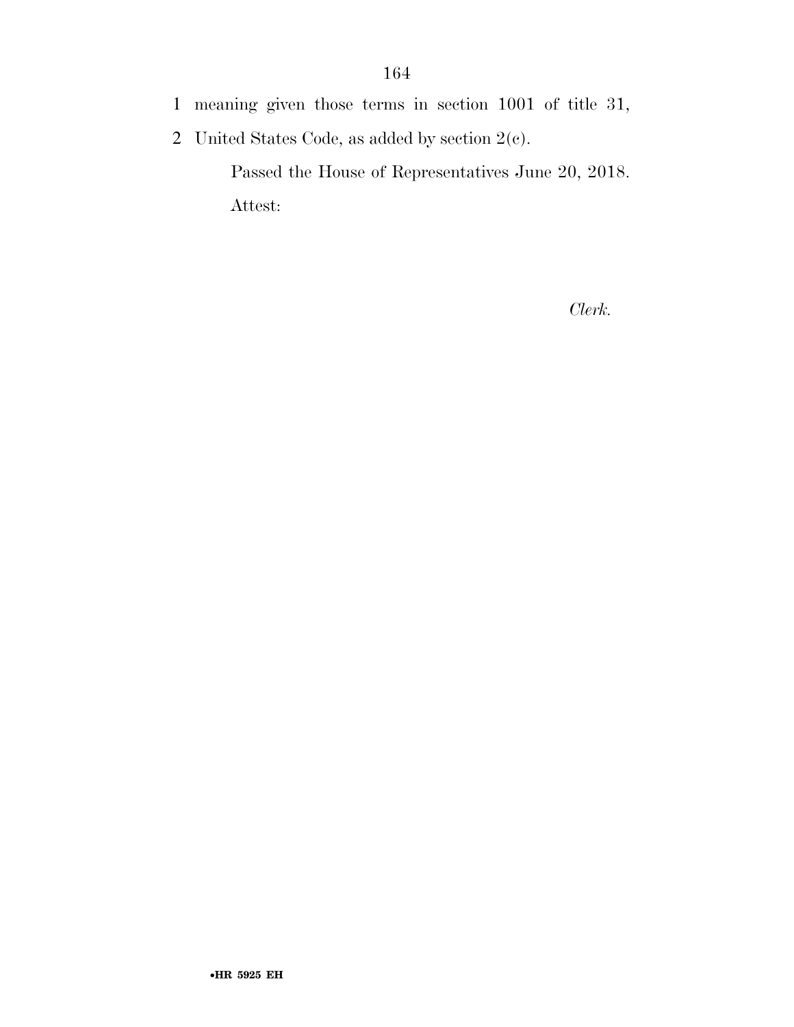meaning given those terms in section 1001 of title 31, United States Code, as added by section 2(c).

Passed the House of Representatives June 20, 2018.

Attest:

*Clerk.*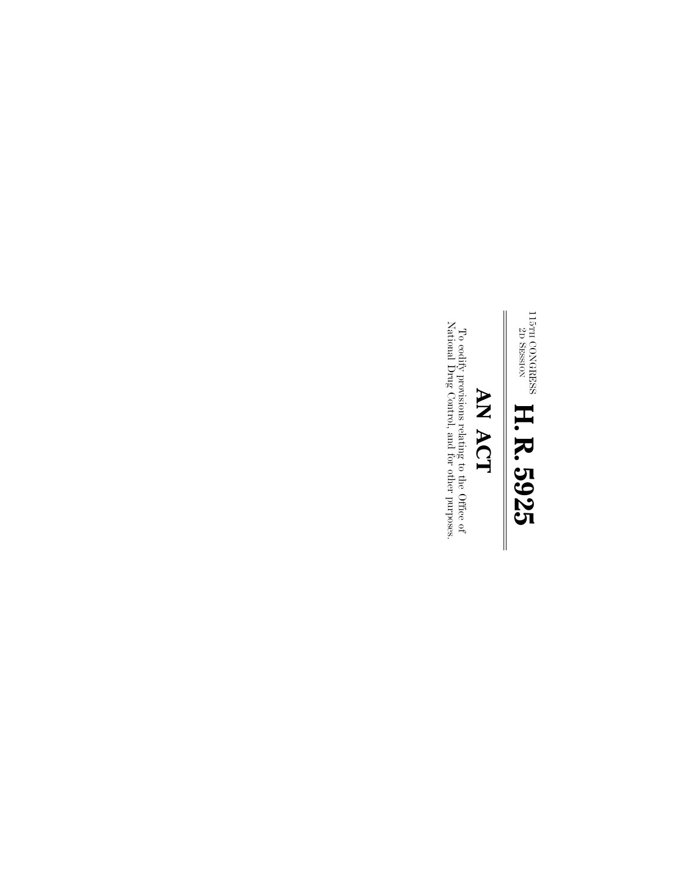115TH CONGRESS
2D SESSION

# H. R. 5925

---

# AN ACT

To codify provisions relating to the Office of National Drug Control, and for other purposes.